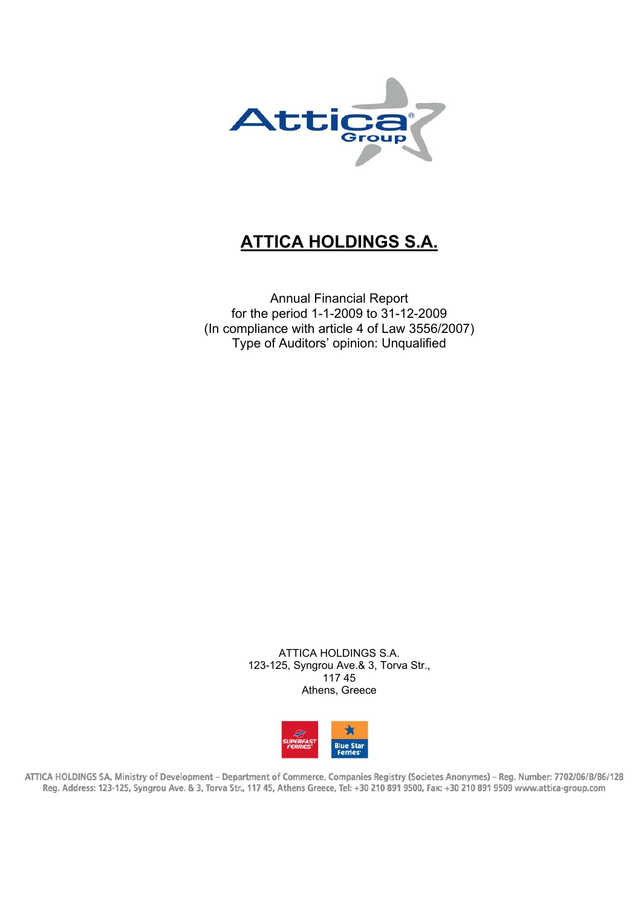# ATTICA HOLDINGS S.A.

Annual Financial Report
for the period 1-1-2009 to 31-12-2009
(In compliance with article 4 of Law 3556/2007)
Type of Auditors' opinion: Unqualified

ATTICA HOLDINGS S.A.
123-125, Syngrou Ave.& 3, Torva Str.,
117 45
Athens, Greece

ATTICA HOLDINGS SA, Ministry of Development – Department of Commerce, Companies Registry (Societes Anonymes) – Reg. Number: 7702/06/B/86/128
Reg. Address: 123-125, Syngrou Ave. & 3, Torva Str., 117 45, Athens Greece, Tel: +30 210 891 9500, Fax: +30 210 891 9509 www.attica-group.com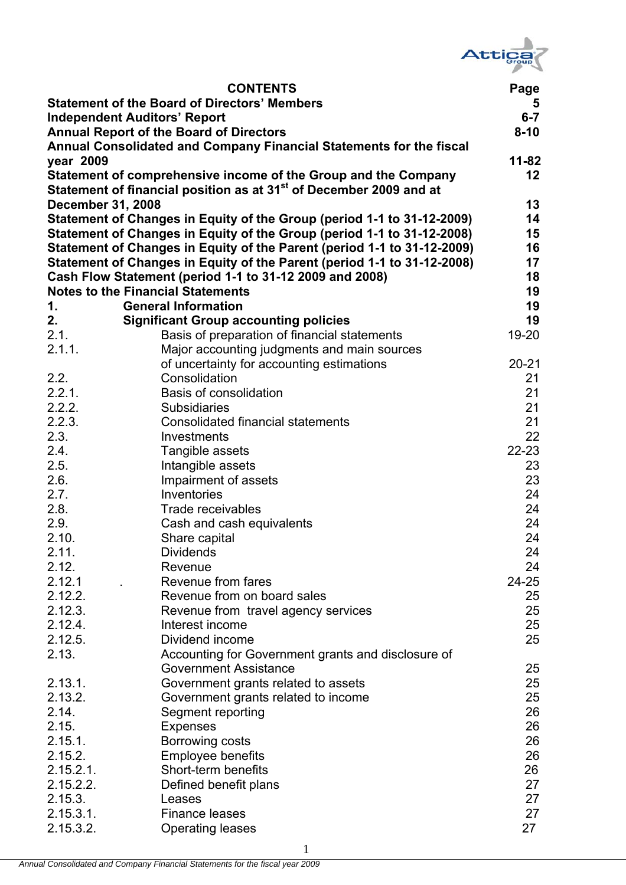| **CONTENTS** | | **Page** |
|---|---|---|
| **Statement of the Board of Directors' Members** | | **5** |
| **Independent Auditors' Report** | | **6-7** |
| **Annual Report of the Board of Directors** | | **8-10** |
| **Annual Consolidated and Company Financial Statements for the fiscal year 2009** | | **11-82** |
| **Statement of comprehensive income of the Group and the Company** | | **12** |
| **Statement of financial position as at 31st of December 2009 and at December 31, 2008** | | **13** |
| **Statement of Changes in Equity of the Group (period 1-1 to 31-12-2009)** | | **14** |
| **Statement of Changes in Equity of the Group (period 1-1 to 31-12-2008)** | | **15** |
| **Statement of Changes in Equity of the Parent (period 1-1 to 31-12-2009)** | | **16** |
| **Statement of Changes in Equity of the Parent (period 1-1 to 31-12-2008)** | | **17** |
| **Cash Flow Statement (period 1-1 to 31-12 2009 and 2008)** | | **18** |
| **Notes to the Financial Statements** | | **19** |
| **1.** | **General Information** | **19** |
| **2.** | **Significant Group accounting policies** | **19** |
| 2.1. | Basis of preparation of financial statements | 19-20 |
| 2.1.1. | Major accounting judgments and main sources of uncertainty for accounting estimations | 20-21 |
| 2.2. | Consolidation | 21 |
| 2.2.1. | Basis of consolidation | 21 |
| 2.2.2. | Subsidiaries | 21 |
| 2.2.3. | Consolidated financial statements | 21 |
| 2.3. | Investments | 22 |
| 2.4. | Tangible assets | 22-23 |
| 2.5. | Intangible assets | 23 |
| 2.6. | Impairment of assets | 23 |
| 2.7. | Inventories | 24 |
| 2.8. | Trade receivables | 24 |
| 2.9. | Cash and cash equivalents | 24 |
| 2.10. | Share capital | 24 |
| 2.11. | Dividends | 24 |
| 2.12. | Revenue | 24 |
| 2.12.1 . | Revenue from fares | 24-25 |
| 2.12.2. | Revenue from on board sales | 25 |
| 2.12.3. | Revenue from travel agency services | 25 |
| 2.12.4. | Interest income | 25 |
| 2.12.5. | Dividend income | 25 |
| 2.13. | Accounting for Government grants and disclosure of Government Assistance | 25 |
| 2.13.1. | Government grants related to assets | 25 |
| 2.13.2. | Government grants related to income | 25 |
| 2.14. | Segment reporting | 26 |
| 2.15. | Expenses | 26 |
| 2.15.1. | Borrowing costs | 26 |
| 2.15.2. | Employee benefits | 26 |
| 2.15.2.1. | Short-term benefits | 26 |
| 2.15.2.2. | Defined benefit plans | 27 |
| 2.15.3. | Leases | 27 |
| 2.15.3.1. | Finance leases | 27 |
| 2.15.3.2. | Operating leases | 27 |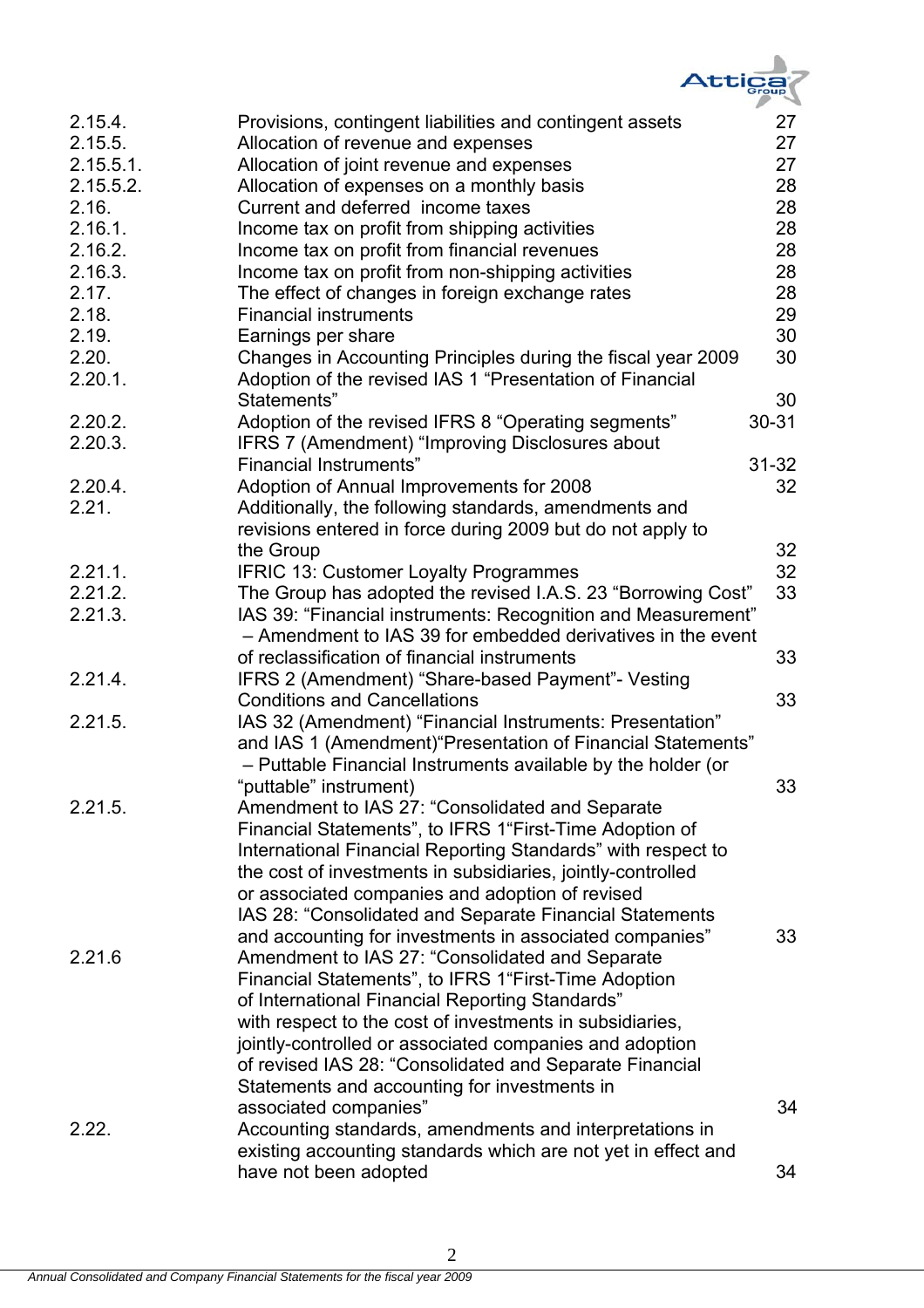| | | |
|---|---|---|
| 2.15.4. | Provisions, contingent liabilities and contingent assets | 27 |
| 2.15.5. | Allocation of revenue and expenses | 27 |
| 2.15.5.1. | Allocation of joint revenue and expenses | 27 |
| 2.15.5.2. | Allocation of expenses on a monthly basis | 28 |
| 2.16. | Current and deferred income taxes | 28 |
| 2.16.1. | Income tax on profit from shipping activities | 28 |
| 2.16.2. | Income tax on profit from financial revenues | 28 |
| 2.16.3. | Income tax on profit from non-shipping activities | 28 |
| 2.17. | The effect of changes in foreign exchange rates | 28 |
| 2.18. | Financial instruments | 29 |
| 2.19. | Earnings per share | 30 |
| 2.20. | Changes in Accounting Principles during the fiscal year 2009 | 30 |
| 2.20.1. | Adoption of the revised IAS 1 "Presentation of Financial Statements" | 30 |
| 2.20.2. | Adoption of the revised IFRS 8 "Operating segments" | 30-31 |
| 2.20.3. | IFRS 7 (Amendment) "Improving Disclosures about Financial Instruments" | 31-32 |
| 2.20.4. | Adoption of Annual Improvements for 2008 | 32 |
| 2.21. | Additionally, the following standards, amendments and revisions entered in force during 2009 but do not apply to the Group | 32 |
| 2.21.1. | IFRIC 13: Customer Loyalty Programmes | 32 |
| 2.21.2. | The Group has adopted the revised I.A.S. 23 "Borrowing Cost" | 33 |
| 2.21.3. | IAS 39: "Financial instruments: Recognition and Measurement" – Amendment to IAS 39 for embedded derivatives in the event of reclassification of financial instruments | 33 |
| 2.21.4. | IFRS 2 (Amendment) "Share-based Payment"- Vesting Conditions and Cancellations | 33 |
| 2.21.5. | IAS 32 (Amendment) "Financial Instruments: Presentation" and IAS 1 (Amendment)"Presentation of Financial Statements" – Puttable Financial Instruments available by the holder (or "puttable" instrument) | 33 |
| 2.21.5. | Amendment to IAS 27: "Consolidated and Separate Financial Statements", to IFRS 1"First-Time Adoption of International Financial Reporting Standards" with respect to the cost of investments in subsidiaries, jointly-controlled or associated companies and adoption of revised IAS 28: "Consolidated and Separate Financial Statements and accounting for investments in associated companies" | 33 |
| 2.21.6 | Amendment to IAS 27: "Consolidated and Separate Financial Statements", to IFRS 1"First-Time Adoption of International Financial Reporting Standards" with respect to the cost of investments in subsidiaries, jointly-controlled or associated companies and adoption of revised IAS 28: "Consolidated and Separate Financial Statements and accounting for investments in associated companies" | 34 |
| 2.22. | Accounting standards, amendments and interpretations in existing accounting standards which are not yet in effect and have not been adopted | 34 |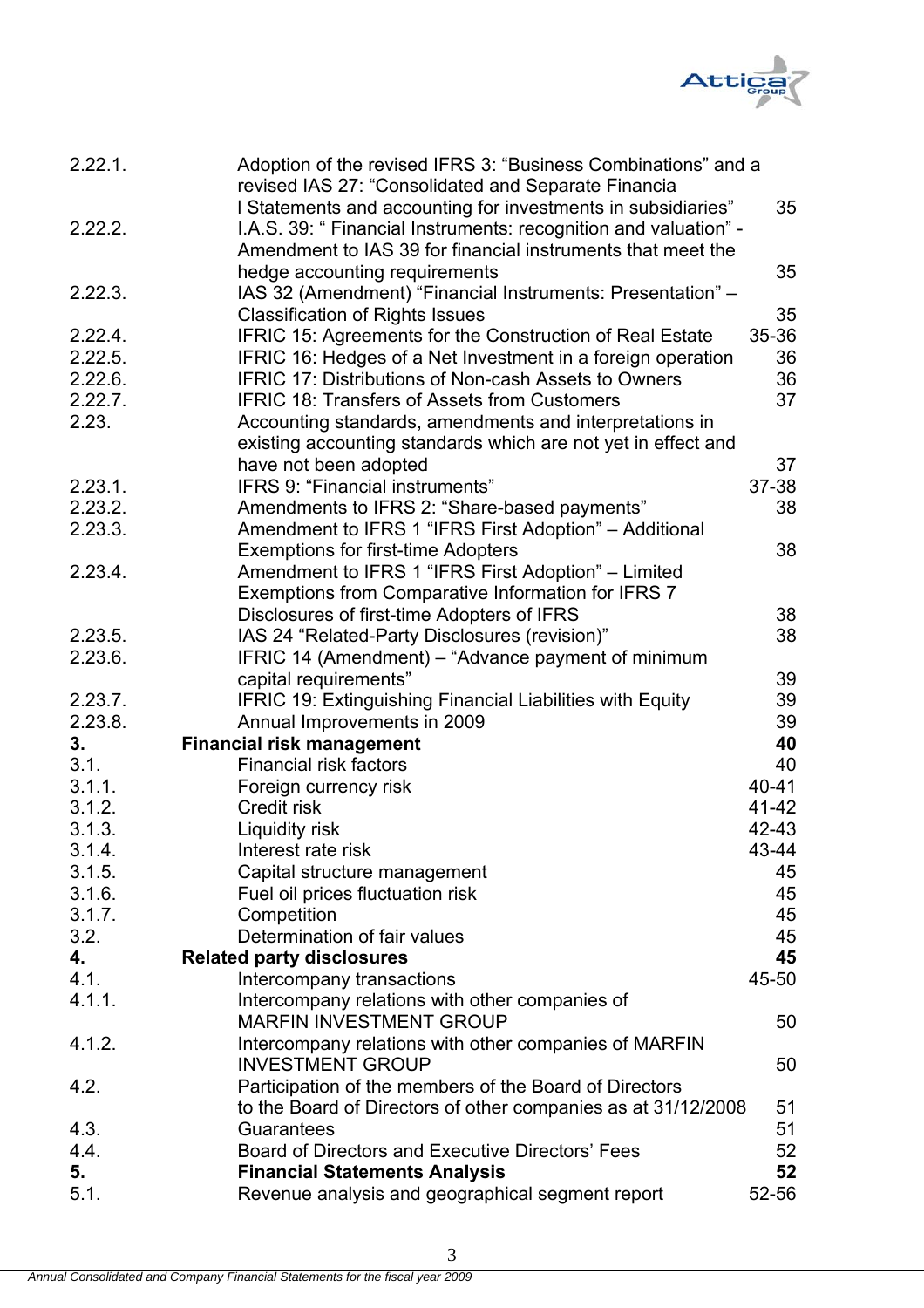| | | |
|---|---|---|
| 2.22.1. | Adoption of the revised IFRS 3: "Business Combinations" and a revised IAS 27: "Consolidated and Separate Financia l Statements and accounting for investments in subsidiaries" | 35 |
| 2.22.2. | I.A.S. 39: " Financial Instruments: recognition and valuation" - Amendment to IAS 39 for financial instruments that meet the hedge accounting requirements | 35 |
| 2.22.3. | IAS 32 (Amendment) "Financial Instruments: Presentation" – Classification of Rights Issues | 35 |
| 2.22.4. | IFRIC 15: Agreements for the Construction of Real Estate | 35-36 |
| 2.22.5. | IFRIC 16: Hedges of a Net Investment in a foreign operation | 36 |
| 2.22.6. | IFRIC 17: Distributions of Non-cash Assets to Owners | 36 |
| 2.22.7. | IFRIC 18: Transfers of Assets from Customers | 37 |
| 2.23. | Accounting standards, amendments and interpretations in existing accounting standards which are not yet in effect and have not been adopted | 37 |
| 2.23.1. | IFRS 9: "Financial instruments" | 37-38 |
| 2.23.2. | Amendments to IFRS 2: "Share-based payments" | 38 |
| 2.23.3. | Amendment to IFRS 1 "IFRS First Adoption" – Additional Exemptions for first-time Adopters | 38 |
| 2.23.4. | Amendment to IFRS 1 "IFRS First Adoption" – Limited Exemptions from Comparative Information for IFRS 7 Disclosures of first-time Adopters of IFRS | 38 |
| 2.23.5. | IAS 24 "Related-Party Disclosures (revision)" | 38 |
| 2.23.6. | IFRIC 14 (Amendment) – "Advance payment of minimum capital requirements" | 39 |
| 2.23.7. | IFRIC 19: Extinguishing Financial Liabilities with Equity | 39 |
| 2.23.8. | Annual Improvements in 2009 | 39 |
| **3.** | **Financial risk management** | **40** |
| 3.1. | Financial risk factors | 40 |
| 3.1.1. | Foreign currency risk | 40-41 |
| 3.1.2. | Credit risk | 41-42 |
| 3.1.3. | Liquidity risk | 42-43 |
| 3.1.4. | Interest rate risk | 43-44 |
| 3.1.5. | Capital structure management | 45 |
| 3.1.6. | Fuel oil prices fluctuation risk | 45 |
| 3.1.7. | Competition | 45 |
| 3.2. | Determination of fair values | 45 |
| **4.** | **Related party disclosures** | **45** |
| 4.1. | Intercompany transactions | 45-50 |
| 4.1.1. | Intercompany relations with other companies of MARFIN INVESTMENT GROUP | 50 |
| 4.1.2. | Intercompany relations with other companies of MARFIN INVESTMENT GROUP | 50 |
| 4.2. | Participation of the members of the Board of Directors to the Board of Directors of other companies as at 31/12/2008 | 51 |
| 4.3. | Guarantees | 51 |
| 4.4. | Board of Directors and Executive Directors' Fees | 52 |
| **5.** | **Financial Statements Analysis** | **52** |
| 5.1. | Revenue analysis and geographical segment report | 52-56 |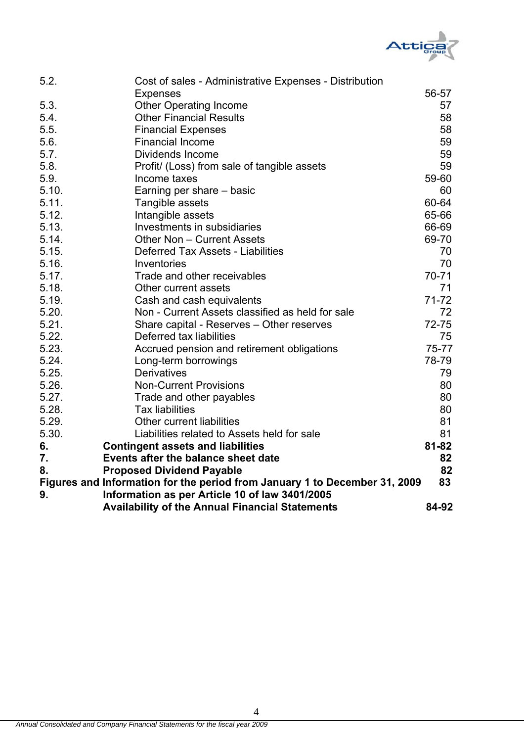| | | |
|---|---|---|
| 5.2. | Cost of sales - Administrative Expenses - Distribution Expenses | 56-57 |
| 5.3. | Other Operating Income | 57 |
| 5.4. | Other Financial Results | 58 |
| 5.5. | Financial Expenses | 58 |
| 5.6. | Financial Income | 59 |
| 5.7. | Dividends Income | 59 |
| 5.8. | Profit/ (Loss) from sale of tangible assets | 59 |
| 5.9. | Income taxes | 59-60 |
| 5.10. | Earning per share – basic | 60 |
| 5.11. | Tangible assets | 60-64 |
| 5.12. | Intangible assets | 65-66 |
| 5.13. | Investments in subsidiaries | 66-69 |
| 5.14. | Other Non – Current Assets | 69-70 |
| 5.15. | Deferred Tax Assets - Liabilities | 70 |
| 5.16. | Inventories | 70 |
| 5.17. | Trade and other receivables | 70-71 |
| 5.18. | Other current assets | 71 |
| 5.19. | Cash and cash equivalents | 71-72 |
| 5.20. | Non - Current Assets classified as held for sale | 72 |
| 5.21. | Share capital - Reserves – Other reserves | 72-75 |
| 5.22. | Deferred tax liabilities | 75 |
| 5.23. | Accrued pension and retirement obligations | 75-77 |
| 5.24. | Long-term borrowings | 78-79 |
| 5.25. | Derivatives | 79 |
| 5.26. | Non-Current Provisions | 80 |
| 5.27. | Trade and other payables | 80 |
| 5.28. | Tax liabilities | 80 |
| 5.29. | Other current liabilities | 81 |
| 5.30. | Liabilities related to Assets held for sale | 81 |
| **6.** | **Contingent assets and liabilities** | **81-82** |
| **7.** | **Events after the balance sheet date** | **82** |
| **8.** | **Proposed Dividend Payable** | **82** |
| **Figures and Information for the period from January 1 to December 31, 2009** | | **83** |
| **9.** | **Information as per Article 10 of law 3401/2005 Availability of the Annual Financial Statements** | **84-92** |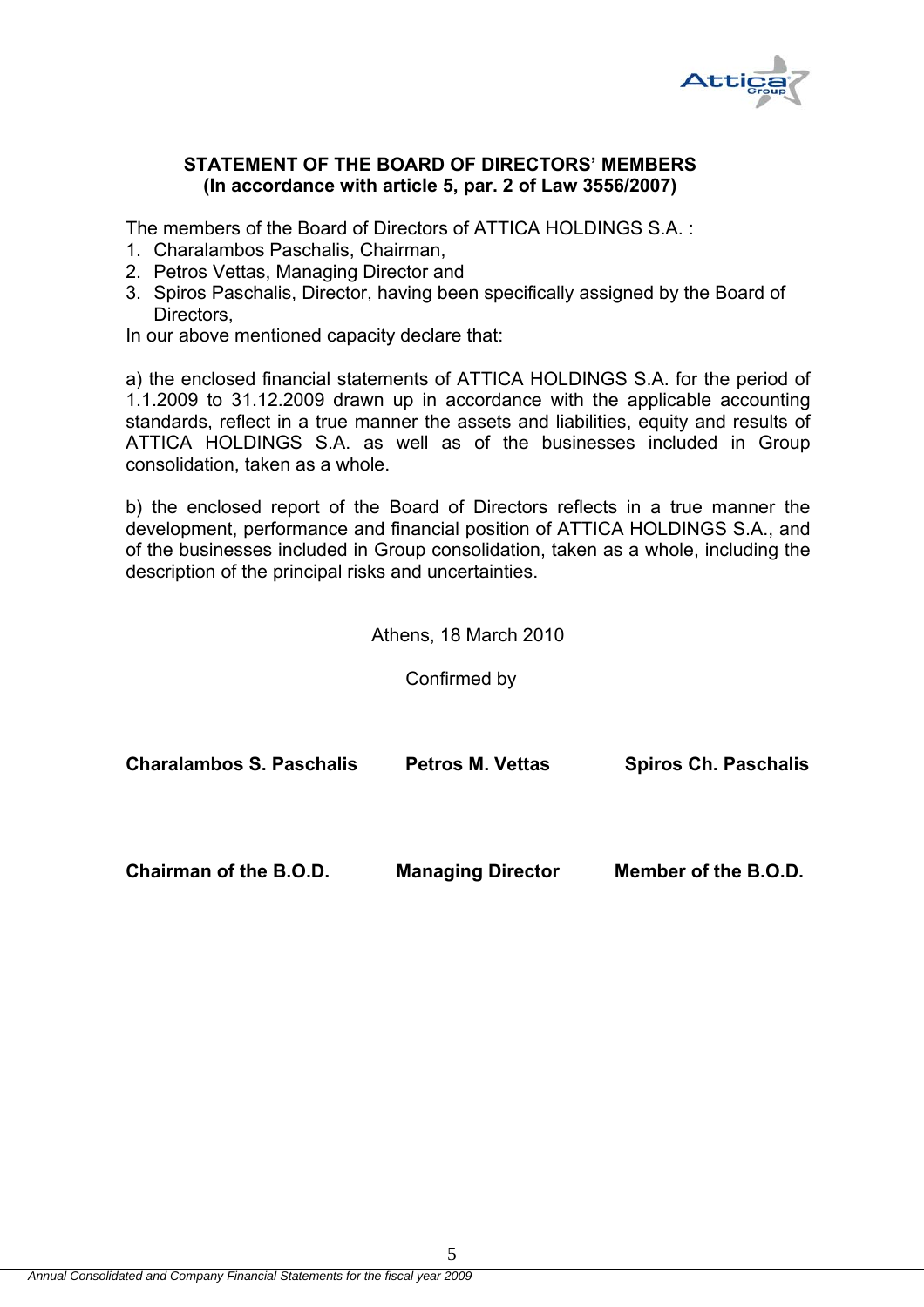## STATEMENT OF THE BOARD OF DIRECTORS' MEMBERS
## (In accordance with article 5, par. 2 of Law 3556/2007)

The members of the Board of Directors of ATTICA HOLDINGS S.A. :

1. Charalambos Paschalis, Chairman,
2. Petros Vettas, Managing Director and
3. Spiros Paschalis, Director, having been specifically assigned by the Board of Directors,

In our above mentioned capacity declare that:

a) the enclosed financial statements of ATTICA HOLDINGS S.A. for the period of 1.1.2009 to 31.12.2009 drawn up in accordance with the applicable accounting standards, reflect in a true manner the assets and liabilities, equity and results of ATTICA HOLDINGS S.A. as well as of the businesses included in Group consolidation, taken as a whole.

b) the enclosed report of the Board of Directors reflects in a true manner the development, performance and financial position of ATTICA HOLDINGS S.A., and of the businesses included in Group consolidation, taken as a whole, including the description of the principal risks and uncertainties.

Athens, 18 March 2010

Confirmed by

| **Charalambos S. Paschalis** | **Petros M. Vettas** | **Spiros Ch. Paschalis** |
|---|---|---|
| **Chairman of the B.O.D.** | **Managing Director** | **Member of the B.O.D.** |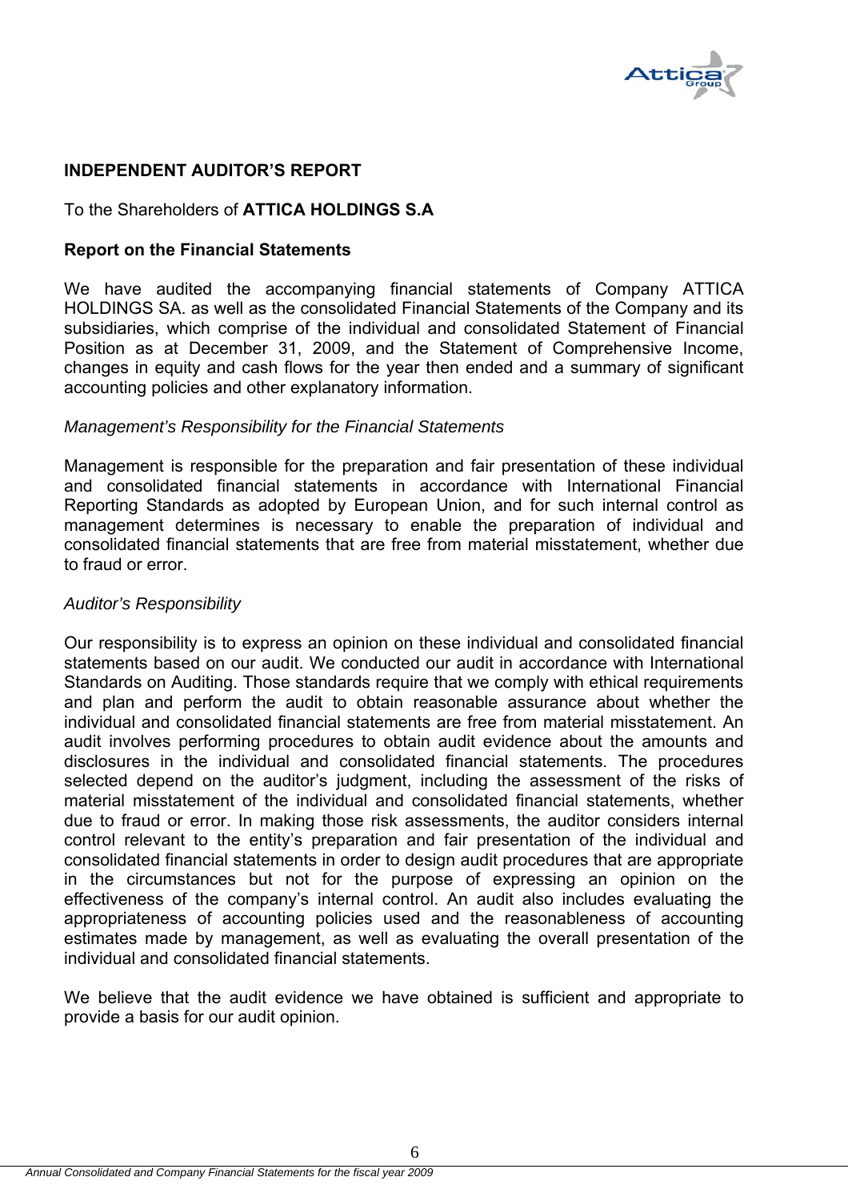## INDEPENDENT AUDITOR'S REPORT

To the Shareholders of **ATTICA HOLDINGS S.A**

### Report on the Financial Statements

We have audited the accompanying financial statements of Company ATTICA HOLDINGS SA. as well as the consolidated Financial Statements of the Company and its subsidiaries, which comprise of the individual and consolidated Statement of Financial Position as at December 31, 2009, and the Statement of Comprehensive Income, changes in equity and cash flows for the year then ended and a summary of significant accounting policies and other explanatory information.

*Management's Responsibility for the Financial Statements*

Management is responsible for the preparation and fair presentation of these individual and consolidated financial statements in accordance with International Financial Reporting Standards as adopted by European Union, and for such internal control as management determines is necessary to enable the preparation of individual and consolidated financial statements that are free from material misstatement, whether due to fraud or error.

*Auditor's Responsibility*

Our responsibility is to express an opinion on these individual and consolidated financial statements based on our audit. We conducted our audit in accordance with International Standards on Auditing. Those standards require that we comply with ethical requirements and plan and perform the audit to obtain reasonable assurance about whether the individual and consolidated financial statements are free from material misstatement. An audit involves performing procedures to obtain audit evidence about the amounts and disclosures in the individual and consolidated financial statements. The procedures selected depend on the auditor's judgment, including the assessment of the risks of material misstatement of the individual and consolidated financial statements, whether due to fraud or error. In making those risk assessments, the auditor considers internal control relevant to the entity's preparation and fair presentation of the individual and consolidated financial statements in order to design audit procedures that are appropriate in the circumstances but not for the purpose of expressing an opinion on the effectiveness of the company's internal control. An audit also includes evaluating the appropriateness of accounting policies used and the reasonableness of accounting estimates made by management, as well as evaluating the overall presentation of the individual and consolidated financial statements.

We believe that the audit evidence we have obtained is sufficient and appropriate to provide a basis for our audit opinion.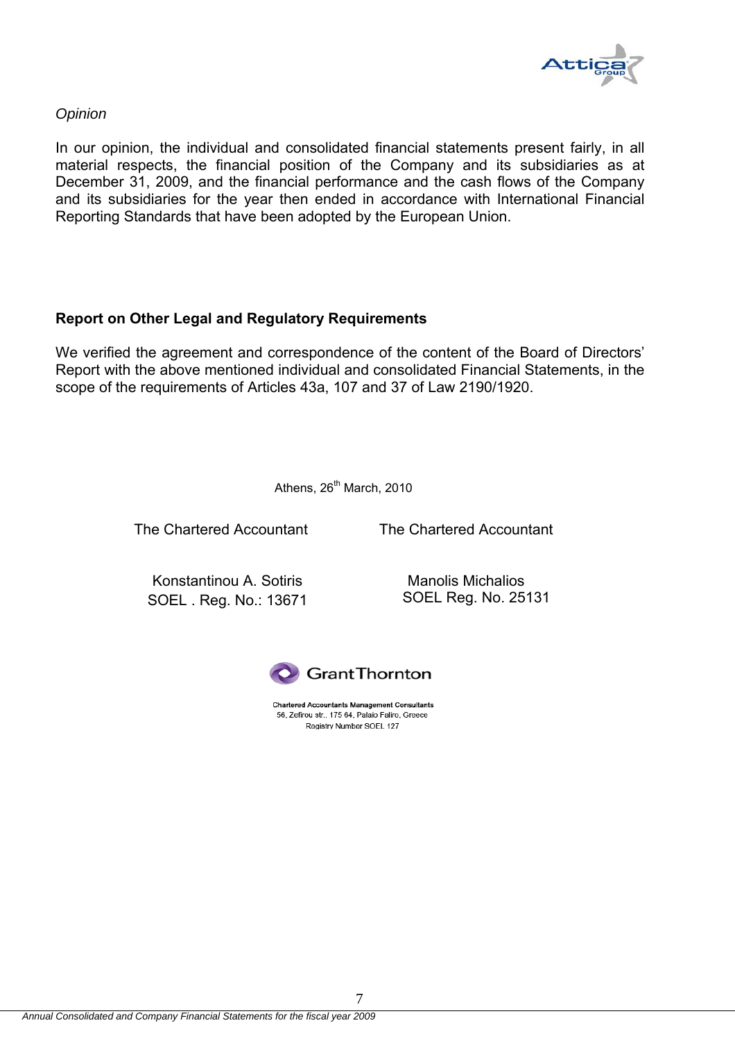*Opinion*

In our opinion, the individual and consolidated financial statements present fairly, in all material respects, the financial position of the Company and its subsidiaries as at December 31, 2009, and the financial performance and the cash flows of the Company and its subsidiaries for the year then ended in accordance with International Financial Reporting Standards that have been adopted by the European Union.

**Report on Other Legal and Regulatory Requirements**

We verified the agreement and correspondence of the content of the Board of Directors' Report with the above mentioned individual and consolidated Financial Statements, in the scope of the requirements of Articles 43a, 107 and 37 of Law 2190/1920.

Athens, 26th March, 2010

| The Chartered Accountant | The Chartered Accountant |
|---|---|
| Konstantinou A. Sotiris | Manolis Michalios |
| SOEL . Reg. No.: 13671 | SOEL Reg. No. 25131 |

Grant Thornton

Chartered Accountants Management Consultants
56, Zefirou str., 175 64, Palaio Faliro, Greece
Registry Number SOEL 127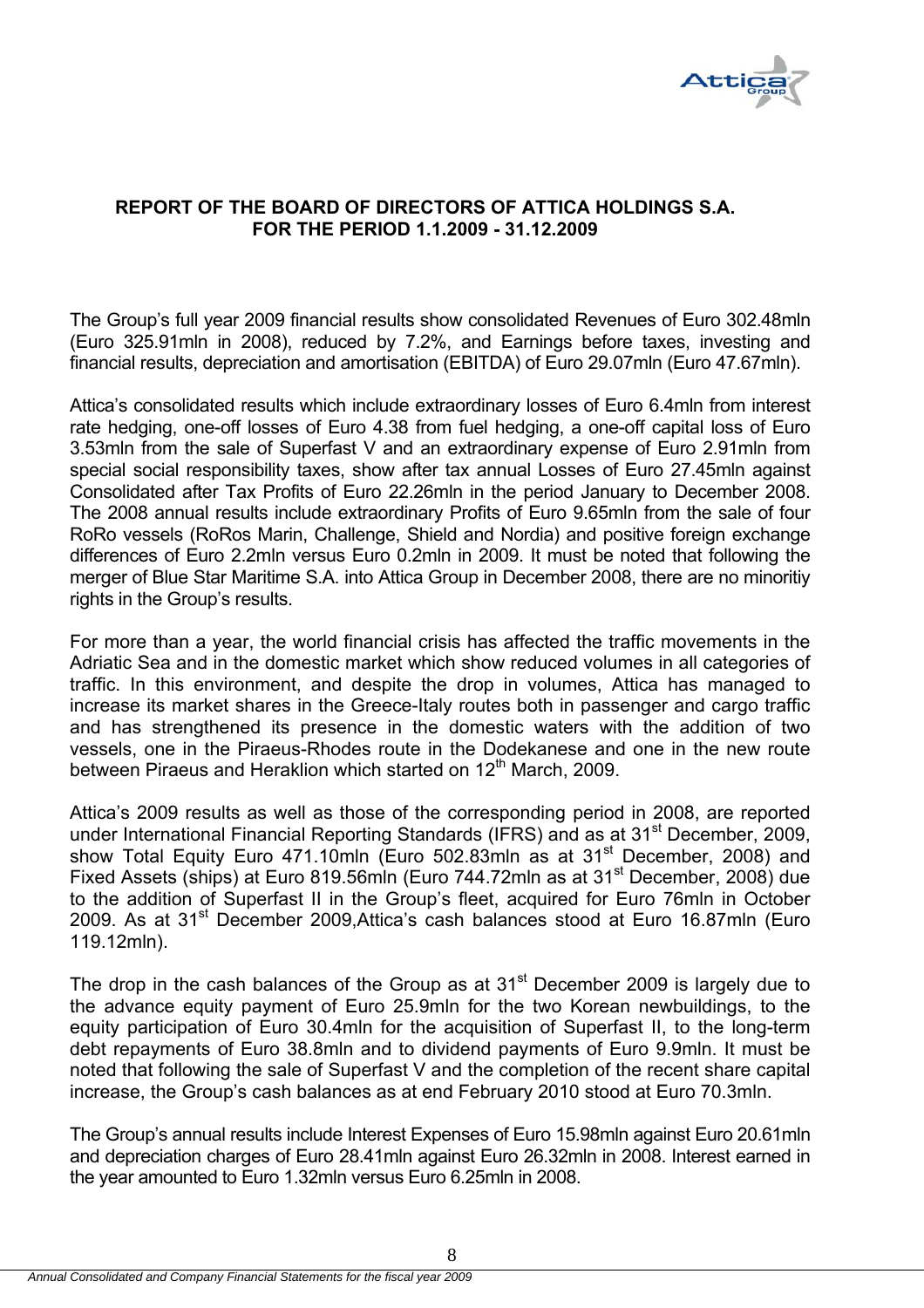## REPORT OF THE BOARD OF DIRECTORS OF ATTICA HOLDINGS S.A. FOR THE PERIOD 1.1.2009 - 31.12.2009

The Group's full year 2009 financial results show consolidated Revenues of Euro 302.48mln (Euro 325.91mln in 2008), reduced by 7.2%, and Earnings before taxes, investing and financial results, depreciation and amortisation (EBITDA) of Euro 29.07mln (Euro 47.67mln).

Attica's consolidated results which include extraordinary losses of Euro 6.4mln from interest rate hedging, one-off losses of Euro 4.38 from fuel hedging, a one-off capital loss of Euro 3.53mln from the sale of Superfast V and an extraordinary expense of Euro 2.91mln from special social responsibility taxes, show after tax annual Losses of Euro 27.45mln against Consolidated after Tax Profits of Euro 22.26mln in the period January to December 2008. The 2008 annual results include extraordinary Profits of Euro 9.65mln from the sale of four RoRo vessels (RoRos Marin, Challenge, Shield and Nordia) and positive foreign exchange differences of Euro 2.2mln versus Euro 0.2mln in 2009. It must be noted that following the merger of Blue Star Maritime S.A. into Attica Group in December 2008, there are no minoritiy rights in the Group's results.

For more than a year, the world financial crisis has affected the traffic movements in the Adriatic Sea and in the domestic market which show reduced volumes in all categories of traffic. In this environment, and despite the drop in volumes, Attica has managed to increase its market shares in the Greece-Italy routes both in passenger and cargo traffic and has strengthened its presence in the domestic waters with the addition of two vessels, one in the Piraeus-Rhodes route in the Dodekanese and one in the new route between Piraeus and Heraklion which started on 12th March, 2009.

Attica's 2009 results as well as those of the corresponding period in 2008, are reported under International Financial Reporting Standards (IFRS) and as at 31st December, 2009, show Total Equity Euro 471.10mln (Euro 502.83mln as at 31st December, 2008) and Fixed Assets (ships) at Euro 819.56mln (Euro 744.72mln as at 31st December, 2008) due to the addition of Superfast II in the Group's fleet, acquired for Euro 76mln in October 2009. As at 31st December 2009,Attica's cash balances stood at Euro 16.87mln (Euro 119.12mln).

The drop in the cash balances of the Group as at 31st December 2009 is largely due to the advance equity payment of Euro 25.9mln for the two Korean newbuildings, to the equity participation of Euro 30.4mln for the acquisition of Superfast II, to the long-term debt repayments of Euro 38.8mln and to dividend payments of Euro 9.9mln. It must be noted that following the sale of Superfast V and the completion of the recent share capital increase, the Group's cash balances as at end February 2010 stood at Euro 70.3mln.

The Group's annual results include Interest Expenses of Euro 15.98mln against Euro 20.61mln and depreciation charges of Euro 28.41mln against Euro 26.32mln in 2008. Interest earned in the year amounted to Euro 1.32mln versus Euro 6.25mln in 2008.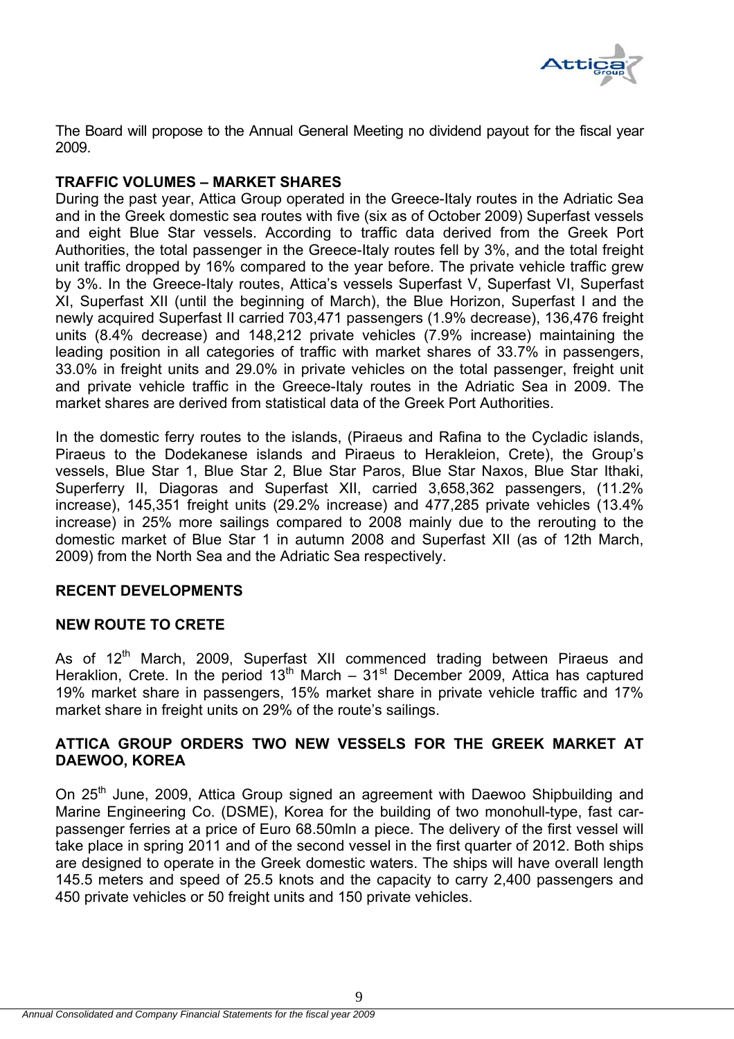The Board will propose to the Annual General Meeting no dividend payout for the fiscal year 2009.

## TRAFFIC VOLUMES – MARKET SHARES

During the past year, Attica Group operated in the Greece-Italy routes in the Adriatic Sea and in the Greek domestic sea routes with five (six as of October 2009) Superfast vessels and eight Blue Star vessels. According to traffic data derived from the Greek Port Authorities, the total passenger in the Greece-Italy routes fell by 3%, and the total freight unit traffic dropped by 16% compared to the year before. The private vehicle traffic grew by 3%. In the Greece-Italy routes, Attica's vessels Superfast V, Superfast VI, Superfast XI, Superfast XII (until the beginning of March), the Blue Horizon, Superfast I and the newly acquired Superfast II carried 703,471 passengers (1.9% decrease), 136,476 freight units (8.4% decrease) and 148,212 private vehicles (7.9% increase) maintaining the leading position in all categories of traffic with market shares of 33.7% in passengers, 33.0% in freight units and 29.0% in private vehicles on the total passenger, freight unit and private vehicle traffic in the Greece-Italy routes in the Adriatic Sea in 2009. The market shares are derived from statistical data of the Greek Port Authorities.

In the domestic ferry routes to the islands, (Piraeus and Rafina to the Cycladic islands, Piraeus to the Dodekanese islands and Piraeus to Herakleion, Crete), the Group's vessels, Blue Star 1, Blue Star 2, Blue Star Paros, Blue Star Naxos, Blue Star Ithaki, Superferry II, Diagoras and Superfast XII, carried 3,658,362 passengers, (11.2% increase), 145,351 freight units (29.2% increase) and 477,285 private vehicles (13.4% increase) in 25% more sailings compared to 2008 mainly due to the rerouting to the domestic market of Blue Star 1 in autumn 2008 and Superfast XII (as of 12th March, 2009) from the North Sea and the Adriatic Sea respectively.

## RECENT DEVELOPMENTS

### NEW ROUTE TO CRETE

As of 12th March, 2009, Superfast XII commenced trading between Piraeus and Heraklion, Crete. In the period 13th March – 31st December 2009, Attica has captured 19% market share in passengers, 15% market share in private vehicle traffic and 17% market share in freight units on 29% of the route's sailings.

### ATTICA GROUP ORDERS TWO NEW VESSELS FOR THE GREEK MARKET AT DAEWOO, KOREA

On 25th June, 2009, Attica Group signed an agreement with Daewoo Shipbuilding and Marine Engineering Co. (DSME), Korea for the building of two monohull-type, fast car-passenger ferries at a price of Euro 68.50mln a piece. The delivery of the first vessel will take place in spring 2011 and of the second vessel in the first quarter of 2012. Both ships are designed to operate in the Greek domestic waters. The ships will have overall length 145.5 meters and speed of 25.5 knots and the capacity to carry 2,400 passengers and 450 private vehicles or 50 freight units and 150 private vehicles.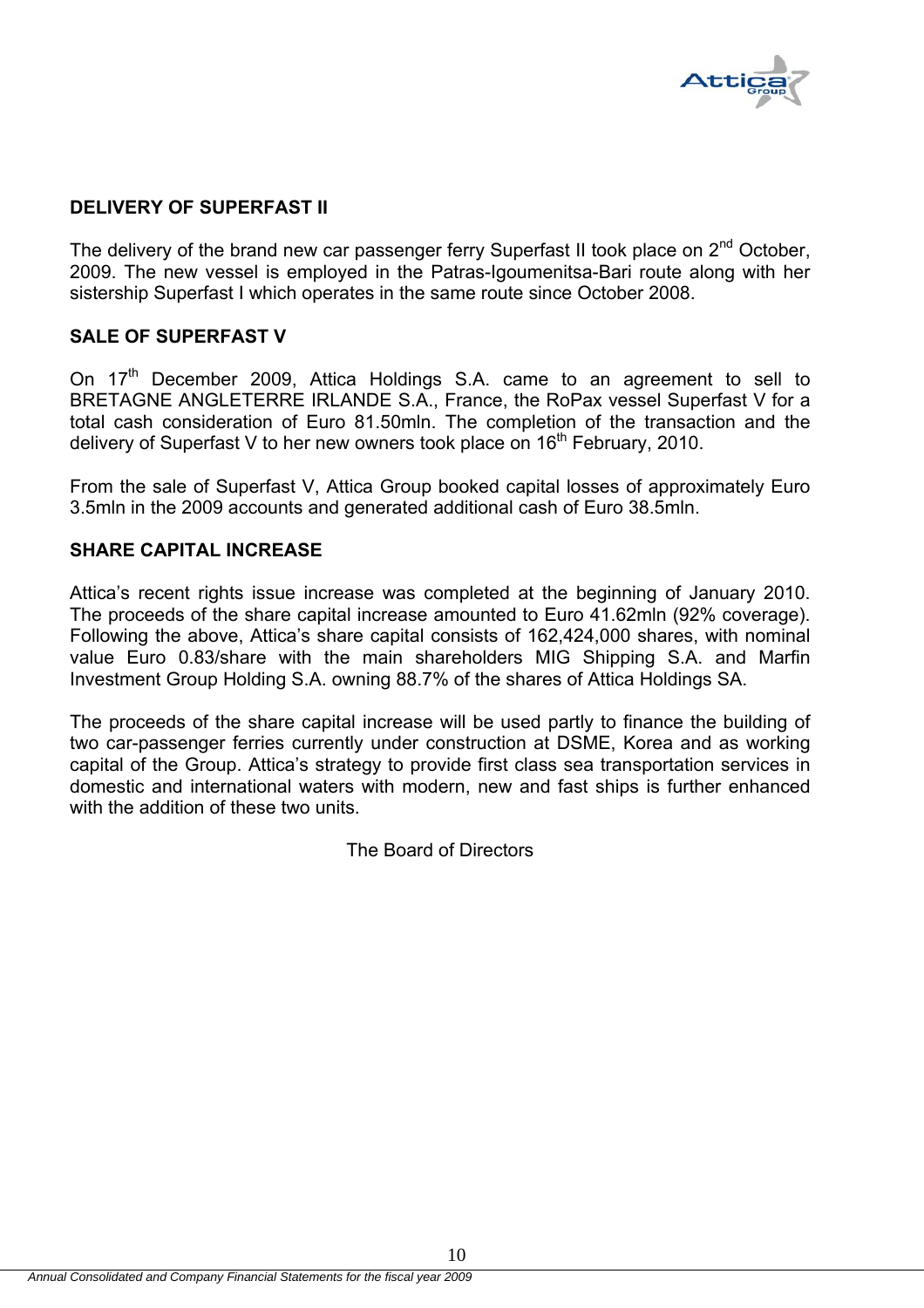## DELIVERY OF SUPERFAST II

The delivery of the brand new car passenger ferry Superfast II took place on 2nd October, 2009. The new vessel is employed in the Patras-Igoumenitsa-Bari route along with her sistership Superfast I which operates in the same route since October 2008.

## SALE OF SUPERFAST V

On 17th December 2009, Attica Holdings S.A. came to an agreement to sell to BRETAGNE ANGLETERRE IRLANDE S.A., France, the RoPax vessel Superfast V for a total cash consideration of Euro 81.50mln. The completion of the transaction and the delivery of Superfast V to her new owners took place on 16th February, 2010.

From the sale of Superfast V, Attica Group booked capital losses of approximately Euro 3.5mln in the 2009 accounts and generated additional cash of Euro 38.5mln.

## SHARE CAPITAL INCREASE

Attica's recent rights issue increase was completed at the beginning of January 2010. The proceeds of the share capital increase amounted to Euro 41.62mln (92% coverage). Following the above, Attica's share capital consists of 162,424,000 shares, with nominal value Euro 0.83/share with the main shareholders MIG Shipping S.A. and Marfin Investment Group Holding S.A. owning 88.7% of the shares of Attica Holdings SA.

The proceeds of the share capital increase will be used partly to finance the building of two car-passenger ferries currently under construction at DSME, Korea and as working capital of the Group. Attica's strategy to provide first class sea transportation services in domestic and international waters with modern, new and fast ships is further enhanced with the addition of these two units.

The Board of Directors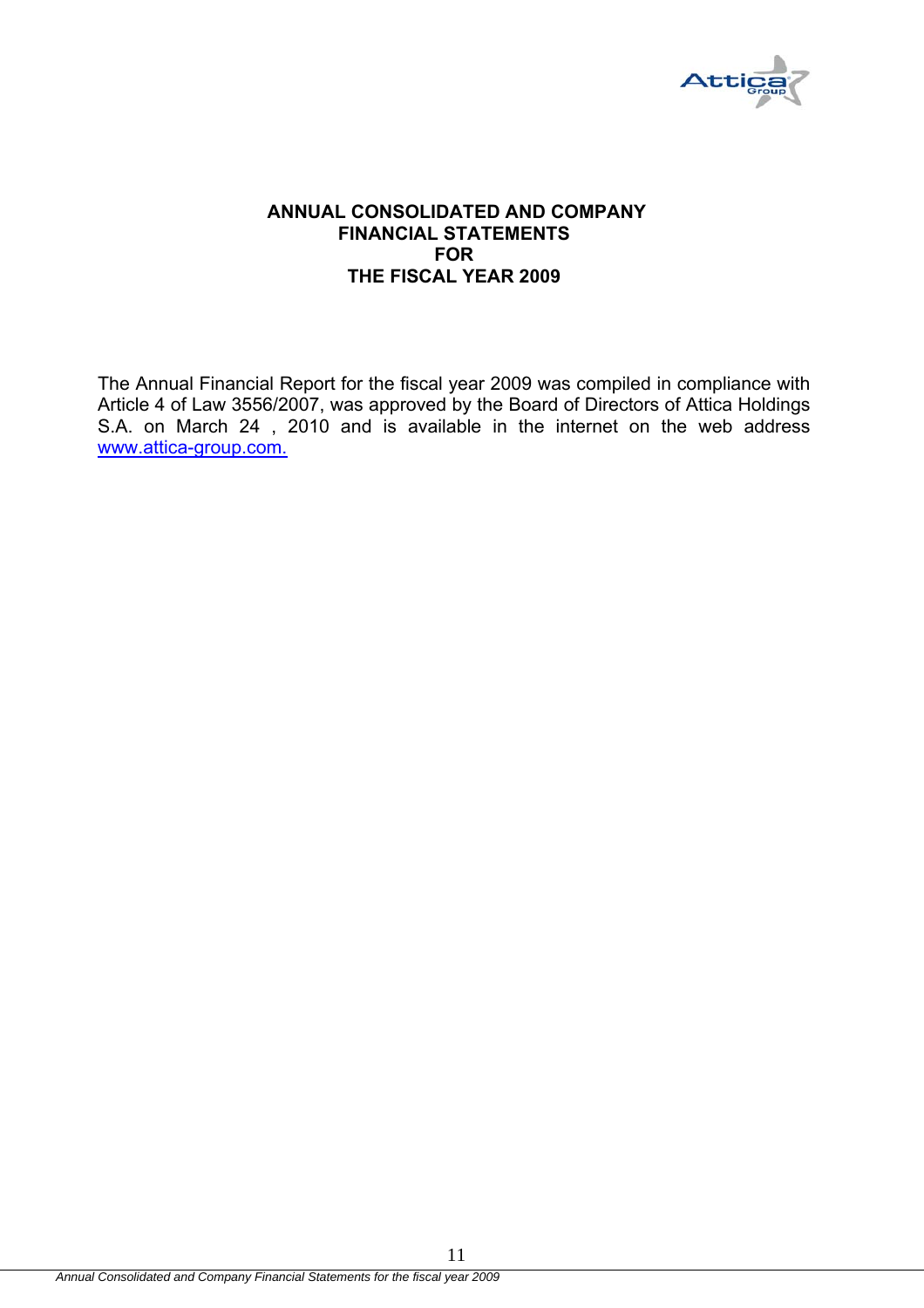# ANNUAL CONSOLIDATED AND COMPANY FINANCIAL STATEMENTS FOR THE FISCAL YEAR 2009

The Annual Financial Report for the fiscal year 2009 was compiled in compliance with Article 4 of Law 3556/2007, was approved by the Board of Directors of Attica Holdings S.A. on March 24 , 2010 and is available in the internet on the web address www.attica-group.com.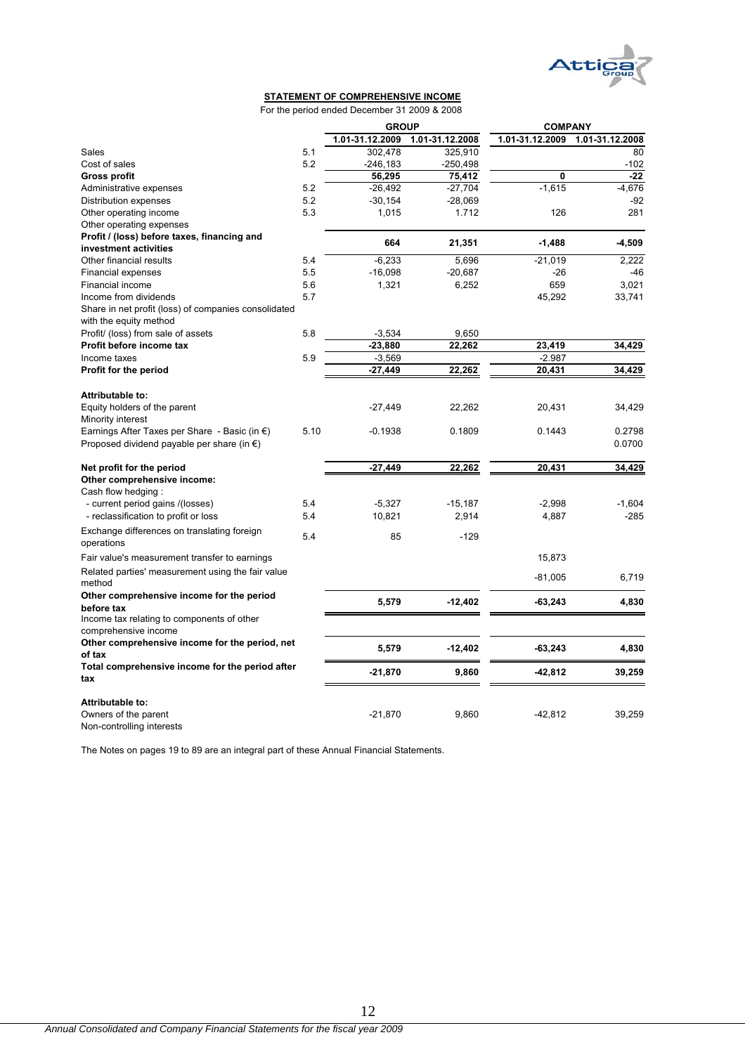## STATEMENT OF COMPREHENSIVE INCOME

For the period ended December 31 2009 & 2008

| | | GROUP | | COMPANY | |
|---|---|---|---|---|---|
| | | 1.01-31.12.2009 | 1.01-31.12.2008 | 1.01-31.12.2009 | 1.01-31.12.2008 |
| Sales | 5.1 | 302,478 | 325,910 | | 80 |
| Cost of sales | 5.2 | -246,183 | -250,498 | | -102 |
| **Gross profit** | | **56,295** | **75,412** | **0** | **-22** |
| Administrative expenses | 5.2 | -26,492 | -27,704 | -1,615 | -4,676 |
| Distribution expenses | 5.2 | -30,154 | -28,069 | | -92 |
| Other operating income | 5.3 | 1,015 | 1.712 | 126 | 281 |
| Other operating expenses | | | | | |
| **Profit / (loss) before taxes, financing and investment activities** | | **664** | **21,351** | **-1,488** | **-4,509** |
| Other financial results | 5.4 | -6,233 | 5,696 | -21,019 | 2,222 |
| Financial expenses | 5.5 | -16,098 | -20,687 | -26 | -46 |
| Financial income | 5.6 | 1,321 | 6,252 | 659 | 3,021 |
| Income from dividends | 5.7 | | | 45,292 | 33,741 |
| Share in net profit (loss) of companies consolidated with the equity method | | | | | |
| Profit/ (loss) from sale of assets | 5.8 | -3,534 | 9,650 | | |
| **Profit before income tax** | | **-23,880** | **22,262** | **23,419** | **34,429** |
| Income taxes | 5.9 | -3,569 | | -2.987 | |
| **Profit for the period** | | **-27,449** | **22,262** | **20,431** | **34,429** |
| | | | | | |
| **Attributable to:** | | | | | |
| Equity holders of the parent | | -27,449 | 22,262 | 20,431 | 34,429 |
| Minority interest | | | | | |
| Earnings After Taxes per Share - Basic (in €) | 5.10 | -0.1938 | 0.1809 | 0.1443 | 0.2798 |
| Proposed dividend payable per share (in €) | | | | | 0.0700 |
| | | | | | |
| **Net profit for the period** | | **-27,449** | **22,262** | **20,431** | **34,429** |
| **Other comprehensive income:** | | | | | |
| Cash flow hedging : | | | | | |
| - current period gains /(losses) | 5.4 | -5,327 | -15,187 | -2,998 | -1,604 |
| - reclassification to profit or loss | 5.4 | 10,821 | 2,914 | 4,887 | -285 |
| Exchange differences on translating foreign operations | 5.4 | 85 | -129 | | |
| Fair value's measurement transfer to earnings | | | | 15,873 | |
| Related parties' measurement using the fair value method | | | | -81,005 | 6,719 |
| **Other comprehensive income for the period before tax** | | **5,579** | **-12,402** | **-63,243** | **4,830** |
| Income tax relating to components of other comprehensive income | | | | | |
| **Other comprehensive income for the period, net of tax** | | **5,579** | **-12,402** | **-63,243** | **4,830** |
| **Total comprehensive income for the period after tax** | | **-21,870** | **9,860** | **-42,812** | **39,259** |
| | | | | | |
| **Attributable to:** | | | | | |
| Owners of the parent | | -21,870 | 9,860 | -42,812 | 39,259 |
| Non-controlling interests | | | | | |

The Notes on pages 19 to 89 are an integral part of these Annual Financial Statements.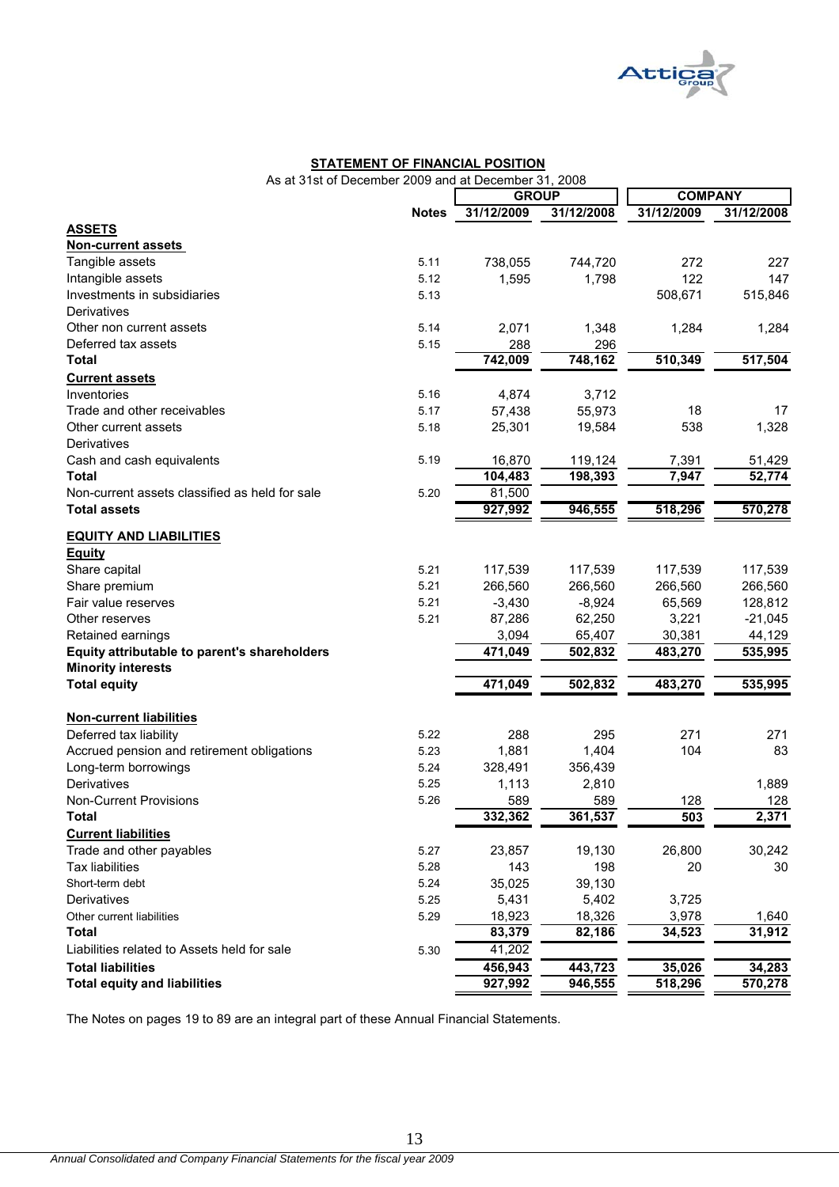## STATEMENT OF FINANCIAL POSITION

As at 31st of December 2009 and at December 31, 2008

| | Notes | GROUP | | COMPANY | |
|---|---|---|---|---|---|
| | | 31/12/2009 | 31/12/2008 | 31/12/2009 | 31/12/2008 |
| **ASSETS** | | | | | |
| **Non-current assets** | | | | | |
| Tangible assets | 5.11 | 738,055 | 744,720 | 272 | 227 |
| Intangible assets | 5.12 | 1,595 | 1,798 | 122 | 147 |
| Investments in subsidiaries | 5.13 | | | 508,671 | 515,846 |
| Derivatives | | | | | |
| Other non current assets | 5.14 | 2,071 | 1,348 | 1,284 | 1,284 |
| Deferred tax assets | 5.15 | 288 | 296 | | |
| **Total** | | **742,009** | **748,162** | **510,349** | **517,504** |
| **Current assets** | | | | | |
| Inventories | 5.16 | 4,874 | 3,712 | | |
| Trade and other receivables | 5.17 | 57,438 | 55,973 | 18 | 17 |
| Other current assets | 5.18 | 25,301 | 19,584 | 538 | 1,328 |
| Derivatives | | | | | |
| Cash and cash equivalents | 5.19 | 16,870 | 119,124 | 7,391 | 51,429 |
| **Total** | | **104,483** | **198,393** | **7,947** | **52,774** |
| Non-current assets classified as held for sale | 5.20 | 81,500 | | | |
| **Total assets** | | **927,992** | **946,555** | **518,296** | **570,278** |
| **EQUITY AND LIABILITIES** | | | | | |
| **Equity** | | | | | |
| Share capital | 5.21 | 117,539 | 117,539 | 117,539 | 117,539 |
| Share premium | 5.21 | 266,560 | 266,560 | 266,560 | 266,560 |
| Fair value reserves | 5.21 | -3,430 | -8,924 | 65,569 | 128,812 |
| Other reserves | 5.21 | 87,286 | 62,250 | 3,221 | -21,045 |
| Retained earnings | | 3,094 | 65,407 | 30,381 | 44,129 |
| **Equity attributable to parent's shareholders** | | **471,049** | **502,832** | **483,270** | **535,995** |
| **Minority interests** | | | | | |
| **Total equity** | | **471,049** | **502,832** | **483,270** | **535,995** |
| **Non-current liabilities** | | | | | |
| Deferred tax liability | 5.22 | 288 | 295 | 271 | 271 |
| Accrued pension and retirement obligations | 5.23 | 1,881 | 1,404 | 104 | 83 |
| Long-term borrowings | 5.24 | 328,491 | 356,439 | | |
| Derivatives | 5.25 | 1,113 | 2,810 | | 1,889 |
| Non-Current Provisions | 5.26 | 589 | 589 | 128 | 128 |
| **Total** | | **332,362** | **361,537** | **503** | **2,371** |
| **Current liabilities** | | | | | |
| Trade and other payables | 5.27 | 23,857 | 19,130 | 26,800 | 30,242 |
| Tax liabilities | 5.28 | 143 | 198 | 20 | 30 |
| Short-term debt | 5.24 | 35,025 | 39,130 | | |
| Derivatives | 5.25 | 5,431 | 5,402 | 3,725 | |
| Other current liabilities | 5.29 | 18,923 | 18,326 | 3,978 | 1,640 |
| **Total** | | **83,379** | **82,186** | **34,523** | **31,912** |
| Liabilities related to Assets held for sale | 5.30 | 41,202 | | | |
| **Total liabilities** | | **456,943** | **443,723** | **35,026** | **34,283** |
| **Total equity and liabilities** | | **927,992** | **946,555** | **518,296** | **570,278** |

The Notes on pages 19 to 89 are an integral part of these Annual Financial Statements.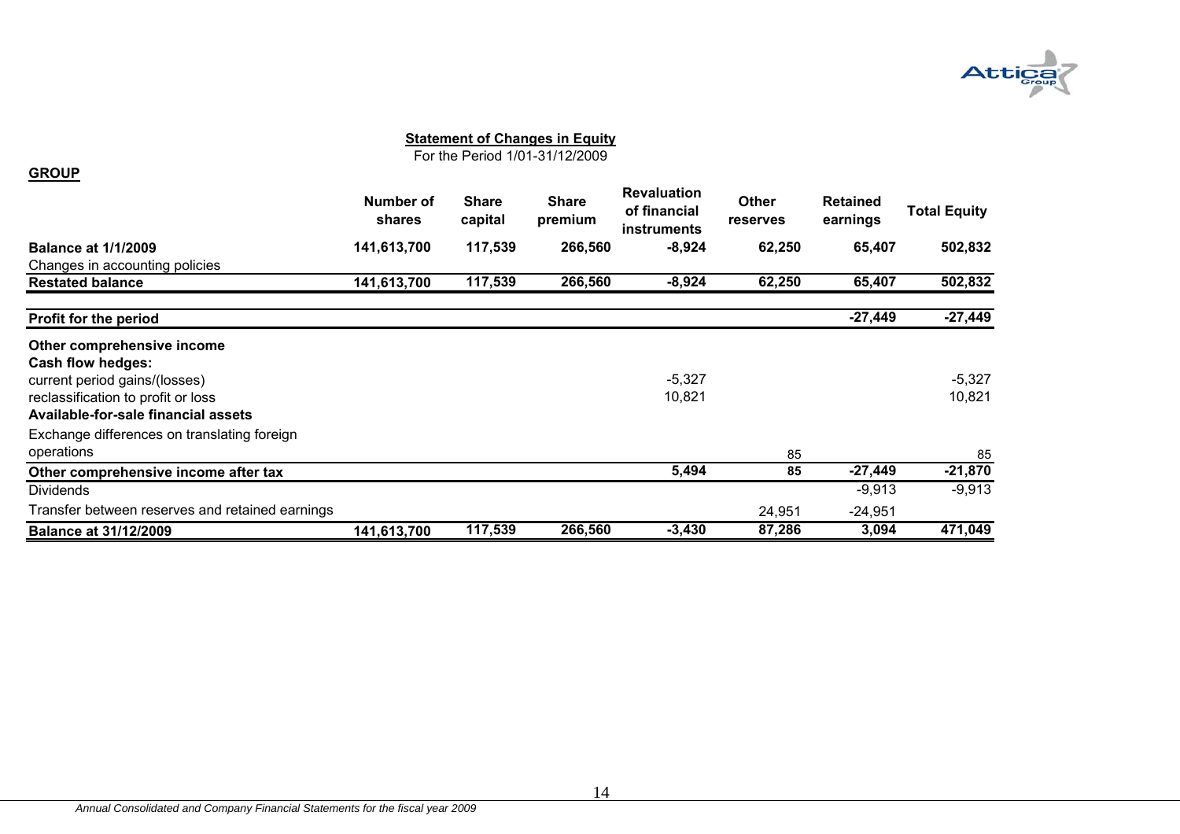**Statement of Changes in Equity**

For the Period 1/01-31/12/2009

**GROUP**

| | Number of shares | Share capital | Share premium | Revaluation of financial instruments | Other reserves | Retained earnings | Total Equity |
|---|---|---|---|---|---|---|---|
| **Balance at 1/1/2009** | **141,613,700** | **117,539** | **266,560** | **-8,924** | **62,250** | **65,407** | **502,832** |
| Changes in accounting policies | | | | | | | |
| **Restated balance** | **141,613,700** | **117,539** | **266,560** | **-8,924** | **62,250** | **65,407** | **502,832** |
| **Profit for the period** | | | | | | **-27,449** | **-27,449** |
| **Other comprehensive income** | | | | | | | |
| **Cash flow hedges:** | | | | | | | |
| current period gains/(losses) | | | | -5,327 | | | -5,327 |
| reclassification to profit or loss | | | | 10,821 | | | 10,821 |
| **Available-for-sale financial assets** | | | | | | | |
| Exchange differences on translating foreign operations | | | | | 85 | | 85 |
| **Other comprehensive income after tax** | | | | **5,494** | **85** | **-27,449** | **-21,870** |
| Dividends | | | | | | -9,913 | -9,913 |
| Transfer between reserves and retained earnings | | | | | 24,951 | -24,951 | |
| **Balance at 31/12/2009** | **141,613,700** | **117,539** | **266,560** | **-3,430** | **87,286** | **3,094** | **471,049** |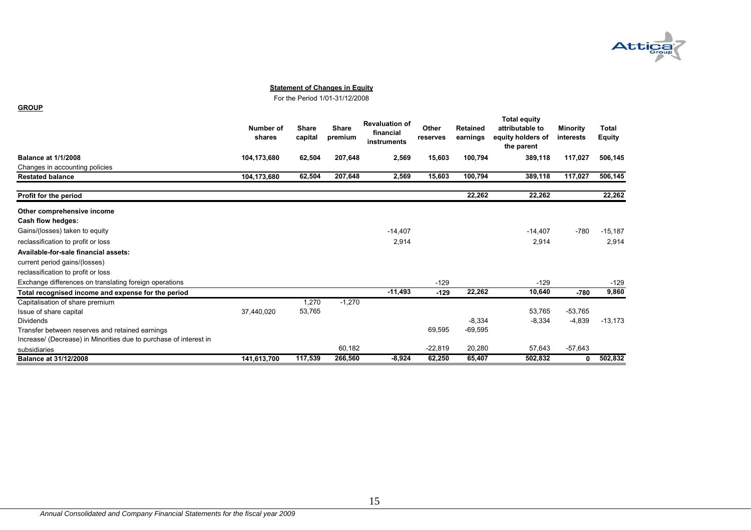**Statement of Changes in Equity**

For the Period 1/01-31/12/2008

**GROUP**

| | Number of shares | Share capital | Share premium | Revaluation of financial instruments | Other reserves | Retained earnings | Total equity attributable to equity holders of the parent | Minority interests | Total Equity |
|---|---|---|---|---|---|---|---|---|---|
| **Balance at 1/1/2008** | **104,173,680** | **62,504** | **207,648** | **2,569** | **15,603** | **100,794** | **389,118** | **117,027** | **506,145** |
| Changes in accounting policies | | | | | | | | | |
| **Restated balance** | **104,173,680** | **62,504** | **207,648** | **2,569** | **15,603** | **100,794** | **389,118** | **117,027** | **506,145** |
| **Profit for the period** | | | | | | **22,262** | **22,262** | | **22,262** |
| **Other comprehensive income** | | | | | | | | | |
| **Cash flow hedges:** | | | | | | | | | |
| Gains/(losses) taken to equity | | | | -14,407 | | | -14,407 | -780 | -15,187 |
| reclassification to profit or loss | | | | 2,914 | | | 2,914 | | 2,914 |
| **Available-for-sale financial assets:** | | | | | | | | | |
| current period gains/(losses) | | | | | | | | | |
| reclassification to profit or loss | | | | | | | | | |
| Exchange differences on translating foreign operations | | | | | -129 | | -129 | | -129 |
| **Total recognised income and expense for the period** | | | | **-11,493** | **-129** | **22,262** | **10,640** | **-780** | **9,860** |
| Capitalisation of share premium | | 1,270 | -1,270 | | | | | | |
| Issue of share capital | 37,440,020 | 53,765 | | | | | 53,765 | -53,765 | |
| Dividends | | | | | | -8,334 | -8,334 | -4,839 | -13,173 |
| Transfer between reserves and retained earnings | | | | | 69,595 | -69,595 | | | |
| Increase/ (Decrease) in Minorities due to purchase of interest in subsidiaries | | | 60,182 | | -22,819 | 20,280 | 57,643 | -57,643 | |
| **Balance at 31/12/2008** | **141,613,700** | **117,539** | **266,560** | **-8,924** | **62,250** | **65,407** | **502,832** | **0** | **502,832** |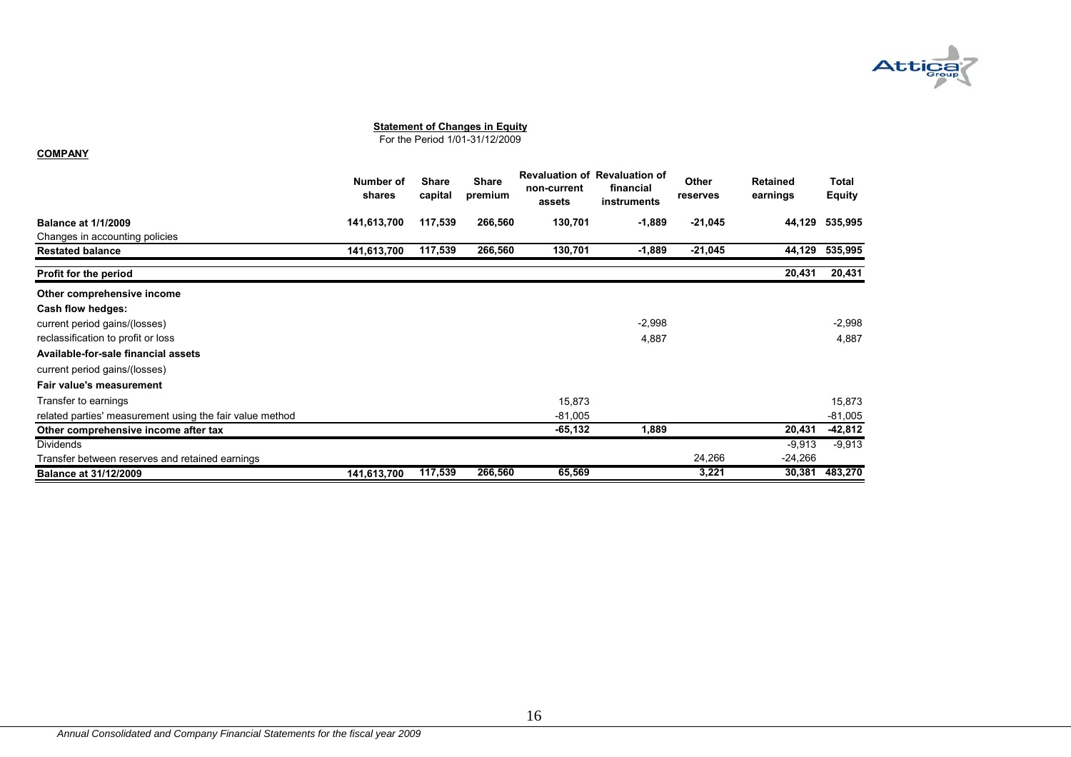**Statement of Changes in Equity**

For the Period 1/01-31/12/2009

**COMPANY**

| | Number of shares | Share capital | Share premium | Revaluation of non-current assets | Revaluation of financial instruments | Other reserves | Retained earnings | Total Equity |
|---|---|---|---|---|---|---|---|---|
| **Balance at 1/1/2009** | **141,613,700** | **117,539** | **266,560** | **130,701** | **-1,889** | **-21,045** | **44,129** | **535,995** |
| Changes in accounting policies | | | | | | | | |
| **Restated balance** | **141,613,700** | **117,539** | **266,560** | **130,701** | **-1,889** | **-21,045** | **44,129** | **535,995** |
| **Profit for the period** | | | | | | | **20,431** | **20,431** |
| **Other comprehensive income** | | | | | | | | |
| **Cash flow hedges:** | | | | | | | | |
| current period gains/(losses) | | | | | -2,998 | | | -2,998 |
| reclassification to profit or loss | | | | | 4,887 | | | 4,887 |
| **Available-for-sale financial assets** | | | | | | | | |
| current period gains/(losses) | | | | | | | | |
| **Fair value's measurement** | | | | | | | | |
| Transfer to earnings | | | | 15,873 | | | | 15,873 |
| related parties' measurement using the fair value method | | | | -81,005 | | | | -81,005 |
| **Other comprehensive income after tax** | | | | **-65,132** | **1,889** | | **20,431** | **-42,812** |
| Dividends | | | | | | | -9,913 | -9,913 |
| Transfer between reserves and retained earnings | | | | | | 24,266 | -24,266 | |
| **Balance at 31/12/2009** | **141,613,700** | **117,539** | **266,560** | **65,569** | | **3,221** | **30,381** | **483,270** |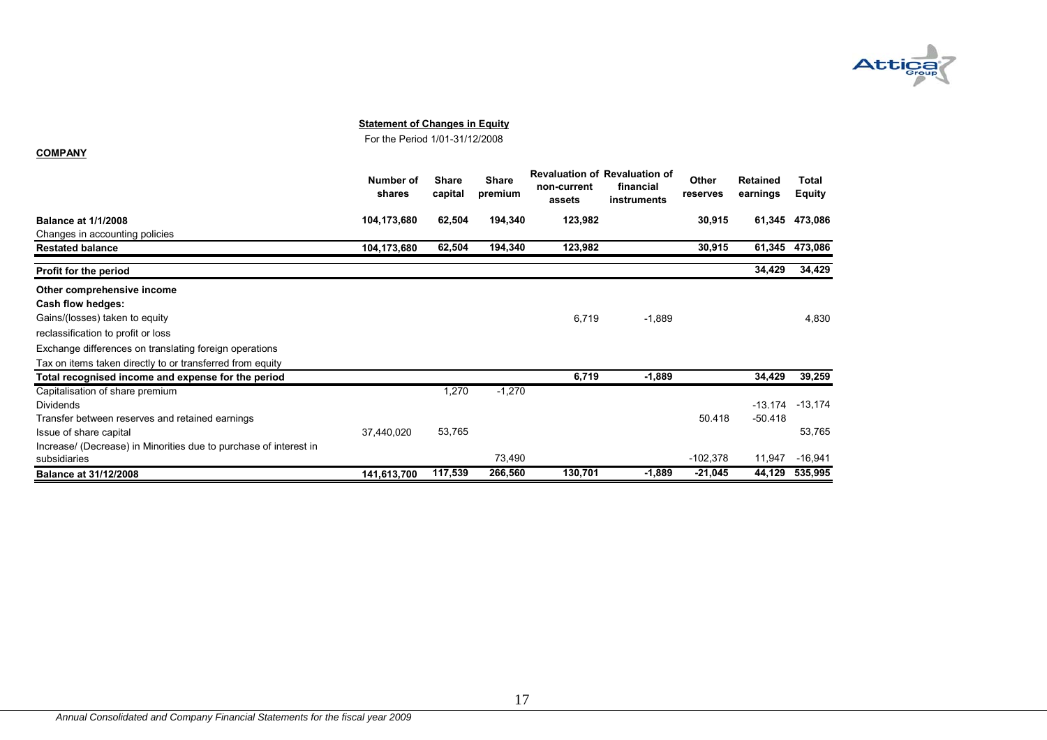**Statement of Changes in Equity**

For the Period 1/01-31/12/2008

**COMPANY**

| | Number of shares | Share capital | Share premium | Revaluation of non-current assets | Revaluation of financial instruments | Other reserves | Retained earnings | Total Equity |
|---|---|---|---|---|---|---|---|---|
| **Balance at 1/1/2008** | **104,173,680** | **62,504** | **194,340** | **123,982** | | **30,915** | **61,345** | **473,086** |
| Changes in accounting policies | | | | | | | | |
| **Restated balance** | **104,173,680** | **62,504** | **194,340** | **123,982** | | **30,915** | **61,345** | **473,086** |
| **Profit for the period** | | | | | | | **34,429** | **34,429** |
| **Other comprehensive income** | | | | | | | | |
| **Cash flow hedges:** | | | | | | | | |
| Gains/(losses) taken to equity | | | | 6,719 | -1,889 | | | 4,830 |
| reclassification to profit or loss | | | | | | | | |
| Exchange differences on translating foreign operations | | | | | | | | |
| Tax on items taken directly to or transferred from equity | | | | | | | | |
| **Total recognised income and expense for the period** | | | | **6,719** | **-1,889** | | **34,429** | **39,259** |
| Capitalisation of share premium | | 1,270 | -1,270 | | | | | |
| Dividends | | | | | | | -13.174 | -13,174 |
| Transfer between reserves and retained earnings | | | | | | 50.418 | -50.418 | |
| Issue of share capital | 37,440,020 | 53,765 | | | | | | 53,765 |
| Increase/ (Decrease) in Minorities due to purchase of interest in subsidiaries | | | 73,490 | | | -102,378 | 11,947 | -16,941 |
| **Balance at 31/12/2008** | **141,613,700** | **117,539** | **266,560** | **130,701** | **-1,889** | **-21,045** | **44,129** | **535,995** |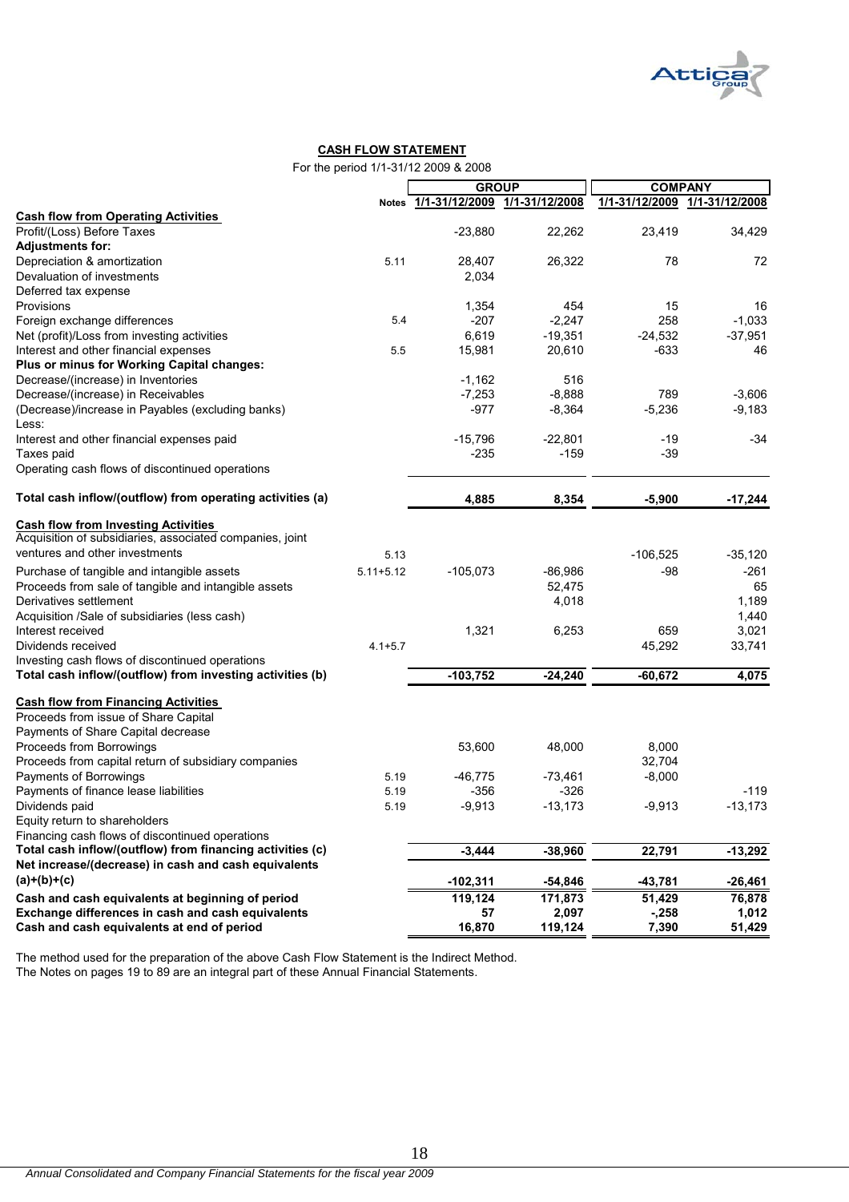**CASH FLOW STATEMENT**

For the period 1/1-31/12 2009 & 2008

| | Notes | GROUP | | COMPANY | |
|---|---|---|---|---|---|
| | | 1/1-31/12/2009 | 1/1-31/12/2008 | 1/1-31/12/2009 | 1/1-31/12/2008 |
| **Cash flow from Operating Activities** | | | | | |
| Profit/(Loss) Before Taxes | | -23,880 | 22,262 | 23,419 | 34,429 |
| **Adjustments for:** | | | | | |
| Depreciation & amortization | 5.11 | 28,407 | 26,322 | 78 | 72 |
| Devaluation of investments | | 2,034 | | | |
| Deferred tax expense | | | | | |
| Provisions | | 1,354 | 454 | 15 | 16 |
| Foreign exchange differences | 5.4 | -207 | -2,247 | 258 | -1,033 |
| Net (profit)/Loss from investing activities | | 6,619 | -19,351 | -24,532 | -37,951 |
| Interest and other financial expenses | 5.5 | 15,981 | 20,610 | -633 | 46 |
| **Plus or minus for Working Capital changes:** | | | | | |
| Decrease/(increase) in Inventories | | -1,162 | 516 | | |
| Decrease/(increase) in Receivables | | -7,253 | -8,888 | 789 | -3,606 |
| (Decrease)/increase in Payables (excluding banks) | | -977 | -8,364 | -5,236 | -9,183 |
| Less: | | | | | |
| Interest and other financial expenses paid | | -15,796 | -22,801 | -19 | -34 |
| Taxes paid | | -235 | -159 | -39 | |
| Operating cash flows of discontinued operations | | | | | |
| **Total cash inflow/(outflow) from operating activities (a)** | | **4,885** | **8,354** | **-5,900** | **-17,244** |
| **Cash flow from Investing Activities** | | | | | |
| Acquisition of subsidiaries, associated companies, joint ventures and other investments | 5.13 | | | -106,525 | -35,120 |
| Purchase of tangible and intangible assets | 5.11+5.12 | -105,073 | -86,986 | -98 | -261 |
| Proceeds from sale of tangible and intangible assets | | | 52,475 | | 65 |
| Derivatives settlement | | | 4,018 | | 1,189 |
| Acquisition /Sale of subsidiaries (less cash) | | | | | 1,440 |
| Interest received | | 1,321 | 6,253 | 659 | 3,021 |
| Dividends received | 4.1+5.7 | | | 45,292 | 33,741 |
| Investing cash flows of discontinued operations | | | | | |
| **Total cash inflow/(outflow) from investing activities (b)** | | **-103,752** | **-24,240** | **-60,672** | **4,075** |
| **Cash flow from Financing Activities** | | | | | |
| Proceeds from issue of Share Capital | | | | | |
| Payments of Share Capital decrease | | | | | |
| Proceeds from Borrowings | | 53,600 | 48,000 | 8,000 | |
| Proceeds from capital return of subsidiary companies | | | | 32,704 | |
| Payments of Borrowings | 5.19 | -46,775 | -73,461 | -8,000 | |
| Payments of finance lease liabilities | 5.19 | -356 | -326 | | -119 |
| Dividends paid | 5.19 | -9,913 | -13,173 | -9,913 | -13,173 |
| Equity return to shareholders | | | | | |
| Financing cash flows of discontinued operations | | | | | |
| **Total cash inflow/(outflow) from financing activities (c)** | | **-3,444** | **-38,960** | **22,791** | **-13,292** |
| **Net increase/(decrease) in cash and cash equivalents (a)+(b)+(c)** | | **-102,311** | **-54,846** | **-43,781** | **-26,461** |
| **Cash and cash equivalents at beginning of period** | | **119,124** | **171,873** | **51,429** | **76,878** |
| **Exchange differences in cash and cash equivalents** | | **57** | **2,097** | **-,258** | **1,012** |
| **Cash and cash equivalents at end of period** | | **16,870** | **119,124** | **7,390** | **51,429** |

The method used for the preparation of the above Cash Flow Statement is the Indirect Method.
The Notes on pages 19 to 89 are an integral part of these Annual Financial Statements.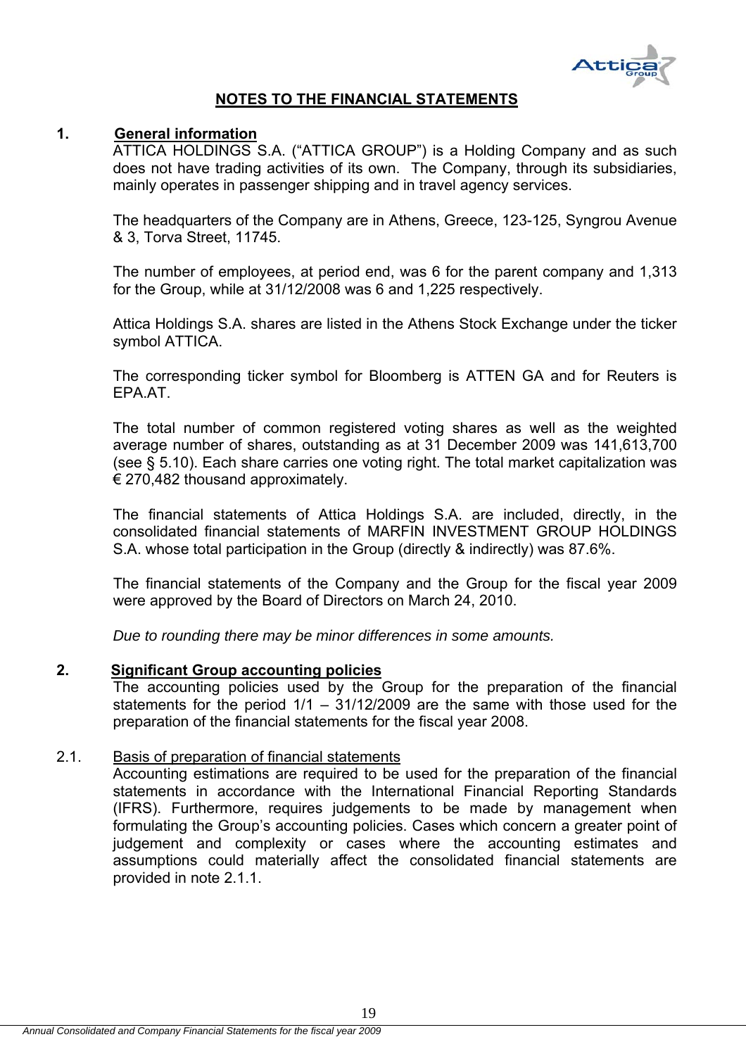## NOTES TO THE FINANCIAL STATEMENTS

### 1. General information

ATTICA HOLDINGS S.A. ("ATTICA GROUP") is a Holding Company and as such does not have trading activities of its own. The Company, through its subsidiaries, mainly operates in passenger shipping and in travel agency services.

The headquarters of the Company are in Athens, Greece, 123-125, Syngrou Avenue & 3, Torva Street, 11745.

The number of employees, at period end, was 6 for the parent company and 1,313 for the Group, while at 31/12/2008 was 6 and 1,225 respectively.

Attica Holdings S.A. shares are listed in the Athens Stock Exchange under the ticker symbol ATTICA.

The corresponding ticker symbol for Bloomberg is ATTEN GA and for Reuters is EPA.AT.

The total number of common registered voting shares as well as the weighted average number of shares, outstanding as at 31 December 2009 was 141,613,700 (see § 5.10). Each share carries one voting right. The total market capitalization was € 270,482 thousand approximately.

The financial statements of Attica Holdings S.A. are included, directly, in the consolidated financial statements of MARFIN INVESTMENT GROUP HOLDINGS S.A. whose total participation in the Group (directly & indirectly) was 87.6%.

The financial statements of the Company and the Group for the fiscal year 2009 were approved by the Board of Directors on March 24, 2010.

*Due to rounding there may be minor differences in some amounts.*

### 2. Significant Group accounting policies

The accounting policies used by the Group for the preparation of the financial statements for the period 1/1 – 31/12/2009 are the same with those used for the preparation of the financial statements for the fiscal year 2008.

#### 2.1. Basis of preparation of financial statements

Accounting estimations are required to be used for the preparation of the financial statements in accordance with the International Financial Reporting Standards (IFRS). Furthermore, requires judgements to be made by management when formulating the Group's accounting policies. Cases which concern a greater point of judgement and complexity or cases where the accounting estimates and assumptions could materially affect the consolidated financial statements are provided in note 2.1.1.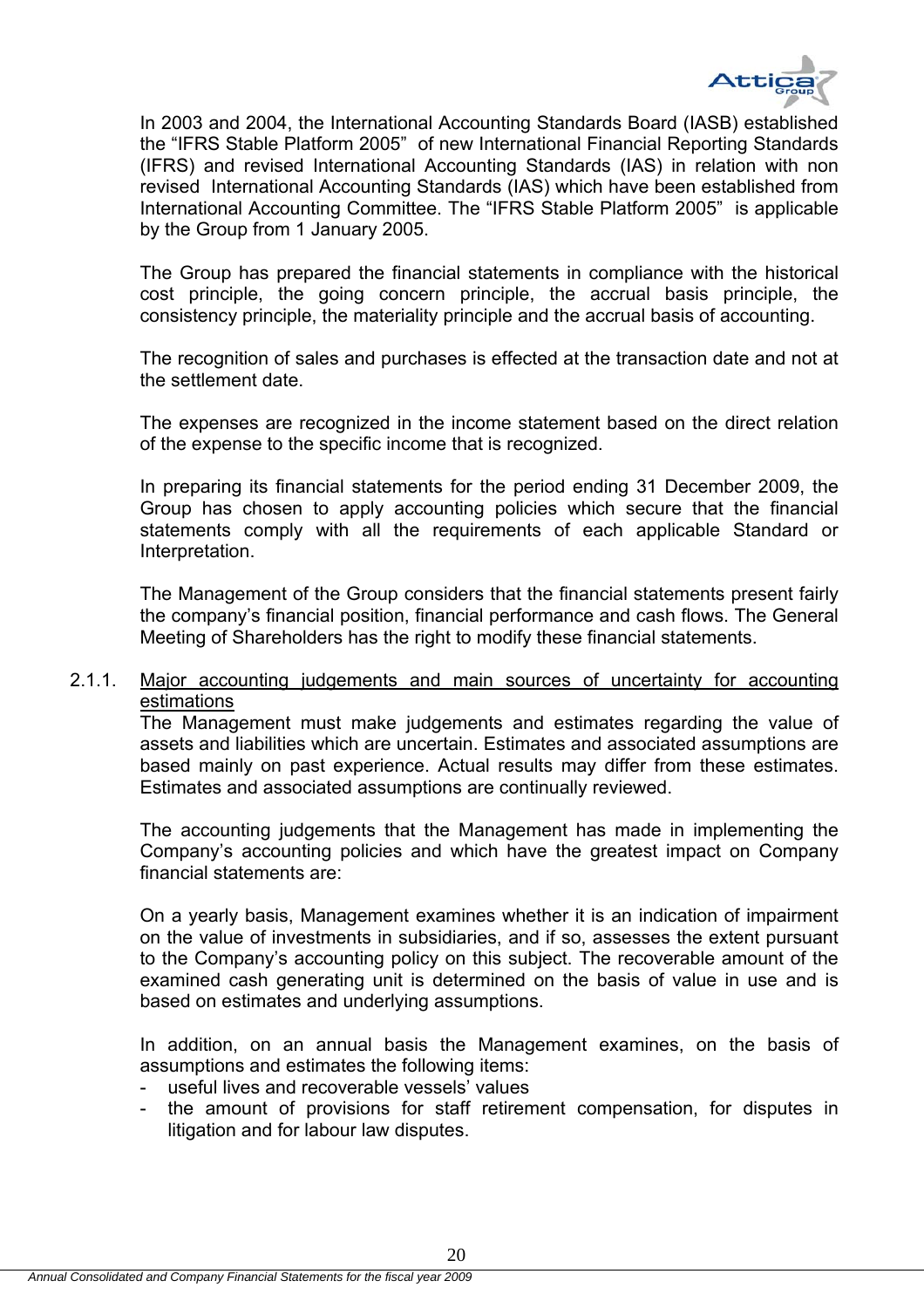In 2003 and 2004, the International Accounting Standards Board (IASB) established the "IFRS Stable Platform 2005" of new International Financial Reporting Standards (IFRS) and revised International Accounting Standards (IAS) in relation with non revised International Accounting Standards (IAS) which have been established from International Accounting Committee. The "IFRS Stable Platform 2005" is applicable by the Group from 1 January 2005.

The Group has prepared the financial statements in compliance with the historical cost principle, the going concern principle, the accrual basis principle, the consistency principle, the materiality principle and the accrual basis of accounting.

The recognition of sales and purchases is effected at the transaction date and not at the settlement date.

The expenses are recognized in the income statement based on the direct relation of the expense to the specific income that is recognized.

In preparing its financial statements for the period ending 31 December 2009, the Group has chosen to apply accounting policies which secure that the financial statements comply with all the requirements of each applicable Standard or Interpretation.

The Management of the Group considers that the financial statements present fairly the company's financial position, financial performance and cash flows. The General Meeting of Shareholders has the right to modify these financial statements.

### 2.1.1. Major accounting judgements and main sources of uncertainty for accounting estimations

The Management must make judgements and estimates regarding the value of assets and liabilities which are uncertain. Estimates and associated assumptions are based mainly on past experience. Actual results may differ from these estimates. Estimates and associated assumptions are continually reviewed.

The accounting judgements that the Management has made in implementing the Company's accounting policies and which have the greatest impact on Company financial statements are:

On a yearly basis, Management examines whether it is an indication of impairment on the value of investments in subsidiaries, and if so, assesses the extent pursuant to the Company's accounting policy on this subject. The recoverable amount of the examined cash generating unit is determined on the basis of value in use and is based on estimates and underlying assumptions.

In addition, on an annual basis the Management examines, on the basis of assumptions and estimates the following items:

- useful lives and recoverable vessels' values
- the amount of provisions for staff retirement compensation, for disputes in litigation and for labour law disputes.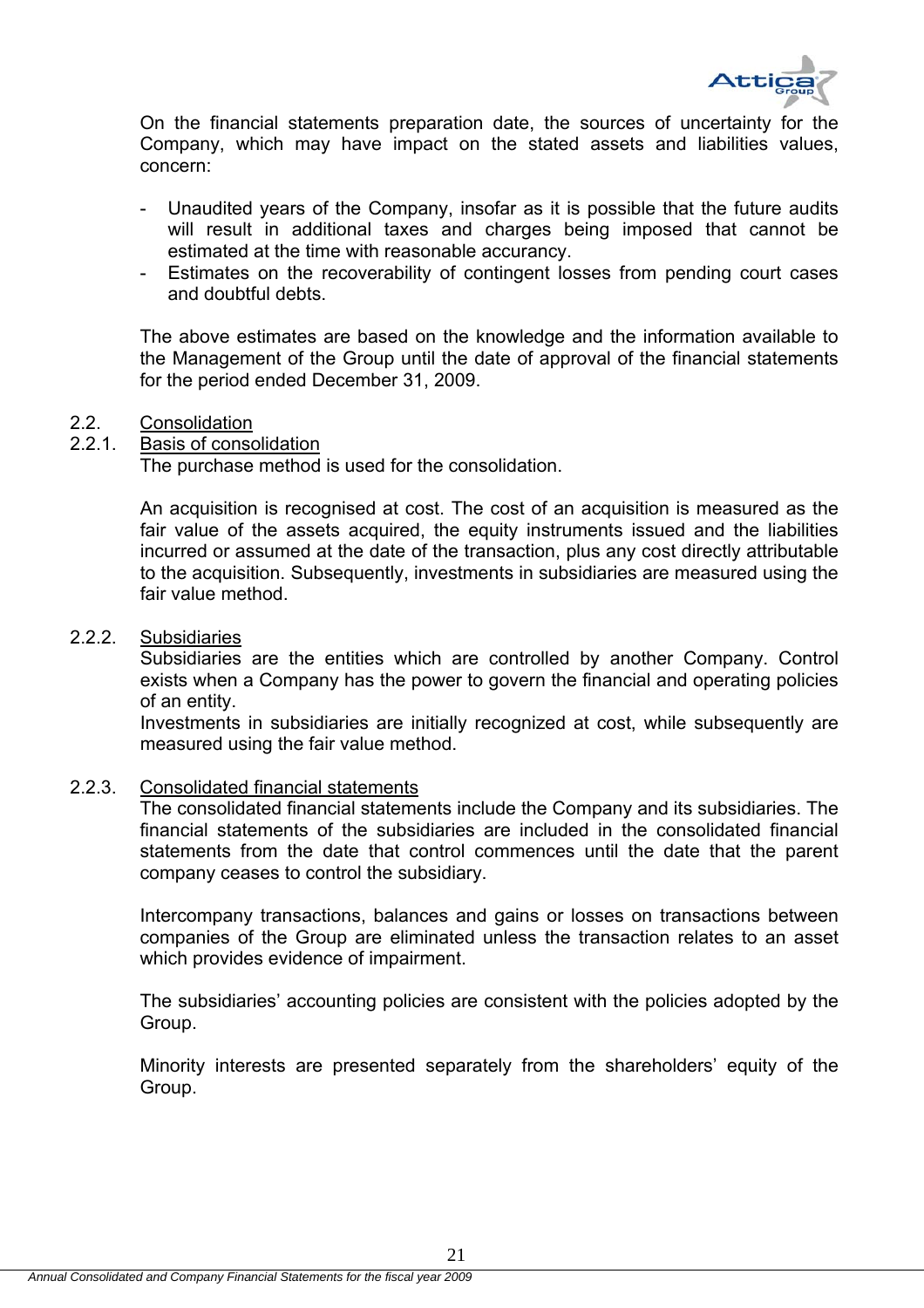On the financial statements preparation date, the sources of uncertainty for the Company, which may have impact on the stated assets and liabilities values, concern:

- Unaudited years of the Company, insofar as it is possible that the future audits will result in additional taxes and charges being imposed that cannot be estimated at the time with reasonable accurancy.
- Estimates on the recoverability of contingent losses from pending court cases and doubtful debts.

The above estimates are based on the knowledge and the information available to the Management of the Group until the date of approval of the financial statements for the period ended December 31, 2009.

## 2.2. Consolidation

### 2.2.1. Basis of consolidation

The purchase method is used for the consolidation.

An acquisition is recognised at cost. The cost of an acquisition is measured as the fair value of the assets acquired, the equity instruments issued and the liabilities incurred or assumed at the date of the transaction, plus any cost directly attributable to the acquisition. Subsequently, investments in subsidiaries are measured using the fair value method.

### 2.2.2. Subsidiaries

Subsidiaries are the entities which are controlled by another Company. Control exists when a Company has the power to govern the financial and operating policies of an entity.

Investments in subsidiaries are initially recognized at cost, while subsequently are measured using the fair value method.

### 2.2.3. Consolidated financial statements

The consolidated financial statements include the Company and its subsidiaries. The financial statements of the subsidiaries are included in the consolidated financial statements from the date that control commences until the date that the parent company ceases to control the subsidiary.

Intercompany transactions, balances and gains or losses on transactions between companies of the Group are eliminated unless the transaction relates to an asset which provides evidence of impairment.

The subsidiaries' accounting policies are consistent with the policies adopted by the Group.

Minority interests are presented separately from the shareholders' equity of the Group.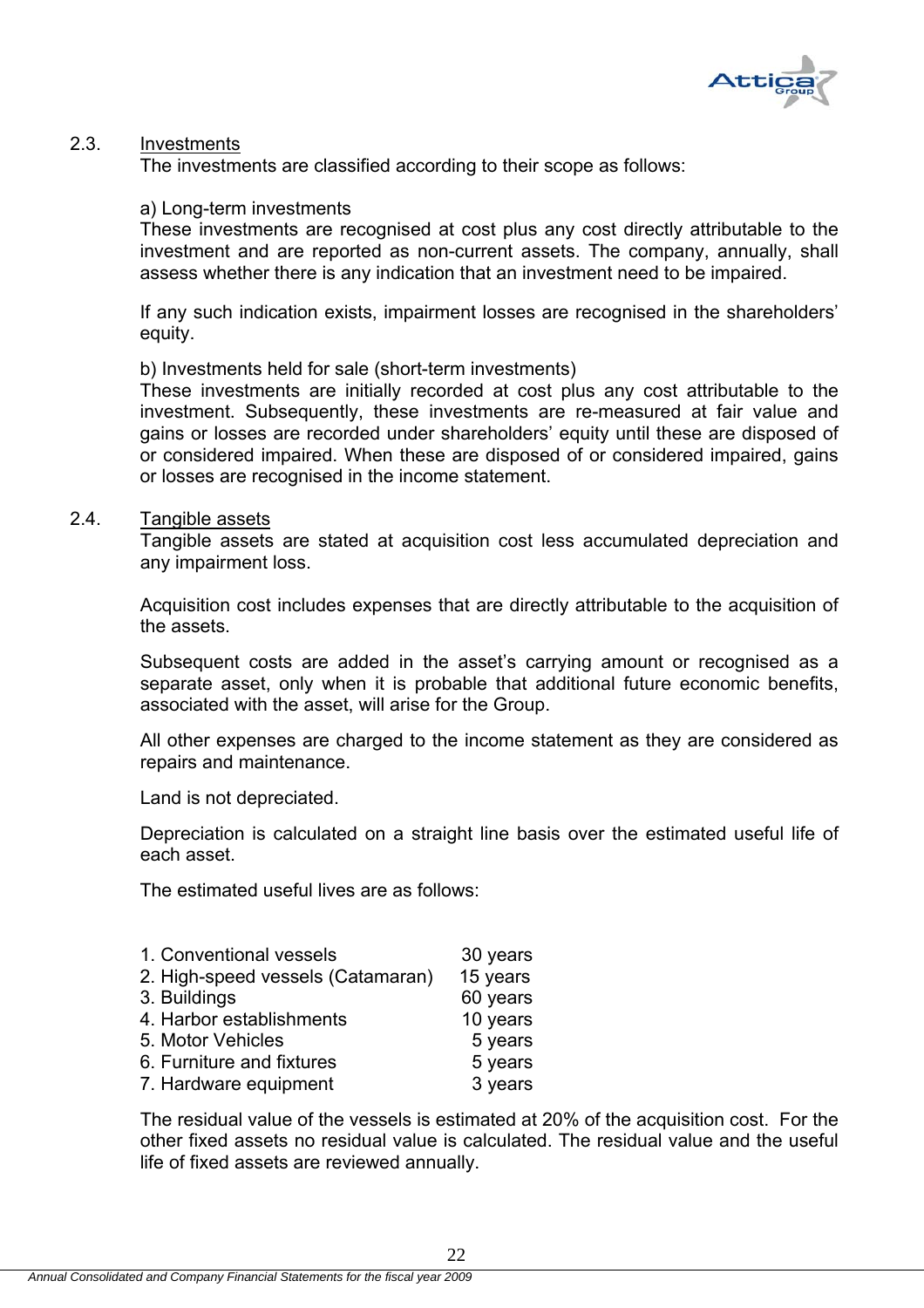## 2.3. Investments

The investments are classified according to their scope as follows:

a) Long-term investments

These investments are recognised at cost plus any cost directly attributable to the investment and are reported as non-current assets. The company, annually, shall assess whether there is any indication that an investment need to be impaired.

If any such indication exists, impairment losses are recognised in the shareholders' equity.

b) Investments held for sale (short-term investments)

These investments are initially recorded at cost plus any cost attributable to the investment. Subsequently, these investments are re-measured at fair value and gains or losses are recorded under shareholders' equity until these are disposed of or considered impaired. When these are disposed of or considered impaired, gains or losses are recognised in the income statement.

## 2.4. Tangible assets

Tangible assets are stated at acquisition cost less accumulated depreciation and any impairment loss.

Acquisition cost includes expenses that are directly attributable to the acquisition of the assets.

Subsequent costs are added in the asset's carrying amount or recognised as a separate asset, only when it is probable that additional future economic benefits, associated with the asset, will arise for the Group.

All other expenses are charged to the income statement as they are considered as repairs and maintenance.

Land is not depreciated.

Depreciation is calculated on a straight line basis over the estimated useful life of each asset.

The estimated useful lives are as follows:

| | |
|---|---|
| 1. Conventional vessels | 30 years |
| 2. High-speed vessels (Catamaran) | 15 years |
| 3. Buildings | 60 years |
| 4. Harbor establishments | 10 years |
| 5. Motor Vehicles | 5 years |
| 6. Furniture and fixtures | 5 years |
| 7. Hardware equipment | 3 years |

The residual value of the vessels is estimated at 20% of the acquisition cost. For the other fixed assets no residual value is calculated. The residual value and the useful life of fixed assets are reviewed annually.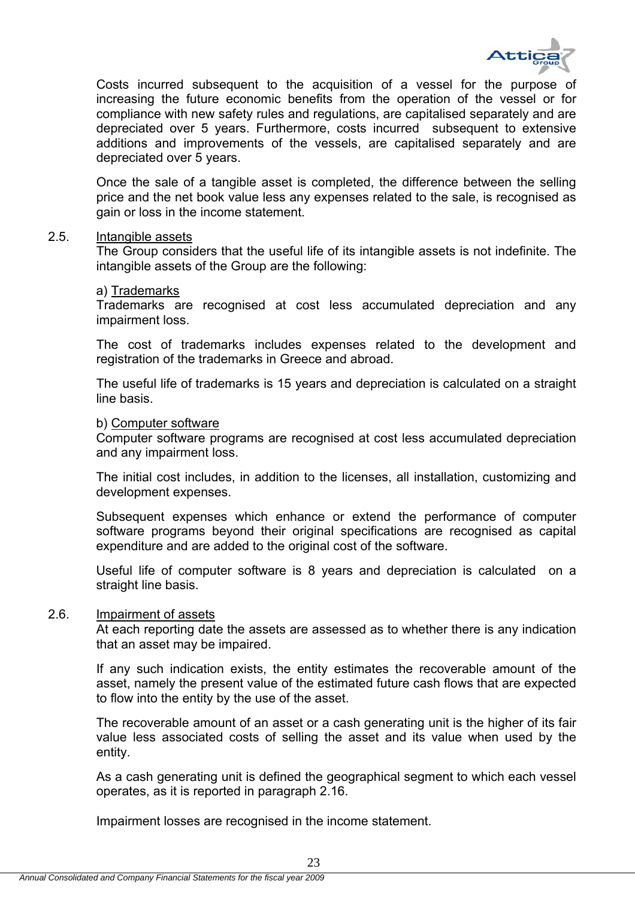Costs incurred subsequent to the acquisition of a vessel for the purpose of increasing the future economic benefits from the operation of the vessel or for compliance with new safety rules and regulations, are capitalised separately and are depreciated over 5 years. Furthermore, costs incurred subsequent to extensive additions and improvements of the vessels, are capitalised separately and are depreciated over 5 years.

Once the sale of a tangible asset is completed, the difference between the selling price and the net book value less any expenses related to the sale, is recognised as gain or loss in the income statement.

## 2.5. Intangible assets

The Group considers that the useful life of its intangible assets is not indefinite. The intangible assets of the Group are the following:

a) Trademarks

Trademarks are recognised at cost less accumulated depreciation and any impairment loss.

The cost of trademarks includes expenses related to the development and registration of the trademarks in Greece and abroad.

The useful life of trademarks is 15 years and depreciation is calculated on a straight line basis.

b) Computer software

Computer software programs are recognised at cost less accumulated depreciation and any impairment loss.

The initial cost includes, in addition to the licenses, all installation, customizing and development expenses.

Subsequent expenses which enhance or extend the performance of computer software programs beyond their original specifications are recognised as capital expenditure and are added to the original cost of the software.

Useful life of computer software is 8 years and depreciation is calculated on a straight line basis.

## 2.6. Impairment of assets

At each reporting date the assets are assessed as to whether there is any indication that an asset may be impaired.

If any such indication exists, the entity estimates the recoverable amount of the asset, namely the present value of the estimated future cash flows that are expected to flow into the entity by the use of the asset.

The recoverable amount of an asset or a cash generating unit is the higher of its fair value less associated costs of selling the asset and its value when used by the entity.

As a cash generating unit is defined the geographical segment to which each vessel operates, as it is reported in paragraph 2.16.

Impairment losses are recognised in the income statement.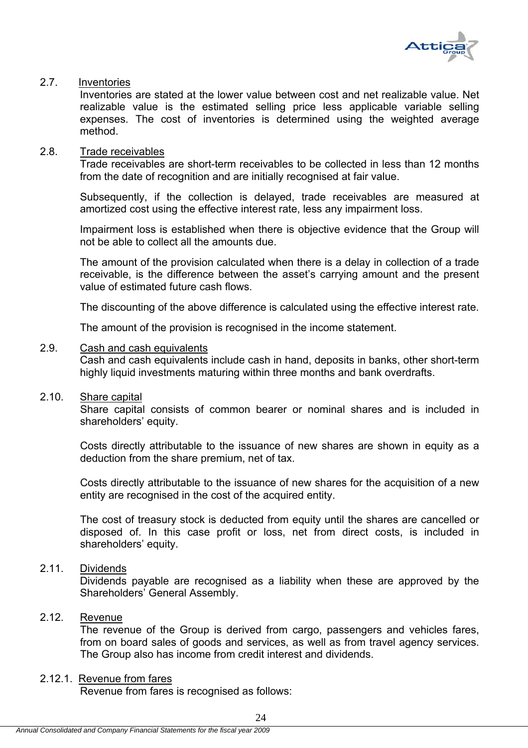### 2.7. Inventories

Inventories are stated at the lower value between cost and net realizable value. Net realizable value is the estimated selling price less applicable variable selling expenses. The cost of inventories is determined using the weighted average method.

### 2.8. Trade receivables

Trade receivables are short-term receivables to be collected in less than 12 months from the date of recognition and are initially recognised at fair value.

Subsequently, if the collection is delayed, trade receivables are measured at amortized cost using the effective interest rate, less any impairment loss.

Impairment loss is established when there is objective evidence that the Group will not be able to collect all the amounts due.

The amount of the provision calculated when there is a delay in collection of a trade receivable, is the difference between the asset's carrying amount and the present value of estimated future cash flows.

The discounting of the above difference is calculated using the effective interest rate.

The amount of the provision is recognised in the income statement.

### 2.9. Cash and cash equivalents

Cash and cash equivalents include cash in hand, deposits in banks, other short-term highly liquid investments maturing within three months and bank overdrafts.

### 2.10. Share capital

Share capital consists of common bearer or nominal shares and is included in shareholders' equity.

Costs directly attributable to the issuance of new shares are shown in equity as a deduction from the share premium, net of tax.

Costs directly attributable to the issuance of new shares for the acquisition of a new entity are recognised in the cost of the acquired entity.

The cost of treasury stock is deducted from equity until the shares are cancelled or disposed of. In this case profit or loss, net from direct costs, is included in shareholders' equity.

### 2.11. Dividends

Dividends payable are recognised as a liability when these are approved by the Shareholders' General Assembly.

### 2.12. Revenue

The revenue of the Group is derived from cargo, passengers and vehicles fares, from on board sales of goods and services, as well as from travel agency services. The Group also has income from credit interest and dividends.

#### 2.12.1. Revenue from fares

Revenue from fares is recognised as follows: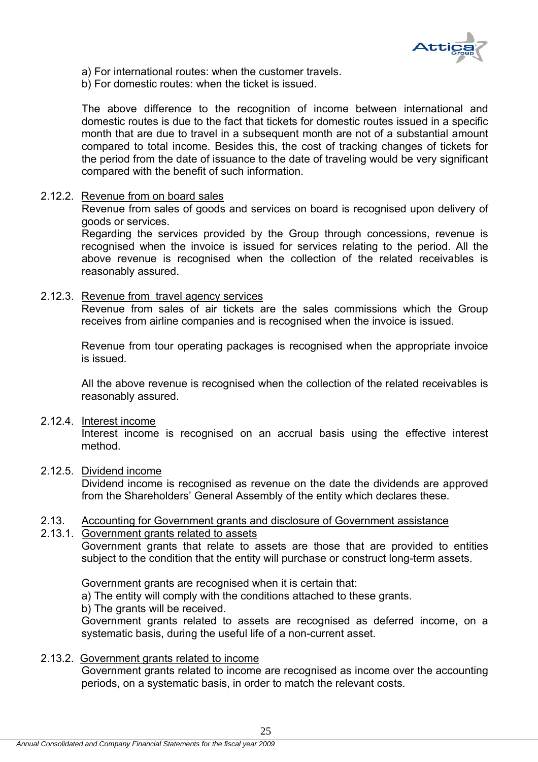a) For international routes: when the customer travels.
b) For domestic routes: when the ticket is issued.

The above difference to the recognition of income between international and domestic routes is due to the fact that tickets for domestic routes issued in a specific month that are due to travel in a subsequent month are not of a substantial amount compared to total income. Besides this, the cost of tracking changes of tickets for the period from the date of issuance to the date of traveling would be very significant compared with the benefit of such information.

2.12.2. Revenue from on board sales

Revenue from sales of goods and services on board is recognised upon delivery of goods or services.
Regarding the services provided by the Group through concessions, revenue is recognised when the invoice is issued for services relating to the period. All the above revenue is recognised when the collection of the related receivables is reasonably assured.

2.12.3. Revenue from travel agency services

Revenue from sales of air tickets are the sales commissions which the Group receives from airline companies and is recognised when the invoice is issued.

Revenue from tour operating packages is recognised when the appropriate invoice is issued.

All the above revenue is recognised when the collection of the related receivables is reasonably assured.

2.12.4. Interest income

Interest income is recognised on an accrual basis using the effective interest method.

2.12.5. Dividend income

Dividend income is recognised as revenue on the date the dividends are approved from the Shareholders' General Assembly of the entity which declares these.

2.13. Accounting for Government grants and disclosure of Government assistance

2.13.1. Government grants related to assets

Government grants that relate to assets are those that are provided to entities subject to the condition that the entity will purchase or construct long-term assets.

Government grants are recognised when it is certain that:
a) The entity will comply with the conditions attached to these grants.
b) The grants will be received.
Government grants related to assets are recognised as deferred income, on a systematic basis, during the useful life of a non-current asset.

2.13.2. Government grants related to income

Government grants related to income are recognised as income over the accounting periods, on a systematic basis, in order to match the relevant costs.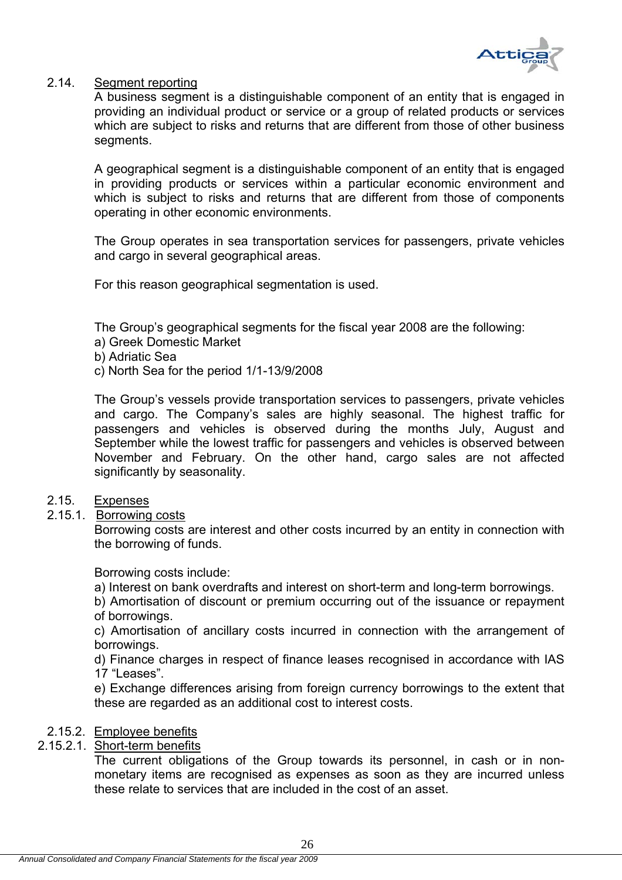### 2.14. Segment reporting

A business segment is a distinguishable component of an entity that is engaged in providing an individual product or service or a group of related products or services which are subject to risks and returns that are different from those of other business segments.

A geographical segment is a distinguishable component of an entity that is engaged in providing products or services within a particular economic environment and which is subject to risks and returns that are different from those of components operating in other economic environments.

The Group operates in sea transportation services for passengers, private vehicles and cargo in several geographical areas.

For this reason geographical segmentation is used.

The Group's geographical segments for the fiscal year 2008 are the following:
a) Greek Domestic Market
b) Adriatic Sea
c) North Sea for the period 1/1-13/9/2008

The Group's vessels provide transportation services to passengers, private vehicles and cargo. The Company's sales are highly seasonal. The highest traffic for passengers and vehicles is observed during the months July, August and September while the lowest traffic for passengers and vehicles is observed between November and February. On the other hand, cargo sales are not affected significantly by seasonality.

### 2.15. Expenses

#### 2.15.1. Borrowing costs

Borrowing costs are interest and other costs incurred by an entity in connection with the borrowing of funds.

Borrowing costs include:
a) Interest on bank overdrafts and interest on short-term and long-term borrowings.
b) Amortisation of discount or premium occurring out of the issuance or repayment of borrowings.
c) Amortisation of ancillary costs incurred in connection with the arrangement of borrowings.
d) Finance charges in respect of finance leases recognised in accordance with IAS 17 "Leases".
e) Exchange differences arising from foreign currency borrowings to the extent that these are regarded as an additional cost to interest costs.

#### 2.15.2. Employee benefits

##### 2.15.2.1. Short-term benefits

The current obligations of the Group towards its personnel, in cash or in non-monetary items are recognised as expenses as soon as they are incurred unless these relate to services that are included in the cost of an asset.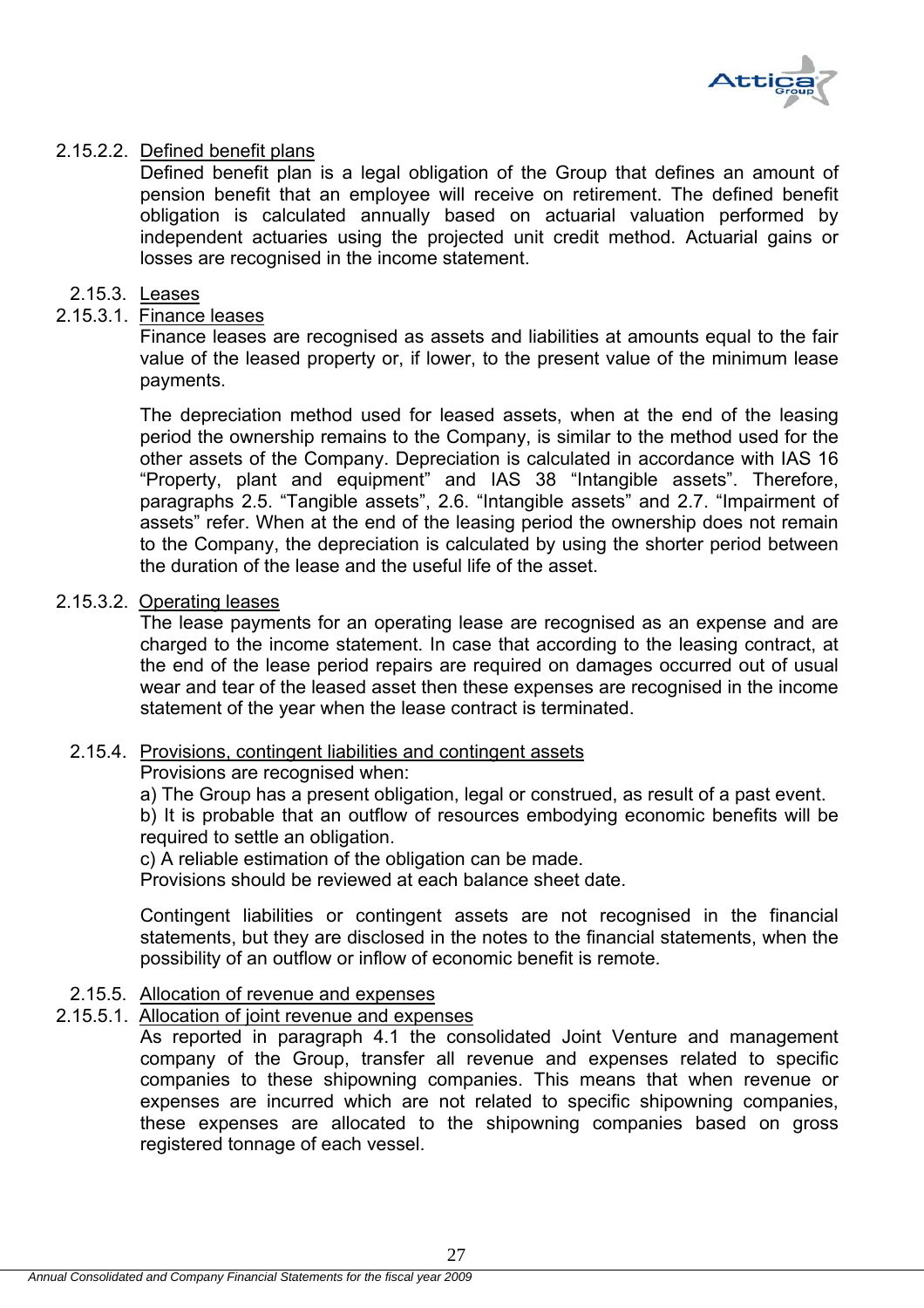#### 2.15.2.2. Defined benefit plans

Defined benefit plan is a legal obligation of the Group that defines an amount of pension benefit that an employee will receive on retirement. The defined benefit obligation is calculated annually based on actuarial valuation performed by independent actuaries using the projected unit credit method. Actuarial gains or losses are recognised in the income statement.

### 2.15.3. Leases

#### 2.15.3.1. Finance leases

Finance leases are recognised as assets and liabilities at amounts equal to the fair value of the leased property or, if lower, to the present value of the minimum lease payments.

The depreciation method used for leased assets, when at the end of the leasing period the ownership remains to the Company, is similar to the method used for the other assets of the Company. Depreciation is calculated in accordance with IAS 16 "Property, plant and equipment" and IAS 38 "Intangible assets". Therefore, paragraphs 2.5. "Tangible assets", 2.6. "Intangible assets" and 2.7. "Impairment of assets" refer. When at the end of the leasing period the ownership does not remain to the Company, the depreciation is calculated by using the shorter period between the duration of the lease and the useful life of the asset.

#### 2.15.3.2. Operating leases

The lease payments for an operating lease are recognised as an expense and are charged to the income statement. In case that according to the leasing contract, at the end of the lease period repairs are required on damages occurred out of usual wear and tear of the leased asset then these expenses are recognised in the income statement of the year when the lease contract is terminated.

### 2.15.4. Provisions, contingent liabilities and contingent assets

Provisions are recognised when:

a) The Group has a present obligation, legal or construed, as result of a past event.

b) It is probable that an outflow of resources embodying economic benefits will be required to settle an obligation.

c) A reliable estimation of the obligation can be made.

Provisions should be reviewed at each balance sheet date.

Contingent liabilities or contingent assets are not recognised in the financial statements, but they are disclosed in the notes to the financial statements, when the possibility of an outflow or inflow of economic benefit is remote.

### 2.15.5. Allocation of revenue and expenses

#### 2.15.5.1. Allocation of joint revenue and expenses

As reported in paragraph 4.1 the consolidated Joint Venture and management company of the Group, transfer all revenue and expenses related to specific companies to these shipowning companies. This means that when revenue or expenses are incurred which are not related to specific shipowning companies, these expenses are allocated to the shipowning companies based on gross registered tonnage of each vessel.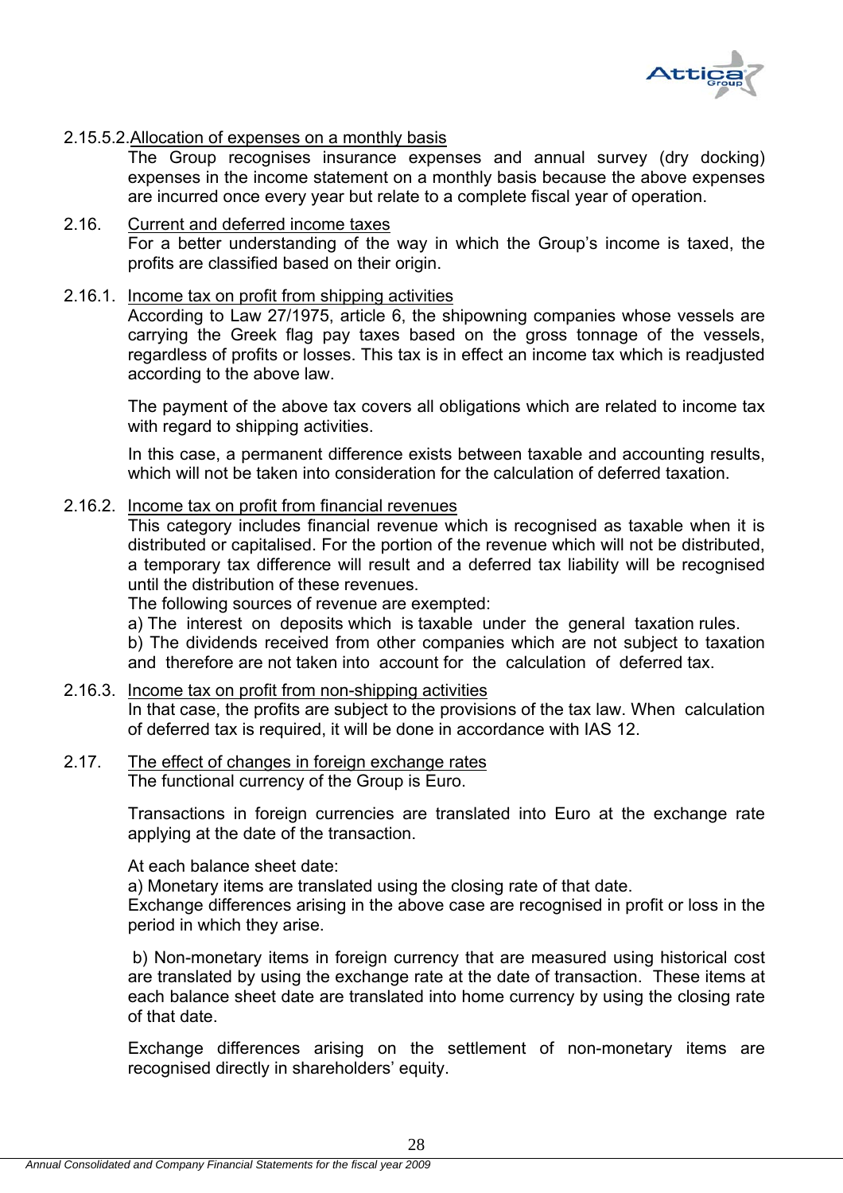#### 2.15.5.2. Allocation of expenses on a monthly basis

The Group recognises insurance expenses and annual survey (dry docking) expenses in the income statement on a monthly basis because the above expenses are incurred once every year but relate to a complete fiscal year of operation.

### 2.16. Current and deferred income taxes

For a better understanding of the way in which the Group's income is taxed, the profits are classified based on their origin.

#### 2.16.1. Income tax on profit from shipping activities

According to Law 27/1975, article 6, the shipowning companies whose vessels are carrying the Greek flag pay taxes based on the gross tonnage of the vessels, regardless of profits or losses. This tax is in effect an income tax which is readjusted according to the above law.

The payment of the above tax covers all obligations which are related to income tax with regard to shipping activities.

In this case, a permanent difference exists between taxable and accounting results, which will not be taken into consideration for the calculation of deferred taxation.

#### 2.16.2. Income tax on profit from financial revenues

This category includes financial revenue which is recognised as taxable when it is distributed or capitalised. For the portion of the revenue which will not be distributed, a temporary tax difference will result and a deferred tax liability will be recognised until the distribution of these revenues.

The following sources of revenue are exempted:

a) The interest on deposits which is taxable under the general taxation rules.

b) The dividends received from other companies which are not subject to taxation and therefore are not taken into account for the calculation of deferred tax.

#### 2.16.3. Income tax on profit from non-shipping activities

In that case, the profits are subject to the provisions of the tax law. When calculation of deferred tax is required, it will be done in accordance with IAS 12.

### 2.17. The effect of changes in foreign exchange rates

The functional currency of the Group is Euro.

Transactions in foreign currencies are translated into Euro at the exchange rate applying at the date of the transaction.

At each balance sheet date:

a) Monetary items are translated using the closing rate of that date.

Exchange differences arising in the above case are recognised in profit or loss in the period in which they arise.

b) Non-monetary items in foreign currency that are measured using historical cost are translated by using the exchange rate at the date of transaction. These items at each balance sheet date are translated into home currency by using the closing rate of that date.

Exchange differences arising on the settlement of non-monetary items are recognised directly in shareholders' equity.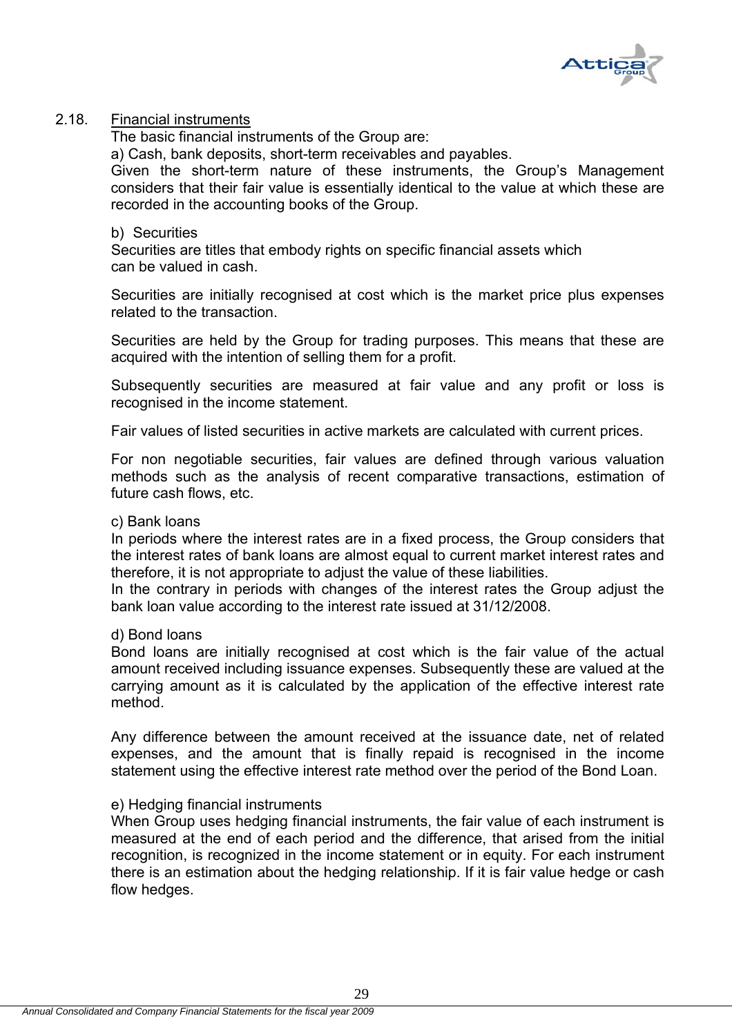## 2.18. Financial instruments

The basic financial instruments of the Group are:

a) Cash, bank deposits, short-term receivables and payables.

Given the short-term nature of these instruments, the Group's Management considers that their fair value is essentially identical to the value at which these are recorded in the accounting books of the Group.

b) Securities

Securities are titles that embody rights on specific financial assets which can be valued in cash.

Securities are initially recognised at cost which is the market price plus expenses related to the transaction.

Securities are held by the Group for trading purposes. This means that these are acquired with the intention of selling them for a profit.

Subsequently securities are measured at fair value and any profit or loss is recognised in the income statement.

Fair values of listed securities in active markets are calculated with current prices.

For non negotiable securities, fair values are defined through various valuation methods such as the analysis of recent comparative transactions, estimation of future cash flows, etc.

c) Bank loans

In periods where the interest rates are in a fixed process, the Group considers that the interest rates of bank loans are almost equal to current market interest rates and therefore, it is not appropriate to adjust the value of these liabilities.

In the contrary in periods with changes of the interest rates the Group adjust the bank loan value according to the interest rate issued at 31/12/2008.

d) Bond loans

Bond loans are initially recognised at cost which is the fair value of the actual amount received including issuance expenses. Subsequently these are valued at the carrying amount as it is calculated by the application of the effective interest rate method.

Any difference between the amount received at the issuance date, net of related expenses, and the amount that is finally repaid is recognised in the income statement using the effective interest rate method over the period of the Bond Loan.

e) Hedging financial instruments

When Group uses hedging financial instruments, the fair value of each instrument is measured at the end of each period and the difference, that arised from the initial recognition, is recognized in the income statement or in equity. For each instrument there is an estimation about the hedging relationship. If it is fair value hedge or cash flow hedges.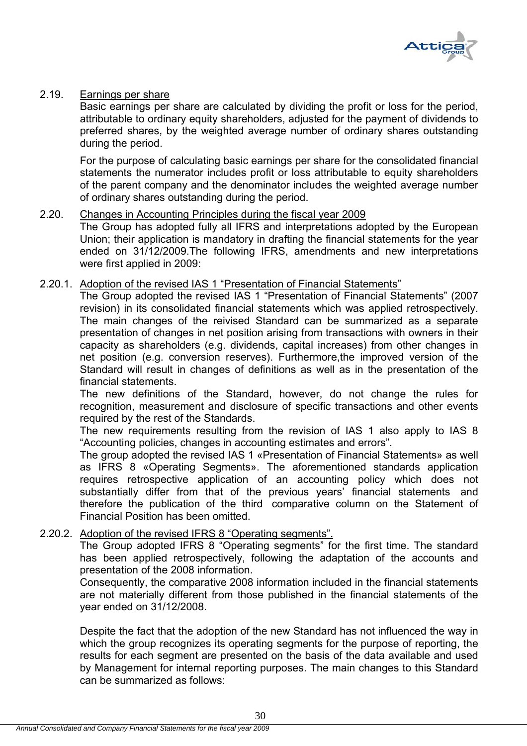### 2.19. Earnings per share

Basic earnings per share are calculated by dividing the profit or loss for the period, attributable to ordinary equity shareholders, adjusted for the payment of dividends to preferred shares, by the weighted average number of ordinary shares outstanding during the period.

For the purpose of calculating basic earnings per share for the consolidated financial statements the numerator includes profit or loss attributable to equity shareholders of the parent company and the denominator includes the weighted average number of ordinary shares outstanding during the period.

### 2.20. Changes in Accounting Principles during the fiscal year 2009

The Group has adopted fully all IFRS and interpretations adopted by the European Union; their application is mandatory in drafting the financial statements for the year ended on 31/12/2009.The following IFRS, amendments and new interpretations were first applied in 2009:

#### 2.20.1. Adoption of the revised IAS 1 "Presentation of Financial Statements"

The Group adopted the revised IAS 1 "Presentation of Financial Statements" (2007 revision) in its consolidated financial statements which was applied retrospectively. The main changes of the reivised Standard can be summarized as a separate presentation of changes in net position arising from transactions with owners in their capacity as shareholders (e.g. dividends, capital increases) from other changes in net position (e.g. conversion reserves). Furthermore,the improved version of the Standard will result in changes of definitions as well as in the presentation of the financial statements.

The new definitions of the Standard, however, do not change the rules for recognition, measurement and disclosure of specific transactions and other events required by the rest of the Standards.

The new requirements resulting from the revision of IAS 1 also apply to IAS 8 "Accounting policies, changes in accounting estimates and errors".

The group adopted the revised IAS 1 «Presentation of Financial Statements» as well as IFRS 8 «Operating Segments». The aforementioned standards application requires retrospective application of an accounting policy which does not substantially differ from that of the previous years' financial statements and therefore the publication of the third comparative column on the Statement of Financial Position has been omitted.

#### 2.20.2. Adoption of the revised IFRS 8 "Operating segments".

The Group adopted IFRS 8 "Operating segments" for the first time. The standard has been applied retrospectively, following the adaptation of the accounts and presentation of the 2008 information.

Consequently, the comparative 2008 information included in the financial statements are not materially different from those published in the financial statements of the year ended on 31/12/2008.

Despite the fact that the adoption of the new Standard has not influenced the way in which the group recognizes its operating segments for the purpose of reporting, the results for each segment are presented on the basis of the data available and used by Management for internal reporting purposes. The main changes to this Standard can be summarized as follows: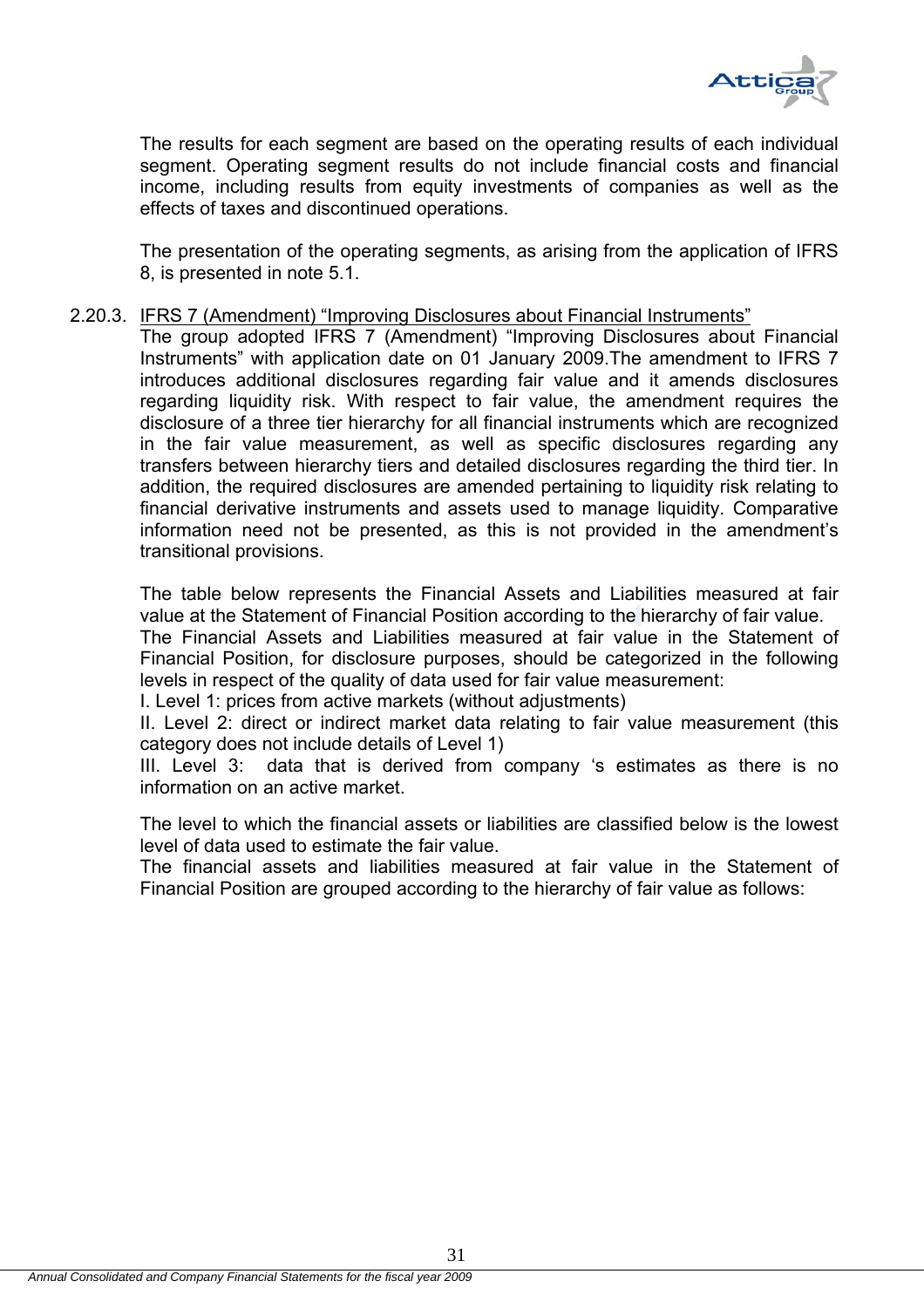The results for each segment are based on the operating results of each individual segment. Operating segment results do not include financial costs and financial income, including results from equity investments of companies as well as the effects of taxes and discontinued operations.

The presentation of the operating segments, as arising from the application of IFRS 8, is presented in note 5.1.

2.20.3. IFRS 7 (Amendment) "Improving Disclosures about Financial Instruments"

The group adopted IFRS 7 (Amendment) "Improving Disclosures about Financial Instruments" with application date on 01 January 2009.The amendment to IFRS 7 introduces additional disclosures regarding fair value and it amends disclosures regarding liquidity risk. With respect to fair value, the amendment requires the disclosure of a three tier hierarchy for all financial instruments which are recognized in the fair value measurement, as well as specific disclosures regarding any transfers between hierarchy tiers and detailed disclosures regarding the third tier. In addition, the required disclosures are amended pertaining to liquidity risk relating to financial derivative instruments and assets used to manage liquidity. Comparative information need not be presented, as this is not provided in the amendment's transitional provisions.

The table below represents the Financial Assets and Liabilities measured at fair value at the Statement of Financial Position according to the hierarchy of fair value.
The Financial Assets and Liabilities measured at fair value in the Statement of Financial Position, for disclosure purposes, should be categorized in the following levels in respect of the quality of data used for fair value measurement:
I. Level 1: prices from active markets (without adjustments)
II. Level 2: direct or indirect market data relating to fair value measurement (this category does not include details of Level 1)
III. Level 3: data that is derived from company 's estimates as there is no information on an active market.

The level to which the financial assets or liabilities are classified below is the lowest level of data used to estimate the fair value.
The financial assets and liabilities measured at fair value in the Statement of Financial Position are grouped according to the hierarchy of fair value as follows: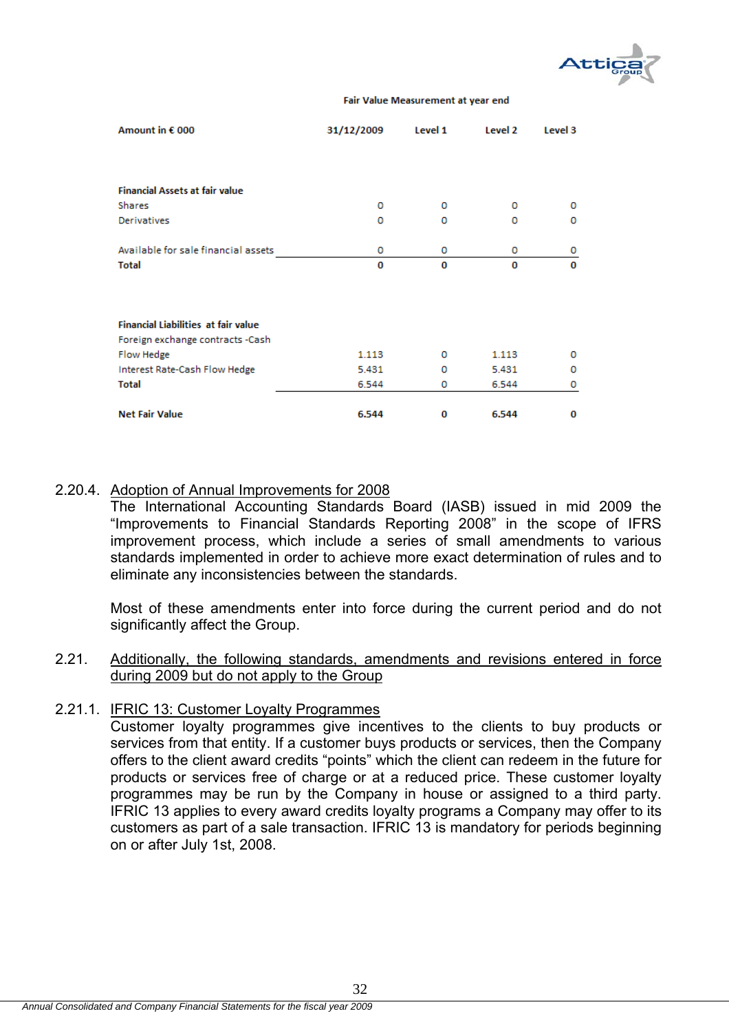| Amount in € 000 | 31/12/2009 | Level 1 | Level 2 | Level 3 |
|---|---|---|---|---|
| | | Fair Value Measurement at year end | | |
| **Financial Assets at fair value** | | | | |
| Shares | 0 | 0 | 0 | 0 |
| Derivatives | 0 | 0 | 0 | 0 |
| Available for sale financial assets | 0 | 0 | 0 | 0 |
| **Total** | **0** | **0** | **0** | **0** |
| **Financial Liabilities at fair value** | | | | |
| Foreign exchange contracts -Cash Flow Hedge | 1.113 | 0 | 1.113 | 0 |
| Interest Rate-Cash Flow Hedge | 5.431 | 0 | 5.431 | 0 |
| **Total** | 6.544 | 0 | 6.544 | 0 |
| **Net Fair Value** | **6.544** | **0** | **6.544** | **0** |

2.20.4. Adoption of Annual Improvements for 2008

The International Accounting Standards Board (IASB) issued in mid 2009 the "Improvements to Financial Standards Reporting 2008" in the scope of IFRS improvement process, which include a series of small amendments to various standards implemented in order to achieve more exact determination of rules and to eliminate any inconsistencies between the standards.

Most of these amendments enter into force during the current period and do not significantly affect the Group.

2.21. Additionally, the following standards, amendments and revisions entered in force during 2009 but do not apply to the Group

2.21.1. IFRIC 13: Customer Loyalty Programmes

Customer loyalty programmes give incentives to the clients to buy products or services from that entity. If a customer buys products or services, then the Company offers to the client award credits "points" which the client can redeem in the future for products or services free of charge or at a reduced price. These customer loyalty programmes may be run by the Company in house or assigned to a third party. IFRIC 13 applies to every award credits loyalty programs a Company may offer to its customers as part of a sale transaction. IFRIC 13 is mandatory for periods beginning on or after July 1st, 2008.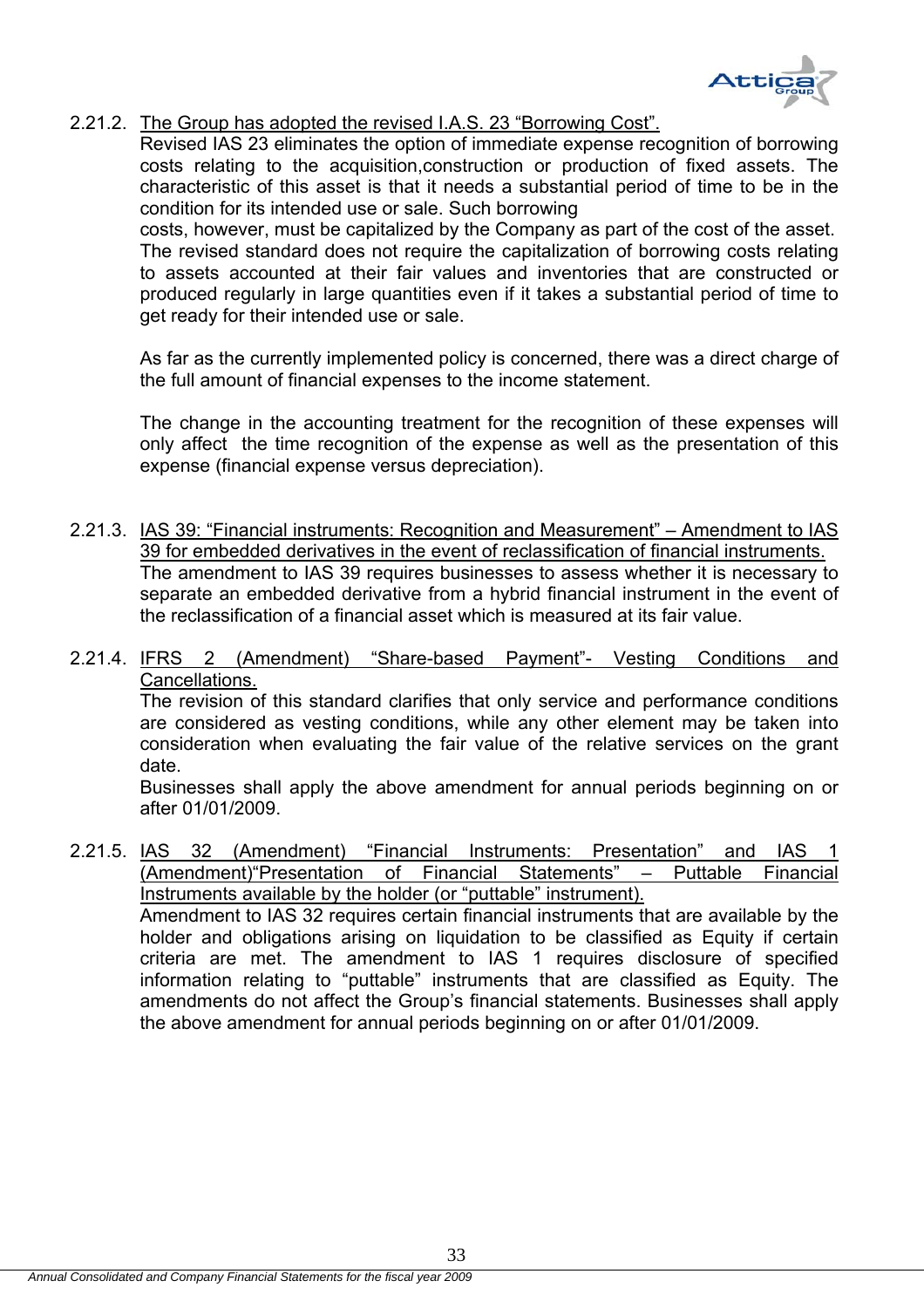2.21.2. <u>The Group has adopted the revised I.A.S. 23 "Borrowing Cost".</u>

Revised IAS 23 eliminates the option of immediate expense recognition of borrowing costs relating to the acquisition,construction or production of fixed assets. The characteristic of this asset is that it needs a substantial period of time to be in the condition for its intended use or sale. Such borrowing costs, however, must be capitalized by the Company as part of the cost of the asset. The revised standard does not require the capitalization of borrowing costs relating to assets accounted at their fair values and inventories that are constructed or produced regularly in large quantities even if it takes a substantial period of time to get ready for their intended use or sale.

As far as the currently implemented policy is concerned, there was a direct charge of the full amount of financial expenses to the income statement.

The change in the accounting treatment for the recognition of these expenses will only affect the time recognition of the expense as well as the presentation of this expense (financial expense versus depreciation).

2.21.3. <u>IAS 39: "Financial instruments: Recognition and Measurement" – Amendment to IAS 39 for embedded derivatives in the event of reclassification of financial instruments.</u>

The amendment to IAS 39 requires businesses to assess whether it is necessary to separate an embedded derivative from a hybrid financial instrument in the event of the reclassification of a financial asset which is measured at its fair value.

2.21.4. <u>IFRS 2 (Amendment) "Share-based Payment"- Vesting Conditions and Cancellations.</u>

The revision of this standard clarifies that only service and performance conditions are considered as vesting conditions, while any other element may be taken into consideration when evaluating the fair value of the relative services on the grant date.

Businesses shall apply the above amendment for annual periods beginning on or after 01/01/2009.

2.21.5. <u>IAS 32 (Amendment) "Financial Instruments: Presentation" and IAS 1 (Amendment)"Presentation of Financial Statements" – Puttable Financial Instruments available by the holder (or "puttable" instrument).</u>

Amendment to IAS 32 requires certain financial instruments that are available by the holder and obligations arising on liquidation to be classified as Equity if certain criteria are met. The amendment to IAS 1 requires disclosure of specified information relating to "puttable" instruments that are classified as Equity. The amendments do not affect the Group's financial statements. Businesses shall apply the above amendment for annual periods beginning on or after 01/01/2009.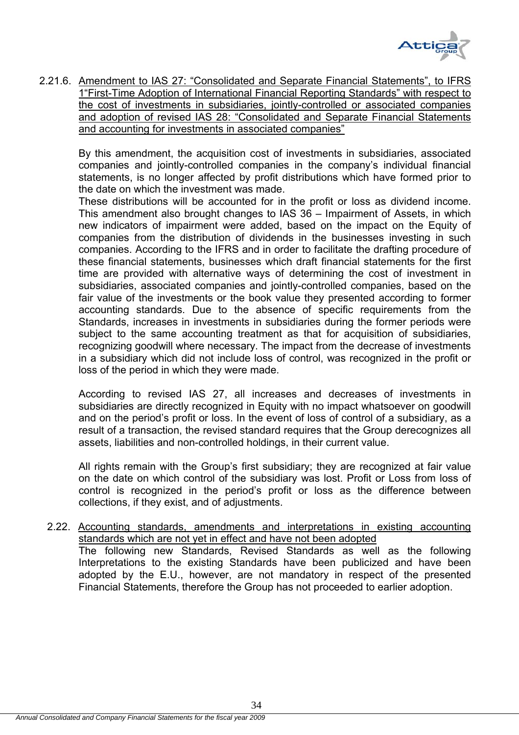### 2.21.6. Amendment to IAS 27: "Consolidated and Separate Financial Statements", to IFRS 1"First-Time Adoption of International Financial Reporting Standards" with respect to the cost of investments in subsidiaries, jointly-controlled or associated companies and adoption of revised IAS 28: "Consolidated and Separate Financial Statements and accounting for investments in associated companies"

By this amendment, the acquisition cost of investments in subsidiaries, associated companies and jointly-controlled companies in the company's individual financial statements, is no longer affected by profit distributions which have formed prior to the date on which the investment was made.

These distributions will be accounted for in the profit or loss as dividend income. This amendment also brought changes to IAS 36 – Impairment of Assets, in which new indicators of impairment were added, based on the impact on the Equity of companies from the distribution of dividends in the businesses investing in such companies. According to the IFRS and in order to facilitate the drafting procedure of these financial statements, businesses which draft financial statements for the first time are provided with alternative ways of determining the cost of investment in subsidiaries, associated companies and jointly-controlled companies, based on the fair value of the investments or the book value they presented according to former accounting standards. Due to the absence of specific requirements from the Standards, increases in investments in subsidiaries during the former periods were subject to the same accounting treatment as that for acquisition of subsidiaries, recognizing goodwill where necessary. The impact from the decrease of investments in a subsidiary which did not include loss of control, was recognized in the profit or loss of the period in which they were made.

According to revised IAS 27, all increases and decreases of investments in subsidiaries are directly recognized in Equity with no impact whatsoever on goodwill and on the period's profit or loss. In the event of loss of control of a subsidiary, as a result of a transaction, the revised standard requires that the Group derecognizes all assets, liabilities and non-controlled holdings, in their current value.

All rights remain with the Group's first subsidiary; they are recognized at fair value on the date on which control of the subsidiary was lost. Profit or Loss from loss of control is recognized in the period's profit or loss as the difference between collections, if they exist, and of adjustments.

## 2.22. Accounting standards, amendments and interpretations in existing accounting standards which are not yet in effect and have not been adopted

The following new Standards, Revised Standards as well as the following Interpretations to the existing Standards have been publicized and have been adopted by the E.U., however, are not mandatory in respect of the presented Financial Statements, therefore the Group has not proceeded to earlier adoption.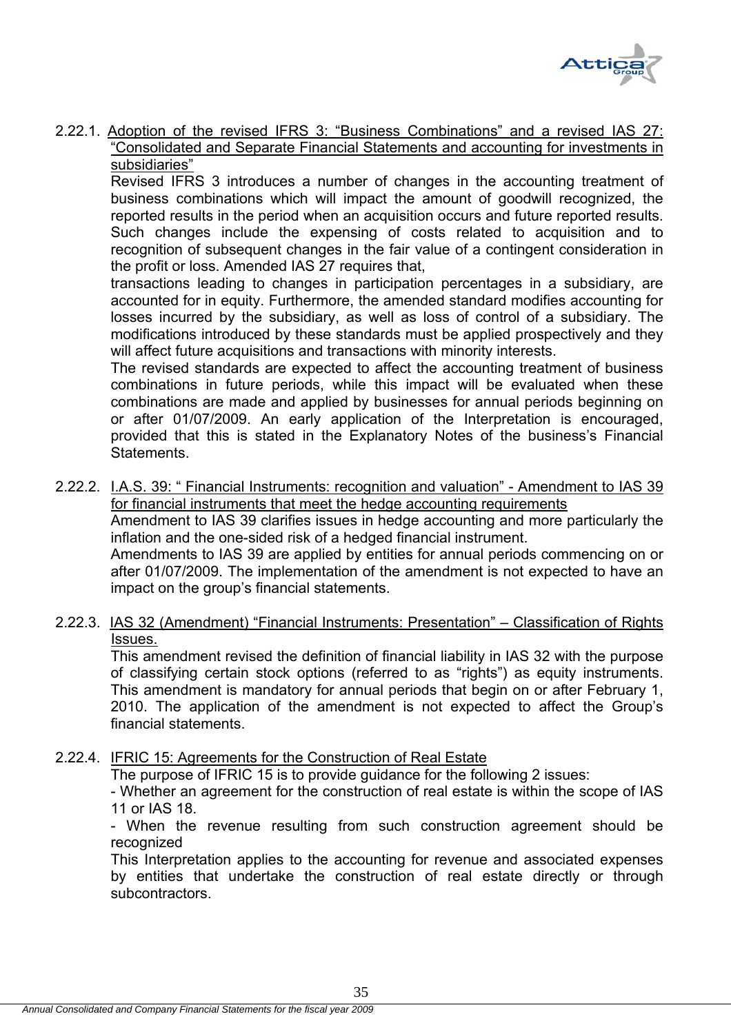2.22.1. Adoption of the revised IFRS 3: "Business Combinations" and a revised IAS 27: "Consolidated and Separate Financial Statements and accounting for investments in subsidiaries"

Revised IFRS 3 introduces a number of changes in the accounting treatment of business combinations which will impact the amount of goodwill recognized, the reported results in the period when an acquisition occurs and future reported results. Such changes include the expensing of costs related to acquisition and to recognition of subsequent changes in the fair value of a contingent consideration in the profit or loss. Amended IAS 27 requires that,

transactions leading to changes in participation percentages in a subsidiary, are accounted for in equity. Furthermore, the amended standard modifies accounting for losses incurred by the subsidiary, as well as loss of control of a subsidiary. The modifications introduced by these standards must be applied prospectively and they will affect future acquisitions and transactions with minority interests.

The revised standards are expected to affect the accounting treatment of business combinations in future periods, while this impact will be evaluated when these combinations are made and applied by businesses for annual periods beginning on or after 01/07/2009. An early application of the Interpretation is encouraged, provided that this is stated in the Explanatory Notes of the business's Financial Statements.

2.22.2. I.A.S. 39: " Financial Instruments: recognition and valuation" - Amendment to IAS 39 for financial instruments that meet the hedge accounting requirements

Amendment to IAS 39 clarifies issues in hedge accounting and more particularly the inflation and the one-sided risk of a hedged financial instrument.

Amendments to IAS 39 are applied by entities for annual periods commencing on or after 01/07/2009. The implementation of the amendment is not expected to have an impact on the group's financial statements.

2.22.3. IAS 32 (Amendment) "Financial Instruments: Presentation" – Classification of Rights Issues.

This amendment revised the definition of financial liability in IAS 32 with the purpose of classifying certain stock options (referred to as "rights") as equity instruments. This amendment is mandatory for annual periods that begin on or after February 1, 2010. The application of the amendment is not expected to affect the Group's financial statements.

2.22.4. IFRIC 15: Agreements for the Construction of Real Estate

The purpose of IFRIC 15 is to provide guidance for the following 2 issues:

- Whether an agreement for the construction of real estate is within the scope of IAS 11 or IAS 18.
- When the revenue resulting from such construction agreement should be recognized

This Interpretation applies to the accounting for revenue and associated expenses by entities that undertake the construction of real estate directly or through subcontractors.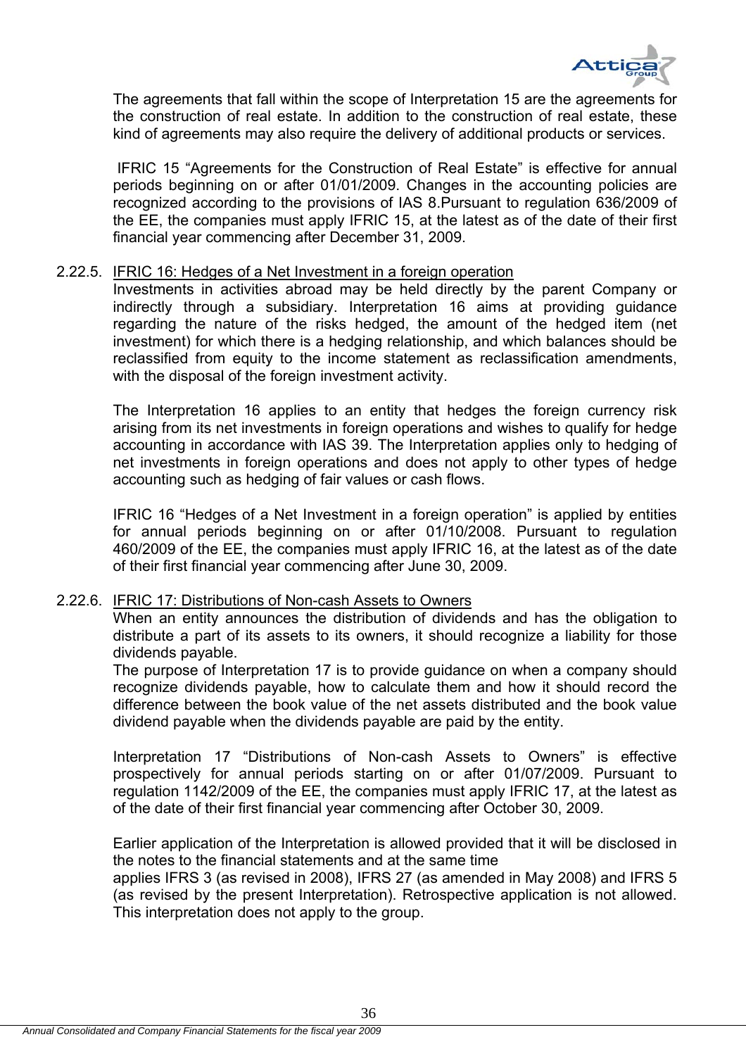The agreements that fall within the scope of Interpretation 15 are the agreements for the construction of real estate. In addition to the construction of real estate, these kind of agreements may also require the delivery of additional products or services.

IFRIC 15 "Agreements for the Construction of Real Estate" is effective for annual periods beginning on or after 01/01/2009. Changes in the accounting policies are recognized according to the provisions of IAS 8.Pursuant to regulation 636/2009 of the EE, the companies must apply IFRIC 15, at the latest as of the date of their first financial year commencing after December 31, 2009.

#### 2.22.5. IFRIC 16: Hedges of a Net Investment in a foreign operation

Investments in activities abroad may be held directly by the parent Company or indirectly through a subsidiary. Interpretation 16 aims at providing guidance regarding the nature of the risks hedged, the amount of the hedged item (net investment) for which there is a hedging relationship, and which balances should be reclassified from equity to the income statement as reclassification amendments, with the disposal of the foreign investment activity.

The Interpretation 16 applies to an entity that hedges the foreign currency risk arising from its net investments in foreign operations and wishes to qualify for hedge accounting in accordance with IAS 39. The Interpretation applies only to hedging of net investments in foreign operations and does not apply to other types of hedge accounting such as hedging of fair values or cash flows.

IFRIC 16 "Hedges of a Net Investment in a foreign operation" is applied by entities for annual periods beginning on or after 01/10/2008. Pursuant to regulation 460/2009 of the EE, the companies must apply IFRIC 16, at the latest as of the date of their first financial year commencing after June 30, 2009.

#### 2.22.6. IFRIC 17: Distributions of Non-cash Assets to Owners

When an entity announces the distribution of dividends and has the obligation to distribute a part of its assets to its owners, it should recognize a liability for those dividends payable.

The purpose of Interpretation 17 is to provide guidance on when a company should recognize dividends payable, how to calculate them and how it should record the difference between the book value of the net assets distributed and the book value dividend payable when the dividends payable are paid by the entity.

Interpretation 17 "Distributions of Non-cash Assets to Owners" is effective prospectively for annual periods starting on or after 01/07/2009. Pursuant to regulation 1142/2009 of the EE, the companies must apply IFRIC 17, at the latest as of the date of their first financial year commencing after October 30, 2009.

Earlier application of the Interpretation is allowed provided that it will be disclosed in the notes to the financial statements and at the same time applies IFRS 3 (as revised in 2008), IFRS 27 (as amended in May 2008) and IFRS 5 (as revised by the present Interpretation). Retrospective application is not allowed. This interpretation does not apply to the group.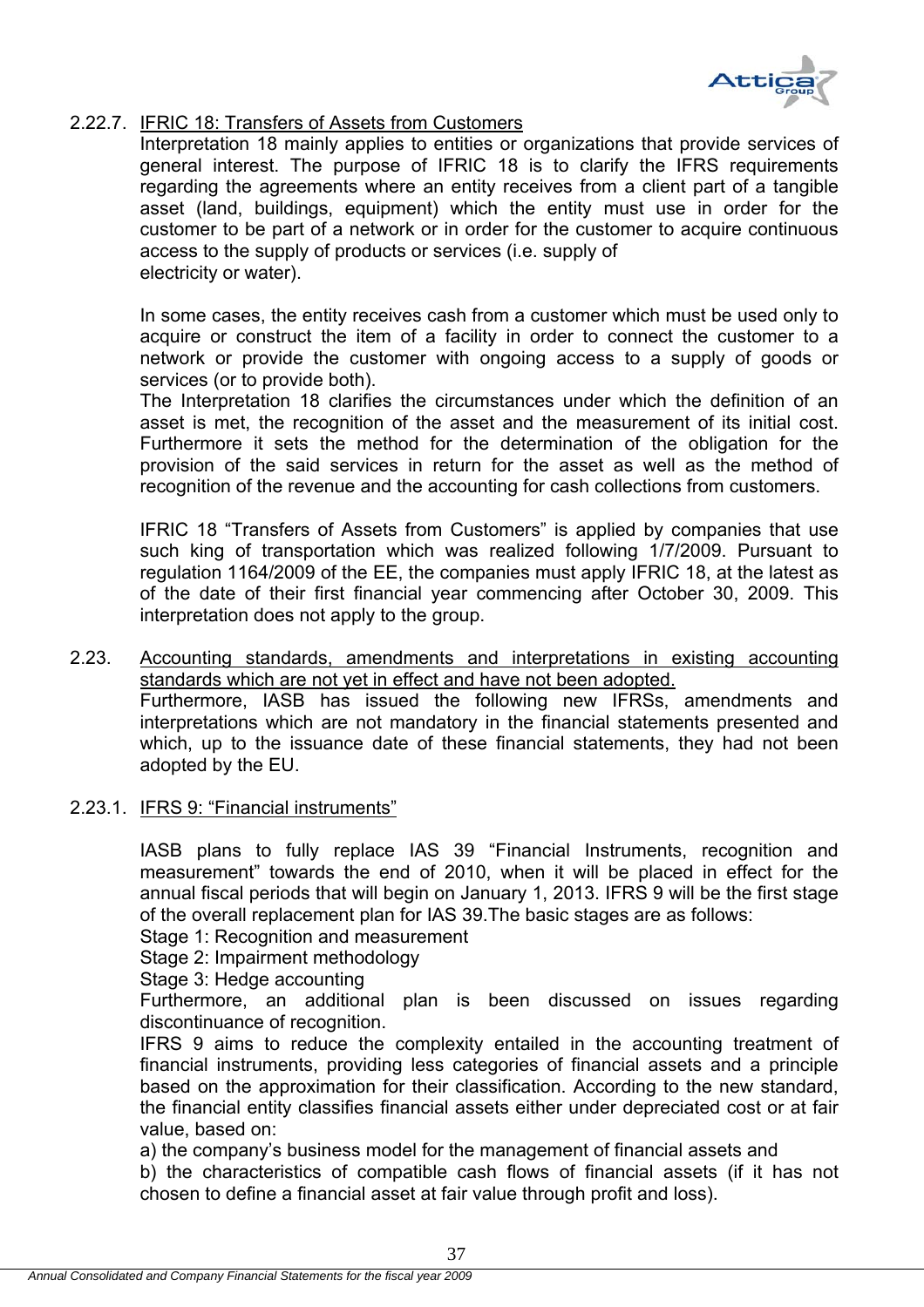### 2.22.7. IFRIC 18: Transfers of Assets from Customers

Interpretation 18 mainly applies to entities or organizations that provide services of general interest. The purpose of IFRIC 18 is to clarify the IFRS requirements regarding the agreements where an entity receives from a client part of a tangible asset (land, buildings, equipment) which the entity must use in order for the customer to be part of a network or in order for the customer to acquire continuous access to the supply of products or services (i.e. supply of electricity or water).

In some cases, the entity receives cash from a customer which must be used only to acquire or construct the item of a facility in order to connect the customer to a network or provide the customer with ongoing access to a supply of goods or services (or to provide both).

The Interpretation 18 clarifies the circumstances under which the definition of an asset is met, the recognition of the asset and the measurement of its initial cost. Furthermore it sets the method for the determination of the obligation for the provision of the said services in return for the asset as well as the method of recognition of the revenue and the accounting for cash collections from customers.

IFRIC 18 "Transfers of Assets from Customers" is applied by companies that use such king of transportation which was realized following 1/7/2009. Pursuant to regulation 1164/2009 of the EE, the companies must apply IFRIC 18, at the latest as of the date of their first financial year commencing after October 30, 2009. This interpretation does not apply to the group.

## 2.23. Accounting standards, amendments and interpretations in existing accounting standards which are not yet in effect and have not been adopted.

Furthermore, IASB has issued the following new IFRSs, amendments and interpretations which are not mandatory in the financial statements presented and which, up to the issuance date of these financial statements, they had not been adopted by the EU.

### 2.23.1. IFRS 9: "Financial instruments"

IASB plans to fully replace IAS 39 "Financial Instruments, recognition and measurement" towards the end of 2010, when it will be placed in effect for the annual fiscal periods that will begin on January 1, 2013. IFRS 9 will be the first stage of the overall replacement plan for IAS 39.The basic stages are as follows:

Stage 1: Recognition and measurement

Stage 2: Impairment methodology

Stage 3: Hedge accounting

Furthermore, an additional plan is been discussed on issues regarding discontinuance of recognition.

IFRS 9 aims to reduce the complexity entailed in the accounting treatment of financial instruments, providing less categories of financial assets and a principle based on the approximation for their classification. According to the new standard, the financial entity classifies financial assets either under depreciated cost or at fair value, based on:

a) the company's business model for the management of financial assets and

b) the characteristics of compatible cash flows of financial assets (if it has not chosen to define a financial asset at fair value through profit and loss).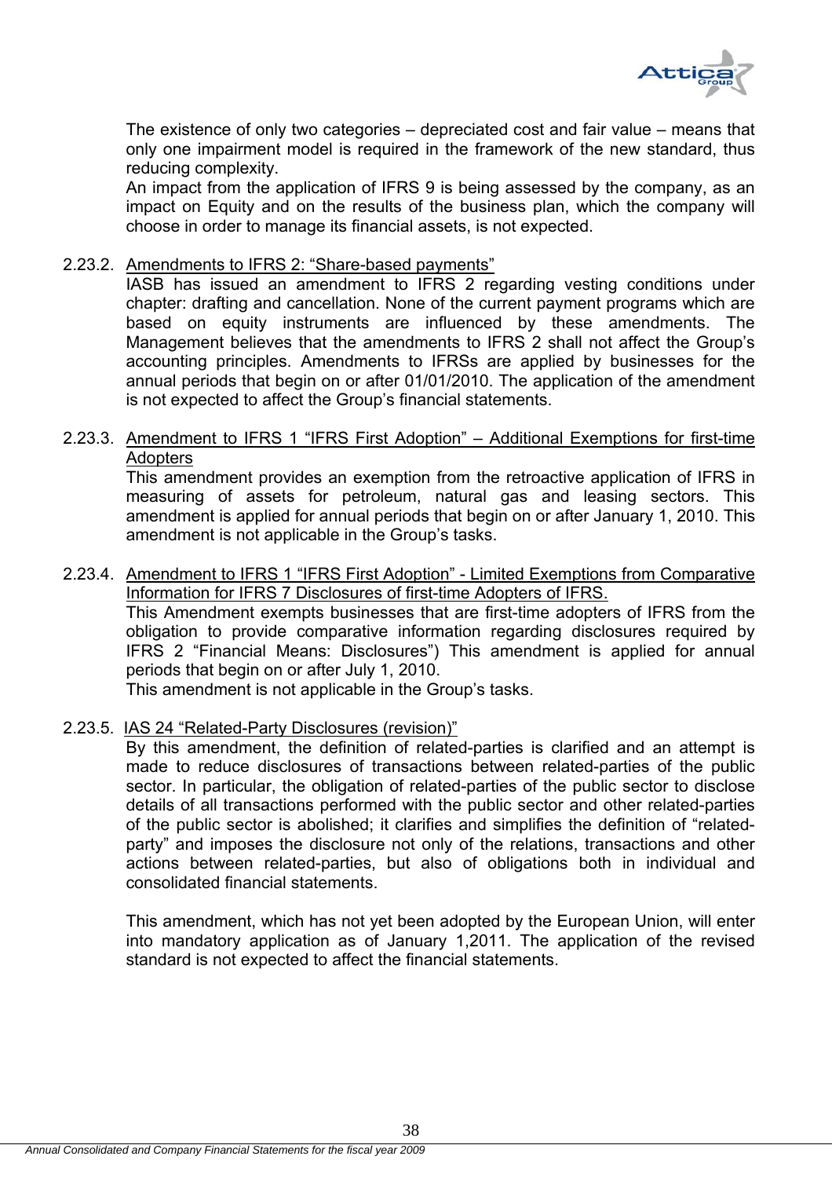The existence of only two categories – depreciated cost and fair value – means that only one impairment model is required in the framework of the new standard, thus reducing complexity.

An impact from the application of IFRS 9 is being assessed by the company, as an impact on Equity and on the results of the business plan, which the company will choose in order to manage its financial assets, is not expected.

2.23.2. Amendments to IFRS 2: "Share-based payments"

IASB has issued an amendment to IFRS 2 regarding vesting conditions under chapter: drafting and cancellation. None of the current payment programs which are based on equity instruments are influenced by these amendments. The Management believes that the amendments to IFRS 2 shall not affect the Group's accounting principles. Amendments to IFRSs are applied by businesses for the annual periods that begin on or after 01/01/2010. The application of the amendment is not expected to affect the Group's financial statements.

2.23.3. Amendment to IFRS 1 "IFRS First Adoption" – Additional Exemptions for first-time Adopters

This amendment provides an exemption from the retroactive application of IFRS in measuring of assets for petroleum, natural gas and leasing sectors. This amendment is applied for annual periods that begin on or after January 1, 2010. This amendment is not applicable in the Group's tasks.

2.23.4. Amendment to IFRS 1 "IFRS First Adoption" - Limited Exemptions from Comparative Information for IFRS 7 Disclosures of first-time Adopters of IFRS.

This Amendment exempts businesses that are first-time adopters of IFRS from the obligation to provide comparative information regarding disclosures required by IFRS 2 "Financial Means: Disclosures") This amendment is applied for annual periods that begin on or after July 1, 2010.

This amendment is not applicable in the Group's tasks.

2.23.5. IAS 24 "Related-Party Disclosures (revision)"

By this amendment, the definition of related-parties is clarified and an attempt is made to reduce disclosures of transactions between related-parties of the public sector. In particular, the obligation of related-parties of the public sector to disclose details of all transactions performed with the public sector and other related-parties of the public sector is abolished; it clarifies and simplifies the definition of "related-party" and imposes the disclosure not only of the relations, transactions and other actions between related-parties, but also of obligations both in individual and consolidated financial statements.

This amendment, which has not yet been adopted by the European Union, will enter into mandatory application as of January 1,2011. The application of the revised standard is not expected to affect the financial statements.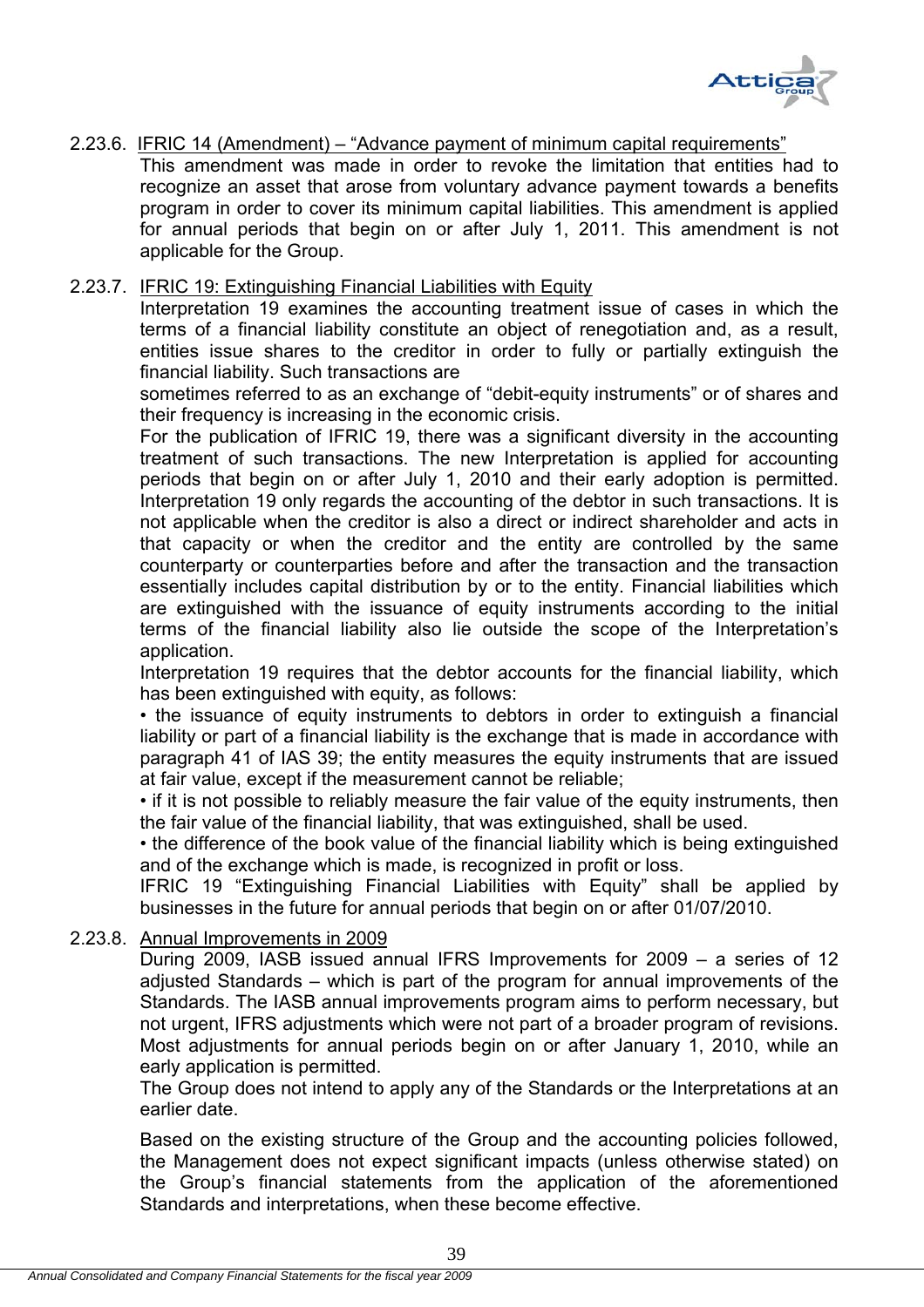### 2.23.6. IFRIC 14 (Amendment) – "Advance payment of minimum capital requirements"

This amendment was made in order to revoke the limitation that entities had to recognize an asset that arose from voluntary advance payment towards a benefits program in order to cover its minimum capital liabilities. This amendment is applied for annual periods that begin on or after July 1, 2011. This amendment is not applicable for the Group.

### 2.23.7. IFRIC 19: Extinguishing Financial Liabilities with Equity

Interpretation 19 examines the accounting treatment issue of cases in which the terms of a financial liability constitute an object of renegotiation and, as a result, entities issue shares to the creditor in order to fully or partially extinguish the financial liability. Such transactions are

sometimes referred to as an exchange of "debit-equity instruments" or of shares and their frequency is increasing in the economic crisis.

For the publication of IFRIC 19, there was a significant diversity in the accounting treatment of such transactions. The new Interpretation is applied for accounting periods that begin on or after July 1, 2010 and their early adoption is permitted. Interpretation 19 only regards the accounting of the debtor in such transactions. It is not applicable when the creditor is also a direct or indirect shareholder and acts in that capacity or when the creditor and the entity are controlled by the same counterparty or counterparties before and after the transaction and the transaction essentially includes capital distribution by or to the entity. Financial liabilities which are extinguished with the issuance of equity instruments according to the initial terms of the financial liability also lie outside the scope of the Interpretation's application.

Interpretation 19 requires that the debtor accounts for the financial liability, which has been extinguished with equity, as follows:

• the issuance of equity instruments to debtors in order to extinguish a financial liability or part of a financial liability is the exchange that is made in accordance with paragraph 41 of IAS 39; the entity measures the equity instruments that are issued at fair value, except if the measurement cannot be reliable;

• if it is not possible to reliably measure the fair value of the equity instruments, then the fair value of the financial liability, that was extinguished, shall be used.

• the difference of the book value of the financial liability which is being extinguished and of the exchange which is made, is recognized in profit or loss.

IFRIC 19 "Extinguishing Financial Liabilities with Equity" shall be applied by businesses in the future for annual periods that begin on or after 01/07/2010.

### 2.23.8. Annual Improvements in 2009

During 2009, IASB issued annual IFRS Improvements for 2009 – a series of 12 adjusted Standards – which is part of the program for annual improvements of the Standards. The IASB annual improvements program aims to perform necessary, but not urgent, IFRS adjustments which were not part of a broader program of revisions. Most adjustments for annual periods begin on or after January 1, 2010, while an early application is permitted.

The Group does not intend to apply any of the Standards or the Interpretations at an earlier date.

Based on the existing structure of the Group and the accounting policies followed, the Management does not expect significant impacts (unless otherwise stated) on the Group's financial statements from the application of the aforementioned Standards and interpretations, when these become effective.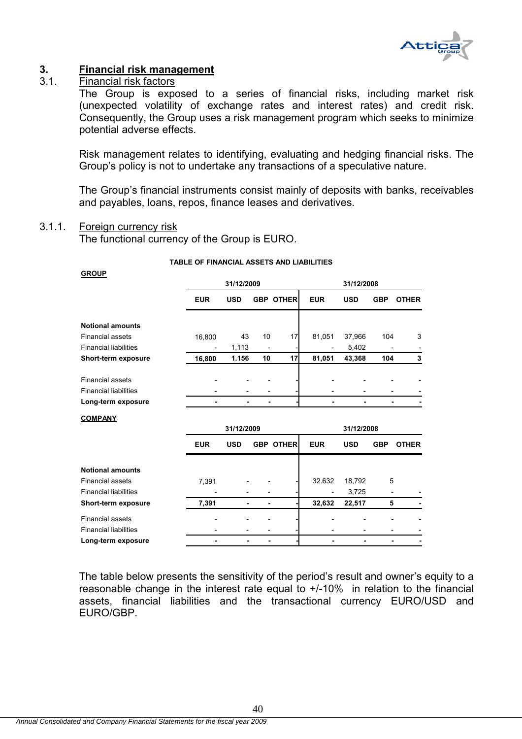## 3. Financial risk management

### 3.1. Financial risk factors

The Group is exposed to a series of financial risks, including market risk (unexpected volatility of exchange rates and interest rates) and credit risk. Consequently, the Group uses a risk management program which seeks to minimize potential adverse effects.

Risk management relates to identifying, evaluating and hedging financial risks. The Group's policy is not to undertake any transactions of a speculative nature.

The Group's financial instruments consist mainly of deposits with banks, receivables and payables, loans, repos, finance leases and derivatives.

#### 3.1.1. Foreign currency risk

The functional currency of the Group is EURO.

**TABLE OF FINANCIAL ASSETS AND LIABILITIES**

**GROUP**

| | 31/12/2009 | | | | 31/12/2008 | | | |
|---|---|---|---|---|---|---|---|---|
| | **EUR** | **USD** | **GBP** | **OTHER** | **EUR** | **USD** | **GBP** | **OTHER** |
| **Notional amounts** | | | | | | | | |
| Financial assets | 16,800 | 43 | 10 | 17 | 81,051 | 37,966 | 104 | 3 |
| Financial liabilities | - | 1,113 | - | - | - | 5,402 | - | - |
| **Short-term exposure** | **16,800** | **1.156** | **10** | **17** | **81,051** | **43,368** | **104** | **3** |
| Financial assets | - | - | - | - | - | - | - | - |
| Financial liabilities | - | - | - | - | - | - | - | - |
| **Long-term exposure** | **-** | **-** | **-** | **-** | **-** | **-** | **-** | **-** |

**COMPANY**

| | 31/12/2009 | | | | 31/12/2008 | | | |
|---|---|---|---|---|---|---|---|---|
| | **EUR** | **USD** | **GBP** | **OTHER** | **EUR** | **USD** | **GBP** | **OTHER** |
| **Notional amounts** | | | | | | | | |
| Financial assets | 7,391 | - | - | - | 32.632 | 18,792 | 5 | |
| Financial liabilities | - | - | - | - | - | 3,725 | - | - |
| **Short-term exposure** | **7,391** | **-** | **-** | **-** | **32,632** | **22,517** | **5** | **-** |
| Financial assets | - | - | - | - | - | - | - | - |
| Financial liabilities | - | - | - | - | - | - | - | - |
| **Long-term exposure** | **-** | **-** | **-** | **-** | **-** | **-** | **-** | **-** |

The table below presents the sensitivity of the period's result and owner's equity to a reasonable change in the interest rate equal to +/-10% in relation to the financial assets, financial liabilities and the transactional currency EURO/USD and EURO/GBP.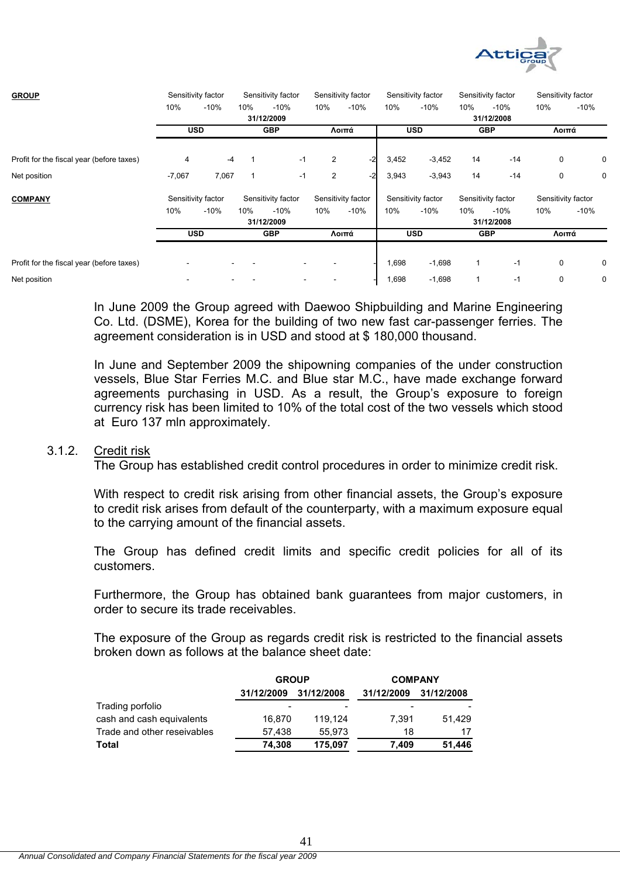| **GROUP** | Sensitivity factor | | Sensitivity factor | | Sensitivity factor | | Sensitivity factor | | Sensitivity factor | | Sensitivity factor | |
|---|---|---|---|---|---|---|---|---|---|---|---|---|
| | 10% | -10% | 10% | -10% | 10% | -10% | 10% | -10% | 10% | -10% | 10% | -10% |
| | 31/12/2009 | | | | | | 31/12/2008 | | | | | |
| | USD | | GBP | | Λοιπά | | USD | | GBP | | Λοιπά | |
| Profit for the fiscal year (before taxes) | 4 | -4 | 1 | -1 | 2 | -2 | 3,452 | -3,452 | 14 | -14 | 0 | 0 |
| Net position | -7,067 | 7,067 | 1 | -1 | 2 | -2 | 3,943 | -3,943 | 14 | -14 | 0 | 0 |

| **COMPANY** | Sensitivity factor | | Sensitivity factor | | Sensitivity factor | | Sensitivity factor | | Sensitivity factor | | Sensitivity factor | |
|---|---|---|---|---|---|---|---|---|---|---|---|---|
| | 10% | -10% | 10% | -10% | 10% | -10% | 10% | -10% | 10% | -10% | 10% | -10% |
| | 31/12/2009 | | | | | | 31/12/2008 | | | | | |
| | USD | | GBP | | Λοιπά | | USD | | GBP | | Λοιπά | |
| Profit for the fiscal year (before taxes) | - | - | - | - | - | - | 1,698 | -1,698 | 1 | -1 | 0 | 0 |
| Net position | - | - | - | - | - | - | 1,698 | -1,698 | 1 | -1 | 0 | 0 |

In June 2009 the Group agreed with Daewoo Shipbuilding and Marine Engineering Co. Ltd. (DSME), Korea for the building of two new fast car-passenger ferries. The agreement consideration is in USD and stood at $ 180,000 thousand.

In June and September 2009 the shipowning companies of the under construction vessels, Blue Star Ferries M.C. and Blue star M.C., have made exchange forward agreements purchasing in USD. As a result, the Group's exposure to foreign currency risk has been limited to 10% of the total cost of the two vessels which stood at Euro 137 mln approximately.

### 3.1.2. Credit risk

The Group has established credit control procedures in order to minimize credit risk.

With respect to credit risk arising from other financial assets, the Group's exposure to credit risk arises from default of the counterparty, with a maximum exposure equal to the carrying amount of the financial assets.

The Group has defined credit limits and specific credit policies for all of its customers.

Furthermore, the Group has obtained bank guarantees from major customers, in order to secure its trade receivables.

The exposure of the Group as regards credit risk is restricted to the financial assets broken down as follows at the balance sheet date:

| | GROUP | | COMPANY | |
|---|---|---|---|---|
| | 31/12/2009 | 31/12/2008 | 31/12/2009 | 31/12/2008 |
| Trading porfolio | - | - | - | - |
| cash and cash equivalents | 16,870 | 119,124 | 7,391 | 51,429 |
| Trade and other reseivables | 57,438 | 55,973 | 18 | 17 |
| **Total** | **74,308** | **175,097** | **7,409** | **51,446** |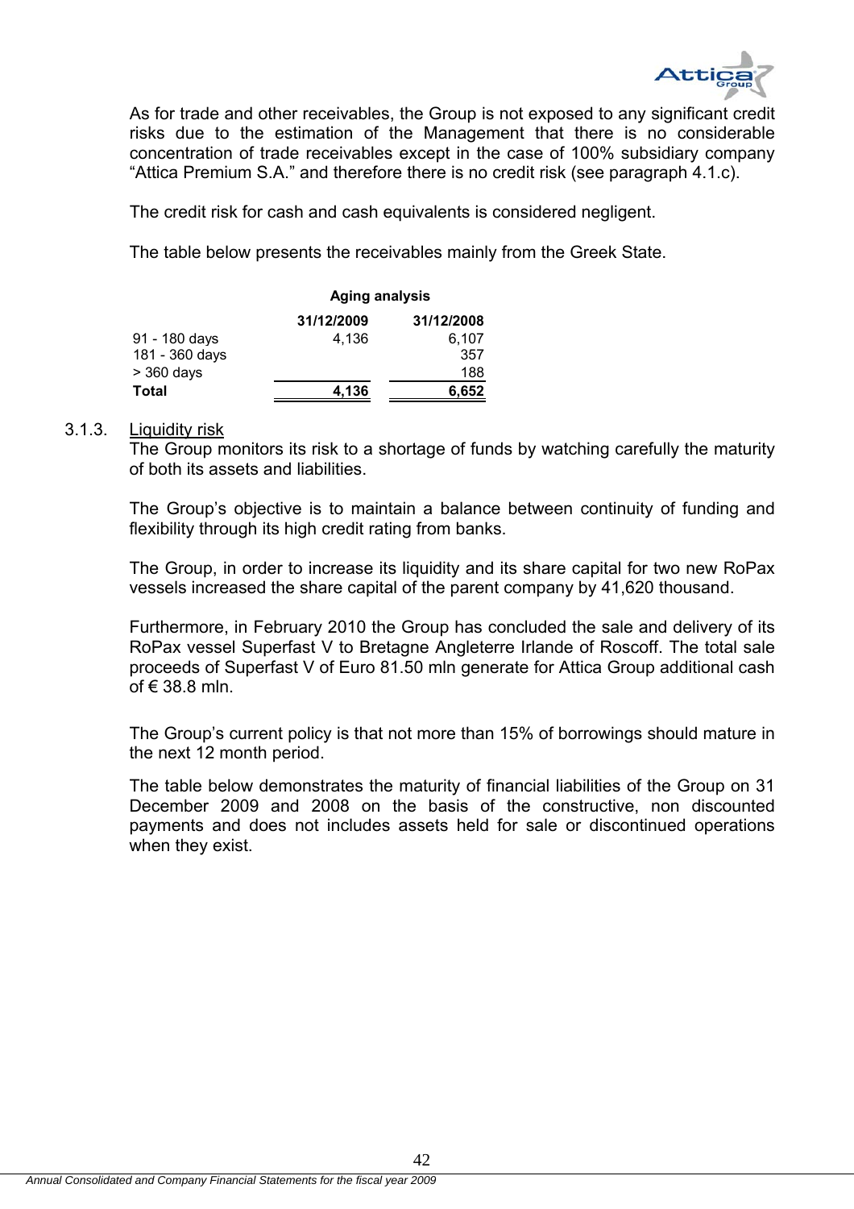As for trade and other receivables, the Group is not exposed to any significant credit risks due to the estimation of the Management that there is no considerable concentration of trade receivables except in the case of 100% subsidiary company "Attica Premium S.A." and therefore there is no credit risk (see paragraph 4.1.c).

The credit risk for cash and cash equivalents is considered negligent.

The table below presents the receivables mainly from the Greek State.

| | Aging analysis | |
|---|---|---|
| | **31/12/2009** | **31/12/2008** |
| 91 - 180 days | 4,136 | 6,107 |
| 181 - 360 days | | 357 |
| > 360 days | | 188 |
| **Total** | **4,136** | **6,652** |

### 3.1.3. Liquidity risk

The Group monitors its risk to a shortage of funds by watching carefully the maturity of both its assets and liabilities.

The Group's objective is to maintain a balance between continuity of funding and flexibility through its high credit rating from banks.

The Group, in order to increase its liquidity and its share capital for two new RoPax vessels increased the share capital of the parent company by 41,620 thousand.

Furthermore, in February 2010 the Group has concluded the sale and delivery of its RoPax vessel Superfast V to Bretagne Angleterre Irlande of Roscoff. The total sale proceeds of Superfast V of Euro 81.50 mln generate for Attica Group additional cash of € 38.8 mln.

The Group's current policy is that not more than 15% of borrowings should mature in the next 12 month period.

The table below demonstrates the maturity of financial liabilities of the Group on 31 December 2009 and 2008 on the basis of the constructive, non discounted payments and does not includes assets held for sale or discontinued operations when they exist.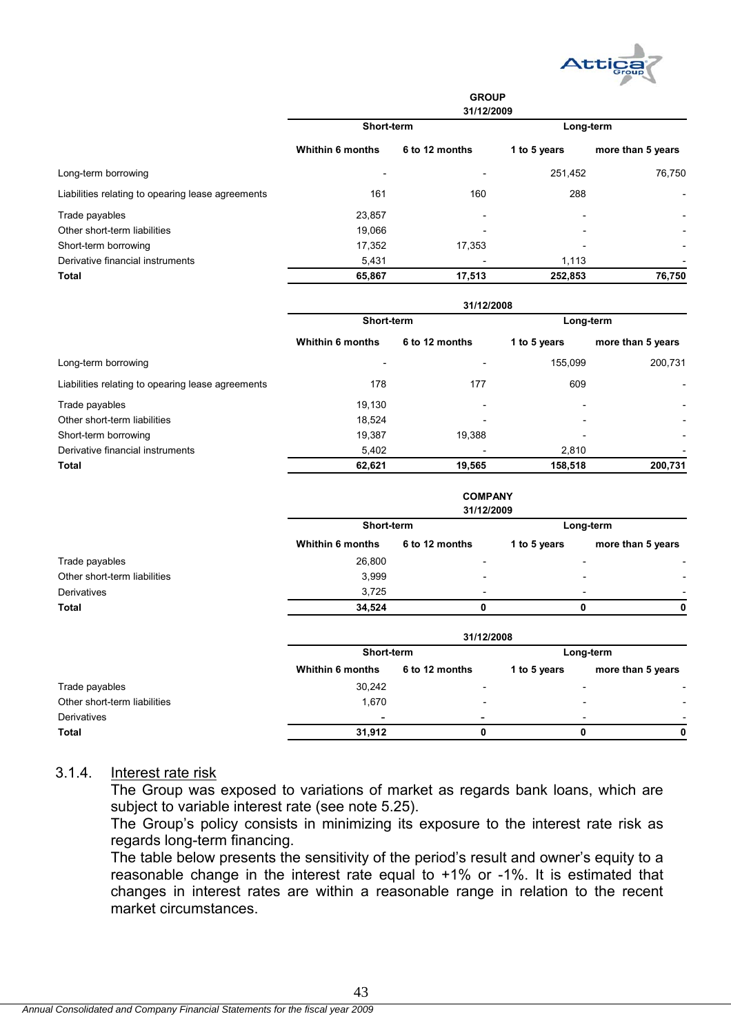**GROUP**

| 31/12/2009 | Short-term | | Long-term | |
|---|---|---|---|---|
| | Whithin 6 months | 6 to 12 months | 1 to 5 years | more than 5 years |
| Long-term borrowing | - | - | 251,452 | 76,750 |
| Liabilities relating to opearing lease agreements | 161 | 160 | 288 | - |
| Trade payables | 23,857 | - | - | - |
| Other short-term liabilities | 19,066 | - | - | - |
| Short-term borrowing | 17,352 | 17,353 | - | - |
| Derivative financial instruments | 5,431 | - | 1,113 | - |
| **Total** | **65,867** | **17,513** | **252,853** | **76,750** |

| 31/12/2008 | Short-term | | Long-term | |
|---|---|---|---|---|
| | Whithin 6 months | 6 to 12 months | 1 to 5 years | more than 5 years |
| Long-term borrowing | - | - | 155,099 | 200,731 |
| Liabilities relating to opearing lease agreements | 178 | 177 | 609 | - |
| Trade payables | 19,130 | - | - | - |
| Other short-term liabilities | 18,524 | - | - | - |
| Short-term borrowing | 19,387 | 19,388 | - | - |
| Derivative financial instruments | 5,402 | - | 2,810 | - |
| **Total** | **62,621** | **19,565** | **158,518** | **200,731** |

**COMPANY**

| 31/12/2009 | Short-term | | Long-term | |
|---|---|---|---|---|
| | Whithin 6 months | 6 to 12 months | 1 to 5 years | more than 5 years |
| Trade payables | 26,800 | - | - | - |
| Other short-term liabilities | 3,999 | - | - | - |
| Derivatives | 3,725 | - | - | - |
| **Total** | **34,524** | **0** | **0** | **0** |

| 31/12/2008 | Short-term | | Long-term | |
|---|---|---|---|---|
| | Whithin 6 months | 6 to 12 months | 1 to 5 years | more than 5 years |
| Trade payables | 30,242 | - | - | - |
| Other short-term liabilities | 1,670 | - | - | - |
| Derivatives | - | - | - | - |
| **Total** | **31,912** | **0** | **0** | **0** |

### 3.1.4. Interest rate risk

The Group was exposed to variations of market as regards bank loans, which are subject to variable interest rate (see note 5.25).

The Group's policy consists in minimizing its exposure to the interest rate risk as regards long-term financing.

The table below presents the sensitivity of the period's result and owner's equity to a reasonable change in the interest rate equal to +1% or -1%. It is estimated that changes in interest rates are within a reasonable range in relation to the recent market circumstances.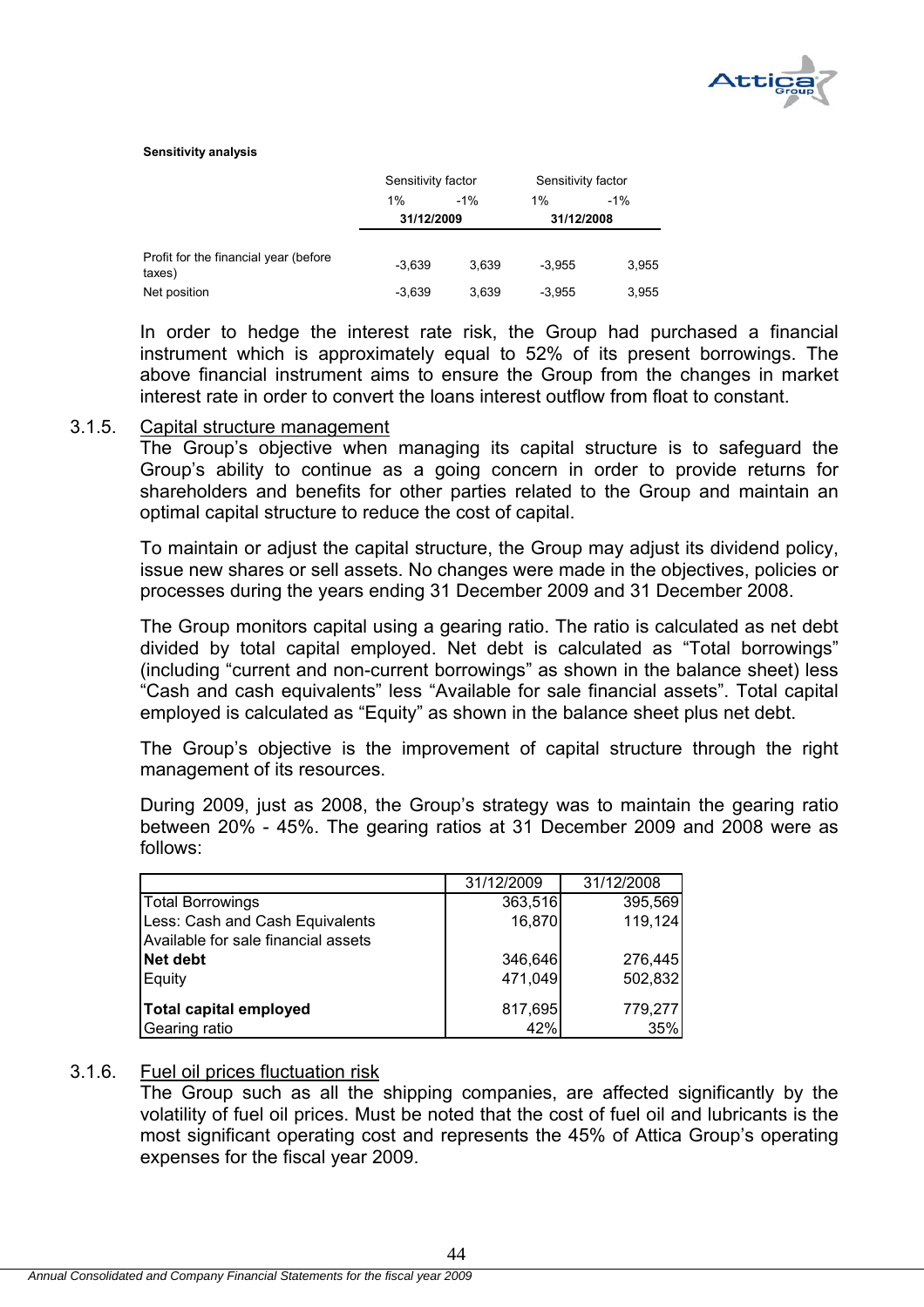**Sensitivity analysis**

| | Sensitivity factor | | Sensitivity factor | |
|---|---|---|---|---|
| | 1% | -1% | 1% | -1% |
| | 31/12/2009 | | 31/12/2008 | |
| Profit for the financial year (before taxes) | -3,639 | 3,639 | -3,955 | 3,955 |
| Net position | -3,639 | 3,639 | -3,955 | 3,955 |

In order to hedge the interest rate risk, the Group had purchased a financial instrument which is approximately equal to 52% of its present borrowings. The above financial instrument aims to ensure the Group from the changes in market interest rate in order to convert the loans interest outflow from float to constant.

### 3.1.5. Capital structure management

The Group's objective when managing its capital structure is to safeguard the Group's ability to continue as a going concern in order to provide returns for shareholders and benefits for other parties related to the Group and maintain an optimal capital structure to reduce the cost of capital.

To maintain or adjust the capital structure, the Group may adjust its dividend policy, issue new shares or sell assets. No changes were made in the objectives, policies or processes during the years ending 31 December 2009 and 31 December 2008.

The Group monitors capital using a gearing ratio. The ratio is calculated as net debt divided by total capital employed. Net debt is calculated as "Total borrowings" (including "current and non-current borrowings" as shown in the balance sheet) less "Cash and cash equivalents" less "Available for sale financial assets". Total capital employed is calculated as "Equity" as shown in the balance sheet plus net debt.

The Group's objective is the improvement of capital structure through the right management of its resources.

During 2009, just as 2008, the Group's strategy was to maintain the gearing ratio between 20% - 45%. The gearing ratios at 31 December 2009 and 2008 were as follows:

| | 31/12/2009 | 31/12/2008 |
|---|---|---|
| Total Borrowings | 363,516 | 395,569 |
| Less: Cash and Cash Equivalents | 16,870 | 119,124 |
| Available for sale financial assets | | |
| **Net debt** | 346,646 | 276,445 |
| Equity | 471,049 | 502,832 |
| **Total capital employed** | 817,695 | 779,277 |
| Gearing ratio | 42% | 35% |

### 3.1.6. Fuel oil prices fluctuation risk

The Group such as all the shipping companies, are affected significantly by the volatility of fuel oil prices. Must be noted that the cost of fuel oil and lubricants is the most significant operating cost and represents the 45% of Attica Group's operating expenses for the fiscal year 2009.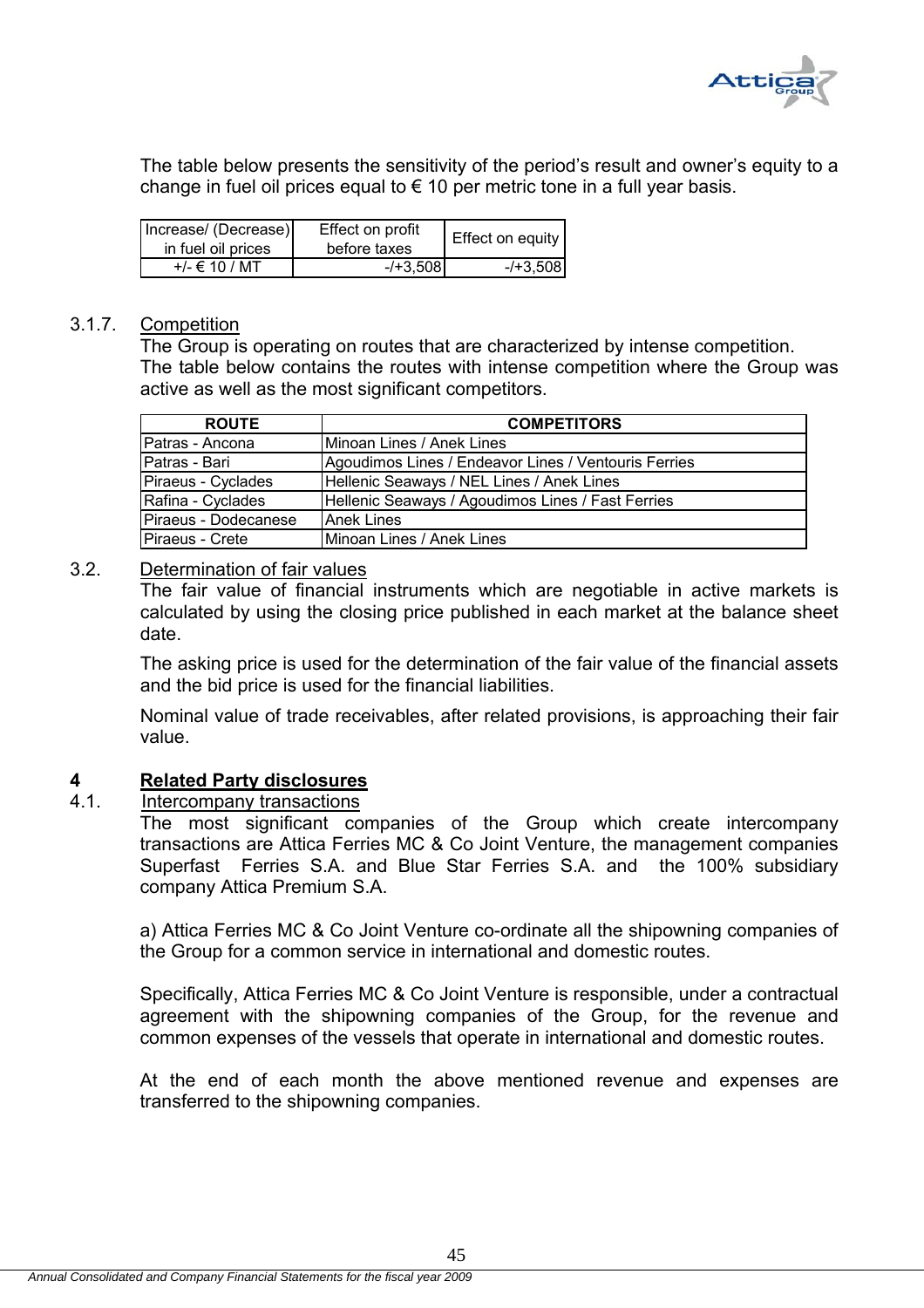The table below presents the sensitivity of the period's result and owner's equity to a change in fuel oil prices equal to € 10 per metric tone in a full year basis.

| Increase/ (Decrease) in fuel oil prices | Effect on profit before taxes | Effect on equity |
|---|---|---|
| +/- € 10 / MT | -/+3,508 | -/+3,508 |

### 3.1.7. Competition

The Group is operating on routes that are characterized by intense competition.
The table below contains the routes with intense competition where the Group was active as well as the most significant competitors.

| ROUTE | COMPETITORS |
|---|---|
| Patras - Ancona | Minoan Lines / Anek Lines |
| Patras - Bari | Agoudimos Lines / Endeavor Lines / Ventouris Ferries |
| Piraeus - Cyclades | Hellenic Seaways / NEL Lines / Anek Lines |
| Rafina - Cyclades | Hellenic Seaways / Agoudimos Lines / Fast Ferries |
| Piraeus - Dodecanese | Anek Lines |
| Piraeus - Crete | Minoan Lines / Anek Lines |

### 3.2. Determination of fair values

The fair value of financial instruments which are negotiable in active markets is calculated by using the closing price published in each market at the balance sheet date.

The asking price is used for the determination of the fair value of the financial assets and the bid price is used for the financial liabilities.

Nominal value of trade receivables, after related provisions, is approaching their fair value.

## 4 Related Party disclosures

### 4.1. Intercompany transactions

The most significant companies of the Group which create intercompany transactions are Attica Ferries MC & Co Joint Venture, the management companies Superfast Ferries S.A. and Blue Star Ferries S.A. and the 100% subsidiary company Attica Premium S.A.

a) Attica Ferries MC & Co Joint Venture co-ordinate all the shipowning companies of the Group for a common service in international and domestic routes.

Specifically, Attica Ferries MC & Co Joint Venture is responsible, under a contractual agreement with the shipowning companies of the Group, for the revenue and common expenses of the vessels that operate in international and domestic routes.

At the end of each month the above mentioned revenue and expenses are transferred to the shipowning companies.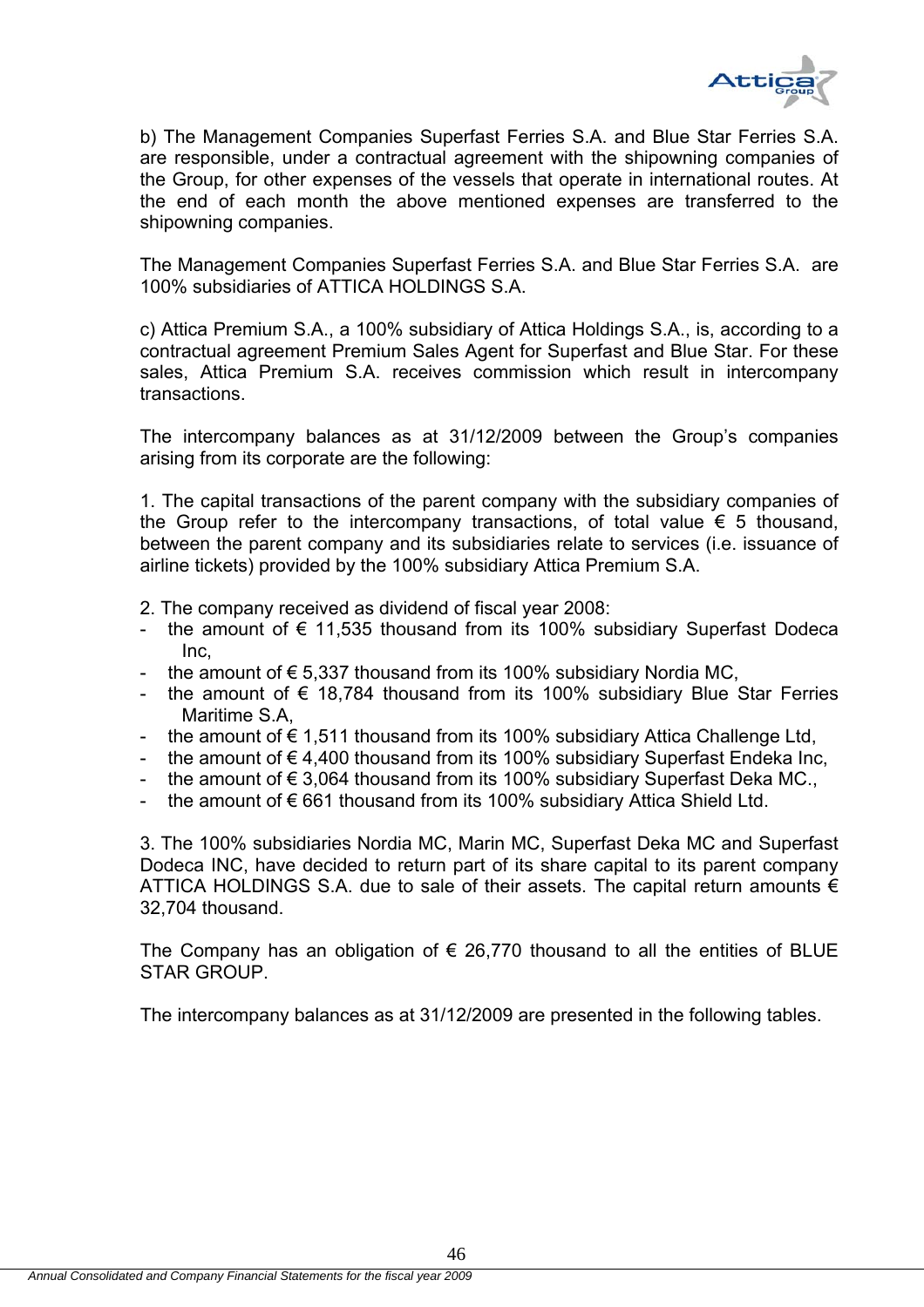b) The Management Companies Superfast Ferries S.A. and Blue Star Ferries S.A. are responsible, under a contractual agreement with the shipowning companies of the Group, for other expenses of the vessels that operate in international routes. At the end of each month the above mentioned expenses are transferred to the shipowning companies.

The Management Companies Superfast Ferries S.A. and Blue Star Ferries S.A. are 100% subsidiaries of ATTICA HOLDINGS S.A.

c) Attica Premium S.A., a 100% subsidiary of Attica Holdings S.A., is, according to a contractual agreement Premium Sales Agent for Superfast and Blue Star. For these sales, Attica Premium S.A. receives commission which result in intercompany transactions.

The intercompany balances as at 31/12/2009 between the Group's companies arising from its corporate are the following:

1. The capital transactions of the parent company with the subsidiary companies of the Group refer to the intercompany transactions, of total value € 5 thousand, between the parent company and its subsidiaries relate to services (i.e. issuance of airline tickets) provided by the 100% subsidiary Attica Premium S.A.

2. The company received as dividend of fiscal year 2008:
- the amount of € 11,535 thousand from its 100% subsidiary Superfast Dodeca Inc,
- the amount of € 5,337 thousand from its 100% subsidiary Nordia MC,
- the amount of € 18,784 thousand from its 100% subsidiary Blue Star Ferries Maritime S.A,
- the amount of € 1,511 thousand from its 100% subsidiary Attica Challenge Ltd,
- the amount of € 4,400 thousand from its 100% subsidiary Superfast Endeka Inc,
- the amount of € 3,064 thousand from its 100% subsidiary Superfast Deka MC.,
- the amount of € 661 thousand from its 100% subsidiary Attica Shield Ltd.

3. The 100% subsidiaries Nordia MC, Marin MC, Superfast Deka MC and Superfast Dodeca INC, have decided to return part of its share capital to its parent company ATTICA HOLDINGS S.A. due to sale of their assets. The capital return amounts € 32,704 thousand.

The Company has an obligation of € 26,770 thousand to all the entities of BLUE STAR GROUP.

The intercompany balances as at 31/12/2009 are presented in the following tables.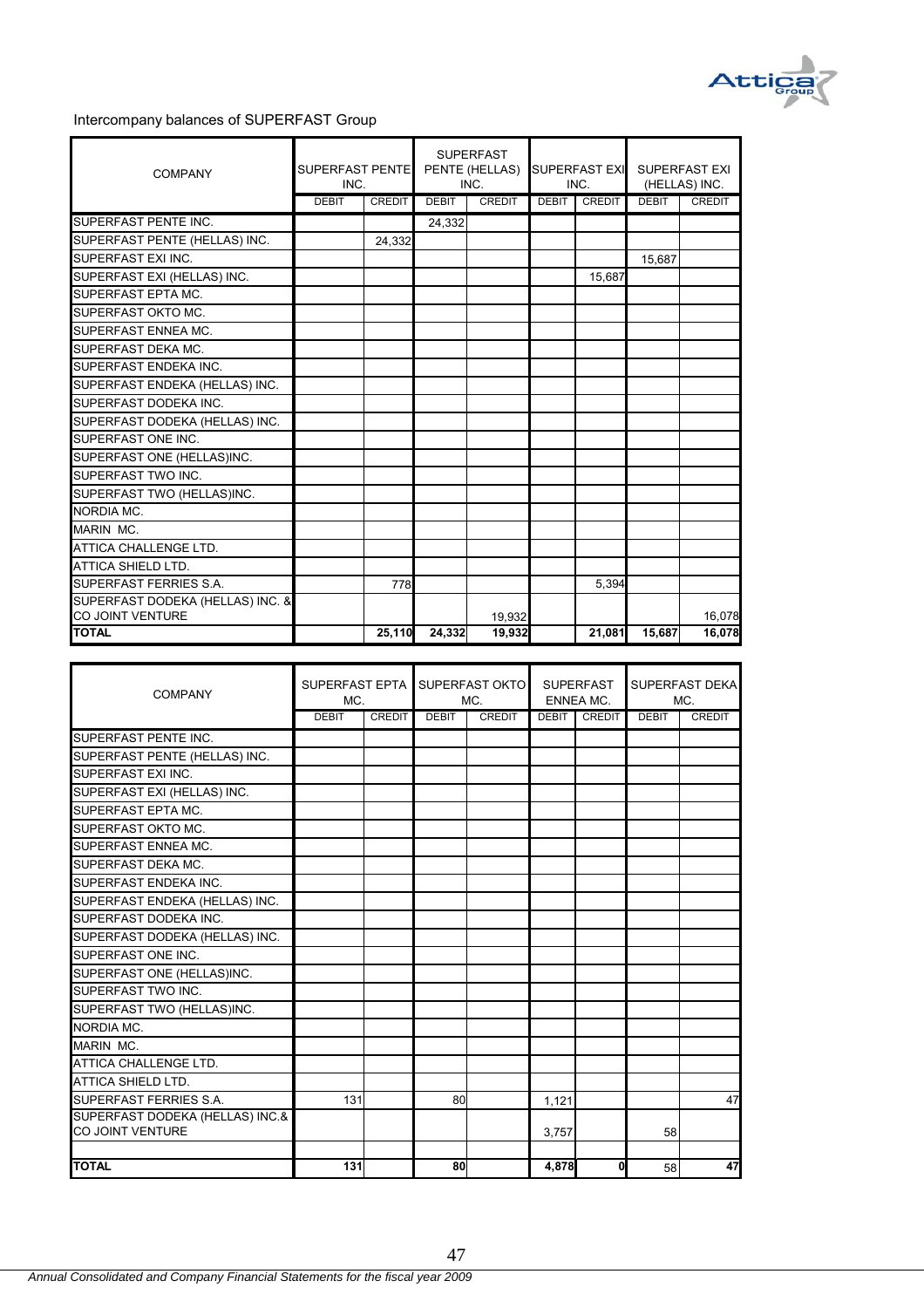Intercompany balances of SUPERFAST Group

| COMPANY | SUPERFAST PENTE INC. | | SUPERFAST PENTE (HELLAS) INC. | | SUPERFAST EXI INC. | | SUPERFAST EXI (HELLAS) INC. | |
|---|---|---|---|---|---|---|---|---|
| | DEBIT | CREDIT | DEBIT | CREDIT | DEBIT | CREDIT | DEBIT | CREDIT |
| SUPERFAST PENTE INC. | | | 24,332 | | | | | |
| SUPERFAST PENTE (HELLAS) INC. | | 24,332 | | | | | | |
| SUPERFAST EXI INC. | | | | | | | 15,687 | |
| SUPERFAST EXI (HELLAS) INC. | | | | | | 15,687 | | |
| SUPERFAST EPTA MC. | | | | | | | | |
| SUPERFAST OKTO MC. | | | | | | | | |
| SUPERFAST ENNEA MC. | | | | | | | | |
| SUPERFAST DEKA MC. | | | | | | | | |
| SUPERFAST ENDEKA INC. | | | | | | | | |
| SUPERFAST ENDEKA (HELLAS) INC. | | | | | | | | |
| SUPERFAST DODEKA INC. | | | | | | | | |
| SUPERFAST DODEKA (HELLAS) INC. | | | | | | | | |
| SUPERFAST ONE INC. | | | | | | | | |
| SUPERFAST ONE (HELLAS)INC. | | | | | | | | |
| SUPERFAST TWO INC. | | | | | | | | |
| SUPERFAST TWO (HELLAS)INC. | | | | | | | | |
| NORDIA MC. | | | | | | | | |
| MARIN MC. | | | | | | | | |
| ATTICA CHALLENGE LTD. | | | | | | | | |
| ATTICA SHIELD LTD. | | | | | | | | |
| SUPERFAST FERRIES S.A. | | 778 | | | | 5,394 | | |
| SUPERFAST DODEKA (HELLAS) INC. & CO JOINT VENTURE | | | | 19,932 | | | | 16,078 |
| **TOTAL** | | **25,110** | **24,332** | **19,932** | | **21,081** | **15,687** | **16,078** |

| COMPANY | SUPERFAST EPTA MC. | | SUPERFAST OKTO MC. | | SUPERFAST ENNEA MC. | | SUPERFAST DEKA MC. | |
|---|---|---|---|---|---|---|---|---|
| | DEBIT | CREDIT | DEBIT | CREDIT | DEBIT | CREDIT | DEBIT | CREDIT |
| SUPERFAST PENTE INC. | | | | | | | | |
| SUPERFAST PENTE (HELLAS) INC. | | | | | | | | |
| SUPERFAST EXI INC. | | | | | | | | |
| SUPERFAST EXI (HELLAS) INC. | | | | | | | | |
| SUPERFAST EPTA MC. | | | | | | | | |
| SUPERFAST OKTO MC. | | | | | | | | |
| SUPERFAST ENNEA MC. | | | | | | | | |
| SUPERFAST DEKA MC. | | | | | | | | |
| SUPERFAST ENDEKA INC. | | | | | | | | |
| SUPERFAST ENDEKA (HELLAS) INC. | | | | | | | | |
| SUPERFAST DODEKA INC. | | | | | | | | |
| SUPERFAST DODEKA (HELLAS) INC. | | | | | | | | |
| SUPERFAST ONE INC. | | | | | | | | |
| SUPERFAST ONE (HELLAS)INC. | | | | | | | | |
| SUPERFAST TWO INC. | | | | | | | | |
| SUPERFAST TWO (HELLAS)INC. | | | | | | | | |
| NORDIA MC. | | | | | | | | |
| MARIN MC. | | | | | | | | |
| ATTICA CHALLENGE LTD. | | | | | | | | |
| ATTICA SHIELD LTD. | | | | | | | | |
| SUPERFAST FERRIES S.A. | 131 | | 80 | | 1,121 | | | 47 |
| SUPERFAST DODEKA (HELLAS) INC.& CO JOINT VENTURE | | | | | 3,757 | | 58 | |
| **TOTAL** | **131** | | **80** | | **4,878** | **0** | 58 | **47** |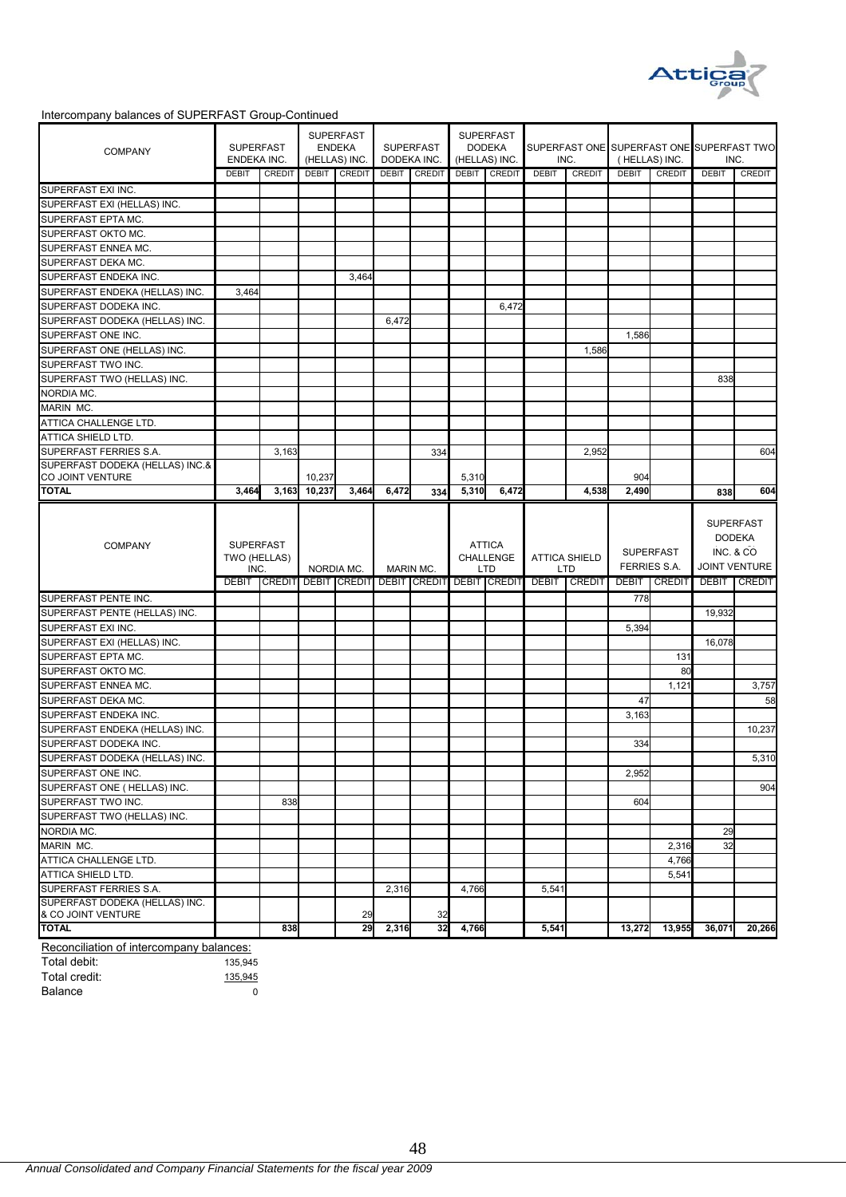Intercompany balances of SUPERFAST Group-Continued

| COMPANY | SUPERFAST ENDEKA INC. | | SUPERFAST ENDEKA (HELLAS) INC. | | SUPERFAST DODEKA INC. | | SUPERFAST DODEKA (HELLAS) INC. | | SUPERFAST ONE INC. | | SUPERFAST ONE ( HELLAS) INC. | | SUPERFAST TWO INC. | |
|---|---|---|---|---|---|---|---|---|---|---|---|---|---|---|
| | DEBIT | CREDIT | DEBIT | CREDIT | DEBIT | CREDIT | DEBIT | CREDIT | DEBIT | CREDIT | DEBIT | CREDIT | DEBIT | CREDIT |
| SUPERFAST EXI INC. | | | | | | | | | | | | | | |
| SUPERFAST EXI (HELLAS) INC. | | | | | | | | | | | | | | |
| SUPERFAST EPTA MC. | | | | | | | | | | | | | | |
| SUPERFAST OKTO MC. | | | | | | | | | | | | | | |
| SUPERFAST ENNEA MC. | | | | | | | | | | | | | | |
| SUPERFAST DEKA MC. | | | | | | | | | | | | | | |
| SUPERFAST ENDEKA INC. | | | | 3,464 | | | | | | | | | | |
| SUPERFAST ENDEKA (HELLAS) INC. | 3,464 | | | | | | | | | | | | | |
| SUPERFAST DODEKA INC. | | | | | | | | 6,472 | | | | | | |
| SUPERFAST DODEKA (HELLAS) INC. | | | | | 6,472 | | | | | | | | | |
| SUPERFAST ONE INC. | | | | | | | | | | | 1,586 | | | |
| SUPERFAST ONE (HELLAS) INC. | | | | | | | | | | 1,586 | | | | |
| SUPERFAST TWO INC. | | | | | | | | | | | | | | |
| SUPERFAST TWO (HELLAS) INC. | | | | | | | | | | | | | 838 | |
| NORDIA MC. | | | | | | | | | | | | | | |
| MARIN MC. | | | | | | | | | | | | | | |
| ATTICA CHALLENGE LTD. | | | | | | | | | | | | | | |
| ATTICA SHIELD LTD. | | | | | | | | | | | | | | |
| SUPERFAST FERRIES S.A. | | 3,163 | | | | 334 | | | | 2,952 | | | | 604 |
| SUPERFAST DODEKA (HELLAS) INC.& CO JOINT VENTURE | | | 10,237 | | | | 5,310 | | | | 904 | | | |
| **TOTAL** | **3,464** | **3,163** | **10,237** | **3,464** | **6,472** | **334** | **5,310** | **6,472** | | **4,538** | **2,490** | | **838** | **604** |

| COMPANY | SUPERFAST TWO (HELLAS) INC. | | NORDIA MC. | | MARIN MC. | | ATTICA CHALLENGE LTD | | ATTICA SHIELD LTD | | SUPERFAST FERRIES S.A. | | SUPERFAST DODEKA INC. & CO JOINT VENTURE | |
|---|---|---|---|---|---|---|---|---|---|---|---|---|---|---|
| | DEBIT | CREDIT | DEBIT | CREDIT | DEBIT | CREDIT | DEBIT | CREDIT | DEBIT | CREDIT | DEBIT | CREDIT | DEBIT | CREDIT |
| SUPERFAST PENTE INC. | | | | | | | | | | | 778 | | | |
| SUPERFAST PENTE (HELLAS) INC. | | | | | | | | | | | | | 19,932 | |
| SUPERFAST EXI INC. | | | | | | | | | | | 5,394 | | | |
| SUPERFAST EXI (HELLAS) INC. | | | | | | | | | | | | | 16,078 | |
| SUPERFAST EPTA MC. | | | | | | | | | | | | 131 | | |
| SUPERFAST OKTO MC. | | | | | | | | | | | | 80 | | |
| SUPERFAST ENNEA MC. | | | | | | | | | | | | 1,121 | | 3,757 |
| SUPERFAST DEKA MC. | | | | | | | | | | | 47 | | | 58 |
| SUPERFAST ENDEKA INC. | | | | | | | | | | | 3,163 | | | |
| SUPERFAST ENDEKA (HELLAS) INC. | | | | | | | | | | | | | | 10,237 |
| SUPERFAST DODEKA INC. | | | | | | | | | | | 334 | | | |
| SUPERFAST DODEKA (HELLAS) INC. | | | | | | | | | | | | | | 5,310 |
| SUPERFAST ONE INC. | | | | | | | | | | | 2,952 | | | |
| SUPERFAST ONE ( HELLAS) INC. | | | | | | | | | | | | | | 904 |
| SUPERFAST TWO INC. | | 838 | | | | | | | | | 604 | | | |
| SUPERFAST TWO (HELLAS) INC. | | | | | | | | | | | | | | |
| NORDIA MC. | | | | | | | | | | | | | 29 | |
| MARIN MC. | | | | | | | | | | | | 2,316 | 32 | |
| ATTICA CHALLENGE LTD. | | | | | | | | | | | | 4,766 | | |
| ATTICA SHIELD LTD. | | | | | | | | | | | | 5,541 | | |
| SUPERFAST FERRIES S.A. | | | | | 2,316 | | 4,766 | | 5,541 | | | | | |
| SUPERFAST DODEKA (HELLAS) INC. & CO JOINT VENTURE | | | | 29 | | 32 | | | | | | | | |
| **TOTAL** | | **838** | | **29** | **2,316** | **32** | **4,766** | | **5,541** | | **13,272** | **13,955** | **36,071** | **20,266** |

Reconciliation of intercompany balances:

| | |
|---|---|
| Total debit: | 135,945 |
| Total credit: | 135,945 |
| Balance | 0 |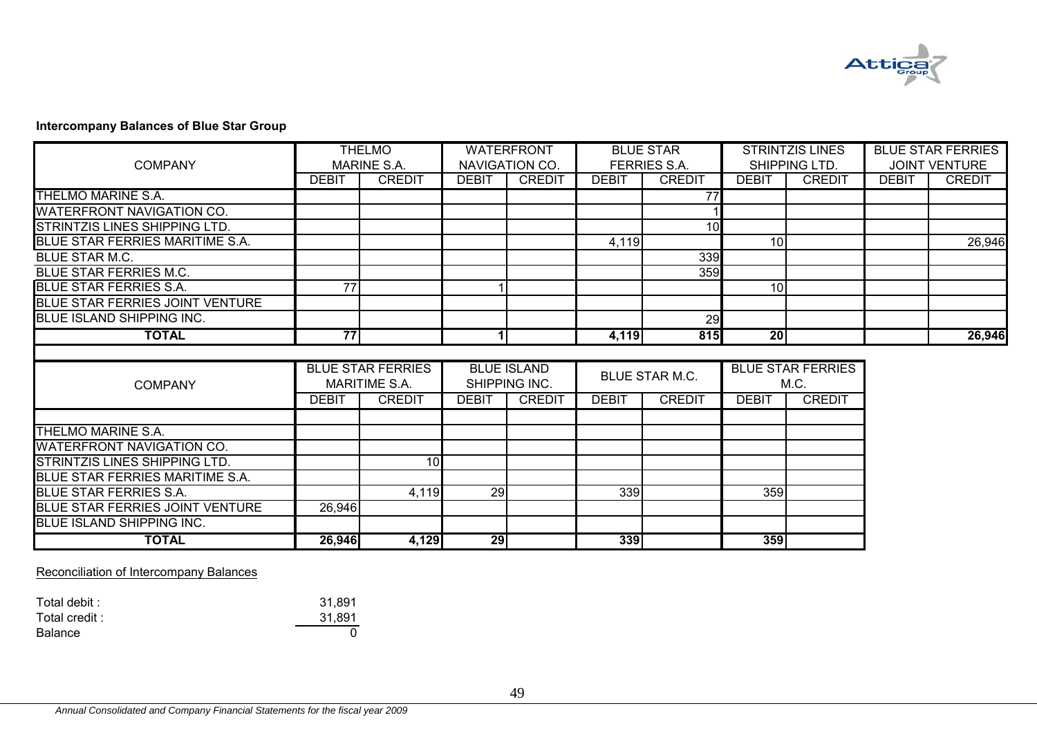**Intercompany Balances of Blue Star Group**

| COMPANY | THELMO MARINE S.A. | | WATERFRONT NAVIGATION CO. | | BLUE STAR FERRIES S.A. | | STRINTZIS LINES SHIPPING LTD. | | BLUE STAR FERRIES JOINT VENTURE | |
|---|---|---|---|---|---|---|---|---|---|---|
| | DEBIT | CREDIT | DEBIT | CREDIT | DEBIT | CREDIT | DEBIT | CREDIT | DEBIT | CREDIT |
| THELMO MARINE S.A. | | | | | | 77 | | | | |
| WATERFRONT NAVIGATION CO. | | | | | | 1 | | | | |
| STRINTZIS LINES SHIPPING LTD. | | | | | | 10 | | | | |
| BLUE STAR FERRIES MARITIME S.A. | | | | | 4,119 | | 10 | | | 26,946 |
| BLUE STAR M.C. | | | | | | 339 | | | | |
| BLUE STAR FERRIES M.C. | | | | | | 359 | | | | |
| BLUE STAR FERRIES S.A. | 77 | | 1 | | | | 10 | | | |
| BLUE STAR FERRIES JOINT VENTURE | | | | | | | | | | |
| BLUE ISLAND SHIPPING INC. | | | | | | 29 | | | | |
| **TOTAL** | **77** | | **1** | | **4,119** | **815** | **20** | | | **26,946** |

| COMPANY | BLUE STAR FERRIES MARITIME S.A. | | BLUE ISLAND SHIPPING INC. | | BLUE STAR M.C. | | BLUE STAR FERRIES M.C. | |
|---|---|---|---|---|---|---|---|---|
| | DEBIT | CREDIT | DEBIT | CREDIT | DEBIT | CREDIT | DEBIT | CREDIT |
| THELMO MARINE S.A. | | | | | | | | |
| WATERFRONT NAVIGATION CO. | | | | | | | | |
| STRINTZIS LINES SHIPPING LTD. | | 10 | | | | | | |
| BLUE STAR FERRIES MARITIME S.A. | | | | | | | | |
| BLUE STAR FERRIES S.A. | | 4,119 | 29 | | 339 | | 359 | |
| BLUE STAR FERRIES JOINT VENTURE | 26,946 | | | | | | | |
| BLUE ISLAND SHIPPING INC. | | | | | | | | |
| **TOTAL** | **26,946** | **4,129** | **29** | | **339** | | **359** | |

Reconciliation of Intercompany Balances

| | |
|---|---|
| Total debit : | 31,891 |
| Total credit : | 31,891 |
| Balance | 0 |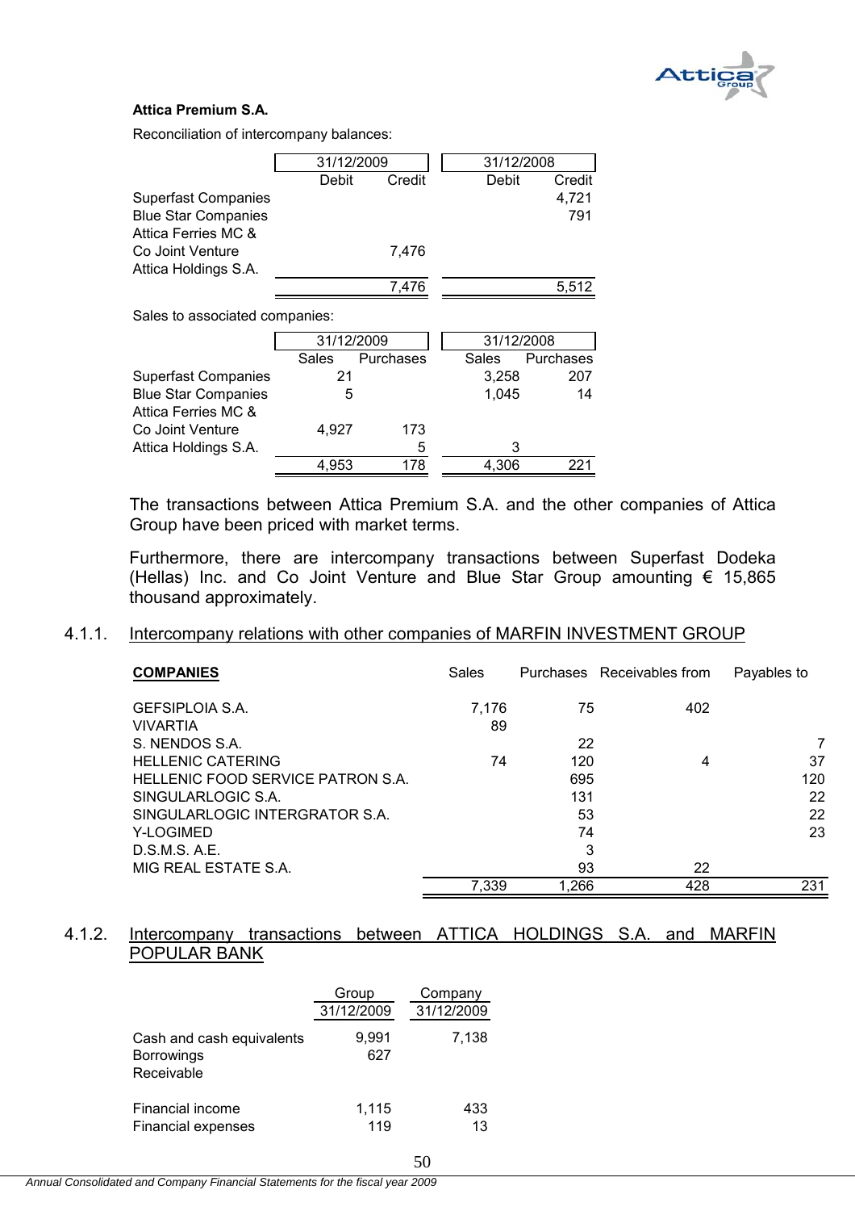**Attica Premium S.A.**

Reconciliation of intercompany balances:

| | 31/12/2009 | | 31/12/2008 | |
|---|---|---|---|---|
| | Debit | Credit | Debit | Credit |
| Superfast Companies | | | | 4,721 |
| Blue Star Companies | | | | 791 |
| Attica Ferries MC & Co Joint Venture | | 7,476 | | |
| Attica Holdings S.A. | | | | |
| | | 7,476 | | 5,512 |

Sales to associated companies:

| | 31/12/2009 | | 31/12/2008 | |
|---|---|---|---|---|
| | Sales | Purchases | Sales | Purchases |
| Superfast Companies | 21 | | 3,258 | 207 |
| Blue Star Companies | 5 | | 1,045 | 14 |
| Attica Ferries MC & Co Joint Venture | 4,927 | 173 | | |
| Attica Holdings S.A. | | 5 | 3 | |
| | 4,953 | 178 | 4,306 | 221 |

The transactions between Attica Premium S.A. and the other companies of Attica Group have been priced with market terms.

Furthermore, there are intercompany transactions between Superfast Dodeka (Hellas) Inc. and Co Joint Venture and Blue Star Group amounting € 15,865 thousand approximately.

### 4.1.1. Intercompany relations with other companies of MARFIN INVESTMENT GROUP

| **COMPANIES** | Sales | Purchases | Receivables from | Payables to |
|---|---|---|---|---|
| GEFSIPLOIA S.A. | 7,176 | 75 | 402 | |
| VIVARTIA | 89 | | | |
| S. NENDOS S.A. | | 22 | | 7 |
| HELLENIC CATERING | 74 | 120 | 4 | 37 |
| HELLENIC FOOD SERVICE PATRON S.A. | | 695 | | 120 |
| SINGULARLOGIC S.A. | | 131 | | 22 |
| SINGULARLOGIC INTERGRATOR S.A. | | 53 | | 22 |
| Y-LOGIMED | | 74 | | 23 |
| D.S.M.S. A.E. | | 3 | | |
| MIG REAL ESTATE S.A. | | 93 | 22 | |
| | 7,339 | 1,266 | 428 | 231 |

### 4.1.2. Intercompany transactions between ATTICA HOLDINGS S.A. and MARFIN POPULAR BANK

| | Group | Company |
|---|---|---|
| | 31/12/2009 | 31/12/2009 |
| Cash and cash equivalents | 9,991 | 7,138 |
| Borrowings | 627 | |
| Receivable | | |
| Financial income | 1,115 | 433 |
| Financial expenses | 119 | 13 |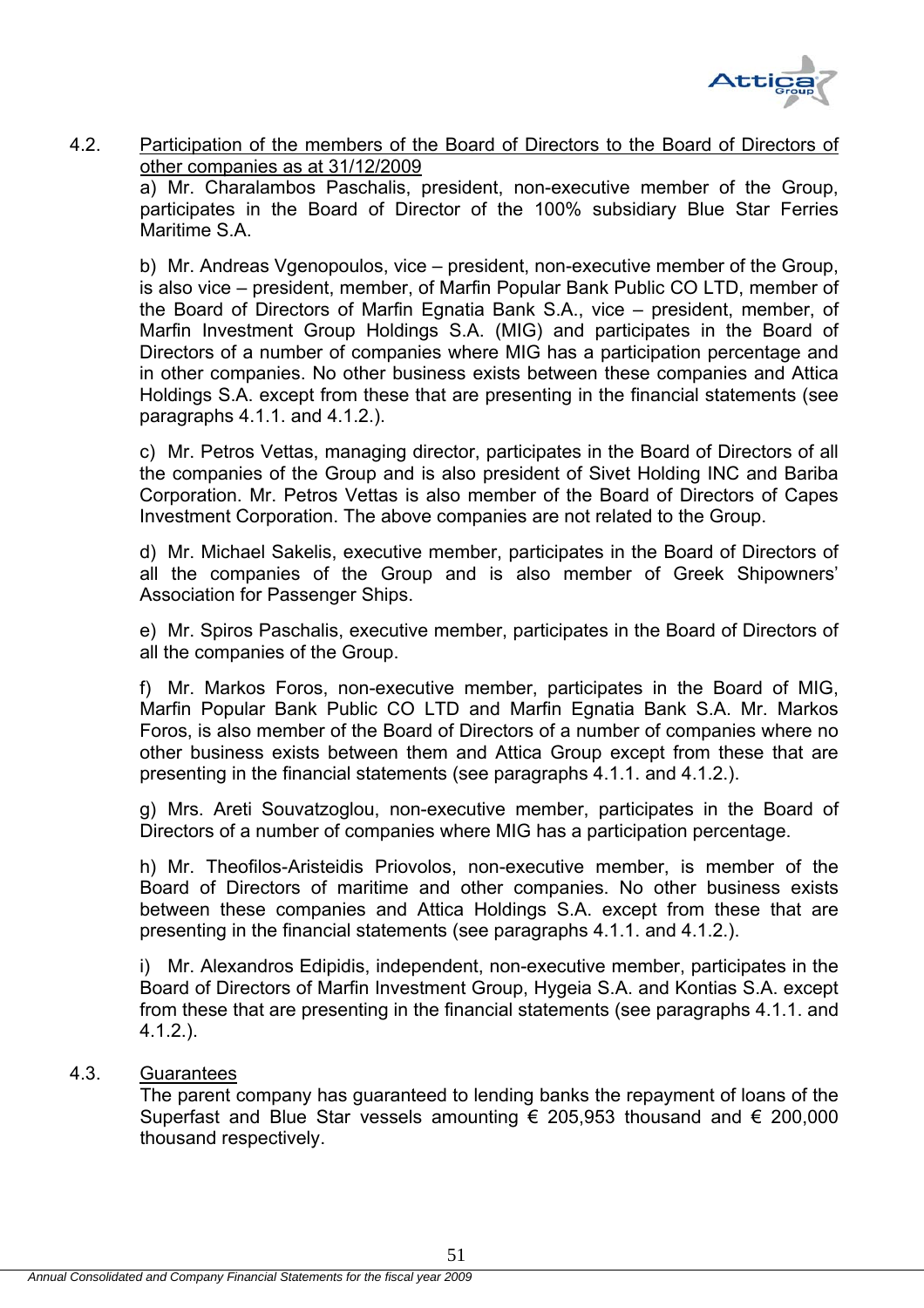## 4.2. Participation of the members of the Board of Directors to the Board of Directors of other companies as at 31/12/2009

a) Mr. Charalambos Paschalis, president, non-executive member of the Group, participates in the Board of Director of the 100% subsidiary Blue Star Ferries Maritime S.A.

b) Mr. Andreas Vgenopoulos, vice – president, non-executive member of the Group, is also vice – president, member, of Marfin Popular Bank Public CO LTD, member of the Board of Directors of Marfin Egnatia Bank S.A., vice – president, member, of Marfin Investment Group Holdings S.A. (MIG) and participates in the Board of Directors of a number of companies where MIG has a participation percentage and in other companies. No other business exists between these companies and Attica Holdings S.A. except from these that are presenting in the financial statements (see paragraphs 4.1.1. and 4.1.2.).

c) Mr. Petros Vettas, managing director, participates in the Board of Directors of all the companies of the Group and is also president of Sivet Holding INC and Bariba Corporation. Mr. Petros Vettas is also member of the Board of Directors of Capes Investment Corporation. The above companies are not related to the Group.

d) Mr. Michael Sakelis, executive member, participates in the Board of Directors of all the companies of the Group and is also member of Greek Shipowners' Association for Passenger Ships.

e) Mr. Spiros Paschalis, executive member, participates in the Board of Directors of all the companies of the Group.

f) Mr. Markos Foros, non-executive member, participates in the Board of MIG, Marfin Popular Bank Public CO LTD and Marfin Egnatia Bank S.A. Mr. Markos Foros, is also member of the Board of Directors of a number of companies where no other business exists between them and Attica Group except from these that are presenting in the financial statements (see paragraphs 4.1.1. and 4.1.2.).

g) Mrs. Areti Souvatzoglou, non-executive member, participates in the Board of Directors of a number of companies where MIG has a participation percentage.

h) Mr. Theofilos-Aristeidis Priovolos, non-executive member, is member of the Board of Directors of maritime and other companies. No other business exists between these companies and Attica Holdings S.A. except from these that are presenting in the financial statements (see paragraphs 4.1.1. and 4.1.2.).

i) Mr. Alexandros Edipidis, independent, non-executive member, participates in the Board of Directors of Marfin Investment Group, Hygeia S.A. and Kontias S.A. except from these that are presenting in the financial statements (see paragraphs 4.1.1. and 4.1.2.).

## 4.3. Guarantees

The parent company has guaranteed to lending banks the repayment of loans of the Superfast and Blue Star vessels amounting € 205,953 thousand and € 200,000 thousand respectively.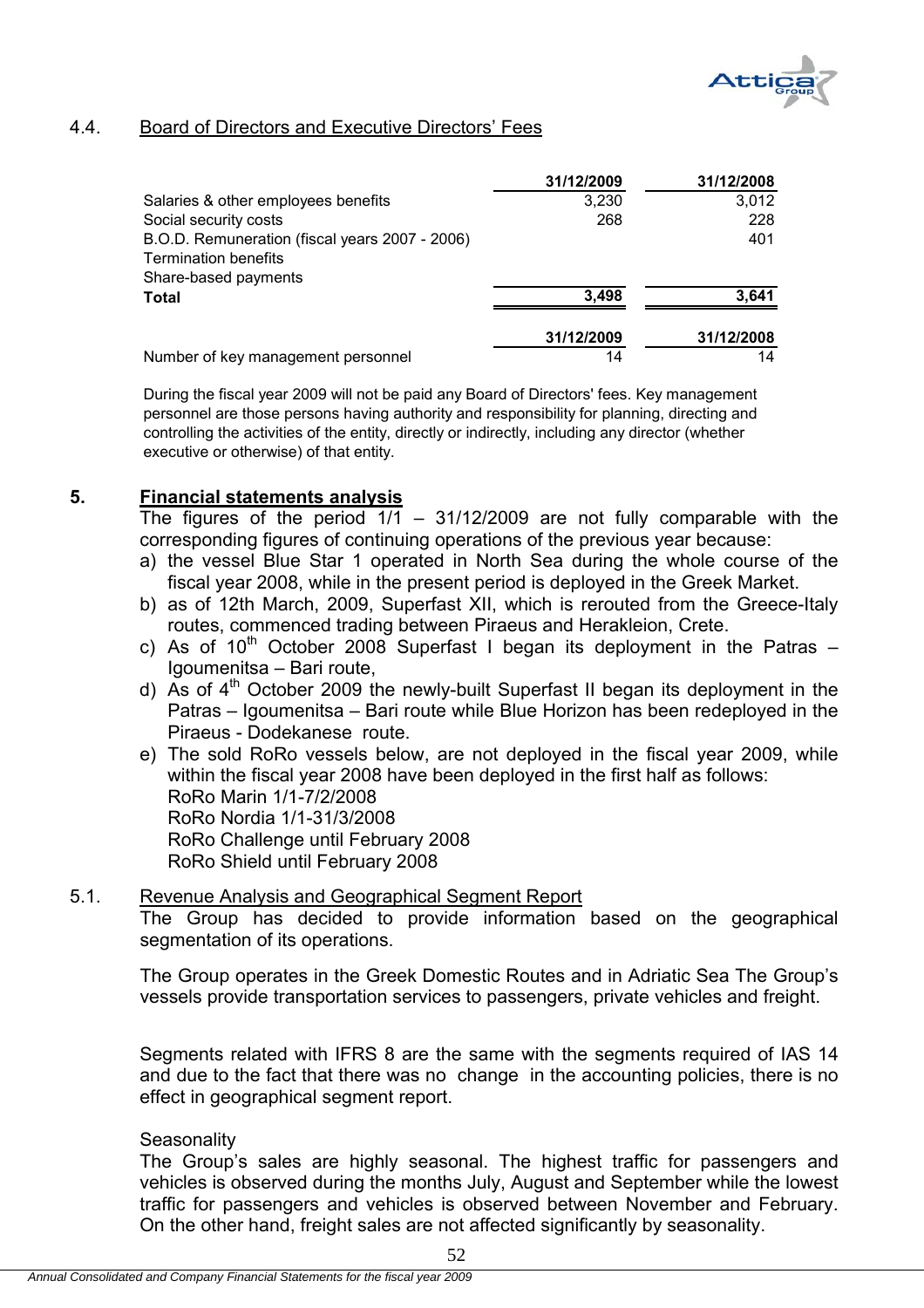### 4.4. Board of Directors and Executive Directors' Fees

| | 31/12/2009 | 31/12/2008 |
|---|---|---|
| Salaries & other employees benefits | 3,230 | 3,012 |
| Social security costs | 268 | 228 |
| B.O.D. Remuneration (fiscal years 2007 - 2006) | | 401 |
| Termination benefits | | |
| Share-based payments | | |
| **Total** | **3,498** | **3,641** |

| | 31/12/2009 | 31/12/2008 |
|---|---|---|
| Number of key management personnel | 14 | 14 |

During the fiscal year 2009 will not be paid any Board of Directors' fees. Key management personnel are those persons having authority and responsibility for planning, directing and controlling the activities of the entity, directly or indirectly, including any director (whether executive or otherwise) of that entity.

## 5. Financial statements analysis

The figures of the period 1/1 – 31/12/2009 are not fully comparable with the corresponding figures of continuing operations of the previous year because:

a) the vessel Blue Star 1 operated in North Sea during the whole course of the fiscal year 2008, while in the present period is deployed in the Greek Market.
b) as of 12th March, 2009, Superfast XII, which is rerouted from the Greece-Italy routes, commenced trading between Piraeus and Herakleion, Crete.
c) As of 10th October 2008 Superfast I began its deployment in the Patras – Igoumenitsa – Bari route,
d) As of 4th October 2009 the newly-built Superfast II began its deployment in the Patras – Igoumenitsa – Bari route while Blue Horizon has been redeployed in the Piraeus - Dodekanese route.
e) The sold RoRo vessels below, are not deployed in the fiscal year 2009, while within the fiscal year 2008 have been deployed in the first half as follows:
RoRo Marin 1/1-7/2/2008
RoRo Nordia 1/1-31/3/2008
RoRo Challenge until February 2008
RoRo Shield until February 2008

### 5.1. Revenue Analysis and Geographical Segment Report

The Group has decided to provide information based on the geographical segmentation of its operations.

The Group operates in the Greek Domestic Routes and in Adriatic Sea The Group's vessels provide transportation services to passengers, private vehicles and freight.

Segments related with IFRS 8 are the same with the segments required of IAS 14 and due to the fact that there was no change in the accounting policies, there is no effect in geographical segment report.

Seasonality

The Group's sales are highly seasonal. The highest traffic for passengers and vehicles is observed during the months July, August and September while the lowest traffic for passengers and vehicles is observed between November and February. On the other hand, freight sales are not affected significantly by seasonality.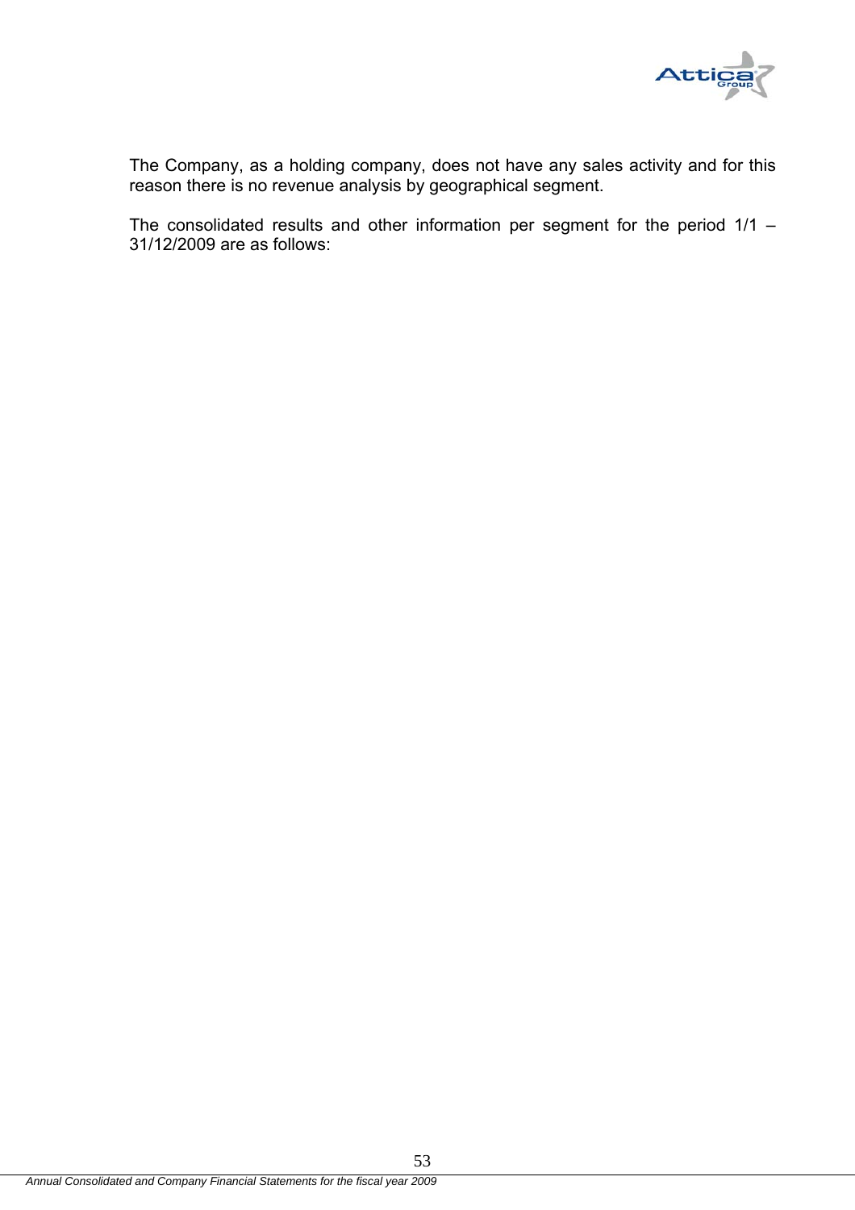The Company, as a holding company, does not have any sales activity and for this reason there is no revenue analysis by geographical segment.

The consolidated results and other information per segment for the period 1/1 – 31/12/2009 are as follows: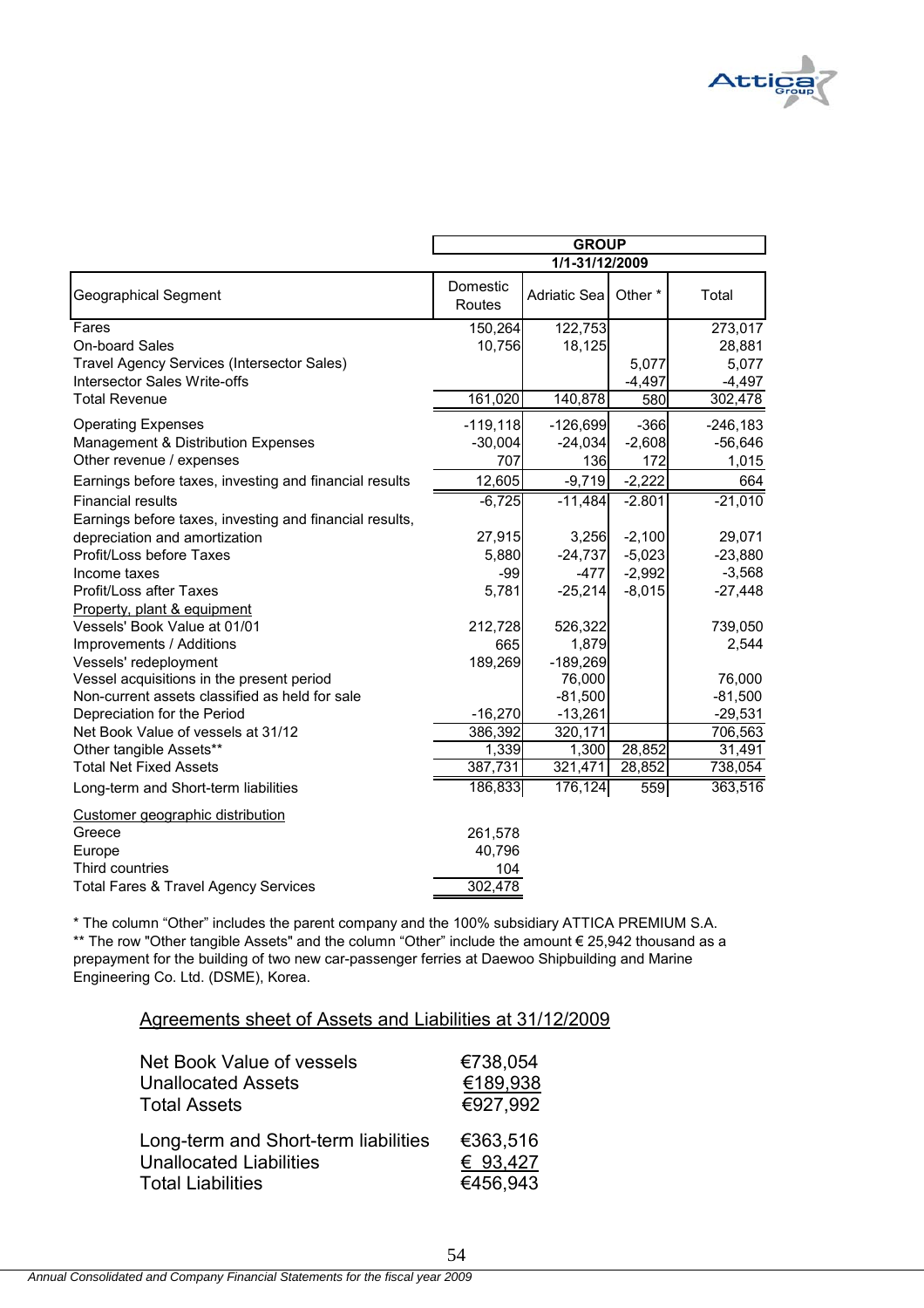| Geographical Segment | GROUP 1/1-31/12/2009 Domestic Routes | Adriatic Sea | Other * | Total |
|---|---|---|---|---|
| Fares | 150,264 | 122,753 | | 273,017 |
| On-board Sales | 10,756 | 18,125 | | 28,881 |
| Travel Agency Services (Intersector Sales) | | | 5,077 | 5,077 |
| Intersector Sales Write-offs | | | -4,497 | -4,497 |
| Total Revenue | 161,020 | 140,878 | 580 | 302,478 |
| Operating Expenses | -119,118 | -126,699 | -366 | -246,183 |
| Management & Distribution Expenses | -30,004 | -24,034 | -2,608 | -56,646 |
| Other revenue / expenses | 707 | 136 | 172 | 1,015 |
| Earnings before taxes, investing and financial results | 12,605 | -9,719 | -2,222 | 664 |
| Financial results | -6,725 | -11,484 | -2.801 | -21,010 |
| Earnings before taxes, investing and financial results, depreciation and amortization | 27,915 | 3,256 | -2,100 | 29,071 |
| Profit/Loss before Taxes | 5,880 | -24,737 | -5,023 | -23,880 |
| Income taxes | -99 | -477 | -2,992 | -3,568 |
| Profit/Loss after Taxes | 5,781 | -25,214 | -8,015 | -27,448 |
| Property, plant & equipment | | | | |
| Vessels' Book Value at 01/01 | 212,728 | 526,322 | | 739,050 |
| Improvements / Additions | 665 | 1,879 | | 2,544 |
| Vessels' redeployment | 189,269 | -189,269 | | |
| Vessel acquisitions in the present period | | 76,000 | | 76,000 |
| Non-current assets classified as held for sale | | -81,500 | | -81,500 |
| Depreciation for the Period | -16,270 | -13,261 | | -29,531 |
| Net Book Value of vessels at 31/12 | 386,392 | 320,171 | | 706,563 |
| Other tangible Assets** | 1,339 | 1,300 | 28,852 | 31,491 |
| Total Net Fixed Assets | 387,731 | 321,471 | 28,852 | 738,054 |
| Long-term and Short-term liabilities | 186,833 | 176,124 | 559 | 363,516 |
| Customer geographic distribution | | | | |
| Greece | 261,578 | | | |
| Europe | 40,796 | | | |
| Third countries | 104 | | | |
| Total Fares & Travel Agency Services | 302,478 | | | |

\* The column "Other" includes the parent company and the 100% subsidiary ATTICA PREMIUM S.A.
** The row "Other tangible Assets" and the column "Other" include the amount € 25,942 thousand as a prepayment for the building of two new car-passenger ferries at Daewoo Shipbuilding and Marine Engineering Co. Ltd. (DSME), Korea.

## Agreements sheet of Assets and Liabilities at 31/12/2009

| | |
|---|---|
| Net Book Value of vessels | €738,054 |
| Unallocated Assets | €189,938 |
| Total Assets | €927,992 |
| Long-term and Short-term liabilities | €363,516 |
| Unallocated Liabilities | € 93,427 |
| Total Liabilities | €456,943 |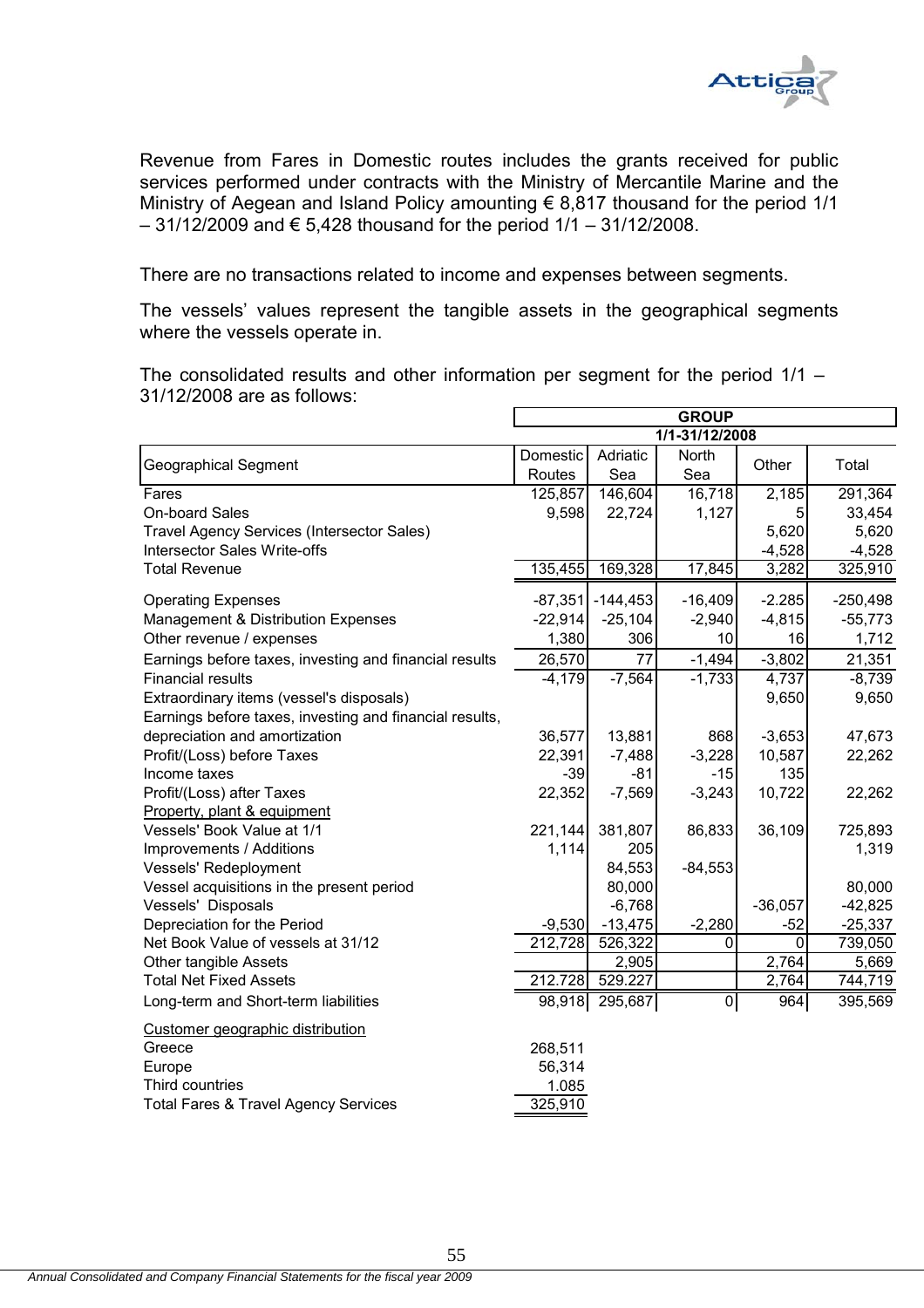Revenue from Fares in Domestic routes includes the grants received for public services performed under contracts with the Ministry of Mercantile Marine and the Ministry of Aegean and Island Policy amounting € 8,817 thousand for the period 1/1 – 31/12/2009 and € 5,428 thousand for the period 1/1 – 31/12/2008.

There are no transactions related to income and expenses between segments.

The vessels' values represent the tangible assets in the geographical segments where the vessels operate in.

The consolidated results and other information per segment for the period 1/1 – 31/12/2008 are as follows:

| | GROUP | | | | |
|---|---|---|---|---|---|
| | 1/1-31/12/2008 | | | | |
| Geographical Segment | Domestic Routes | Adriatic Sea | North Sea | Other | Total |
| Fares | 125,857 | 146,604 | 16,718 | 2,185 | 291,364 |
| On-board Sales | 9,598 | 22,724 | 1,127 | 5 | 33,454 |
| Travel Agency Services (Intersector Sales) | | | | 5,620 | 5,620 |
| Intersector Sales Write-offs | | | | -4,528 | -4,528 |
| Total Revenue | 135,455 | 169,328 | 17,845 | 3,282 | 325,910 |
| Operating Expenses | -87,351 | -144,453 | -16,409 | -2.285 | -250,498 |
| Management & Distribution Expenses | -22,914 | -25,104 | -2,940 | -4,815 | -55,773 |
| Other revenue / expenses | 1,380 | 306 | 10 | 16 | 1,712 |
| Earnings before taxes, investing and financial results | 26,570 | 77 | -1,494 | -3,802 | 21,351 |
| Financial results | -4,179 | -7,564 | -1,733 | 4,737 | -8,739 |
| Extraordinary items (vessel's disposals) | | | | 9,650 | 9,650 |
| Earnings before taxes, investing and financial results, depreciation and amortization | 36,577 | 13,881 | 868 | -3,653 | 47,673 |
| Profit/(Loss) before Taxes | 22,391 | -7,488 | -3,228 | 10,587 | 22,262 |
| Income taxes | -39 | -81 | -15 | 135 | |
| Profit/(Loss) after Taxes | 22,352 | -7,569 | -3,243 | 10,722 | 22,262 |
| Property, plant & equipment | | | | | |
| Vessels' Book Value at 1/1 | 221,144 | 381,807 | 86,833 | 36,109 | 725,893 |
| Improvements / Additions | 1,114 | 205 | | | 1,319 |
| Vessels' Redeployment | | 84,553 | -84,553 | | |
| Vessel acquisitions in the present period | | 80,000 | | | 80,000 |
| Vessels' Disposals | | -6,768 | | -36,057 | -42,825 |
| Depreciation for the Period | -9,530 | -13,475 | -2,280 | -52 | -25,337 |
| Net Book Value of vessels at 31/12 | 212,728 | 526,322 | 0 | 0 | 739,050 |
| Other tangible Assets | | 2,905 | | 2,764 | 5,669 |
| Total Net Fixed Assets | 212.728 | 529.227 | | 2,764 | 744,719 |
| Long-term and Short-term liabilities | 98,918 | 295,687 | 0 | 964 | 395,569 |
| Customer geographic distribution | | | | | |
| Greece | 268,511 | | | | |
| Europe | 56,314 | | | | |
| Third countries | 1.085 | | | | |
| Total Fares & Travel Agency Services | 325,910 | | | | |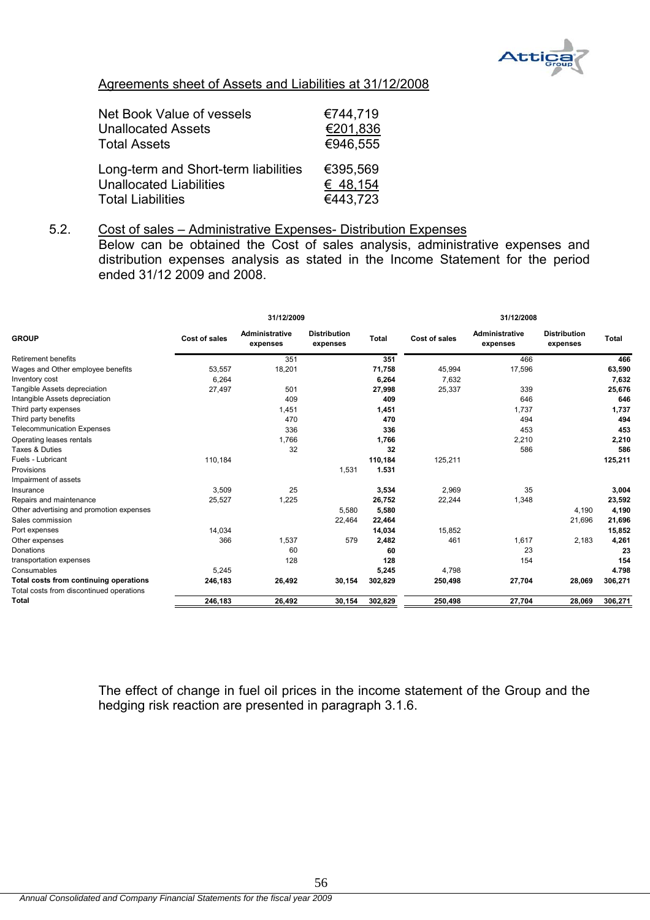Agreements sheet of Assets and Liabilities at 31/12/2008

| | |
|---|---|
| Net Book Value of vessels | €744,719 |
| Unallocated Assets | €201,836 |
| Total Assets | €946,555 |
| | |
| Long-term and Short-term liabilities | €395,569 |
| Unallocated Liabilities | € 48,154 |
| Total Liabilities | €443,723 |

## 5.2. Cost of sales – Administrative Expenses- Distribution Expenses

Below can be obtained the Cost of sales analysis, administrative expenses and distribution expenses analysis as stated in the Income Statement for the period ended 31/12 2009 and 2008.

| | 31/12/2009 | | | | 31/12/2008 | | | |
|---|---|---|---|---|---|---|---|---|
| **GROUP** | **Cost of sales** | **Administrative expenses** | **Distribution expenses** | **Total** | **Cost of sales** | **Administrative expenses** | **Distribution expenses** | **Total** |
| Retirement benefits | | 351 | | **351** | | 466 | | **466** |
| Wages and Other employee benefits | 53,557 | 18,201 | | **71,758** | 45,994 | 17,596 | | **63,590** |
| Inventory cost | 6,264 | | | **6,264** | 7,632 | | | **7,632** |
| Tangible Assets depreciation | 27,497 | 501 | | **27,998** | 25,337 | 339 | | **25,676** |
| Intangible Assets depreciation | | 409 | | **409** | | 646 | | **646** |
| Third party expenses | | 1,451 | | **1,451** | | 1,737 | | **1,737** |
| Third party benefits | | 470 | | **470** | | 494 | | **494** |
| Telecommunication Expenses | | 336 | | **336** | | 453 | | **453** |
| Operating leases rentals | | 1,766 | | **1,766** | | 2,210 | | **2,210** |
| Taxes & Duties | | 32 | | **32** | | 586 | | **586** |
| Fuels - Lubricant | 110,184 | | | **110,184** | 125,211 | | | **125,211** |
| Provisions | | | 1,531 | **1.531** | | | | |
| Impairment of assets | | | | | | | | |
| Insurance | 3,509 | 25 | | **3,534** | 2,969 | 35 | | **3,004** |
| Repairs and maintenance | 25,527 | 1,225 | | **26,752** | 22,244 | 1,348 | | **23,592** |
| Other advertising and promotion expenses | | | 5,580 | **5,580** | | | 4,190 | **4,190** |
| Sales commission | | | 22,464 | **22,464** | | | 21,696 | **21,696** |
| Port expenses | 14,034 | | | **14,034** | 15,852 | | | **15,852** |
| Other expenses | 366 | 1,537 | 579 | **2,482** | 461 | 1,617 | 2,183 | **4,261** |
| Donations | | 60 | | **60** | | 23 | | **23** |
| transportation expenses | | 128 | | **128** | | 154 | | **154** |
| Consumables | 5,245 | | | **5,245** | 4,798 | | | **4.798** |
| **Total costs from continuing operations** | **246,183** | **26,492** | **30,154** | **302,829** | **250,498** | **27,704** | **28,069** | **306,271** |
| Total costs from discontinued operations | | | | | | | | |
| **Total** | **246,183** | **26,492** | **30,154** | **302,829** | **250,498** | **27,704** | **28,069** | **306,271** |

The effect of change in fuel oil prices in the income statement of the Group and the hedging risk reaction are presented in paragraph 3.1.6.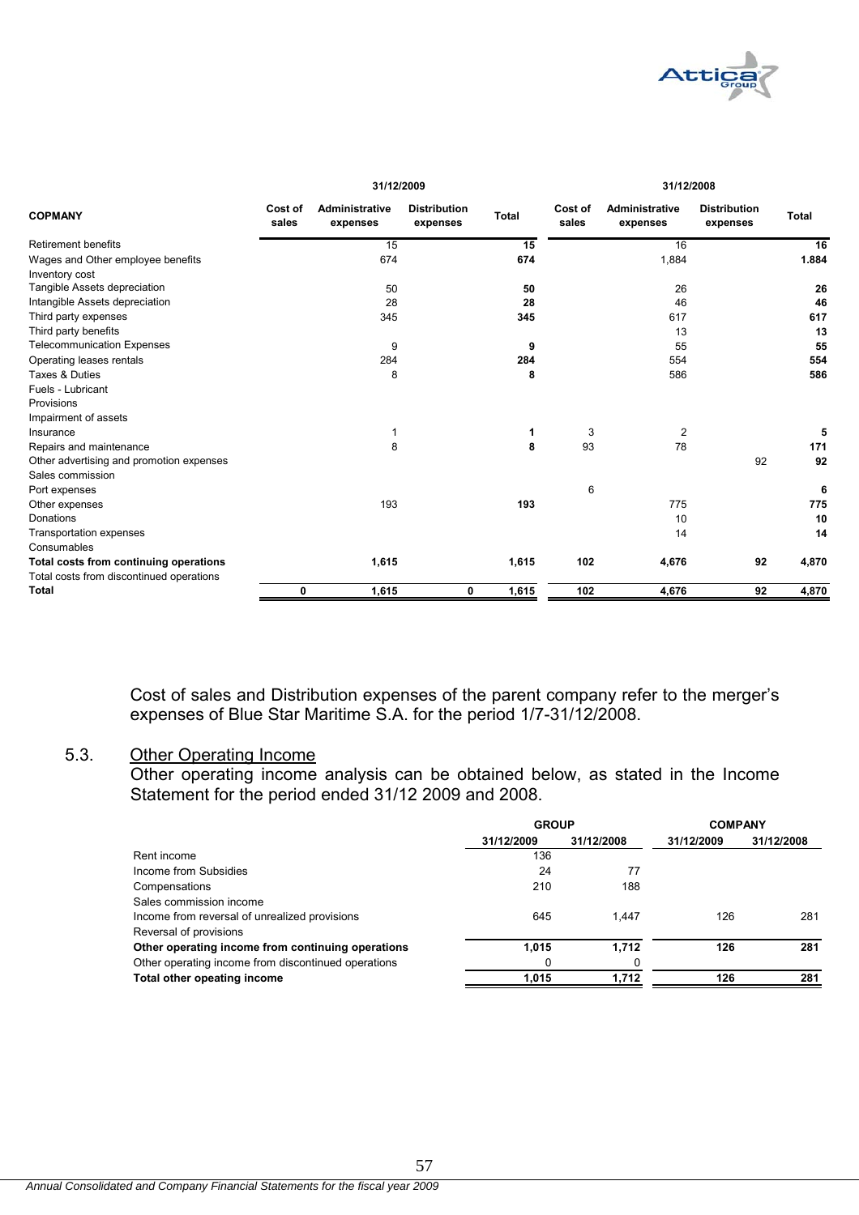| COPMANY | 31/12/2009 | | | | 31/12/2008 | | | |
|---|---|---|---|---|---|---|---|---|
| | Cost of sales | Administrative expenses | Distribution expenses | Total | Cost of sales | Administrative expenses | Distribution expenses | Total |
| Retirement benefits | | 15 | | 15 | | 16 | | 16 |
| Wages and Other employee benefits | | 674 | | 674 | | 1,884 | | 1.884 |
| Inventory cost | | | | | | | | |
| Tangible Assets depreciation | | 50 | | 50 | | 26 | | 26 |
| Intangible Assets depreciation | | 28 | | 28 | | 46 | | 46 |
| Third party expenses | | 345 | | 345 | | 617 | | 617 |
| Third party benefits | | | | | | 13 | | 13 |
| Telecommunication Expenses | | 9 | | 9 | | 55 | | 55 |
| Operating leases rentals | | 284 | | 284 | | 554 | | 554 |
| Taxes & Duties | | 8 | | 8 | | 586 | | 586 |
| Fuels - Lubricant | | | | | | | | |
| Provisions | | | | | | | | |
| Impairment of assets | | | | | | | | |
| Insurance | | 1 | | 1 | 3 | 2 | | 5 |
| Repairs and maintenance | | 8 | | 8 | 93 | 78 | | 171 |
| Other advertising and promotion expenses | | | | | | | 92 | 92 |
| Sales commission | | | | | | | | |
| Port expenses | | | | | 6 | | | 6 |
| Other expenses | | 193 | | 193 | | 775 | | 775 |
| Donations | | | | | | 10 | | 10 |
| Transportation expenses | | | | | | 14 | | 14 |
| Consumables | | | | | | | | |
| **Total costs from continuing operations** | | 1,615 | | 1,615 | 102 | 4,676 | 92 | 4,870 |
| Total costs from discontinued operations | | | | | | | | |
| **Total** | 0 | 1,615 | 0 | 1,615 | 102 | 4,676 | 92 | 4,870 |

Cost of sales and Distribution expenses of the parent company refer to the merger's expenses of Blue Star Maritime S.A. for the period 1/7-31/12/2008.

## 5.3. Other Operating Income

Other operating income analysis can be obtained below, as stated in the Income Statement for the period ended 31/12 2009 and 2008.

| | GROUP | | COMPANY | |
|---|---|---|---|---|
| | 31/12/2009 | 31/12/2008 | 31/12/2009 | 31/12/2008 |
| Rent income | 136 | | | |
| Income from Subsidies | 24 | 77 | | |
| Compensations | 210 | 188 | | |
| Sales commission income | | | | |
| Income from reversal of unrealized provisions | 645 | 1,447 | 126 | 281 |
| Reversal of provisions | | | | |
| **Other operating income from continuing operations** | **1,015** | **1,712** | **126** | **281** |
| Other operating income from discontinued operations | 0 | 0 | | |
| **Total other opeating income** | **1,015** | **1,712** | **126** | **281** |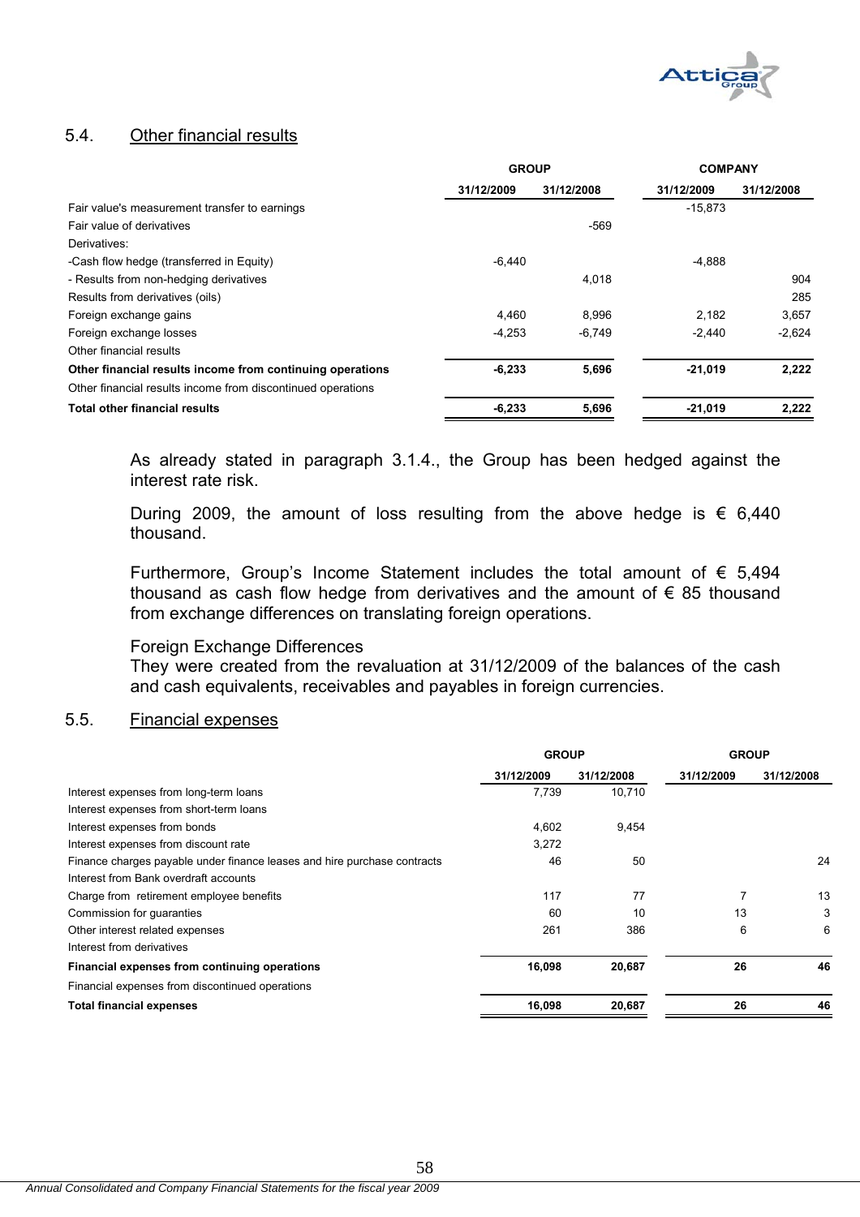## 5.4. Other financial results

| | GROUP | | COMPANY | |
|---|---|---|---|---|
| | 31/12/2009 | 31/12/2008 | 31/12/2009 | 31/12/2008 |
| Fair value's measurement transfer to earnings | | | -15,873 | |
| Fair value of derivatives | | -569 | | |
| Derivatives: | | | | |
| -Cash flow hedge (transferred in Equity) | -6,440 | | -4,888 | |
| - Results from non-hedging derivatives | | 4,018 | | 904 |
| Results from derivatives (oils) | | | | 285 |
| Foreign exchange gains | 4,460 | 8,996 | 2,182 | 3,657 |
| Foreign exchange losses | -4,253 | -6,749 | -2,440 | -2,624 |
| Other financial results | | | | |
| **Other financial results income from continuing operations** | **-6,233** | **5,696** | **-21,019** | **2,222** |
| Other financial results income from discontinued operations | | | | |
| **Total other financial results** | **-6,233** | **5,696** | **-21,019** | **2,222** |

As already stated in paragraph 3.1.4., the Group has been hedged against the interest rate risk.

During 2009, the amount of loss resulting from the above hedge is € 6,440 thousand.

Furthermore, Group's Income Statement includes the total amount of € 5,494 thousand as cash flow hedge from derivatives and the amount of € 85 thousand from exchange differences on translating foreign operations.

Foreign Exchange Differences
They were created from the revaluation at 31/12/2009 of the balances of the cash and cash equivalents, receivables and payables in foreign currencies.

## 5.5. Financial expenses

| | GROUP | | GROUP | |
|---|---|---|---|---|
| | 31/12/2009 | 31/12/2008 | 31/12/2009 | 31/12/2008 |
| Interest expenses from long-term loans | 7,739 | 10,710 | | |
| Interest expenses from short-term loans | | | | |
| Interest expenses from bonds | 4,602 | 9,454 | | |
| Interest expenses from discount rate | 3,272 | | | |
| Finance charges payable under finance leases and hire purchase contracts | 46 | 50 | | 24 |
| Interest from Bank overdraft accounts | | | | |
| Charge from retirement employee benefits | 117 | 77 | 7 | 13 |
| Commission for guaranties | 60 | 10 | 13 | 3 |
| Other interest related expenses | 261 | 386 | 6 | 6 |
| Interest from derivatives | | | | |
| **Financial expenses from continuing operations** | **16,098** | **20,687** | **26** | **46** |
| Financial expenses from discontinued operations | | | | |
| **Total financial expenses** | **16,098** | **20,687** | **26** | **46** |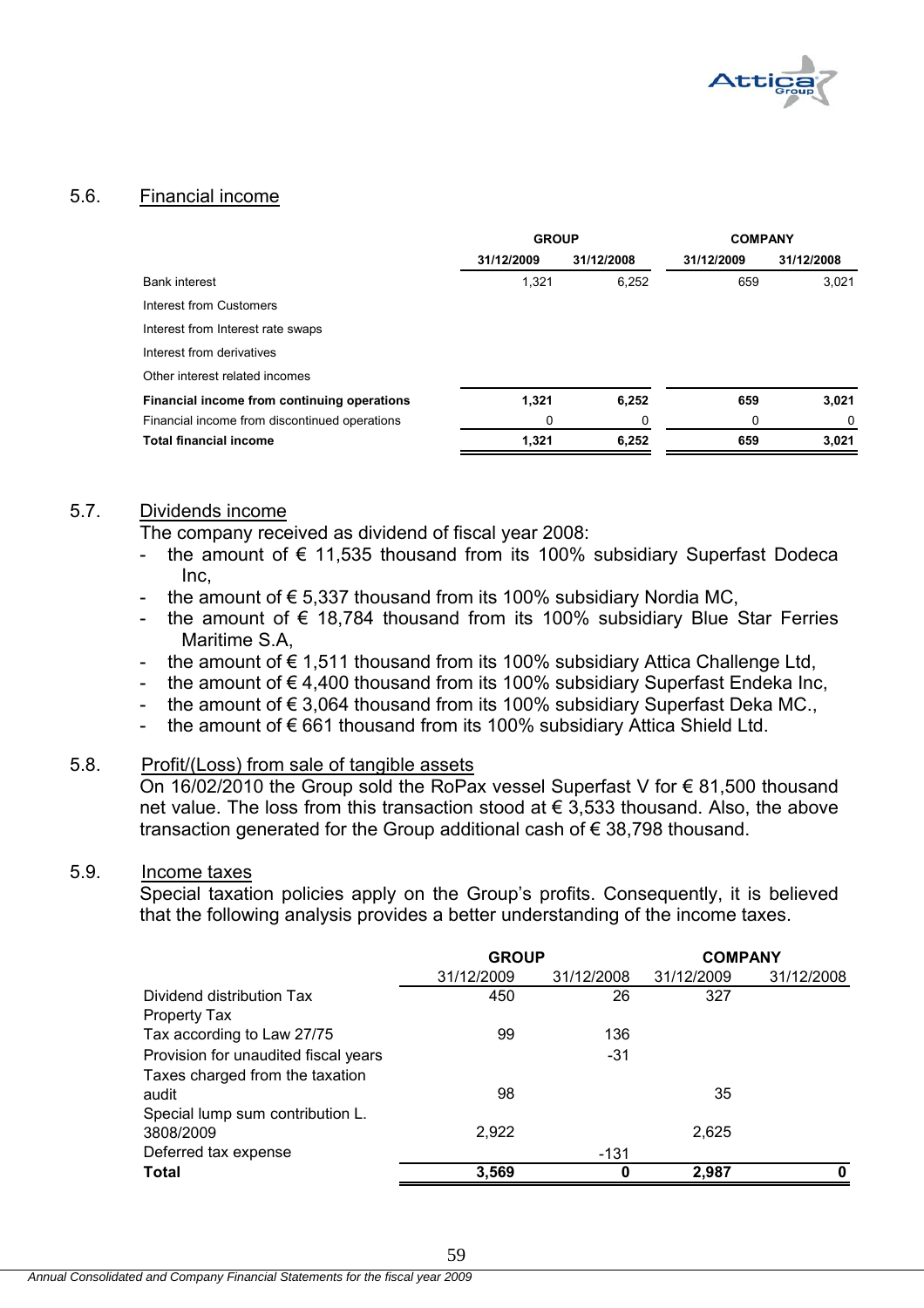## 5.6. Financial income

| | GROUP | | COMPANY | |
|---|---|---|---|---|
| | 31/12/2009 | 31/12/2008 | 31/12/2009 | 31/12/2008 |
| Bank interest | 1,321 | 6,252 | 659 | 3,021 |
| Interest from Customers | | | | |
| Interest from Interest rate swaps | | | | |
| Interest from derivatives | | | | |
| Other interest related incomes | | | | |
| **Financial income from continuing operations** | **1,321** | **6,252** | **659** | **3,021** |
| Financial income from discontinued operations | 0 | 0 | 0 | 0 |
| **Total financial income** | **1,321** | **6,252** | **659** | **3,021** |

## 5.7. Dividends income

The company received as dividend of fiscal year 2008:

- the amount of € 11,535 thousand from its 100% subsidiary Superfast Dodeca Inc,
- the amount of € 5,337 thousand from its 100% subsidiary Nordia MC,
- the amount of € 18,784 thousand from its 100% subsidiary Blue Star Ferries Maritime S.A,
- the amount of € 1,511 thousand from its 100% subsidiary Attica Challenge Ltd,
- the amount of € 4,400 thousand from its 100% subsidiary Superfast Endeka Inc,
- the amount of € 3,064 thousand from its 100% subsidiary Superfast Deka MC.,
- the amount of € 661 thousand from its 100% subsidiary Attica Shield Ltd.

## 5.8. Profit/(Loss) from sale of tangible assets

On 16/02/2010 the Group sold the RoPax vessel Superfast V for € 81,500 thousand net value. The loss from this transaction stood at € 3,533 thousand. Also, the above transaction generated for the Group additional cash of € 38,798 thousand.

## 5.9. Income taxes

Special taxation policies apply on the Group's profits. Consequently, it is believed that the following analysis provides a better understanding of the income taxes.

| | GROUP | | COMPANY | |
|---|---|---|---|---|
| | 31/12/2009 | 31/12/2008 | 31/12/2009 | 31/12/2008 |
| Dividend distribution Tax | 450 | 26 | 327 | |
| Property Tax | | | | |
| Tax according to Law 27/75 | 99 | 136 | | |
| Provision for unaudited fiscal years | | -31 | | |
| Taxes charged from the taxation audit | 98 | | 35 | |
| Special lump sum contribution L. 3808/2009 | 2,922 | | 2,625 | |
| Deferred tax expense | | -131 | | |
| **Total** | **3,569** | **0** | **2,987** | **0** |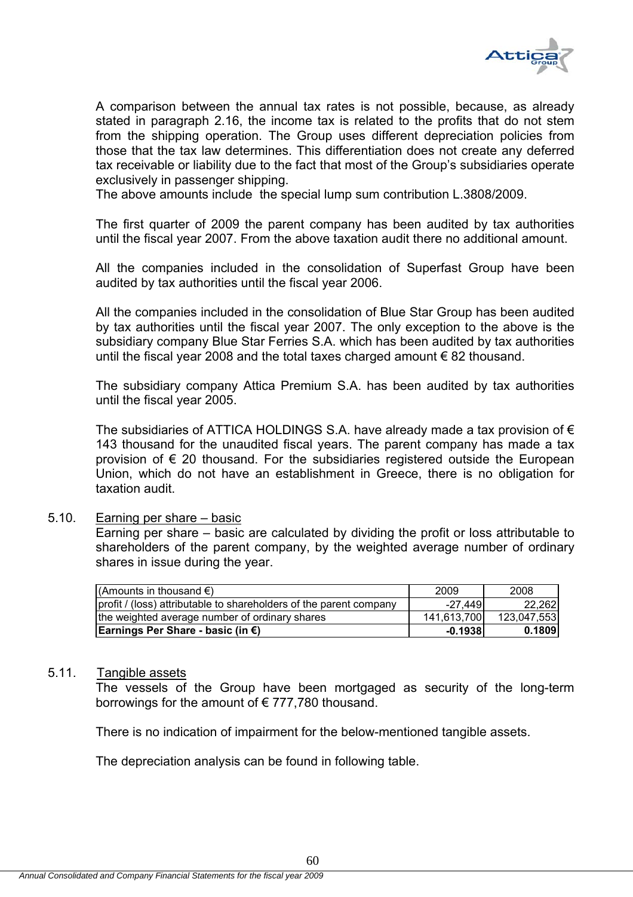A comparison between the annual tax rates is not possible, because, as already stated in paragraph 2.16, the income tax is related to the profits that do not stem from the shipping operation. The Group uses different depreciation policies from those that the tax law determines. This differentiation does not create any deferred tax receivable or liability due to the fact that most of the Group's subsidiaries operate exclusively in passenger shipping.
The above amounts include the special lump sum contribution L.3808/2009.

The first quarter of 2009 the parent company has been audited by tax authorities until the fiscal year 2007. From the above taxation audit there no additional amount.

All the companies included in the consolidation of Superfast Group have been audited by tax authorities until the fiscal year 2006.

All the companies included in the consolidation of Blue Star Group has been audited by tax authorities until the fiscal year 2007. The only exception to the above is the subsidiary company Blue Star Ferries S.A. which has been audited by tax authorities until the fiscal year 2008 and the total taxes charged amount € 82 thousand.

The subsidiary company Attica Premium S.A. has been audited by tax authorities until the fiscal year 2005.

The subsidiaries of ATTICA HOLDINGS S.A. have already made a tax provision of € 143 thousand for the unaudited fiscal years. The parent company has made a tax provision of € 20 thousand. For the subsidiaries registered outside the European Union, which do not have an establishment in Greece, there is no obligation for taxation audit.

## 5.10. Earning per share – basic

Earning per share – basic are calculated by dividing the profit or loss attributable to shareholders of the parent company, by the weighted average number of ordinary shares in issue during the year.

| (Amounts in thousand €) | 2009 | 2008 |
|---|---|---|
| profit / (loss) attributable to shareholders of the parent company | -27,449 | 22,262 |
| the weighted average number of ordinary shares | 141,613,700 | 123,047,553 |
| **Earnings Per Share - basic (in €)** | **-0.1938** | **0.1809** |

## 5.11. Tangible assets

The vessels of the Group have been mortgaged as security of the long-term borrowings for the amount of € 777,780 thousand.

There is no indication of impairment for the below-mentioned tangible assets.

The depreciation analysis can be found in following table.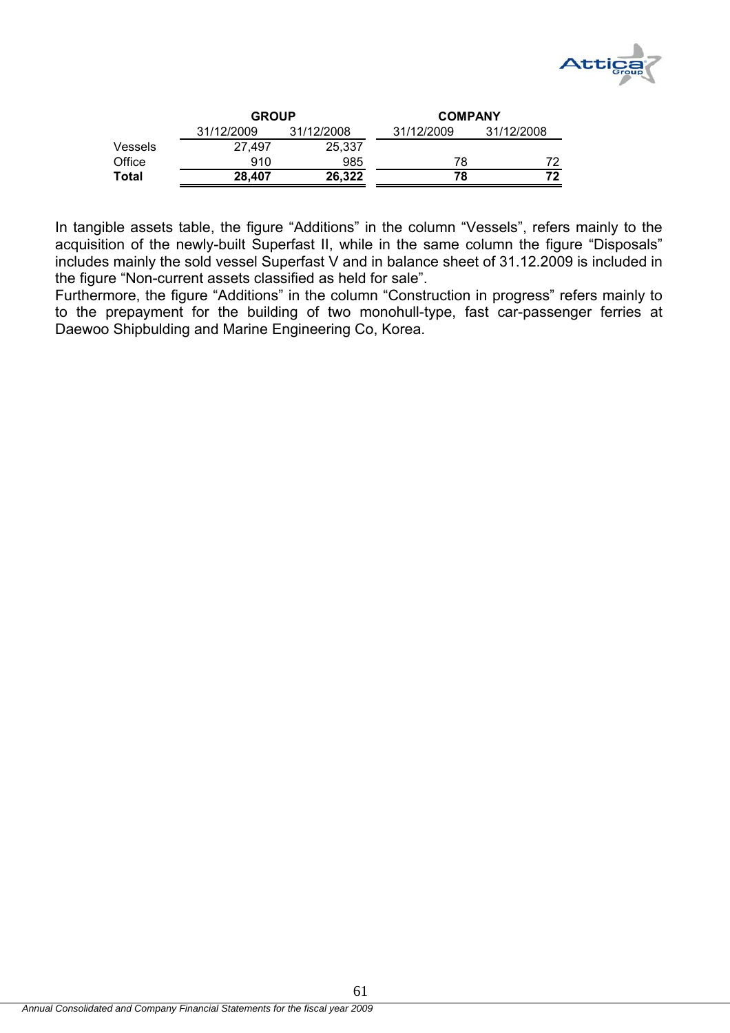| | GROUP | | COMPANY | |
|---|---|---|---|---|
| | 31/12/2009 | 31/12/2008 | 31/12/2009 | 31/12/2008 |
| Vessels | 27,497 | 25,337 | | |
| Office | 910 | 985 | 78 | 72 |
| **Total** | **28,407** | **26,322** | **78** | **72** |

In tangible assets table, the figure "Additions" in the column "Vessels", refers mainly to the acquisition of the newly-built Superfast II, while in the same column the figure "Disposals" includes mainly the sold vessel Superfast V and in balance sheet of 31.12.2009 is included in the figure "Non-current assets classified as held for sale".

Furthermore, the figure "Additions" in the column "Construction in progress" refers mainly to to the prepayment for the building of two monohull-type, fast car-passenger ferries at Daewoo Shipbulding and Marine Engineering Co, Korea.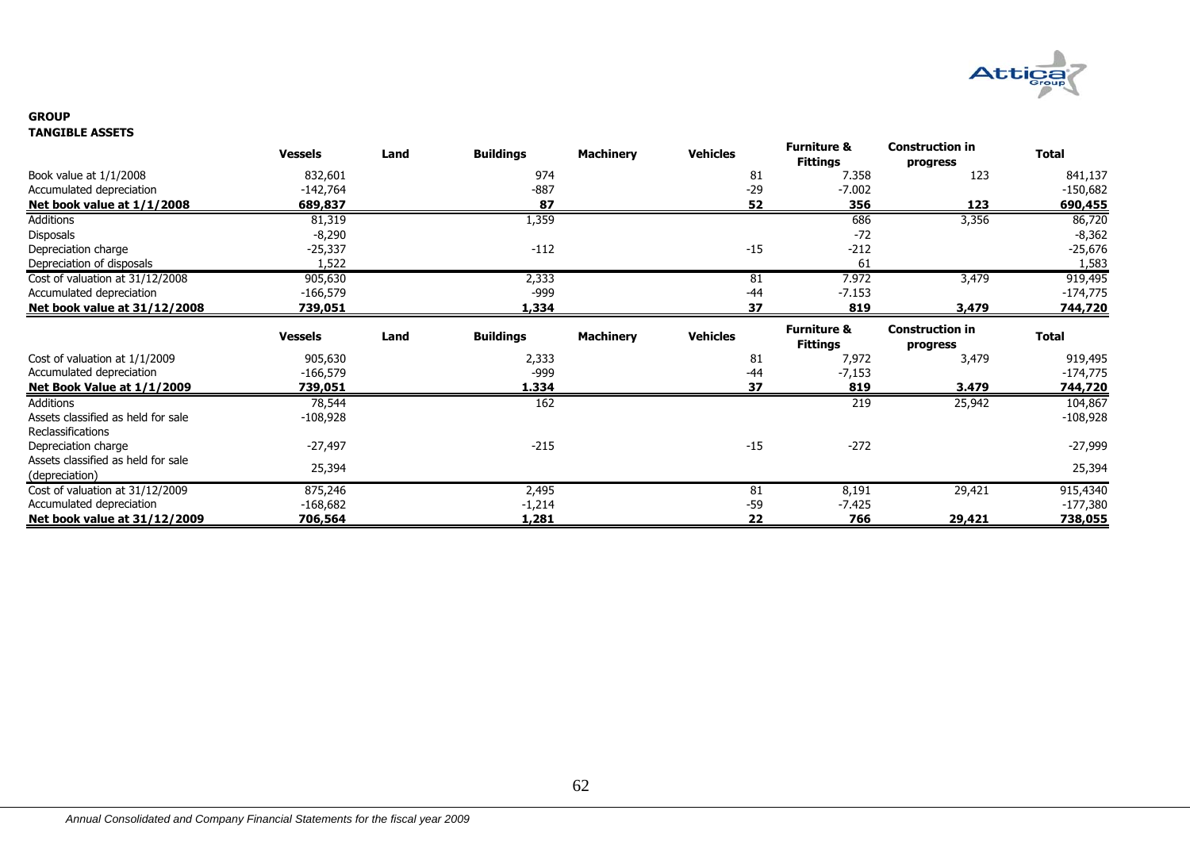**GROUP**

**TANGIBLE ASSETS**

| | Vessels | Land | Buildings | Machinery | Vehicles | Furniture & Fittings | Construction in progress | Total |
|---|---|---|---|---|---|---|---|---|
| Book value at 1/1/2008 | 832,601 | | 974 | | 81 | 7.358 | 123 | 841,137 |
| Accumulated depreciation | -142,764 | | -887 | | -29 | -7.002 | | -150,682 |
| **Net book value at 1/1/2008** | **689,837** | | **87** | | **52** | **356** | **123** | **690,455** |
| Additions | 81,319 | | 1,359 | | | 686 | 3,356 | 86,720 |
| Disposals | -8,290 | | | | | -72 | | -8,362 |
| Depreciation charge | -25,337 | | -112 | | -15 | -212 | | -25,676 |
| Depreciation of disposals | 1,522 | | | | | 61 | | 1,583 |
| Cost of valuation at 31/12/2008 | 905,630 | | 2,333 | | 81 | 7.972 | 3,479 | 919,495 |
| Accumulated depreciation | -166,579 | | -999 | | -44 | -7.153 | | -174,775 |
| **Net book value at 31/12/2008** | **739,051** | | **1,334** | | **37** | **819** | **3,479** | **744,720** |

| | Vessels | Land | Buildings | Machinery | Vehicles | Furniture & Fittings | Construction in progress | Total |
|---|---|---|---|---|---|---|---|---|
| Cost of valuation at 1/1/2009 | 905,630 | | 2,333 | | 81 | 7,972 | 3,479 | 919,495 |
| Accumulated depreciation | -166,579 | | -999 | | -44 | -7,153 | | -174,775 |
| **Net Book Value at 1/1/2009** | **739,051** | | **1.334** | | **37** | **819** | **3.479** | **744,720** |
| Additions | 78,544 | | 162 | | | 219 | 25,942 | 104,867 |
| Assets classified as held for sale | -108,928 | | | | | | | -108,928 |
| Reclassifications | | | | | | | | |
| Depreciation charge | -27,497 | | -215 | | -15 | -272 | | -27,999 |
| Assets classified as held for sale (depreciation) | 25,394 | | | | | | | 25,394 |
| Cost of valuation at 31/12/2009 | 875,246 | | 2,495 | | 81 | 8,191 | 29,421 | 915,4340 |
| Accumulated depreciation | -168,682 | | -1,214 | | -59 | -7.425 | | -177,380 |
| **Net book value at 31/12/2009** | **706,564** | | **1,281** | | **22** | **766** | **29,421** | **738,055** |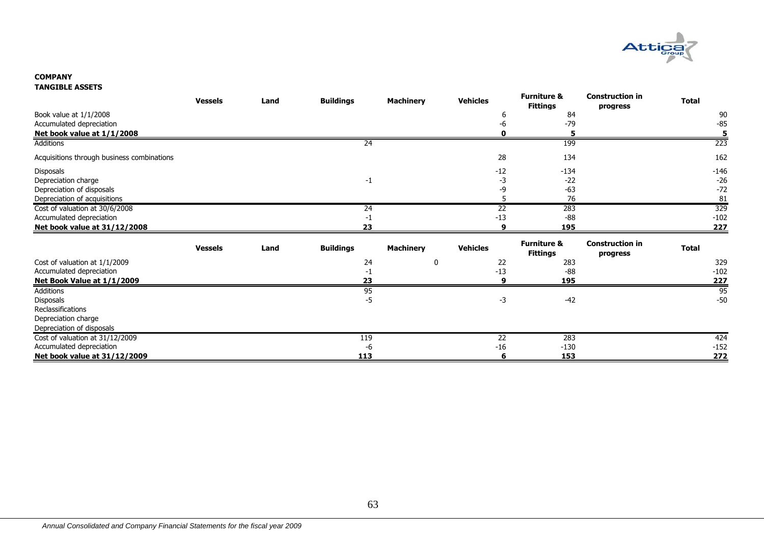**COMPANY**

**TANGIBLE ASSETS**

| | Vessels | Land | Buildings | Machinery | Vehicles | Furniture & Fittings | Construction in progress | Total |
|---|---|---|---|---|---|---|---|---|
| Book value at 1/1/2008 | | | | | 6 | 84 | | 90 |
| Accumulated depreciation | | | | | -6 | -79 | | -85 |
| **Net book value at 1/1/2008** | | | | | **0** | **5** | | **5** |
| Additions | | | 24 | | | 199 | | 223 |
| Acquisitions through business combinations | | | | | 28 | 134 | | 162 |
| Disposals | | | | | -12 | -134 | | -146 |
| Depreciation charge | | | -1 | | -3 | -22 | | -26 |
| Depreciation of disposals | | | | | -9 | -63 | | -72 |
| Depreciation of acquisitions | | | | | 5 | 76 | | 81 |
| Cost of valuation at 30/6/2008 | | | 24 | | 22 | 283 | | 329 |
| Accumulated depreciation | | | -1 | | -13 | -88 | | -102 |
| **Net book value at 31/12/2008** | | | **23** | | **9** | **195** | | **227** |

| | Vessels | Land | Buildings | Machinery | Vehicles | Furniture & Fittings | Construction in progress | Total |
|---|---|---|---|---|---|---|---|---|
| Cost of valuation at 1/1/2009 | | | 24 | 0 | 22 | 283 | | 329 |
| Accumulated depreciation | | | -1 | | -13 | -88 | | -102 |
| **Net Book Value at 1/1/2009** | | | **23** | | **9** | **195** | | **227** |
| Additions | | | 95 | | | | | 95 |
| Disposals | | | -5 | | -3 | -42 | | -50 |
| Reclassifications | | | | | | | | |
| Depreciation charge | | | | | | | | |
| Depreciation of disposals | | | | | | | | |
| Cost of valuation at 31/12/2009 | | | 119 | | 22 | 283 | | 424 |
| Accumulated depreciation | | | -6 | | -16 | -130 | | -152 |
| **Net book value at 31/12/2009** | | | **113** | | **6** | **153** | | **272** |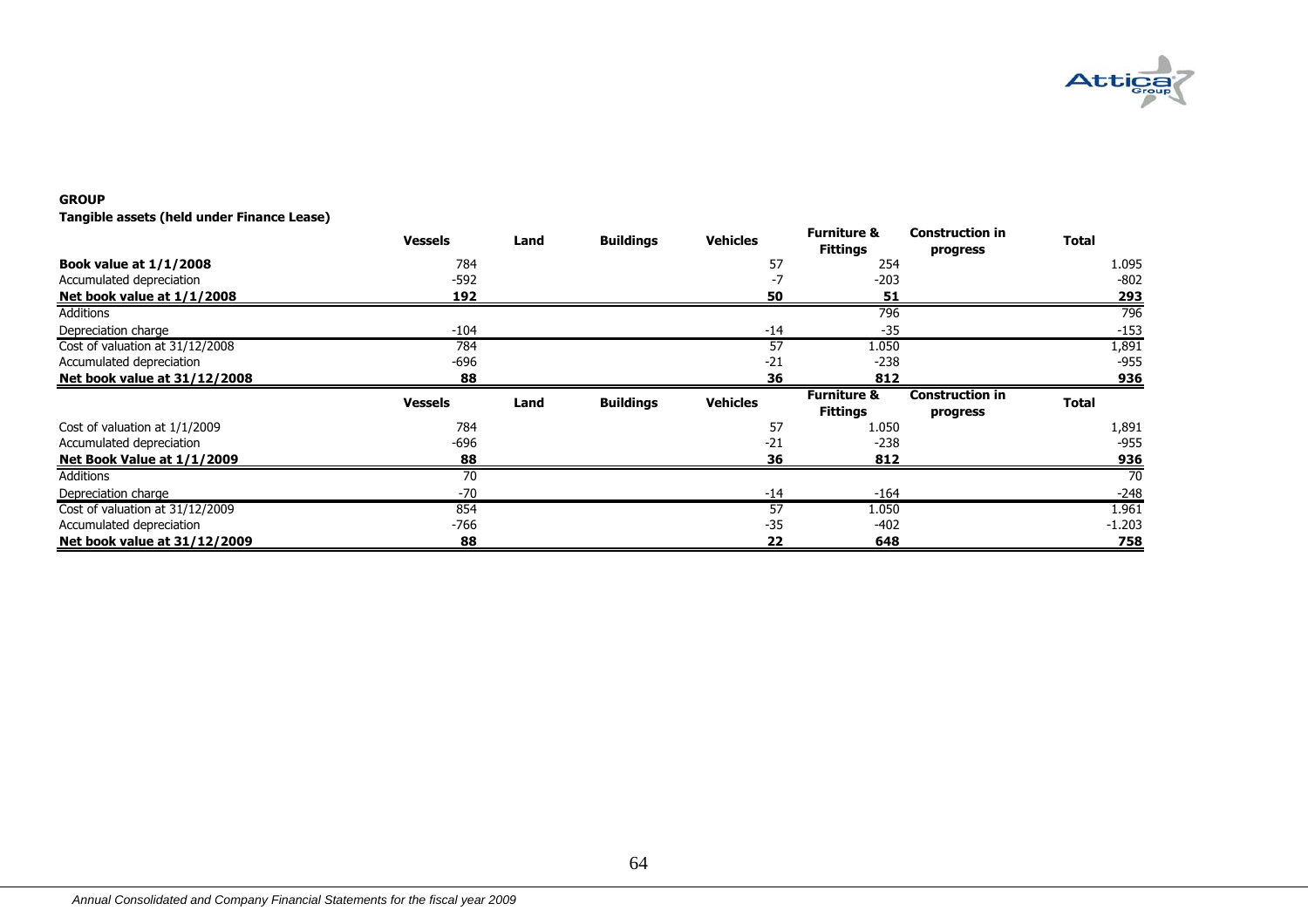**GROUP**

**Tangible assets (held under Finance Lease)**

| | Vessels | Land | Buildings | Vehicles | Furniture & Fittings | Construction in progress | Total |
|---|---|---|---|---|---|---|---|
| **Book value at 1/1/2008** | 784 | | | 57 | 254 | | 1.095 |
| Accumulated depreciation | -592 | | | -7 | -203 | | -802 |
| **Net book value at 1/1/2008** | **192** | | | **50** | **51** | | **293** |
| Additions | | | | | 796 | | 796 |
| Depreciation charge | -104 | | | -14 | -35 | | -153 |
| Cost of valuation at 31/12/2008 | 784 | | | 57 | 1.050 | | 1,891 |
| Accumulated depreciation | -696 | | | -21 | -238 | | -955 |
| **Net book value at 31/12/2008** | **88** | | | **36** | **812** | | **936** |
| | **Vessels** | **Land** | **Buildings** | **Vehicles** | **Furniture & Fittings** | **Construction in progress** | **Total** |
| Cost of valuation at 1/1/2009 | 784 | | | 57 | 1.050 | | 1,891 |
| Accumulated depreciation | -696 | | | -21 | -238 | | -955 |
| **Net Book Value at 1/1/2009** | **88** | | | **36** | **812** | | **936** |
| Additions | 70 | | | | | | 70 |
| Depreciation charge | -70 | | | -14 | -164 | | -248 |
| Cost of valuation at 31/12/2009 | 854 | | | 57 | 1.050 | | 1.961 |
| Accumulated depreciation | -766 | | | -35 | -402 | | -1.203 |
| **Net book value at 31/12/2009** | **88** | | | **22** | **648** | | **758** |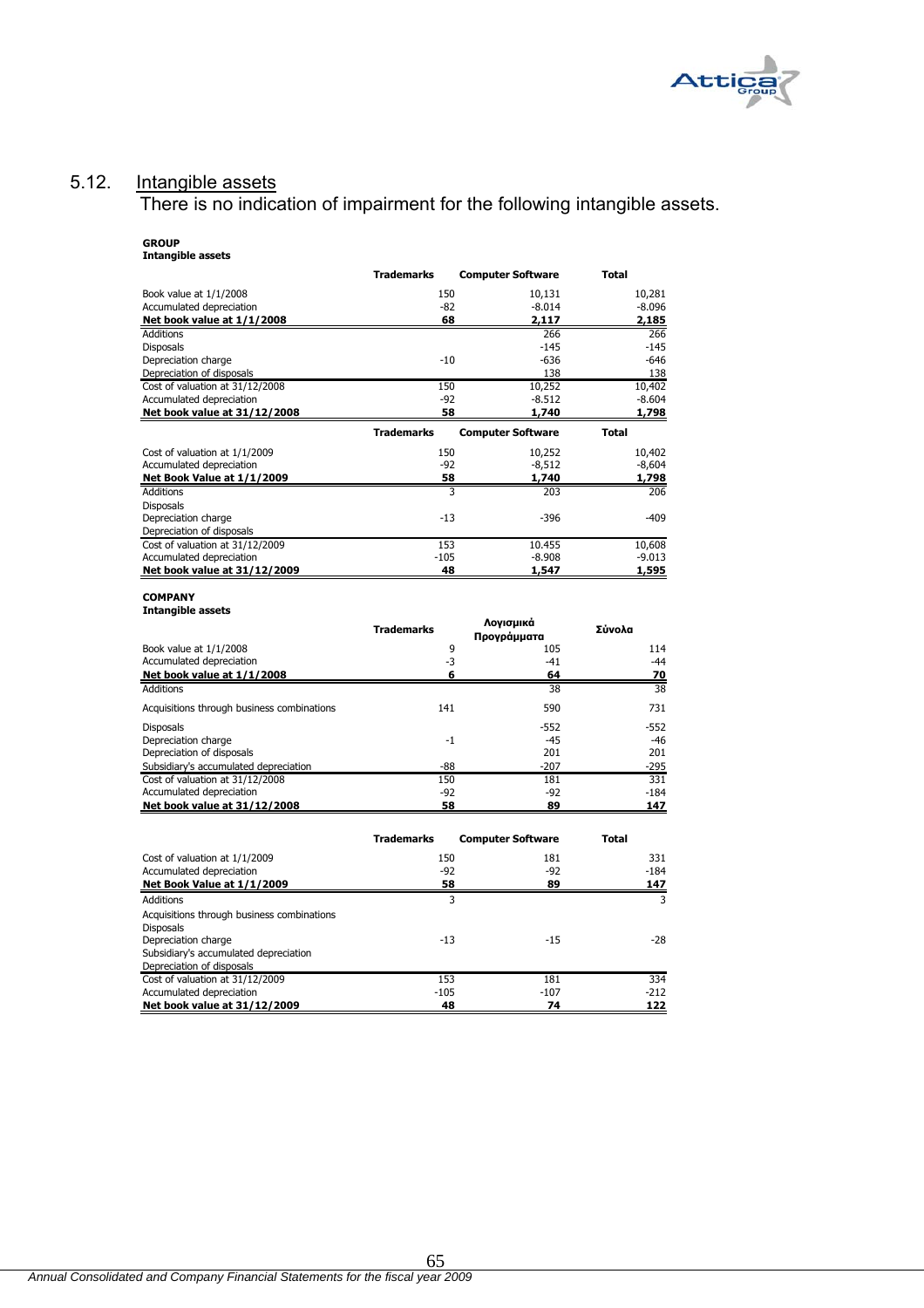## 5.12. Intangible assets

There is no indication of impairment for the following intangible assets.

**GROUP**
**Intangible assets**

| | Trademarks | Computer Software | Total |
|---|---|---|---|
| Book value at 1/1/2008 | 150 | 10,131 | 10,281 |
| Accumulated depreciation | -82 | -8.014 | -8.096 |
| **Net book value at 1/1/2008** | **68** | **2,117** | **2,185** |
| Additions | | 266 | 266 |
| Disposals | | -145 | -145 |
| Depreciation charge | -10 | -636 | -646 |
| Depreciation of disposals | | 138 | 138 |
| Cost of valuation at 31/12/2008 | 150 | 10,252 | 10,402 |
| Accumulated depreciation | -92 | -8.512 | -8.604 |
| **Net book value at 31/12/2008** | **58** | **1,740** | **1,798** |

| | Trademarks | Computer Software | Total |
|---|---|---|---|
| Cost of valuation at 1/1/2009 | 150 | 10,252 | 10,402 |
| Accumulated depreciation | -92 | -8,512 | -8,604 |
| **Net Book Value at 1/1/2009** | **58** | **1,740** | **1,798** |
| Additions | 3 | 203 | 206 |
| Disposals | | | |
| Depreciation charge | -13 | -396 | -409 |
| Depreciation of disposals | | | |
| Cost of valuation at 31/12/2009 | 153 | 10.455 | 10,608 |
| Accumulated depreciation | -105 | -8.908 | -9.013 |
| **Net book value at 31/12/2009** | **48** | **1,547** | **1,595** |

**COMPANY**
**Intangible assets**

| | Trademarks | Λογισμικά Προγράμματα | Σύνολα |
|---|---|---|---|
| Book value at 1/1/2008 | 9 | 105 | 114 |
| Accumulated depreciation | -3 | -41 | -44 |
| **Net book value at 1/1/2008** | **6** | **64** | **70** |
| Additions | | 38 | 38 |
| Acquisitions through business combinations | 141 | 590 | 731 |
| Disposals | | -552 | -552 |
| Depreciation charge | -1 | -45 | -46 |
| Depreciation of disposals | | 201 | 201 |
| Subsidiary's accumulated depreciation | -88 | -207 | -295 |
| Cost of valuation at 31/12/2008 | 150 | 181 | 331 |
| Accumulated depreciation | -92 | -92 | -184 |
| **Net book value at 31/12/2008** | **58** | **89** | **147** |

| | Trademarks | Computer Software | Total |
|---|---|---|---|
| Cost of valuation at 1/1/2009 | 150 | 181 | 331 |
| Accumulated depreciation | -92 | -92 | -184 |
| **Net Book Value at 1/1/2009** | **58** | **89** | **147** |
| Additions | 3 | | 3 |
| Acquisitions through business combinations | | | |
| Disposals | | | |
| Depreciation charge | -13 | -15 | -28 |
| Subsidiary's accumulated depreciation | | | |
| Depreciation of disposals | | | |
| Cost of valuation at 31/12/2009 | 153 | 181 | 334 |
| Accumulated depreciation | -105 | -107 | -212 |
| **Net book value at 31/12/2009** | **48** | **74** | **122** |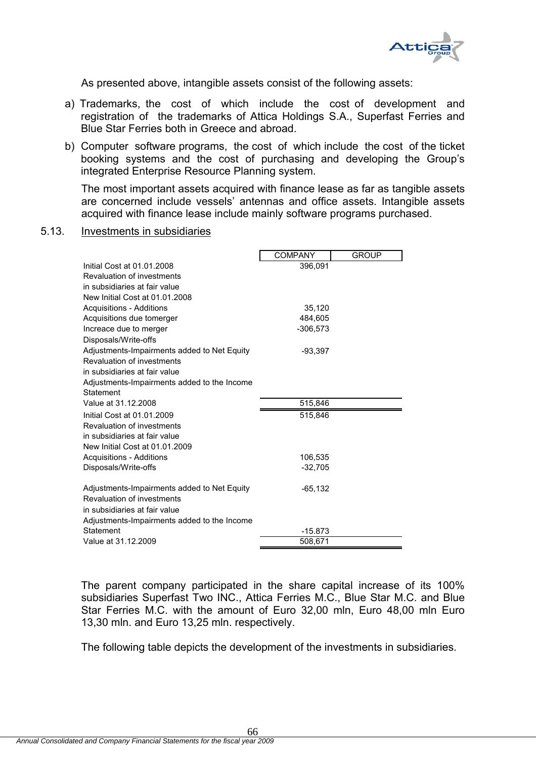As presented above, intangible assets consist of the following assets:

a) Trademarks, the cost of which include the cost of development and registration of the trademarks of Attica Holdings S.A., Superfast Ferries and Blue Star Ferries both in Greece and abroad.

b) Computer software programs, the cost of which include the cost of the ticket booking systems and the cost of purchasing and developing the Group's integrated Enterprise Resource Planning system.

   The most important assets acquired with finance lease as far as tangible assets are concerned include vessels' antennas and office assets. Intangible assets acquired with finance lease include mainly software programs purchased.

## 5.13. Investments in subsidiaries

| | COMPANY | GROUP |
|---|---|---|
| Initial Cost at 01.01.2008 | 396,091 | |
| Revaluation of investments in subsidiaries at fair value | | |
| New Initial Cost at 01.01.2008 | | |
| Acquisitions - Additions | 35,120 | |
| Acquisitions due tomerger | 484,605 | |
| Increace due to merger | -306,573 | |
| Disposals/Write-offs | | |
| Adjustments-Impairments added to Net Equity | -93,397 | |
| Revaluation of investments in subsidiaries at fair value | | |
| Adjustments-Impairments added to the Income Statement | | |
| Value at 31.12.2008 | 515,846 | |
| Initial Cost at 01.01.2009 | 515,846 | |
| Revaluation of investments in subsidiaries at fair value | | |
| New Initial Cost at 01.01.2009 | | |
| Acquisitions - Additions | 106,535 | |
| Disposals/Write-offs | -32,705 | |
| Adjustments-Impairments added to Net Equity | -65,132 | |
| Revaluation of investments in subsidiaries at fair value | | |
| Adjustments-Impairments added to the Income Statement | -15.873 | |
| Value at 31.12.2009 | 508,671 | |

The parent company participated in the share capital increase of its 100% subsidiaries Superfast Two INC., Attica Ferries M.C., Blue Star M.C. and Blue Star Ferries M.C. with the amount of Euro 32,00 mln, Euro 48,00 mln Euro 13,30 mln. and Euro 13,25 mln. respectively.

The following table depicts the development of the investments in subsidiaries.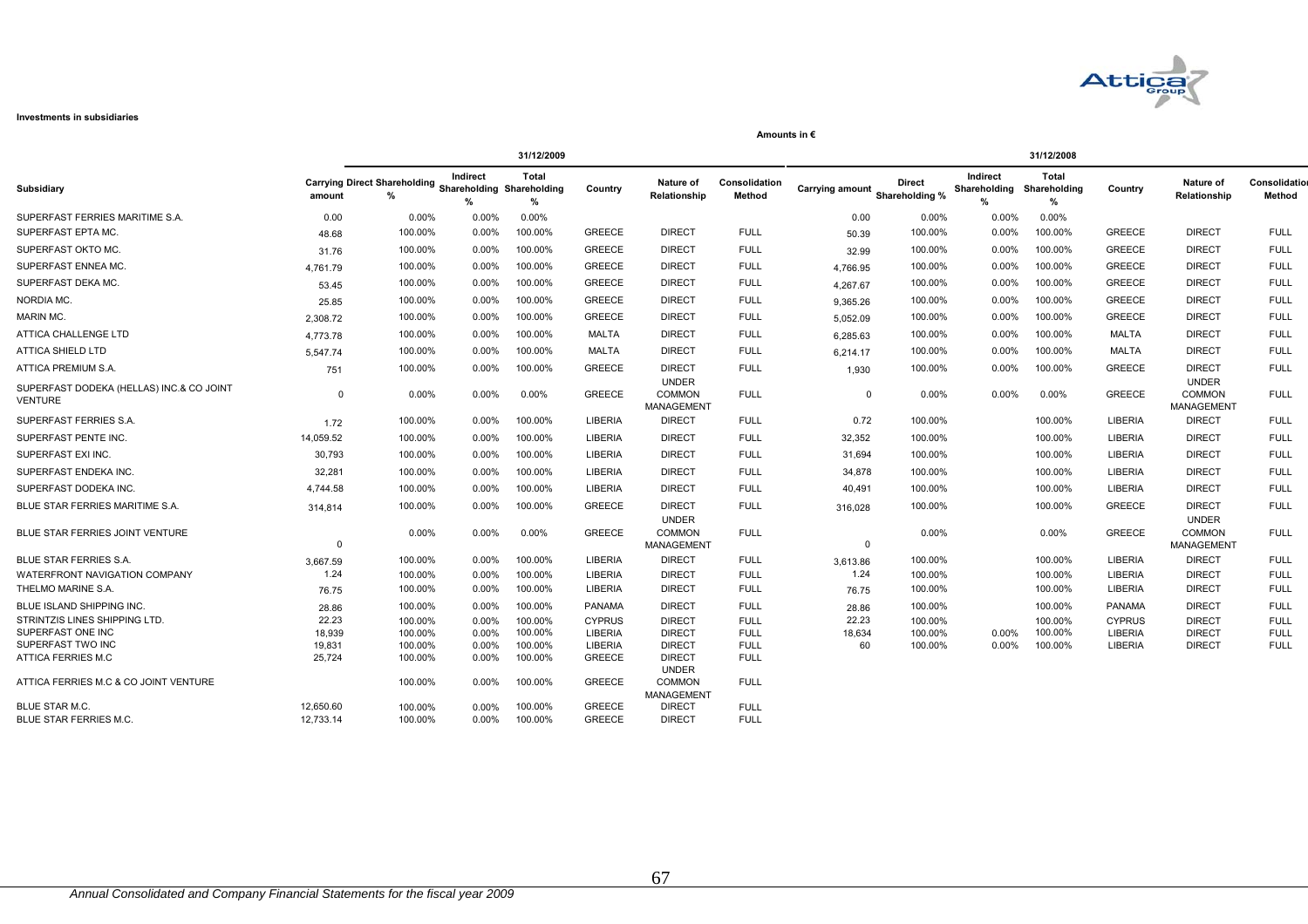**Investments in subsidiaries**

Amounts in €

| Subsidiary | 31/12/2009 | | | | | | | 31/12/2008 | | | | | | |
|---|---|---|---|---|---|---|---|---|---|---|---|---|---|---|
| | Carrying amount | Direct Shareholding % | Indirect Shareholding % | Total Shareholding % | Country | Nature of Relationship | Consolidation Method | Carrying amount | Direct Shareholding % | Indirect Shareholding % | Total Shareholding % | Country | Nature of Relationship | Consolidation Method |
| SUPERFAST FERRIES MARITIME S.A. | 0.00 | 0.00% | 0.00% | 0.00% | | | | 0.00 | 0.00% | 0.00% | 0.00% | | | |
| SUPERFAST EPTA MC. | 48.68 | 100.00% | 0.00% | 100.00% | GREECE | DIRECT | FULL | 50.39 | 100.00% | 0.00% | 100.00% | GREECE | DIRECT | FULL |
| SUPERFAST OKTO MC. | 31.76 | 100.00% | 0.00% | 100.00% | GREECE | DIRECT | FULL | 32.99 | 100.00% | 0.00% | 100.00% | GREECE | DIRECT | FULL |
| SUPERFAST ENNEA MC. | 4,761.79 | 100.00% | 0.00% | 100.00% | GREECE | DIRECT | FULL | 4,766.95 | 100.00% | 0.00% | 100.00% | GREECE | DIRECT | FULL |
| SUPERFAST DEKA MC. | 53.45 | 100.00% | 0.00% | 100.00% | GREECE | DIRECT | FULL | 4,267.67 | 100.00% | 0.00% | 100.00% | GREECE | DIRECT | FULL |
| NORDIA MC. | 25.85 | 100.00% | 0.00% | 100.00% | GREECE | DIRECT | FULL | 9,365.26 | 100.00% | 0.00% | 100.00% | GREECE | DIRECT | FULL |
| MARIN MC. | 2,308.72 | 100.00% | 0.00% | 100.00% | GREECE | DIRECT | FULL | 5,052.09 | 100.00% | 0.00% | 100.00% | GREECE | DIRECT | FULL |
| ATTICA CHALLENGE LTD | 4,773.78 | 100.00% | 0.00% | 100.00% | MALTA | DIRECT | FULL | 6,285.63 | 100.00% | 0.00% | 100.00% | MALTA | DIRECT | FULL |
| ATTICA SHIELD LTD | 5,547.74 | 100.00% | 0.00% | 100.00% | MALTA | DIRECT | FULL | 6,214.17 | 100.00% | 0.00% | 100.00% | MALTA | DIRECT | FULL |
| ATTICA PREMIUM S.A. | 751 | 100.00% | 0.00% | 100.00% | GREECE | DIRECT | FULL | 1,930 | 100.00% | 0.00% | 100.00% | GREECE | DIRECT | FULL |
| SUPERFAST DODEKA (HELLAS) INC.& CO JOINT VENTURE | 0 | 0.00% | 0.00% | 0.00% | GREECE | UNDER COMMON MANAGEMENT | FULL | 0 | 0.00% | 0.00% | 0.00% | GREECE | UNDER COMMON MANAGEMENT | FULL |
| SUPERFAST FERRIES S.A. | 1.72 | 100.00% | 0.00% | 100.00% | LIBERIA | DIRECT | FULL | 0.72 | 100.00% | | 100.00% | LIBERIA | DIRECT | FULL |
| SUPERFAST PENTE INC. | 14,059.52 | 100.00% | 0.00% | 100.00% | LIBERIA | DIRECT | FULL | 32,352 | 100.00% | | 100.00% | LIBERIA | DIRECT | FULL |
| SUPERFAST EXI INC. | 30,793 | 100.00% | 0.00% | 100.00% | LIBERIA | DIRECT | FULL | 31,694 | 100.00% | | 100.00% | LIBERIA | DIRECT | FULL |
| SUPERFAST ENDEKA INC. | 32,281 | 100.00% | 0.00% | 100.00% | LIBERIA | DIRECT | FULL | 34,878 | 100.00% | | 100.00% | LIBERIA | DIRECT | FULL |
| SUPERFAST DODEKA INC. | 4,744.58 | 100.00% | 0.00% | 100.00% | LIBERIA | DIRECT | FULL | 40,491 | 100.00% | | 100.00% | LIBERIA | DIRECT | FULL |
| BLUE STAR FERRIES MARITIME S.A. | 314,814 | 100.00% | 0.00% | 100.00% | GREECE | DIRECT | FULL | 316,028 | 100.00% | | 100.00% | GREECE | DIRECT | FULL |
| BLUE STAR FERRIES JOINT VENTURE | 0 | 0.00% | 0.00% | 0.00% | GREECE | UNDER COMMON MANAGEMENT | FULL | 0 | 0.00% | | 0.00% | GREECE | UNDER COMMON MANAGEMENT | FULL |
| BLUE STAR FERRIES S.A. | 3,667.59 | 100.00% | 0.00% | 100.00% | LIBERIA | DIRECT | FULL | 3,613.86 | 100.00% | | 100.00% | LIBERIA | DIRECT | FULL |
| WATERFRONT NAVIGATION COMPANY | 1.24 | 100.00% | 0.00% | 100.00% | LIBERIA | DIRECT | FULL | 1.24 | 100.00% | | 100.00% | LIBERIA | DIRECT | FULL |
| THELMO MARINE S.A. | 76.75 | 100.00% | 0.00% | 100.00% | LIBERIA | DIRECT | FULL | 76.75 | 100.00% | | 100.00% | LIBERIA | DIRECT | FULL |
| BLUE ISLAND SHIPPING INC. | 28.86 | 100.00% | 0.00% | 100.00% | PANAMA | DIRECT | FULL | 28.86 | 100.00% | | 100.00% | PANAMA | DIRECT | FULL |
| STRINTZIS LINES SHIPPING LTD. | 22.23 | 100.00% | 0.00% | 100.00% | CYPRUS | DIRECT | FULL | 22.23 | 100.00% | | 100.00% | CYPRUS | DIRECT | FULL |
| SUPERFAST ONE INC | 18,939 | 100.00% | 0.00% | 100.00% | LIBERIA | DIRECT | FULL | 18,634 | 100.00% | 0.00% | 100.00% | LIBERIA | DIRECT | FULL |
| SUPERFAST TWO INC | 19,831 | 100.00% | 0.00% | 100.00% | LIBERIA | DIRECT | FULL | 60 | 100.00% | 0.00% | 100.00% | LIBERIA | DIRECT | FULL |
| ATTICA FERRIES M.C | 25,724 | 100.00% | 0.00% | 100.00% | GREECE | DIRECT | FULL | | | | | | | |
| ATTICA FERRIES M.C & CO JOINT VENTURE | | 100.00% | 0.00% | 100.00% | GREECE | UNDER COMMON MANAGEMENT | FULL | | | | | | | |
| BLUE STAR M.C. | 12,650.60 | 100.00% | 0.00% | 100.00% | GREECE | DIRECT | FULL | | | | | | | |
| BLUE STAR FERRIES M.C. | 12,733.14 | 100.00% | 0.00% | 100.00% | GREECE | DIRECT | FULL | | | | | | | |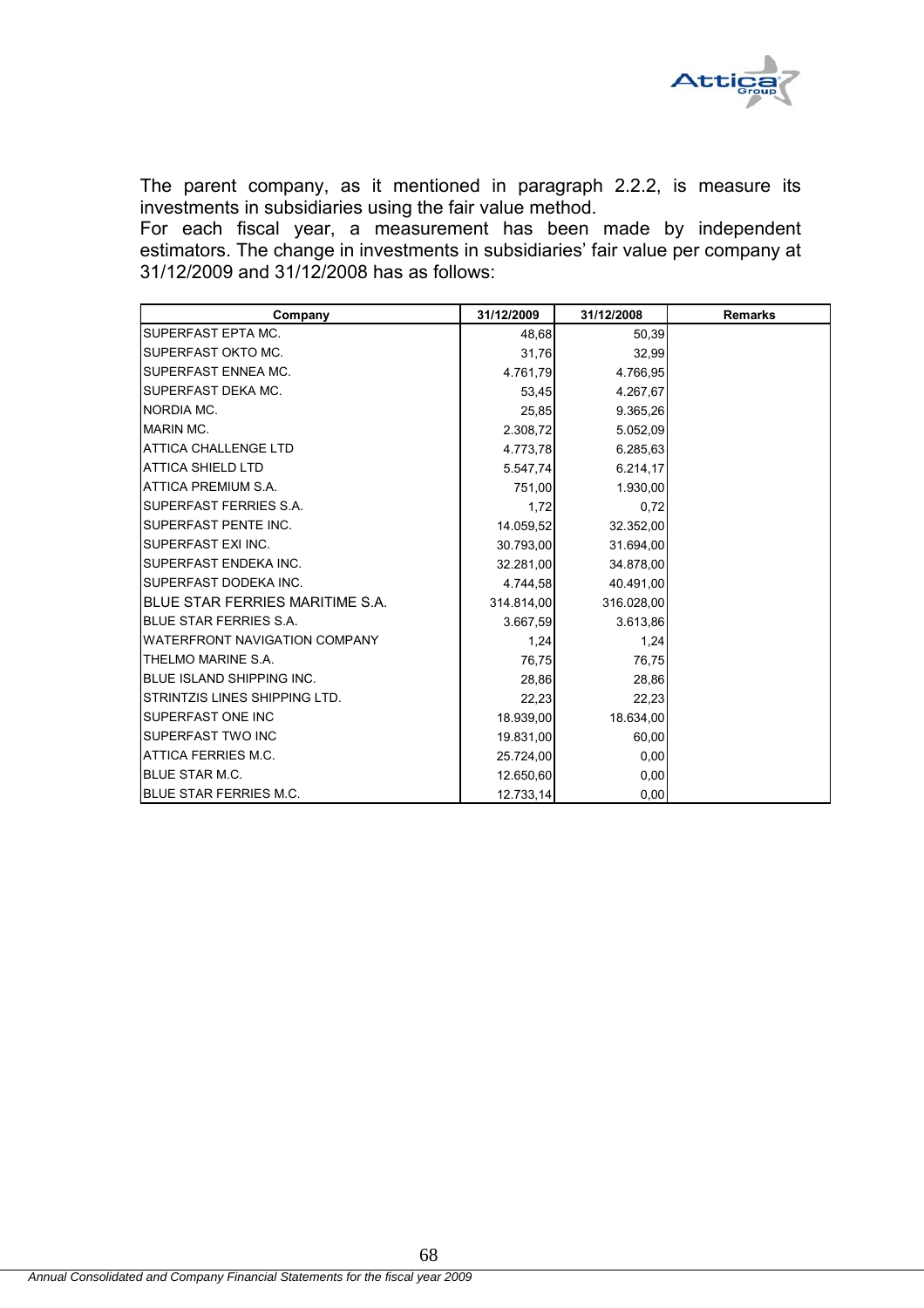The parent company, as it mentioned in paragraph 2.2.2, is measure its investments in subsidiaries using the fair value method.
For each fiscal year, a measurement has been made by independent estimators. The change in investments in subsidiaries' fair value per company at 31/12/2009 and 31/12/2008 has as follows:

| Company | 31/12/2009 | 31/12/2008 | Remarks |
|---|---|---|---|
| SUPERFAST EPTA MC. | 48,68 | 50,39 | |
| SUPERFAST OKTO MC. | 31,76 | 32,99 | |
| SUPERFAST ENNEA MC. | 4.761,79 | 4.766,95 | |
| SUPERFAST DEKA MC. | 53,45 | 4.267,67 | |
| NORDIA MC. | 25,85 | 9.365,26 | |
| MARIN MC. | 2.308,72 | 5.052,09 | |
| ATTICA CHALLENGE LTD | 4.773,78 | 6.285,63 | |
| ATTICA SHIELD LTD | 5.547,74 | 6.214,17 | |
| ATTICA PREMIUM S.A. | 751,00 | 1.930,00 | |
| SUPERFAST FERRIES S.A. | 1,72 | 0,72 | |
| SUPERFAST PENTE INC. | 14.059,52 | 32.352,00 | |
| SUPERFAST EXI INC. | 30.793,00 | 31.694,00 | |
| SUPERFAST ENDEKA INC. | 32.281,00 | 34.878,00 | |
| SUPERFAST DODEKA INC. | 4.744,58 | 40.491,00 | |
| BLUE STAR FERRIES MARITIME S.A. | 314.814,00 | 316.028,00 | |
| BLUE STAR FERRIES S.A. | 3.667,59 | 3.613,86 | |
| WATERFRONT NAVIGATION COMPANY | 1,24 | 1,24 | |
| THELMO MARINE S.A. | 76,75 | 76,75 | |
| BLUE ISLAND SHIPPING INC. | 28,86 | 28,86 | |
| STRINTZIS LINES SHIPPING LTD. | 22,23 | 22,23 | |
| SUPERFAST ONE INC | 18.939,00 | 18.634,00 | |
| SUPERFAST TWO INC | 19.831,00 | 60,00 | |
| ATTICA FERRIES M.C. | 25.724,00 | 0,00 | |
| BLUE STAR M.C. | 12.650,60 | 0,00 | |
| BLUE STAR FERRIES M.C. | 12.733,14 | 0,00 | |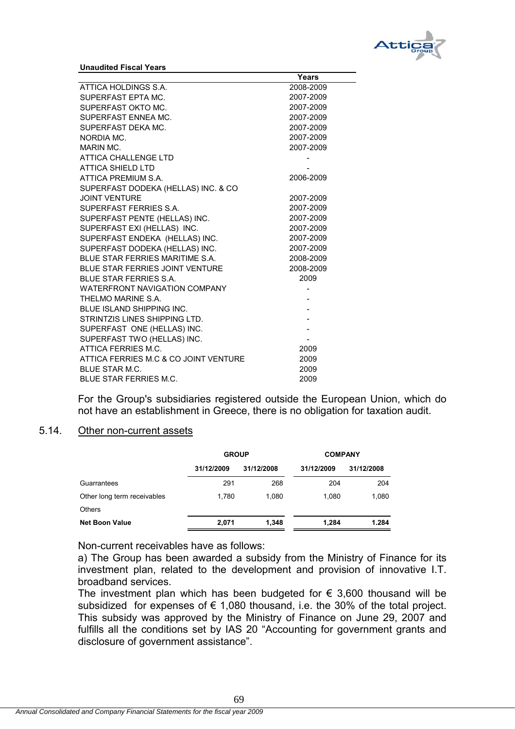**Unaudited Fiscal Years**

| | Years |
|---|---|
| ATTICA HOLDINGS S.A. | 2008-2009 |
| SUPERFAST EPTA MC. | 2007-2009 |
| SUPERFAST OKTO MC. | 2007-2009 |
| SUPERFAST ENNEA MC. | 2007-2009 |
| SUPERFAST DEKA MC. | 2007-2009 |
| NORDIA MC. | 2007-2009 |
| MARIN MC. | 2007-2009 |
| ATTICA CHALLENGE LTD | - |
| ATTICA SHIELD LTD | - |
| ATTICA PREMIUM S.A. | 2006-2009 |
| SUPERFAST DODEKA (HELLAS) INC. & CO JOINT VENTURE | 2007-2009 |
| SUPERFAST FERRIES S.A. | 2007-2009 |
| SUPERFAST PENTE (HELLAS) INC. | 2007-2009 |
| SUPERFAST EXI (HELLAS) INC. | 2007-2009 |
| SUPERFAST ENDEKA (HELLAS) INC. | 2007-2009 |
| SUPERFAST DODEKA (HELLAS) INC. | 2007-2009 |
| BLUE STAR FERRIES MARITIME S.A. | 2008-2009 |
| BLUE STAR FERRIES JOINT VENTURE | 2008-2009 |
| BLUE STAR FERRIES S.A. | 2009 |
| WATERFRONT NAVIGATION COMPANY | - |
| THELMO MARINE S.A. | - |
| BLUE ISLAND SHIPPING INC. | - |
| STRINTZIS LINES SHIPPING LTD. | - |
| SUPERFAST ONE (HELLAS) INC. | - |
| SUPERFAST TWO (HELLAS) INC. | - |
| ATTICA FERRIES M.C. | 2009 |
| ATTICA FERRIES M.C & CO JOINT VENTURE | 2009 |
| BLUE STAR M.C. | 2009 |
| BLUE STAR FERRIES M.C. | 2009 |

For the Group's subsidiaries registered outside the European Union, which do not have an establishment in Greece, there is no obligation for taxation audit.

## 5.14. Other non-current assets

| | GROUP | | COMPANY | |
|---|---|---|---|---|
| | 31/12/2009 | 31/12/2008 | 31/12/2009 | 31/12/2008 |
| Guarrantees | 291 | 268 | 204 | 204 |
| Other long term receivables | 1,780 | 1,080 | 1,080 | 1,080 |
| Others | | | | |
| **Net Boon Value** | **2,071** | **1,348** | **1,284** | **1.284** |

Non-current receivables have as follows:

a) The Group has been awarded a subsidy from the Ministry of Finance for its investment plan, related to the development and provision of innovative I.T. broadband services.

The investment plan which has been budgeted for € 3,600 thousand will be subsidized for expenses of € 1,080 thousand, i.e. the 30% of the total project. This subsidy was approved by the Ministry of Finance on June 29, 2007 and fulfills all the conditions set by IAS 20 "Accounting for government grants and disclosure of government assistance".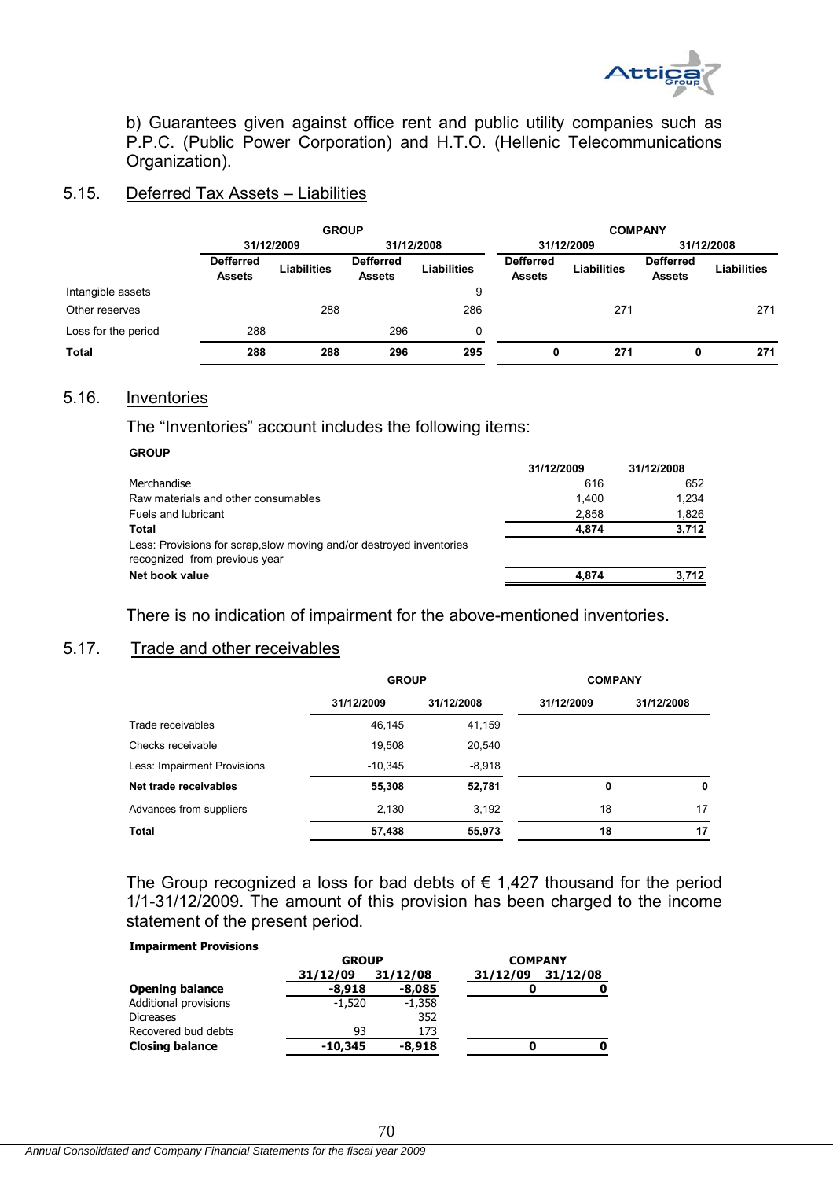b) Guarantees given against office rent and public utility companies such as P.P.C. (Public Power Corporation) and H.T.O. (Hellenic Telecommunications Organization).

## 5.15. Deferred Tax Assets – Liabilities

| | GROUP | | | | COMPANY | | | |
|---|---|---|---|---|---|---|---|---|
| | 31/12/2009 | | 31/12/2008 | | 31/12/2009 | | 31/12/2008 | |
| | Defferred Assets | Liabilities | Defferred Assets | Liabilities | Defferred Assets | Liabilities | Defferred Assets | Liabilities |
| Intangible assets | | | | 9 | | | | |
| Other reserves | | 288 | | 286 | | 271 | | 271 |
| Loss for the period | 288 | | 296 | 0 | | | | |
| **Total** | **288** | **288** | **296** | **295** | **0** | **271** | **0** | **271** |

## 5.16. Inventories

The "Inventories" account includes the following items:

**GROUP**

| | 31/12/2009 | 31/12/2008 |
|---|---|---|
| Merchandise | 616 | 652 |
| Raw materials and other consumables | 1,400 | 1,234 |
| Fuels and lubricant | 2,858 | 1,826 |
| **Total** | **4,874** | **3,712** |
| Less: Provisions for scrap,slow moving and/or destroyed inventories recognized from previous year | | |
| **Net book value** | **4,874** | **3,712** |

There is no indication of impairment for the above-mentioned inventories.

## 5.17. Trade and other receivables

| | GROUP | | COMPANY | |
|---|---|---|---|---|
| | 31/12/2009 | 31/12/2008 | 31/12/2009 | 31/12/2008 |
| Trade receivables | 46,145 | 41,159 | | |
| Checks receivable | 19,508 | 20,540 | | |
| Less: Impairment Provisions | -10,345 | -8,918 | | |
| **Net trade receivables** | **55,308** | **52,781** | **0** | **0** |
| Advances from suppliers | 2,130 | 3,192 | 18 | 17 |
| **Total** | **57,438** | **55,973** | **18** | **17** |

The Group recognized a loss for bad debts of € 1,427 thousand for the period 1/1-31/12/2009. The amount of this provision has been charged to the income statement of the present period.

**Impairment Provisions**

| | GROUP | | COMPANY | |
|---|---|---|---|---|
| | 31/12/09 | 31/12/08 | 31/12/09 | 31/12/08 |
| **Opening balance** | **-8,918** | **-8,085** | **0** | **0** |
| Additional provisions | -1,520 | -1,358 | | |
| Dicreases | | 352 | | |
| Recovered bud debts | 93 | 173 | | |
| **Closing balance** | **-10,345** | **-8,918** | **0** | **0** |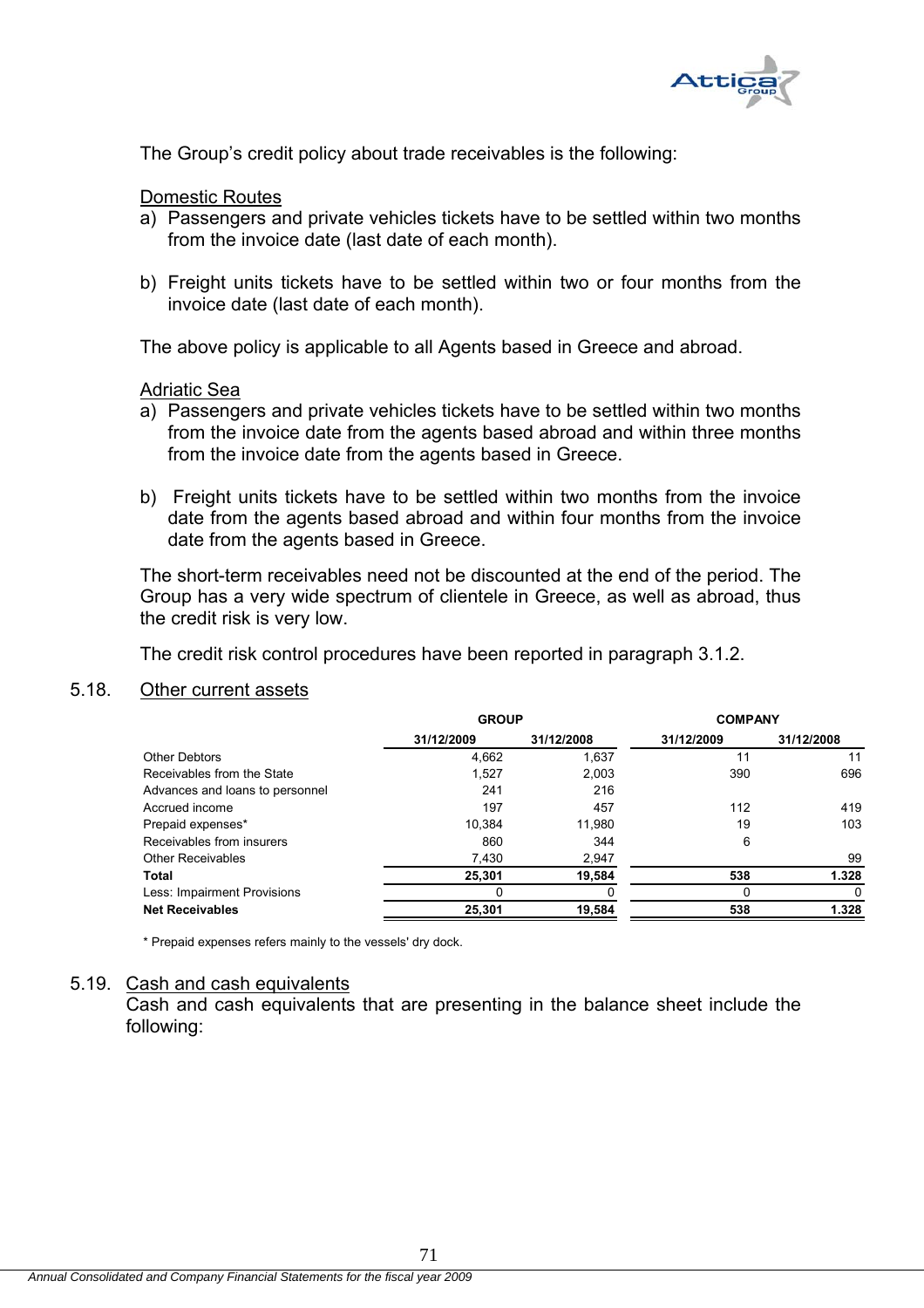The Group's credit policy about trade receivables is the following:

Domestic Routes

a) Passengers and private vehicles tickets have to be settled within two months from the invoice date (last date of each month).

b) Freight units tickets have to be settled within two or four months from the invoice date (last date of each month).

The above policy is applicable to all Agents based in Greece and abroad.

Adriatic Sea

a) Passengers and private vehicles tickets have to be settled within two months from the invoice date from the agents based abroad and within three months from the invoice date from the agents based in Greece.

b) Freight units tickets have to be settled within two months from the invoice date from the agents based abroad and within four months from the invoice date from the agents based in Greece.

The short-term receivables need not be discounted at the end of the period. The Group has a very wide spectrum of clientele in Greece, as well as abroad, thus the credit risk is very low.

The credit risk control procedures have been reported in paragraph 3.1.2.

## 5.18. Other current assets

| | GROUP | | COMPANY | |
|---|---|---|---|---|
| | 31/12/2009 | 31/12/2008 | 31/12/2009 | 31/12/2008 |
| Other Debtors | 4,662 | 1,637 | 11 | 11 |
| Receivables from the State | 1,527 | 2,003 | 390 | 696 |
| Advances and loans to personnel | 241 | 216 | | |
| Accrued income | 197 | 457 | 112 | 419 |
| Prepaid expenses* | 10,384 | 11,980 | 19 | 103 |
| Receivables from insurers | 860 | 344 | 6 | |
| Other Receivables | 7,430 | 2,947 | | 99 |
| **Total** | **25,301** | **19,584** | **538** | **1.328** |
| Less: Impairment Provisions | 0 | 0 | 0 | 0 |
| **Net Receivables** | **25,301** | **19,584** | **538** | **1.328** |

* Prepaid expenses refers mainly to the vessels' dry dock.

## 5.19. Cash and cash equivalents

Cash and cash equivalents that are presenting in the balance sheet include the following: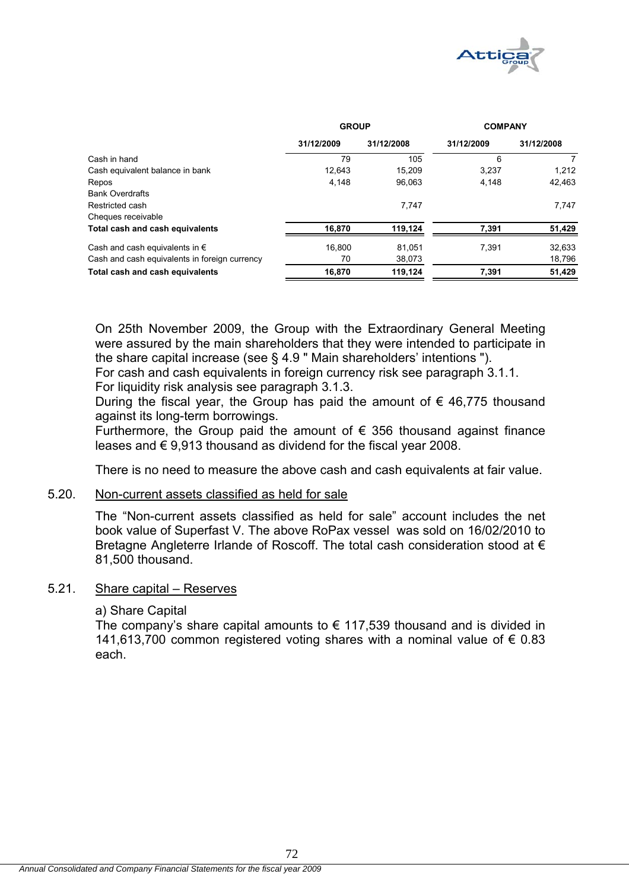| | GROUP | | COMPANY | |
|---|---|---|---|---|
| | 31/12/2009 | 31/12/2008 | 31/12/2009 | 31/12/2008 |
| Cash in hand | 79 | 105 | 6 | 7 |
| Cash equivalent balance in bank | 12,643 | 15,209 | 3,237 | 1,212 |
| Repos | 4,148 | 96,063 | 4,148 | 42,463 |
| Bank Overdrafts | | | | |
| Restricted cash | | 7,747 | | 7,747 |
| Cheques receivable | | | | |
| **Total cash and cash equivalents** | **16,870** | **119,124** | **7,391** | **51,429** |
| Cash and cash equivalents in € | 16,800 | 81,051 | 7,391 | 32,633 |
| Cash and cash equivalents in foreign currency | 70 | 38,073 | | 18,796 |
| **Total cash and cash equivalents** | **16,870** | **119,124** | **7,391** | **51,429** |

On 25th November 2009, the Group with the Extraordinary General Meeting were assured by the main shareholders that they were intended to participate in the share capital increase (see § 4.9 " Main shareholders' intentions ").
For cash and cash equivalents in foreign currency risk see paragraph 3.1.1.
For liquidity risk analysis see paragraph 3.1.3.
During the fiscal year, the Group has paid the amount of € 46,775 thousand against its long-term borrowings.
Furthermore, the Group paid the amount of € 356 thousand against finance leases and € 9,913 thousand as dividend for the fiscal year 2008.

There is no need to measure the above cash and cash equivalents at fair value.

## 5.20. Non-current assets classified as held for sale

The "Non-current assets classified as held for sale" account includes the net book value of Superfast V. The above RoPax vessel was sold on 16/02/2010 to Bretagne Angleterre Irlande of Roscoff. The total cash consideration stood at € 81,500 thousand.

## 5.21. Share capital – Reserves

a) Share Capital
The company's share capital amounts to € 117,539 thousand and is divided in 141,613,700 common registered voting shares with a nominal value of € 0.83 each.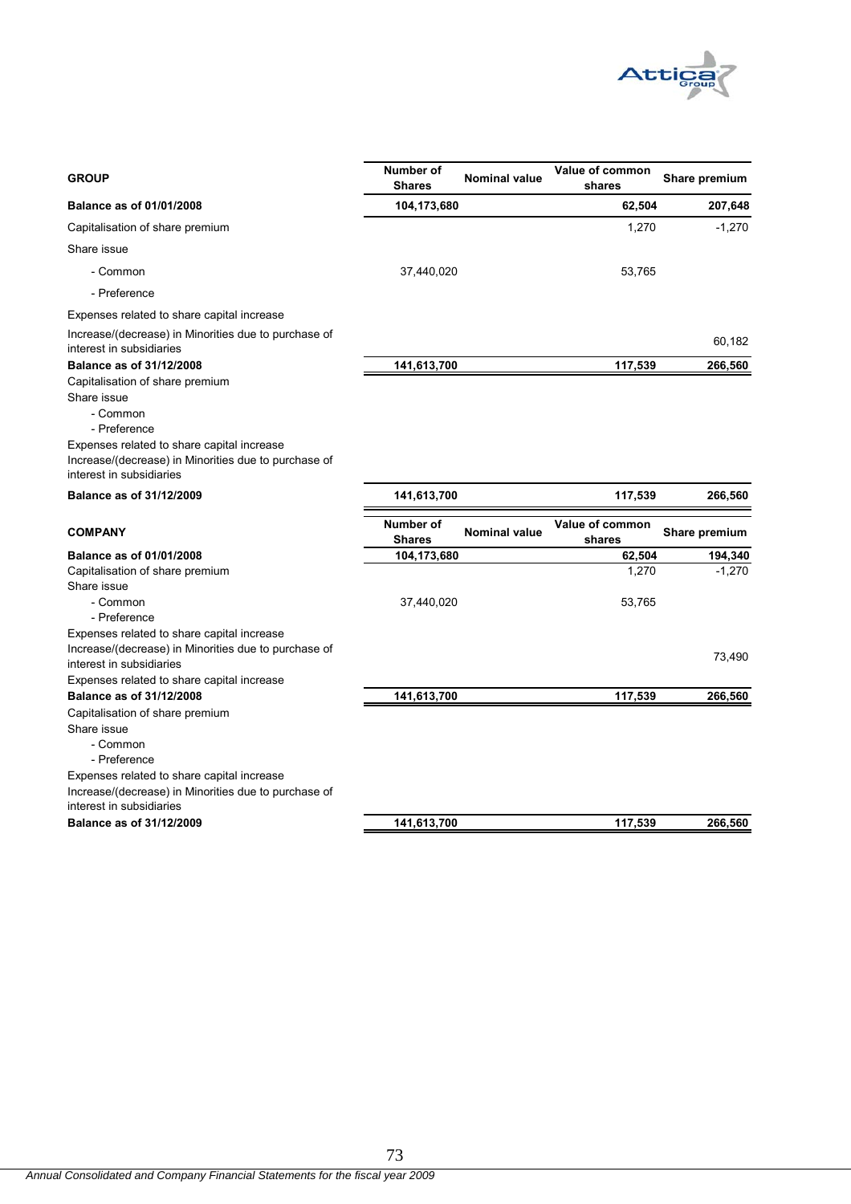| GROUP | Number of Shares | Nominal value | Value of common shares | Share premium |
|---|---|---|---|---|
| **Balance as of 01/01/2008** | **104,173,680** | | **62,504** | **207,648** |
| Capitalisation of share premium | | | 1,270 | -1,270 |
| Share issue | | | | |
| - Common | 37,440,020 | | 53,765 | |
| - Preference | | | | |
| Expenses related to share capital increase | | | | |
| Increase/(decrease) in Minorities due to purchase of interest in subsidiaries | | | | 60,182 |
| **Balance as of 31/12/2008** | **141,613,700** | | **117,539** | **266,560** |
| Capitalisation of share premium | | | | |
| Share issue | | | | |
| - Common | | | | |
| - Preference | | | | |
| Expenses related to share capital increase | | | | |
| Increase/(decrease) in Minorities due to purchase of interest in subsidiaries | | | | |
| **Balance as of 31/12/2009** | **141,613,700** | | **117,539** | **266,560** |

| COMPANY | Number of Shares | Nominal value | Value of common shares | Share premium |
|---|---|---|---|---|
| **Balance as of 01/01/2008** | **104,173,680** | | **62,504** | **194,340** |
| Capitalisation of share premium | | | 1,270 | -1,270 |
| Share issue | | | | |
| - Common | 37,440,020 | | 53,765 | |
| - Preference | | | | |
| Expenses related to share capital increase | | | | |
| Increase/(decrease) in Minorities due to purchase of interest in subsidiaries | | | | 73,490 |
| Expenses related to share capital increase | | | | |
| **Balance as of 31/12/2008** | **141,613,700** | | **117,539** | **266,560** |
| Capitalisation of share premium | | | | |
| Share issue | | | | |
| - Common | | | | |
| - Preference | | | | |
| Expenses related to share capital increase | | | | |
| Increase/(decrease) in Minorities due to purchase of interest in subsidiaries | | | | |
| **Balance as of 31/12/2009** | **141,613,700** | | **117,539** | **266,560** |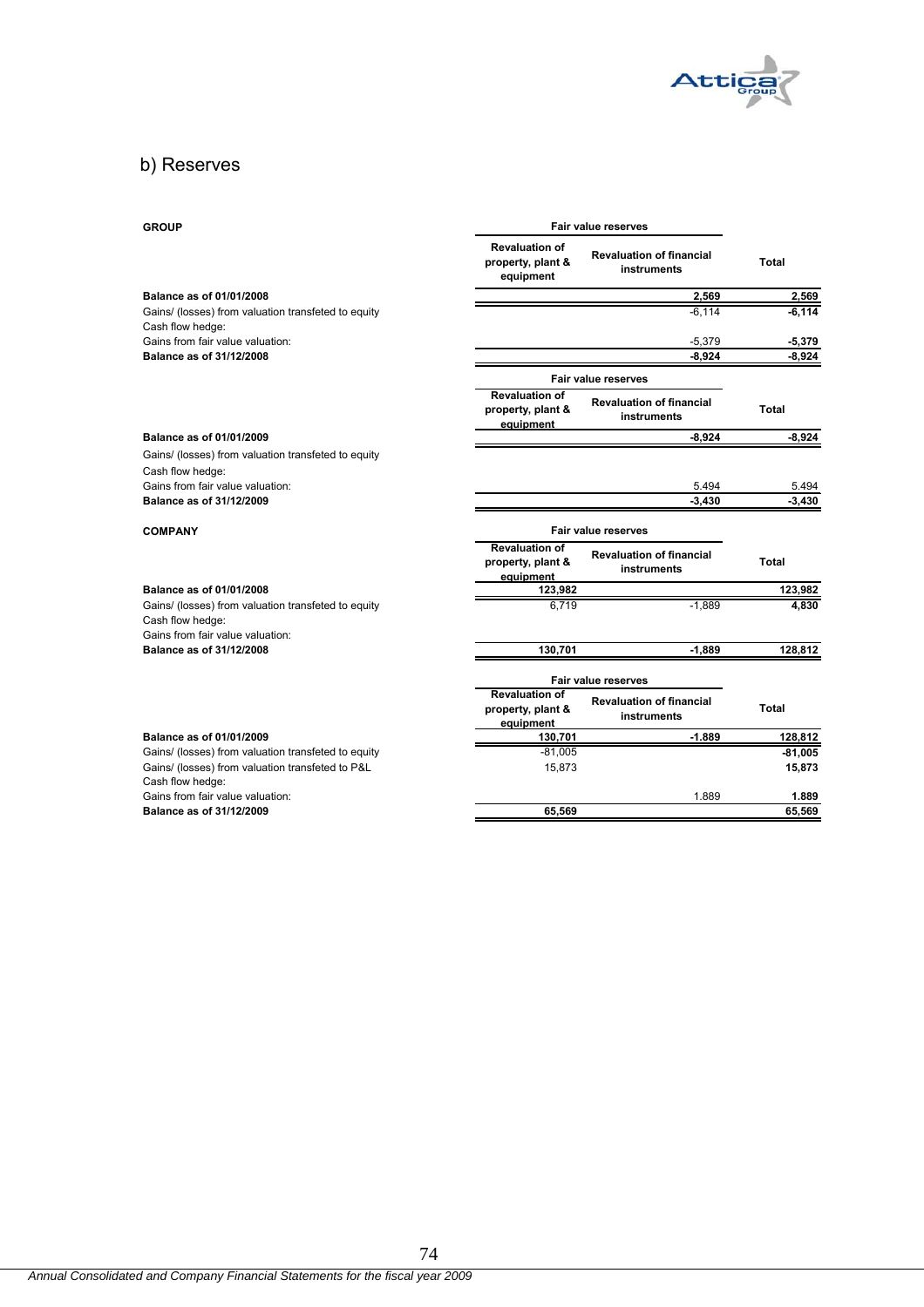## b) Reserves

**GROUP**

| | Fair value reserves | | |
|---|---|---|---|
| | Revaluation of property, plant & equipment | Revaluation of financial instruments | Total |
| **Balance as of 01/01/2008** | | **2,569** | **2,569** |
| Gains/ (losses) from valuation transfeted to equity | | -6,114 | **-6,114** |
| Cash flow hedge: | | | |
| Gains from fair value valuation: | | -5,379 | **-5,379** |
| **Balance as of 31/12/2008** | | **-8,924** | **-8,924** |

| | Fair value reserves | | |
|---|---|---|---|
| | Revaluation of property, plant & equipment | Revaluation of financial instruments | Total |
| **Balance as of 01/01/2009** | | **-8,924** | **-8,924** |
| Gains/ (losses) from valuation transfeted to equity | | | |
| Cash flow hedge: | | | |
| Gains from fair value valuation: | | 5.494 | 5.494 |
| **Balance as of 31/12/2009** | | **-3,430** | **-3,430** |

**COMPANY**

| | Fair value reserves | | |
|---|---|---|---|
| | Revaluation of property, plant & equipment | Revaluation of financial instruments | Total |
| **Balance as of 01/01/2008** | **123,982** | | **123,982** |
| Gains/ (losses) from valuation transfeted to equity | 6,719 | -1,889 | **4,830** |
| Cash flow hedge: | | | |
| Gains from fair value valuation: | | | |
| **Balance as of 31/12/2008** | **130,701** | **-1,889** | **128,812** |

| | Fair value reserves | | |
|---|---|---|---|
| | Revaluation of property, plant & equipment | Revaluation of financial instruments | Total |
| **Balance as of 01/01/2009** | **130,701** | **-1.889** | **128,812** |
| Gains/ (losses) from valuation transfeted to equity | -81,005 | | **-81,005** |
| Gains/ (losses) from valuation transfeted to P&L | 15,873 | | **15,873** |
| Cash flow hedge: | | | |
| Gains from fair value valuation: | | 1.889 | **1.889** |
| **Balance as of 31/12/2009** | **65,569** | | **65,569** |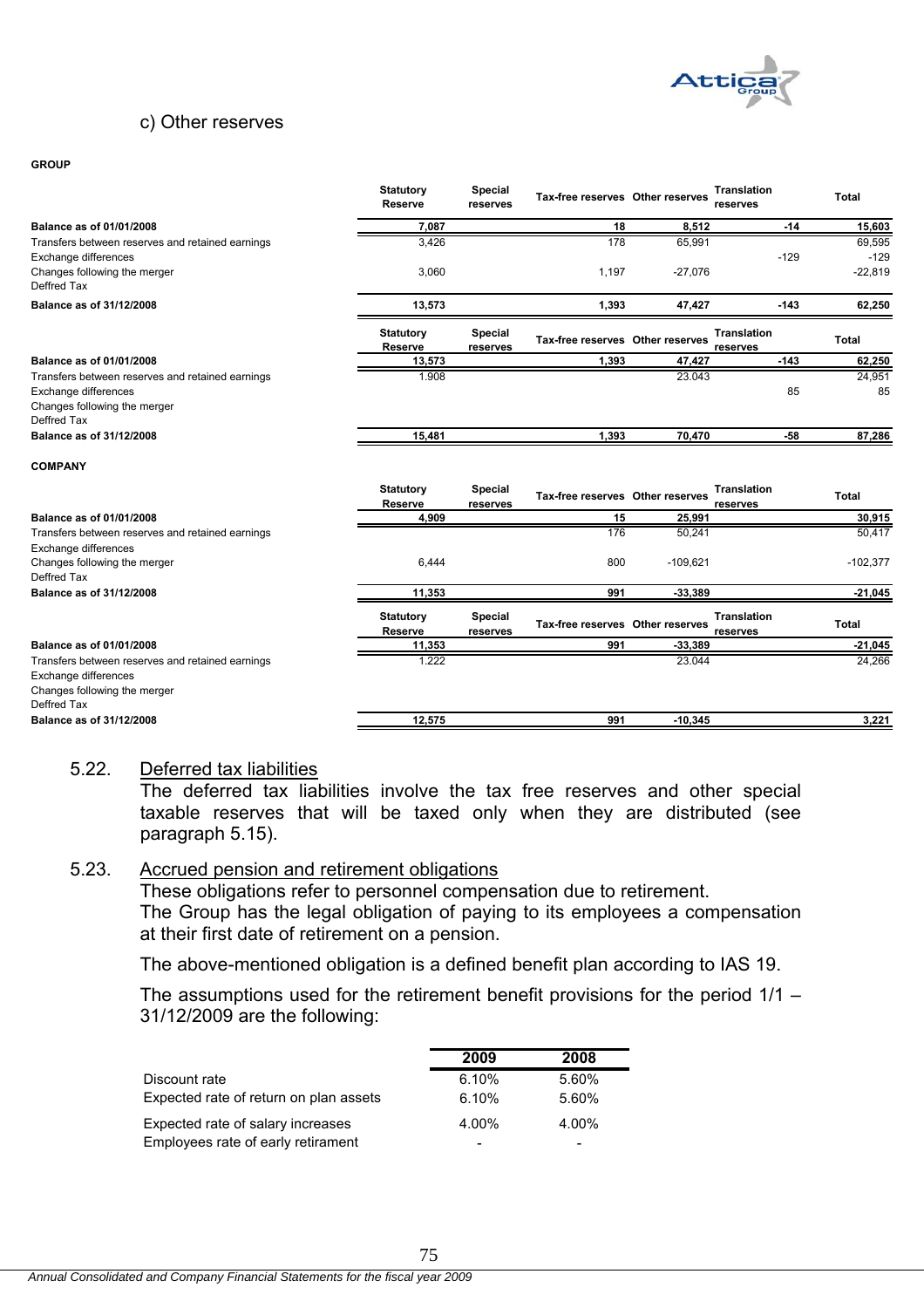c) Other reserves

**GROUP**

| | Statutory Reserve | Special reserves | Tax-free reserves | Other reserves | Translation reserves | Total |
|---|---|---|---|---|---|---|
| **Balance as of 01/01/2008** | **7,087** | | **18** | **8,512** | **-14** | **15,603** |
| Transfers between reserves and retained earnings | 3,426 | | 178 | 65,991 | | 69,595 |
| Exchange differences | | | | | -129 | -129 |
| Changes following the merger | 3,060 | | 1,197 | -27,076 | | -22,819 |
| Deffred Tax | | | | | | |
| **Balance as of 31/12/2008** | **13,573** | | **1,393** | **47,427** | **-143** | **62,250** |

| | Statutory Reserve | Special reserves | Tax-free reserves | Other reserves | Translation reserves | Total |
|---|---|---|---|---|---|---|
| **Balance as of 01/01/2008** | **13,573** | | **1,393** | **47,427** | **-143** | **62,250** |
| Transfers between reserves and retained earnings | 1.908 | | | 23.043 | | 24,951 |
| Exchange differences | | | | | 85 | 85 |
| Changes following the merger | | | | | | |
| Deffred Tax | | | | | | |
| **Balance as of 31/12/2008** | **15,481** | | **1,393** | **70,470** | **-58** | **87,286** |

**COMPANY**

| | Statutory Reserve | Special reserves | Tax-free reserves | Other reserves | Translation reserves | Total |
|---|---|---|---|---|---|---|
| **Balance as of 01/01/2008** | **4,909** | | **15** | **25,991** | | **30,915** |
| Transfers between reserves and retained earnings | | | 176 | 50,241 | | 50,417 |
| Exchange differences | | | | | | |
| Changes following the merger | 6,444 | | 800 | -109,621 | | -102,377 |
| Deffred Tax | | | | | | |
| **Balance as of 31/12/2008** | **11,353** | | **991** | **-33,389** | | **-21,045** |

| | Statutory Reserve | Special reserves | Tax-free reserves | Other reserves | Translation reserves | Total |
|---|---|---|---|---|---|---|
| **Balance as of 01/01/2008** | **11,353** | | **991** | **-33,389** | | **-21,045** |
| Transfers between reserves and retained earnings | 1.222 | | | 23.044 | | 24,266 |
| Exchange differences | | | | | | |
| Changes following the merger | | | | | | |
| Deffred Tax | | | | | | |
| **Balance as of 31/12/2008** | **12,575** | | **991** | **-10,345** | | **3,221** |

5.22. Deferred tax liabilities

The deferred tax liabilities involve the tax free reserves and other special taxable reserves that will be taxed only when they are distributed (see paragraph 5.15).

5.23. Accrued pension and retirement obligations

These obligations refer to personnel compensation due to retirement.
The Group has the legal obligation of paying to its employees a compensation at their first date of retirement on a pension.

The above-mentioned obligation is a defined benefit plan according to IAS 19.

The assumptions used for the retirement benefit provisions for the period 1/1 – 31/12/2009 are the following:

| | 2009 | 2008 |
|---|---|---|
| Discount rate | 6.10% | 5.60% |
| Expected rate of return on plan assets | 6.10% | 5.60% |
| Expected rate of salary increases | 4.00% | 4.00% |
| Employees rate of early retirement | - | - |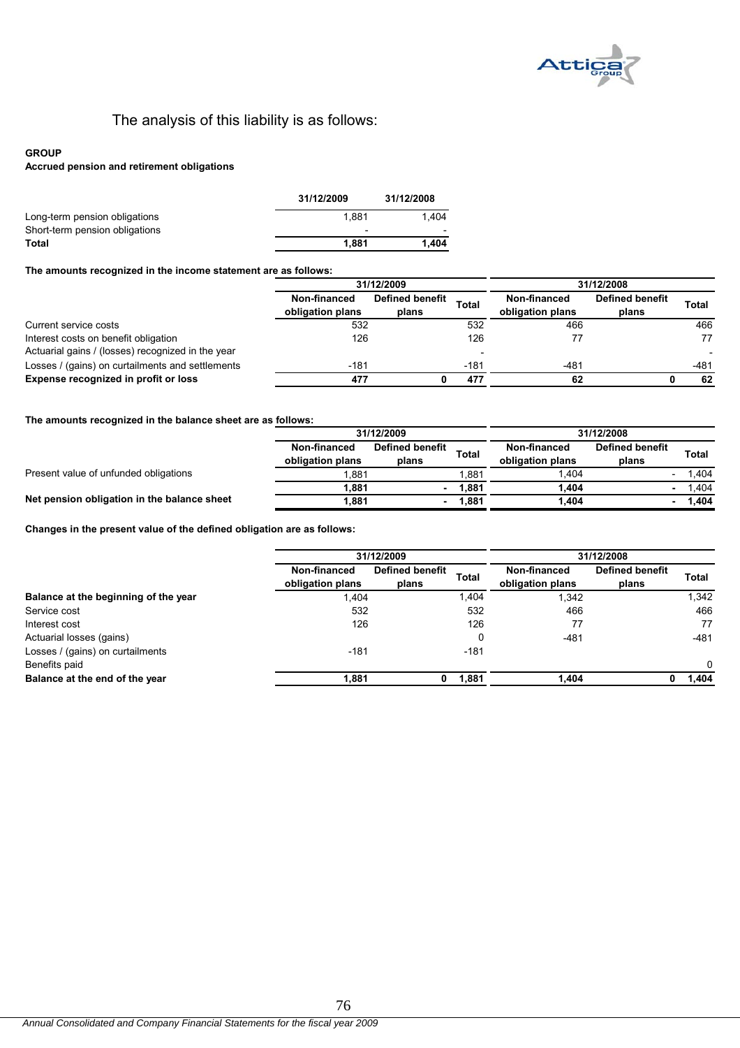The analysis of this liability is as follows:

**GROUP**

**Accrued pension and retirement obligations**

| | 31/12/2009 | 31/12/2008 |
|---|---|---|
| Long-term pension obligations | 1,881 | 1,404 |
| Short-term pension obligations | - | - |
| **Total** | **1,881** | **1,404** |

**The amounts recognized in the income statement are as follows:**

| | 31/12/2009 | | | 31/12/2008 | | |
|---|---|---|---|---|---|---|
| | Non-financed obligation plans | Defined benefit plans | Total | Non-financed obligation plans | Defined benefit plans | Total |
| Current service costs | 532 | | 532 | 466 | | 466 |
| Interest costs on benefit obligation | 126 | | 126 | 77 | | 77 |
| Actuarial gains / (losses) recognized in the year | | | - | | | - |
| Losses / (gains) on curtailments and settlements | -181 | | -181 | -481 | | -481 |
| **Expense recognized in profit or loss** | **477** | **0** | **477** | **62** | **0** | **62** |

**The amounts recognized in the balance sheet are as follows:**

| | 31/12/2009 | | | 31/12/2008 | | |
|---|---|---|---|---|---|---|
| | Non-financed obligation plans | Defined benefit plans | Total | Non-financed obligation plans | Defined benefit plans | Total |
| Present value of unfunded obligations | 1,881 | | 1,881 | 1,404 | - | 1,404 |
| | **1,881** | **-** | **1,881** | **1,404** | **-** | 1,404 |
| **Net pension obligation in the balance sheet** | **1,881** | **-** | **1,881** | **1,404** | **-** | **1,404** |

**Changes in the present value of the defined obligation are as follows:**

| | 31/12/2009 | | | 31/12/2008 | | |
|---|---|---|---|---|---|---|
| | Non-financed obligation plans | Defined benefit plans | Total | Non-financed obligation plans | Defined benefit plans | Total |
| **Balance at the beginning of the year** | 1,404 | | 1,404 | 1,342 | | 1,342 |
| Service cost | 532 | | 532 | 466 | | 466 |
| Interest cost | 126 | | 126 | 77 | | 77 |
| Actuarial losses (gains) | | | 0 | -481 | | -481 |
| Losses / (gains) on curtailments | -181 | | -181 | | | |
| Benefits paid | | | | | | 0 |
| **Balance at the end of the year** | **1,881** | **0** | **1,881** | **1,404** | **0** | **1,404** |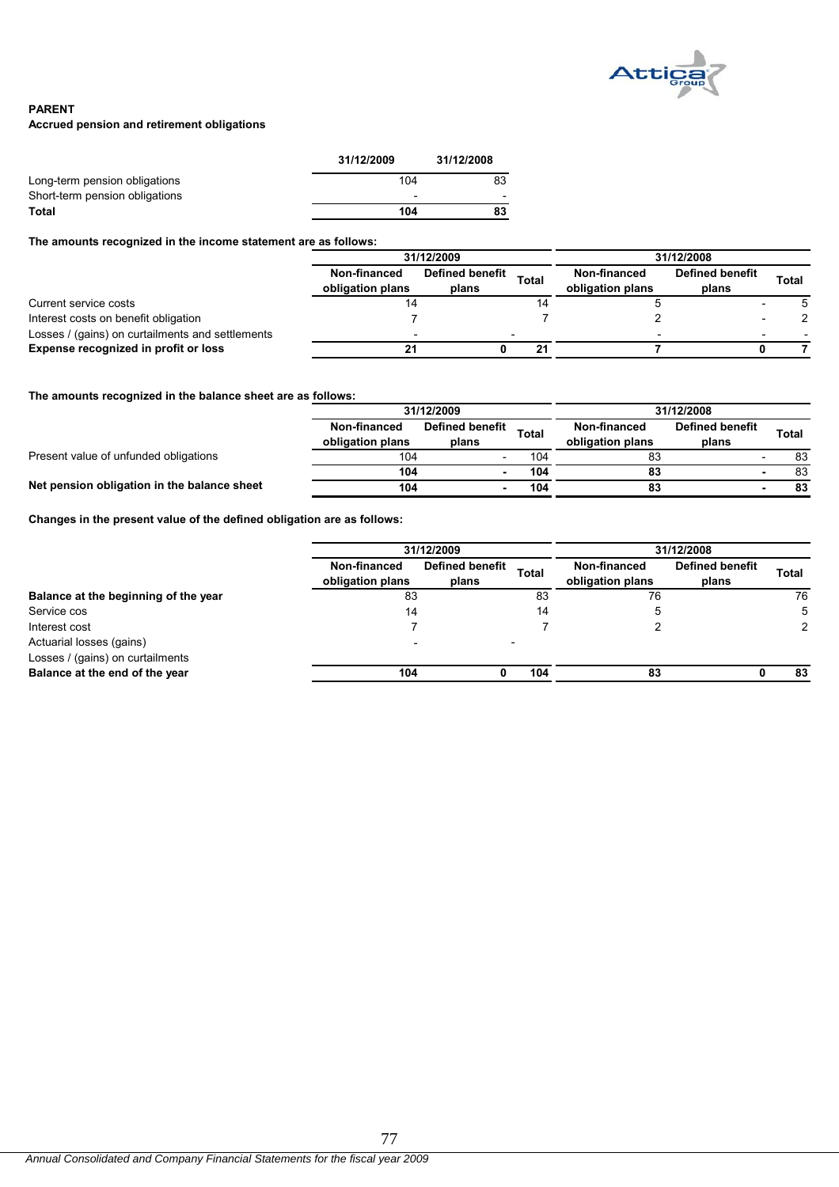**PARENT**

**Accrued pension and retirement obligations**

| | 31/12/2009 | 31/12/2008 |
|---|---|---|
| Long-term pension obligations | 104 | 83 |
| Short-term pension obligations | - | - |
| **Total** | **104** | **83** |

**The amounts recognized in the income statement are as follows:**

| | 31/12/2009 | | | 31/12/2008 | | |
|---|---|---|---|---|---|---|
| | Non-financed obligation plans | Defined benefit plans | Total | Non-financed obligation plans | Defined benefit plans | Total |
| Current service costs | 14 | | 14 | 5 | - | 5 |
| Interest costs on benefit obligation | 7 | | 7 | 2 | - | 2 |
| Losses / (gains) on curtailments and settlements | - | - | | - | - | - |
| **Expense recognized in profit or loss** | **21** | **0** | **21** | **7** | **0** | **7** |

**The amounts recognized in the balance sheet are as follows:**

| | 31/12/2009 | | | 31/12/2008 | | |
|---|---|---|---|---|---|---|
| | Non-financed obligation plans | Defined benefit plans | Total | Non-financed obligation plans | Defined benefit plans | Total |
| Present value of unfunded obligations | 104 | - | 104 | 83 | - | 83 |
| | **104** | **-** | **104** | **83** | **-** | 83 |
| **Net pension obligation in the balance sheet** | **104** | **-** | **104** | **83** | **-** | **83** |

**Changes in the present value of the defined obligation are as follows:**

| | 31/12/2009 | | | 31/12/2008 | | |
|---|---|---|---|---|---|---|
| | Non-financed obligation plans | Defined benefit plans | Total | Non-financed obligation plans | Defined benefit plans | Total |
| **Balance at the beginning of the year** | 83 | | 83 | 76 | | 76 |
| Service cos | 14 | | 14 | 5 | | 5 |
| Interest cost | 7 | | 7 | 2 | | 2 |
| Actuarial losses (gains) | - | - | | | | |
| Losses / (gains) on curtailments | | | | | | |
| **Balance at the end of the year** | **104** | **0** | **104** | **83** | **0** | **83** |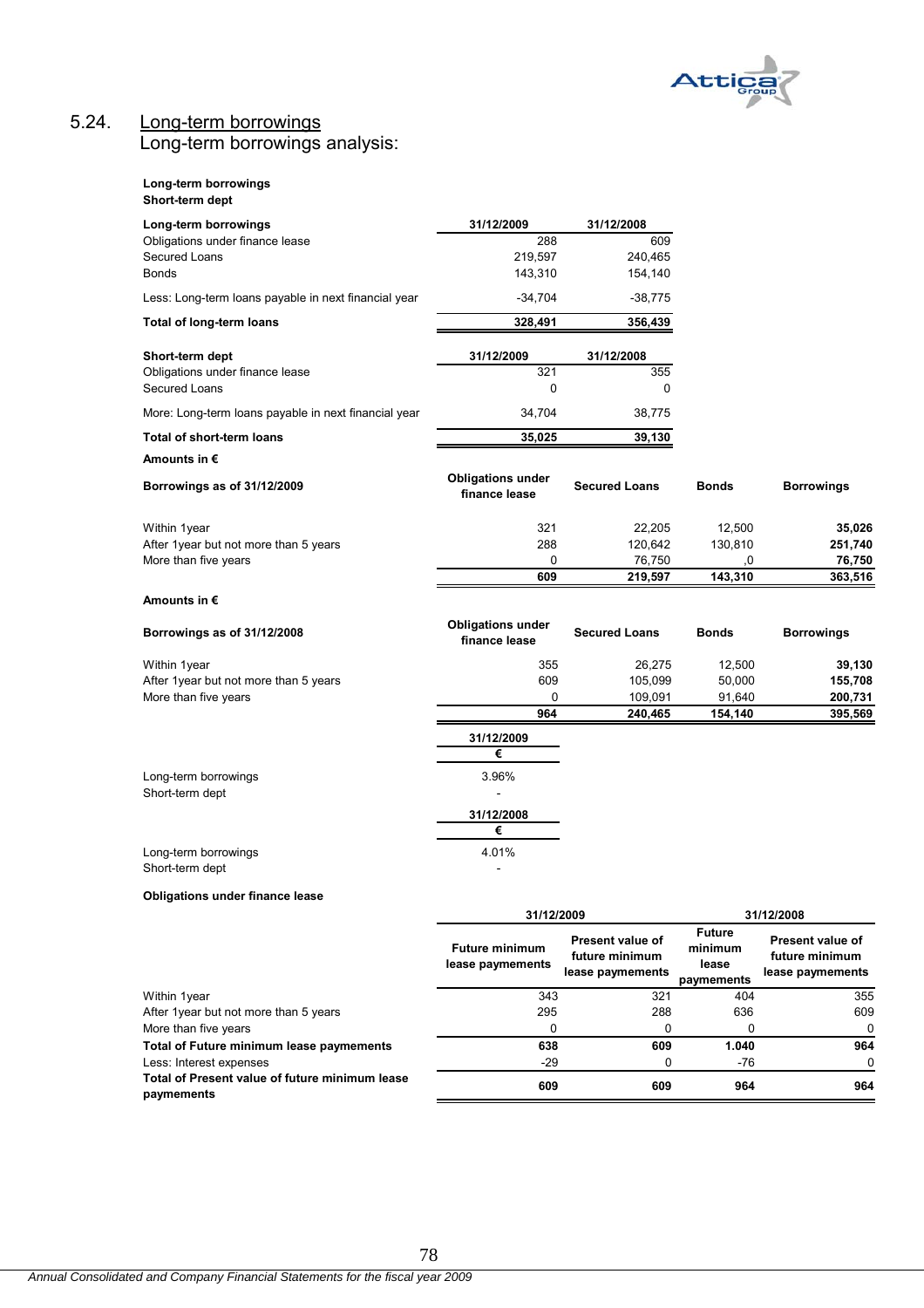## 5.24. Long-term borrowings

Long-term borrowings analysis:

**Long-term borrowings**
**Short-term dept**

| **Long-term borrowings** | **31/12/2009** | **31/12/2008** |
|---|---|---|
| Obligations under finance lease | 288 | 609 |
| Secured Loans | 219,597 | 240,465 |
| Bonds | 143,310 | 154,140 |
| Less: Long-term loans payable in next financial year | -34,704 | -38,775 |
| **Total of long-term loans** | **328,491** | **356,439** |

| **Short-term dept** | **31/12/2009** | **31/12/2008** |
|---|---|---|
| Obligations under finance lease | 321 | 355 |
| Secured Loans | 0 | 0 |
| More: Long-term loans payable in next financial year | 34,704 | 38,775 |
| **Total of short-term loans** | **35,025** | **39,130** |

**Amounts in €**

| **Borrowings as of 31/12/2009** | **Obligations under finance lease** | **Secured Loans** | **Bonds** | **Borrowings** |
|---|---|---|---|---|
| Within 1year | 321 | 22,205 | 12,500 | **35,026** |
| After 1year but not more than 5 years | 288 | 120,642 | 130,810 | **251,740** |
| More than five years | 0 | 76,750 | ,0 | **76,750** |
| | **609** | **219,597** | **143,310** | **363,516** |

**Amounts in €**

| **Borrowings as of 31/12/2008** | **Obligations under finance lease** | **Secured Loans** | **Bonds** | **Borrowings** |
|---|---|---|---|---|
| Within 1year | 355 | 26,275 | 12,500 | **39,130** |
| After 1year but not more than 5 years | 609 | 105,099 | 50,000 | **155,708** |
| More than five years | 0 | 109,091 | 91,640 | **200,731** |
| | **964** | **240,465** | **154,140** | **395,569** |

| | **31/12/2009** |
|---|---|
| | **€** |
| Long-term borrowings | 3.96% |
| Short-term dept | - |

| | **31/12/2008** |
|---|---|
| | **€** |
| Long-term borrowings | 4.01% |
| Short-term dept | - |

**Obligations under finance lease**

| | **31/12/2009** | | **31/12/2008** | |
|---|---|---|---|---|
| | **Future minimum lease payments** | **Present value of future minimum lease paymements** | **Future minimum lease payments** | **Present value of future minimum lease paymements** |
| Within 1year | 343 | 321 | 404 | 355 |
| After 1year but not more than 5 years | 295 | 288 | 636 | 609 |
| More than five years | 0 | 0 | 0 | 0 |
| **Total of Future minimum lease paymements** | **638** | **609** | **1.040** | **964** |
| Less: Interest expenses | -29 | 0 | -76 | 0 |
| **Total of Present value of future minimum lease paymements** | **609** | **609** | **964** | **964** |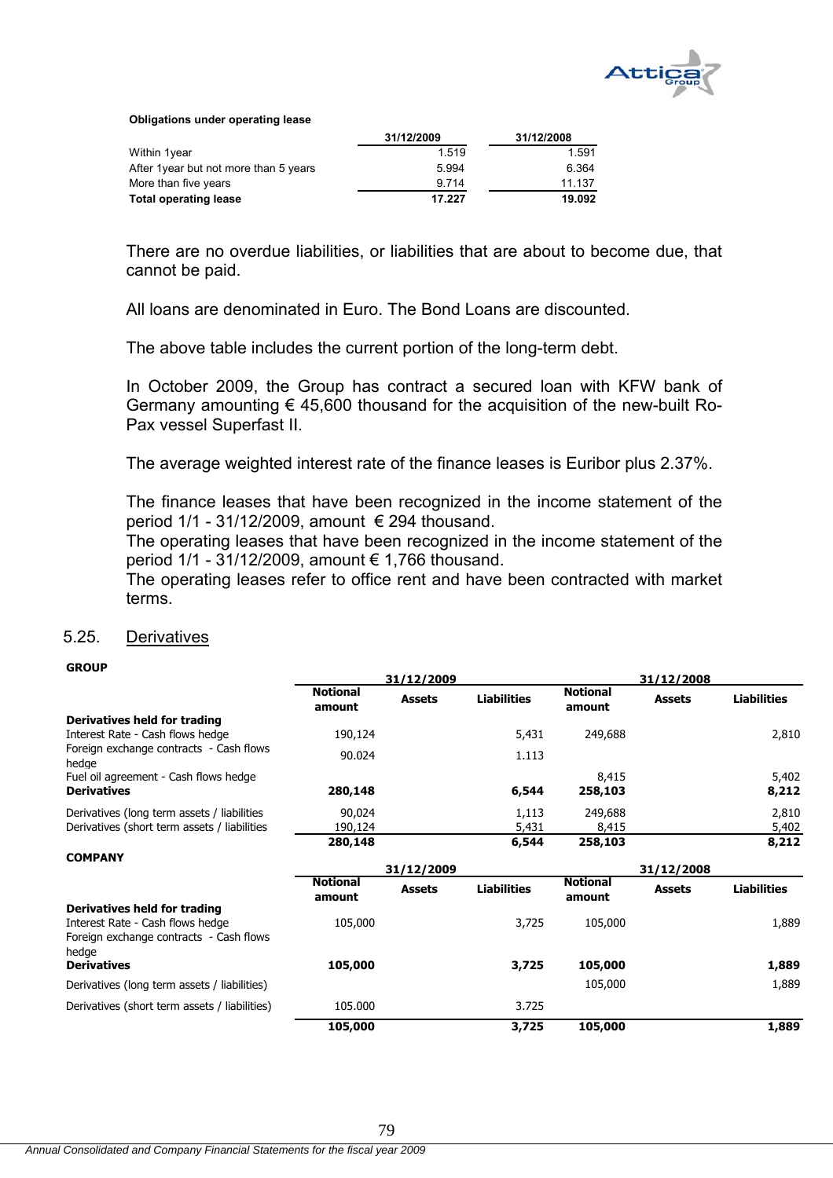**Obligations under operating lease**

| | 31/12/2009 | 31/12/2008 |
|---|---|---|
| Within 1year | 1.519 | 1.591 |
| After 1year but not more than 5 years | 5.994 | 6.364 |
| More than five years | 9.714 | 11.137 |
| **Total operating lease** | **17.227** | **19.092** |

There are no overdue liabilities, or liabilities that are about to become due, that cannot be paid.

All loans are denominated in Euro. The Bond Loans are discounted.

The above table includes the current portion of the long-term debt.

In October 2009, the Group has contract a secured loan with KFW bank of Germany amounting € 45,600 thousand for the acquisition of the new-built Ro-Pax vessel Superfast II.

The average weighted interest rate of the finance leases is Euribor plus 2.37%.

The finance leases that have been recognized in the income statement of the period 1/1 - 31/12/2009, amount € 294 thousand.
The operating leases that have been recognized in the income statement of the period 1/1 - 31/12/2009, amount € 1,766 thousand.
The operating leases refer to office rent and have been contracted with market terms.

## 5.25. Derivatives

**GROUP**

| | 31/12/2009 | | | 31/12/2008 | | |
|---|---|---|---|---|---|---|
| | **Notional amount** | **Assets** | **Liabilities** | **Notional amount** | **Assets** | **Liabilities** |
| **Derivatives held for trading** | | | | | | |
| Interest Rate - Cash flows hedge | 190,124 | | 5,431 | 249,688 | | 2,810 |
| Foreign exchange contracts - Cash flows hedge | 90.024 | | 1.113 | | | |
| Fuel oil agreement - Cash flows hedge | | | | 8,415 | | 5,402 |
| **Derivatives** | **280,148** | | **6,544** | **258,103** | | **8,212** |
| Derivatives (long term assets / liabilities | 90,024 | | 1,113 | 249,688 | | 2,810 |
| Derivatives (short term assets / liabilities | 190,124 | | 5,431 | 8,415 | | 5,402 |
| | **280,148** | | **6,544** | **258,103** | | **8,212** |

**COMPANY**

| | 31/12/2009 | | | 31/12/2008 | | |
|---|---|---|---|---|---|---|
| | **Notional amount** | **Assets** | **Liabilities** | **Notional amount** | **Assets** | **Liabilities** |
| **Derivatives held for trading** | | | | | | |
| Interest Rate - Cash flows hedge | 105,000 | | 3,725 | 105,000 | | 1,889 |
| Foreign exchange contracts - Cash flows hedge | | | | | | |
| **Derivatives** | **105,000** | | **3,725** | **105,000** | | **1,889** |
| Derivatives (long term assets / liabilities) | | | | 105,000 | | 1,889 |
| Derivatives (short term assets / liabilities) | 105.000 | | 3.725 | | | |
| | **105,000** | | **3,725** | **105,000** | | **1,889** |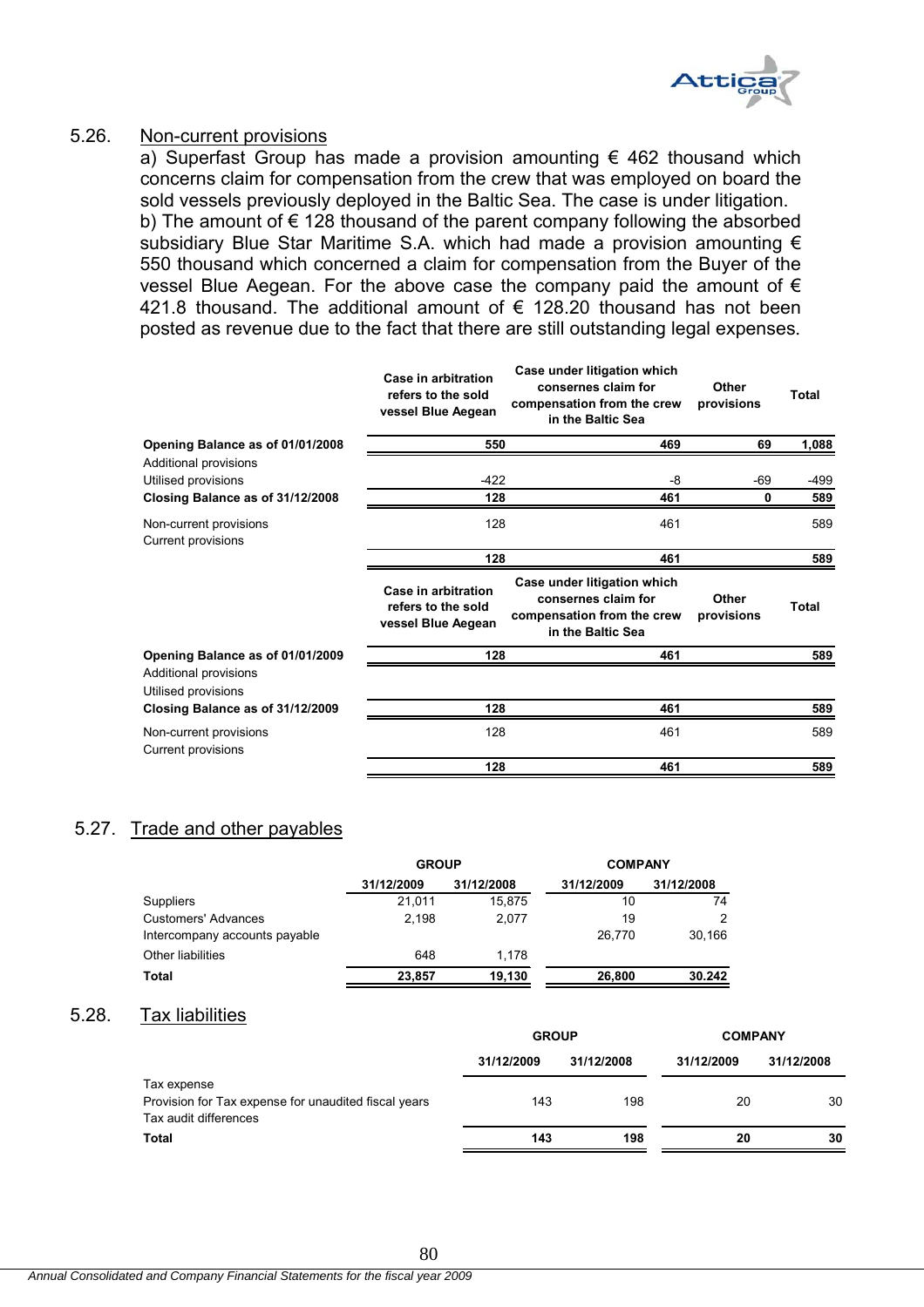## 5.26. Non-current provisions

a) Superfast Group has made a provision amounting € 462 thousand which concerns claim for compensation from the crew that was employed on board the sold vessels previously deployed in the Baltic Sea. The case is under litigation.

b) The amount of € 128 thousand of the parent company following the absorbed subsidiary Blue Star Maritime S.A. which had made a provision amounting € 550 thousand which concerned a claim for compensation from the Buyer of the vessel Blue Aegean. For the above case the company paid the amount of € 421.8 thousand. The additional amount of € 128.20 thousand has not been posted as revenue due to the fact that there are still outstanding legal expenses.

| | Case in arbitration refers to the sold vessel Blue Aegean | Case under litigation which consernes claim for compensation from the crew in the Baltic Sea | Other provisions | Total |
|---|---|---|---|---|
| **Opening Balance as of 01/01/2008** | **550** | **469** | **69** | **1,088** |
| Additional provisions | | | | |
| Utilised provisions | -422 | -8 | -69 | -499 |
| **Closing Balance as of 31/12/2008** | **128** | **461** | **0** | **589** |
| Non-current provisions | 128 | 461 | | 589 |
| Current provisions | | | | |
| | **128** | **461** | | **589** |

| | Case in arbitration refers to the sold vessel Blue Aegean | Case under litigation which consernes claim for compensation from the crew in the Baltic Sea | Other provisions | Total |
|---|---|---|---|---|
| **Opening Balance as of 01/01/2009** | **128** | **461** | | **589** |
| Additional provisions | | | | |
| Utilised provisions | | | | |
| **Closing Balance as of 31/12/2009** | **128** | **461** | | **589** |
| Non-current provisions | 128 | 461 | | 589 |
| Current provisions | | | | |
| | **128** | **461** | | **589** |

## 5.27. Trade and other payables

| | GROUP | | COMPANY | |
|---|---|---|---|---|
| | 31/12/2009 | 31/12/2008 | 31/12/2009 | 31/12/2008 |
| Suppliers | 21,011 | 15,875 | 10 | 74 |
| Customers' Advances | 2,198 | 2,077 | 19 | 2 |
| Intercompany accounts payable | | | 26,770 | 30,166 |
| Other liabilities | 648 | 1,178 | | |
| **Total** | **23,857** | **19,130** | **26,800** | **30.242** |

## 5.28. Tax liabilities

| | GROUP | | COMPANY | |
|---|---|---|---|---|
| | 31/12/2009 | 31/12/2008 | 31/12/2009 | 31/12/2008 |
| Tax expense | | | | |
| Provision for Tax expense for unaudited fiscal years | 143 | 198 | 20 | 30 |
| Tax audit differences | | | | |
| **Total** | **143** | **198** | **20** | **30** |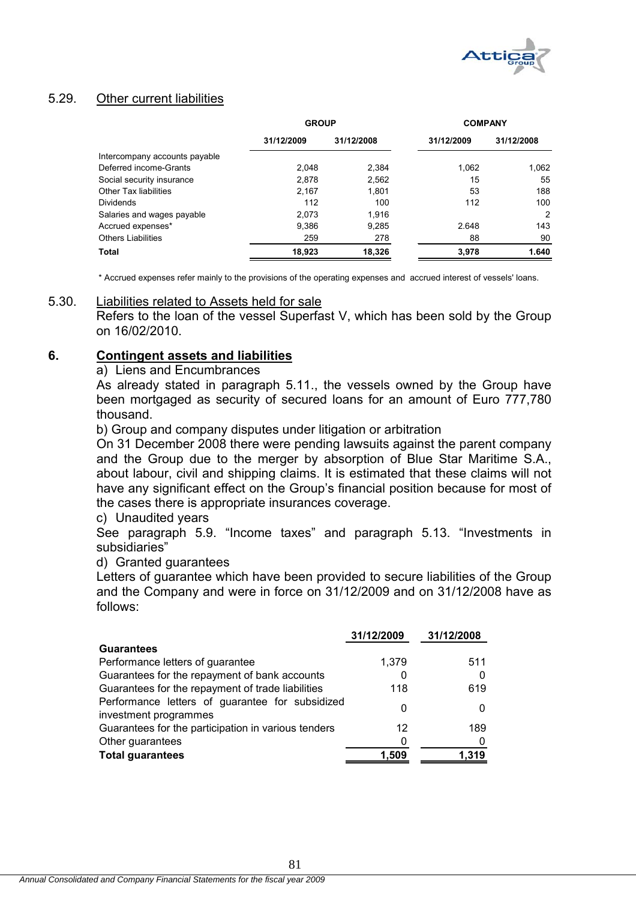## 5.29. Other current liabilities

| | GROUP | | COMPANY | |
|---|---|---|---|---|
| | 31/12/2009 | 31/12/2008 | 31/12/2009 | 31/12/2008 |
| Intercompany accounts payable | | | | |
| Deferred income-Grants | 2,048 | 2,384 | 1,062 | 1,062 |
| Social security insurance | 2,878 | 2,562 | 15 | 55 |
| Other Tax liabilities | 2,167 | 1,801 | 53 | 188 |
| Dividends | 112 | 100 | 112 | 100 |
| Salaries and wages payable | 2,073 | 1,916 | | 2 |
| Accrued expenses* | 9,386 | 9,285 | 2.648 | 143 |
| Others Liabilities | 259 | 278 | 88 | 90 |
| **Total** | **18,923** | **18,326** | **3,978** | **1.640** |

\* Accrued expenses refer mainly to the provisions of the operating expenses and accrued interest of vessels' loans.

## 5.30. Liabilities related to Assets held for sale

Refers to the loan of the vessel Superfast V, which has been sold by the Group on 16/02/2010.

# 6. Contingent assets and liabilities

a) Liens and Encumbrances

As already stated in paragraph 5.11., the vessels owned by the Group have been mortgaged as security of secured loans for an amount of Euro 777,780 thousand.

b) Group and company disputes under litigation or arbitration

On 31 December 2008 there were pending lawsuits against the parent company and the Group due to the merger by absorption of Blue Star Maritime S.A., about labour, civil and shipping claims. It is estimated that these claims will not have any significant effect on the Group's financial position because for most of the cases there is appropriate insurances coverage.

c) Unaudited years

See paragraph 5.9. "Income taxes" and paragraph 5.13. "Investments in subsidiaries"

d) Granted guarantees

Letters of guarantee which have been provided to secure liabilities of the Group and the Company and were in force on 31/12/2009 and on 31/12/2008 have as follows:

| | 31/12/2009 | 31/12/2008 |
|---|---|---|
| **Guarantees** | | |
| Performance letters of guarantee | 1,379 | 511 |
| Guarantees for the repayment of bank accounts | 0 | 0 |
| Guarantees for the repayment of trade liabilities | 118 | 619 |
| Performance letters of guarantee for subsidized investment programmes | 0 | 0 |
| Guarantees for the participation in various tenders | 12 | 189 |
| Other guarantees | 0 | 0 |
| **Total guarantees** | **1,509** | **1,319** |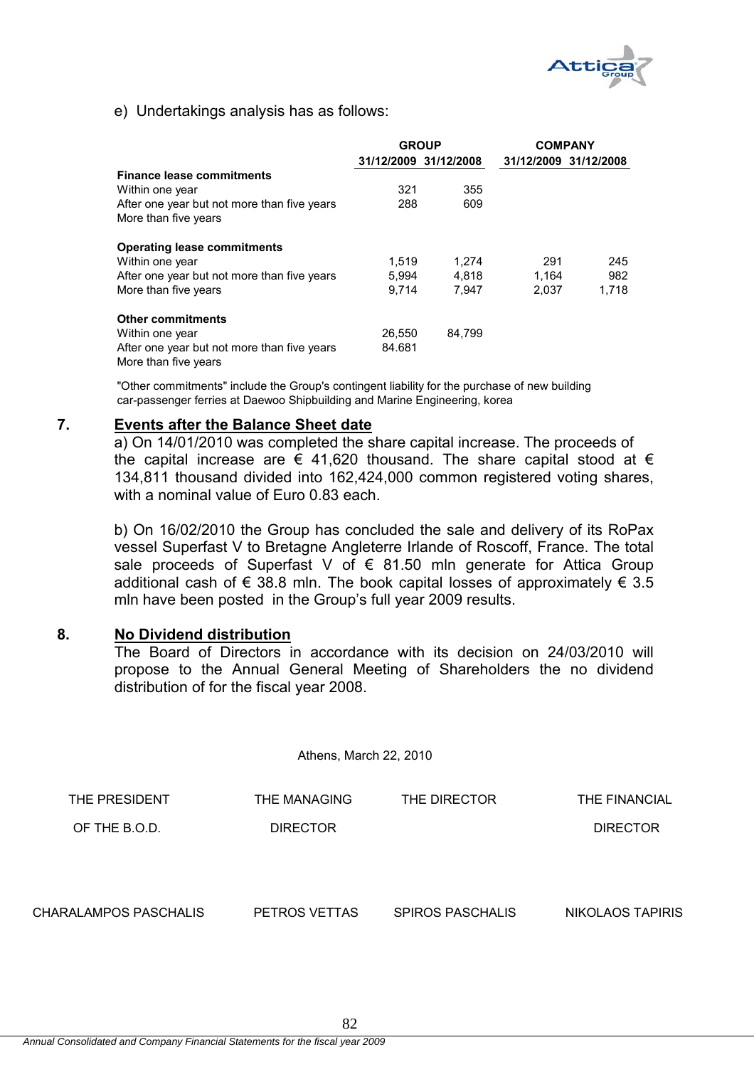e) Undertakings analysis has as follows:

| | GROUP | | COMPANY | |
|---|---|---|---|---|
| | 31/12/2009 | 31/12/2008 | 31/12/2009 | 31/12/2008 |
| **Finance lease commitments** | | | | |
| Within one year | 321 | 355 | | |
| After one year but not more than five years | 288 | 609 | | |
| More than five years | | | | |
| **Operating lease commitments** | | | | |
| Within one year | 1,519 | 1,274 | 291 | 245 |
| After one year but not more than five years | 5,994 | 4,818 | 1,164 | 982 |
| More than five years | 9,714 | 7,947 | 2,037 | 1,718 |
| **Other commitments** | | | | |
| Within one year | 26,550 | 84,799 | | |
| After one year but not more than five years | 84.681 | | | |
| More than five years | | | | |

"Other commitments" include the Group's contingent liability for the purchase of new building car-passenger ferries at Daewoo Shipbuilding and Marine Engineering, korea

## 7. Events after the Balance Sheet date

a) On 14/01/2010 was completed the share capital increase. The proceeds of the capital increase are € 41,620 thousand. The share capital stood at € 134,811 thousand divided into 162,424,000 common registered voting shares, with a nominal value of Euro 0.83 each.

b) On 16/02/2010 the Group has concluded the sale and delivery of its RoPax vessel Superfast V to Bretagne Angleterre Irlande of Roscoff, France. The total sale proceeds of Superfast V of € 81.50 mln generate for Attica Group additional cash of € 38.8 mln. The book capital losses of approximately € 3.5 mln have been posted in the Group's full year 2009 results.

## 8. No Dividend distribution

The Board of Directors in accordance with its decision on 24/03/2010 will propose to the Annual General Meeting of Shareholders the no dividend distribution of for the fiscal year 2008.

Athens, March 22, 2010

| THE PRESIDENT OF THE B.O.D. | THE MANAGING DIRECTOR | THE DIRECTOR | THE FINANCIAL DIRECTOR |
|---|---|---|---|
| CHARALAMPOS PASCHALIS | PETROS VETTAS | SPIROS PASCHALIS | NIKOLAOS TAPIRIS |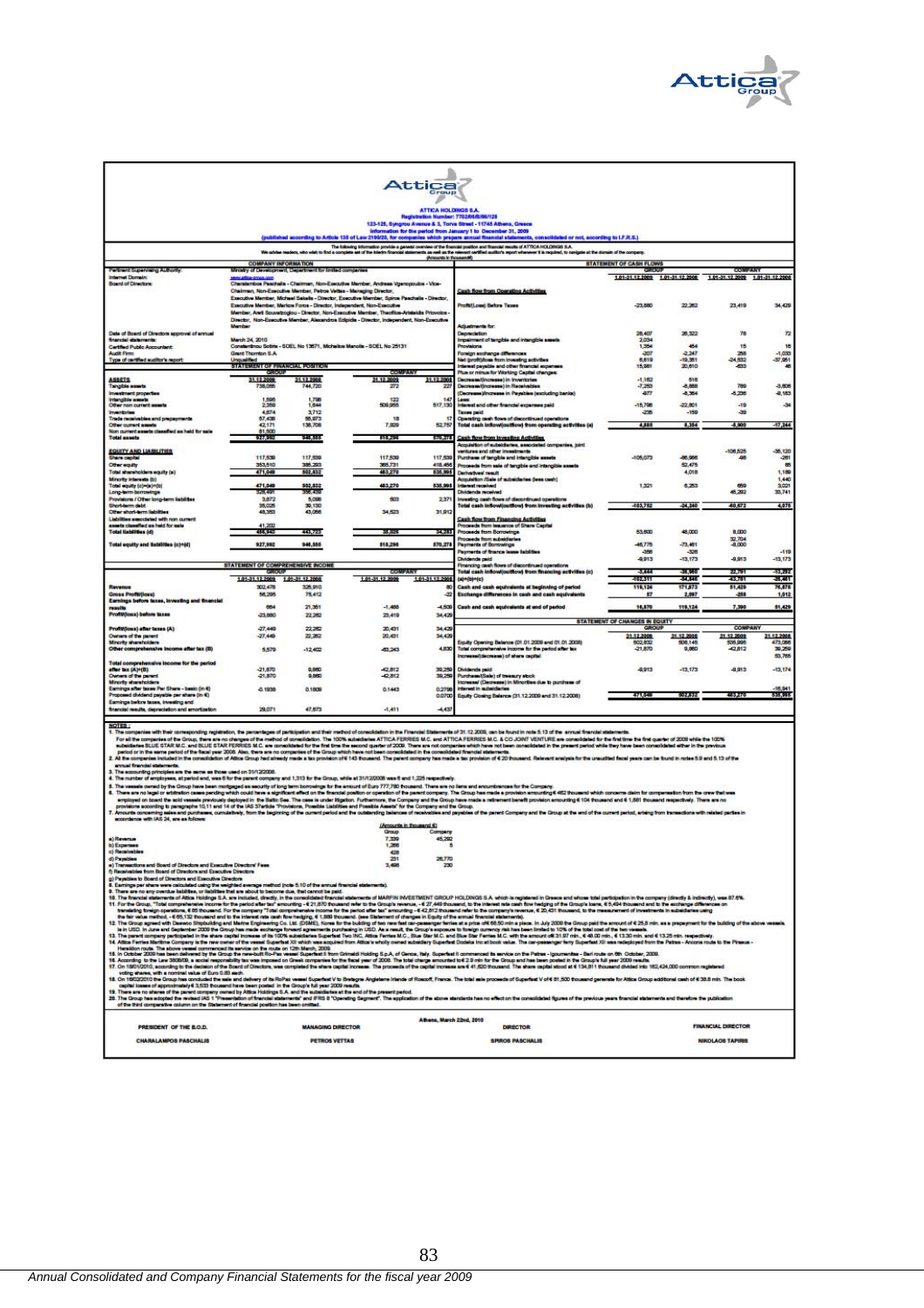# ATTICA HOLDINGS S.A.

Registration Number: 7702/06/B/86/128

123-125, Syngrou Avenue & 3, Torva Street - 11745 Athens, Greece

Information for the period from January 1 to December 31, 2009

(published according to Article 135 of Law 2190/20, for companies which prepare annual financial statements, consolidated or not, according to I.F.R.S.)

The following information provide a general overview of the financial position and financial results of ATTICA HOLDINGS S.A. We advise readers, who wish to find a complete set of the interim financial statements as well as the relevant certified auditor's report whenever it is required, to navigate at the domain of the company.

(Amounts in thousand€)

## COMPANY INFORMATION

| | |
|---|---|
| Pertinent Supervising Authority: | Ministry of Development, Department for limited companies |
| Internet Domain: | www.attica-group.com |
| Board of Directors: | Charalambos Paschalis - Chairman, Non-Executive Member, Andreas Vgenopoulos - Vice-Chairman, Non-Executive Member, Petros Vettas - Managing Director, Executive Member, Michael Sakellis - Director, Executive Member, Spiros Paschalis - Director, Executive Member, Markos Foros - Director, Independent, Non-Executive Member, Areti Souvatzoglou - Director, Non-Executive Member, Theofilos-Aristeidis Priovolos - Director, Non-Executive Member, Alexandros Edipidis - Director, Independent, Non-Executive Member |
| Date of Board of Directors approval of annual financial statements: | March 24, 2010 |
| Certified Public Accountant: | Constantinou Sotiris - SOEL No 13671, Michalios Manolis - SOEL No 25131 |
| Audit Firm: | Grant Thornton S.A. |
| Type of certified auditor's report: | Unqualified |

## STATEMENT OF FINANCIAL POSITION

| | GROUP 31.12.2009 | GROUP 31.12.2008 | COMPANY 31.12.2009 | COMPANY 31.12.2008 |
|---|---|---|---|---|
| **ASSETS** | | | | |
| Tangible assets | 738,086 | 744,720 | 272 | 227 |
| Investment properties | | | | |
| Intangible assets | 1,595 | 1,798 | 122 | 147 |
| Other non current assets | 2,359 | 1,644 | 509,955 | 517,130 |
| Inventories | 4,874 | 3,712 | | |
| Trade receivables and prepayments | 57,438 | 55,973 | 18 | 17 |
| Other current assets | 42,171 | 138,708 | 7,929 | 52,757 |
| Non current assets classified as held for sale | 81,500 | | | |
| **Total assets** | **927,992** | **946,555** | **518,296** | **570,278** |
| **EQUITY AND LIABILITIES** | | | | |
| Share capital | 117,539 | 117,539 | 117,539 | 117,539 |
| Other equity | 353,510 | 385,293 | 365,731 | 418,456 |
| Total shareholders equity (a) | 471,049 | 502,832 | 483,270 | 535,995 |
| Minority interests (b) | | | | |
| Total equity (c)=(a)+(b) | 471,049 | 502,832 | 483,270 | 535,995 |
| Long-term borrowings | 326,491 | 356,439 | | |
| Provisions / Other long-term liabilities | 3,872 | 5,098 | 503 | 2,371 |
| Short-term debt | 35,025 | 39,130 | | |
| Other short-term liabilities | 48,353 | 43,056 | 34,523 | 31,912 |
| Liabilities associated with non current assets classified as held for sale | 41,202 | | | |
| **Total liabilities (d)** | **456,943** | **443,723** | **35,026** | **34,283** |
| **Total equity and liabilities (c)+(d)** | **927,992** | **946,555** | **518,296** | **570,278** |

## STATEMENT OF COMPREHENSIVE INCOME

| | GROUP 1.01-31.12.2009 | GROUP 1.01-31.12.2008 | COMPANY 1.01-31.12.2009 | COMPANY 1.01-31.12.2008 |
|---|---|---|---|---|
| Revenue | 302,476 | 325,910 | | 80 |
| Gross Profit/(loss) | 56,295 | 75,412 | | -22 |
| Earnings before taxes, investing and financial results | 664 | 21,351 | -1,488 | -4,509 |
| Profit/(loss) before taxes | -23,880 | 22,262 | 23,419 | 34,429 |
| Profit/(loss) after taxes (A) | -27,449 | 22,262 | 20,431 | 34,429 |
| Owners of the parent | -27,449 | 22,262 | 20,431 | 34,429 |
| Minority shareholders | | | | |
| Other comprehensive income after tax (B) | 5,579 | -12,402 | -63,243 | 4,830 |
| Total comprehensive income for the period after tax (A)+(B) | -21,870 | 9,860 | -42,812 | 39,259 |
| Owners of the parent | -21,870 | 9,860 | -42,812 | 39,259 |
| Minority shareholders | | | | |
| Earnings after taxes Per Share - basic (in €) | -0.1938 | 0.1809 | 0.1443 | 0.2798 |
| Proposed dividend payable per share (in €) | | | | 0.0700 |
| Earnings before taxes, investing and financial results, depreciation and amortization | 29,071 | 47,673 | -1,411 | -4,437 |

## STATEMENT OF CASH FLOWS

| | GROUP 1.01-31.12.2009 | GROUP 1.01-31.12.2008 | COMPANY 1.01-31.12.2009 | COMPANY 1.01-31.12.2008 |
|---|---|---|---|---|
| **Cash flow from Operating Activities** | | | | |
| Profit/(Loss) Before Taxes | -23,880 | 22,262 | 23,419 | 34,429 |
| Adjustments for: | | | | |
| Depreciation | 28,407 | 26,322 | 78 | 72 |
| Impairment of tangible and intangible assets | 2,034 | | | |
| Provisions | 1,354 | 454 | 15 | 16 |
| Foreign exchange differences | -207 | -2,247 | 256 | -1,033 |
| Net (profit)/loss from investing activities | 6,619 | -19,351 | -24,532 | -37,951 |
| Interest payable and other financial expenses | 15,981 | 20,610 | -833 | 46 |
| Plus or minus for Working Capital changes: | | | | |
| Decrease/(increase) in Inventories | -1,162 | 516 | | |
| Decrease/(increase) in Receivables | -7,253 | -8,688 | 769 | -3,606 |
| (Decrease)/increase in Payables (excluding banks) | 977 | -8,364 | -5,236 | -9,183 |
| Less: | | | | |
| Interest and other financial expenses paid | -15,786 | -22,801 | -19 | -34 |
| Taxes paid | -235 | -159 | -39 | |
| Operating cash flows of discontinued operations | | | | |
| Total cash inflow/(outflow) from operating activities (a) | 4,888 | 8,354 | -5,900 | -17,244 |
| **Cash flow from Investing Activities** | | | | |
| Acquisition of subsidiaries, associated companies, joint ventures and other investments | | | -106,525 | -36,120 |
| Purchase of tangible and intangible assets | -105,073 | -86,966 | -98 | -261 |
| Proceeds from sale of tangible and intangible assets | | 52,475 | | 65 |
| Derivatives' result | | 4,018 | | 1,169 |
| Acquisition /Sale of subsidiaries (less cash) | | | | 1,440 |
| Interest received | 1,321 | 6,253 | 659 | 3,021 |
| Dividends received | | | 45,292 | 33,741 |
| Investing cash flows of discontinued operations | | | | |
| Total cash inflow/(outflow) from investing activities (b) | -103,752 | -24,240 | -60,672 | 4,075 |
| **Cash flow from Financing Activities** | | | | |
| Proceeds from issuance of Share Capital | | | | |
| Proceeds from Borrowings | 53,600 | 48,000 | 8,000 | |
| Proceeds from subsidiaries | | | 32,704 | |
| Payments of Borrowings | -46,775 | -73,461 | -8,000 | |
| Payments of finance lease liabilities | -356 | -326 | | -119 |
| Dividends paid | -9,913 | -13,173 | -9,913 | -13,173 |
| Financing cash flows of discontinued operations | | | | |
| Total cash inflow/(outflow) from financing activities (c) | -3,444 | -38,960 | 22,791 | -13,292 |
| (a)+(b)+(c) | -102,311 | -54,846 | -43,781 | -26,461 |
| Cash and cash equivalents at beginning of period | 119,124 | 171,873 | 51,429 | 76,878 |
| Exchange differences in cash and cash equivalents | 57 | 2,097 | -258 | 1,012 |
| Cash and cash equivalents at end of period | 16,870 | 119,124 | 7,390 | 51,429 |

## STATEMENT OF CHANGES IN EQUITY

| | GROUP 31.12.2009 | GROUP 31.12.2008 | COMPANY 31.12.2009 | COMPANY 31.12.2008 |
|---|---|---|---|---|
| Equity Opening Balance (01.01.2009 and 01.01.2008) | 502,832 | 506,145 | 535,995 | 473,066 |
| Total comprehensive income for the period after tax | -21,870 | 9,860 | -42,812 | 39,259 |
| Increase/(decrease) of share capital | | | | 53,765 |
| Dividends paid | -9,913 | -13,173 | -9,913 | -13,174 |
| Purchase/(Sale) of treasury stock | | | | |
| Increase/ (Decrease) in Minorities due to purchase of interest in subsidiaries | | | | -16,941 |
| Equity Closing Balance (31.12.2009 and 31.12.2008) | 471,049 | 502,832 | 483,270 | 535,995 |

## NOTES :

1. The companies with their corresponding registration, the percentages of participation and their method of consolidation in the Financial Statements of 31.12.2009, can be found in note 5.13 of the annual financial statements. For all the companies of the Group, there are no changes of the method of consolidation. The 100% subsidiaries ATTICA FERRIES M.C. and ATTICA FERRIES M.C. & CO JOINT VENTURE are consolidated for the first time in the first quarter of 2009 while the 100% subsidiaries BLUE STAR M.C. and BLUE STAR FERRIES M.C. are consolidated for the first time the second quarter of 2009. There are not companies which have not been consolidated in the present period while they have been consolidated either in the previous period or in the same period of the fiscal year 2008. Also, there are no companies of the Group which have not been consolidated in the consolidated financial statements.
2. All the companies included in the consolidation of Attica Group had already made a tax provision of € 143 thousand. The parent company has made a tax provision of € 20 thousand. Relevant analysis for the unaudited fiscal years can be found in notes 5.9 and 5.13 of the annual financial statements.
3. The accounting principles are the same as those used on 31/12/2008.
4. The number of employees, at period end, was 6 for the parent company and 1,313 for the Group, while at 31/12/2008 was 6 and 1,225 respectively.
5. The vessels owned by the Group have been mortgaged as security of long term borrowings for the amount of Euro 777,780 thousand. There are no liens and encumbrances for the Company.
6. There are no legal or arbitration cases pending which could have a significant effect on the financial position or operation of the parent company. The Group has made a provision amounting € 462 thousand which concerns claim for compensation from the crew that was employed on board the sold vessels previously deployed in the Baltic Sea. The case is under litigation. Furthermore, the Company and the Group have made a retirement benefit provision amounting € 104 thousand and € 1,881 thousand respectively. There are no provisions according to paragraphs 10,11 and 14 of the IAS 37article "Provisions, Possible Liabilities and Possible Assets" for the Company and the Group.
7. Amounts concerning sales and purchases, cumulatively, from the beginning of the current period and the outstanding balances of receivables and payables of the parent Company and the Group at the end of the current period, arising from transactions with related parties in accordance with IAS 24, are as follows:

(Amounts in thousand €)

| | Group | Company |
|---|---|---|
| a) Revenue | 7,339 | 45,292 |
| b) Expenses | 1,266 | 5 |
| c) Receivables | 428 | |
| d) Payables | 251 | 28,770 |
| e) Transactions and Board of Directors and Executive Directors' Fees | 3,498 | 230 |
| f) Receivables from Board of Directors and Executive Directors | | |
| g) Payables to Board of Directors and Executive Directors | | |

8. Earnings per share were calculated using the weighted average method (note 5.10 of the annual financial statements).
9. There are no any overdue liabilities, or liabilities that are about to become due, that cannot be paid.
10. The financial statements of Attica Holdings S.A. are included, directly, in the consolidated financial statements of MARFIN INVESTMENT GROUP HOLDINGS S.A. which is registered in Greece and whose total participation in the company (directly & indirectly), was 87.6%.
11. For the Group, "Total comprehensive income for the period after tax" amounting - € 21,870 thousand refer to the Group's revenue, - € 27,449 thousand, to the interest rate cash flow hedging of the Group's loans, € 5,494 thousand and to the exchange differences on translating foreign operations, € 85 thousand. For the company "Total comprehensive income for the period after tax" amounting - € 42,812 thousand refer to the company's revenue, € 20,431 thousand, to the measurement of investments in subsidiaries using the fair value method, - € 65,132 thousand and to the interest rate cash flow hedging, € 1,889 thousand. (see Statement of changes in Equity of the annual financial statements).
12. The Group agreed with Daewoo Shipbuilding and Marine Engineering Co. Ltd. (DSME), Korea for the building of two new fast car-passenger ferries at a price of € 88.50 mln a piece. In July 2009 the Group paid the amount of € 25.8 mln. as a prepayment for the building of the above vessels in USD. In June and September 2009 the Group has made exchange forward agreements purchasing in USD. As a result, the Group's exposure to foreign currency risk has been limited to 10% of the total cost of the two vessels.
13. The parent company participated in the share capital increases of its 100% subsidiaries Superfast Two INC, Attica Ferries M.C., Blue Star M.C. and Blue Star Ferries M.C. with the amount of € 31.97 mln., € 48.00 mln., € 13.30 mln. and € 13.25 mln. respectively.
14. Attica Ferries Maritime Company is the new owner of the vessel Superfast XII which was acquired from Attica's wholly owned subsidiary Superfast Dodeka Inc at book value. The car-passenger ferry Superfast XII was redeployed from the Patras - Ancona route to the Piraeus - Heraklion route. The above vessel commenced its service on the route on 12th March, 2009.
15. In October 2009 has been delivered by the Group the new-built Ro-Pax vessel Superfast II from Grimaldi Holding S.p.A. of Genoa, Italy. Superfast II commenced its service on the Patras - Igoumenitsa - Bari route on 8th October, 2009.
16. According to the Law 3808/09, a social responsibility tax was imposed on Greek companies for the fiscal year of 2008. The total charge amounted to € 2.9 mln for the Group and has been posted in the Group's full year 2009 results.
17. On 18/01/2010, according to the decision of the Board of Directors, was completed the share capital increase. The proceeds of the capital increase are € 41,620 thousand. The share capital stood at € 134,811 thousand divided into 162,424,000 common registered voting shares, with a nominal value of Euro 0.83 each.
18. On 16/02/2010 the Group has concluded the sale and delivery of its RoPax vessel Superfast V to Bretagne Angleterre Irlande of Roscoff, France. The total sale proceeds of Superfast V of € 81,500 thousand generate for Attica Group additional cash of € 38.8 mln. The book capital losses of approximately € 3,533 thousand have been posted in the Group's full year 2009 results.
19. There are no shares of the parent company owned by Attica Holdings S.A. and the subsidiaries at the end of the present period.
20. The Group has adopted the revised IAS 1 "Presentation of financial statements" and IFRS 8 "Operating Segment". The application of the above standards has no effect on the consolidated figures of the previous years financial statements and therefore the publication of the third comparative column on the Statement of financial position has been omitted.

Athens, March 22nd, 2010

| PRESIDENT OF THE B.O.D. | MANAGING DIRECTOR | DIRECTOR | FINANCIAL DIRECTOR |
|---|---|---|---|
| CHARALAMPOS PASCHALIS | PETROS VETTAS | SPIROS PASCHALIS | NIKOLAOS TAPIRIS |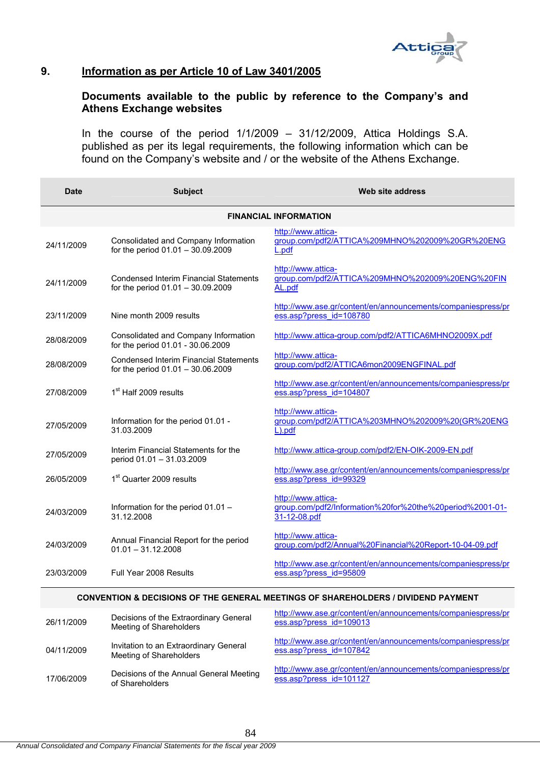## 9. Information as per Article 10 of Law 3401/2005

### Documents available to the public by reference to the Company's and Athens Exchange websites

In the course of the period 1/1/2009 – 31/12/2009, Attica Holdings S.A. published as per its legal requirements, the following information which can be found on the Company's website and / or the website of the Athens Exchange.

| Date | Subject | Web site address |
|---|---|---|
| **FINANCIAL INFORMATION** | | |
| 24/11/2009 | Consolidated and Company Information for the period 01.01 – 30.09.2009 | http://www.attica-group.com/pdf2/ATTICA%209MHNO%202009%20GR%20ENGL.pdf |
| 24/11/2009 | Condensed Interim Financial Statements for the period 01.01 – 30.09.2009 | http://www.attica-group.com/pdf2/ATTICA%209MHNO%202009%20ENG%20FINAL.pdf |
| 23/11/2009 | Nine month 2009 results | http://www.ase.gr/content/en/announcements/companiespress/press.asp?press_id=108780 |
| 28/08/2009 | Consolidated and Company Information for the period 01.01 - 30.06.2009 | http://www.attica-group.com/pdf2/ATTICA6MHNO2009X.pdf |
| 28/08/2009 | Condensed Interim Financial Statements for the period 01.01 – 30.06.2009 | http://www.attica-group.com/pdf2/ATTICA6mon2009ENGFINAL.pdf |
| 27/08/2009 | 1st Half 2009 results | http://www.ase.gr/content/en/announcements/companiespress/press.asp?press_id=104807 |
| 27/05/2009 | Information for the period 01.01 - 31.03.2009 | http://www.attica-group.com/pdf2/ATTICA%203MHNO%202009%20(GR%20ENGL).pdf |
| 27/05/2009 | Interim Financial Statements for the period 01.01 – 31.03.2009 | http://www.attica-group.com/pdf2/EN-OIK-2009-EN.pdf |
| 26/05/2009 | 1st Quarter 2009 results | http://www.ase.gr/content/en/announcements/companiespress/press.asp?press_id=99329 |
| 24/03/2009 | Information for the period 01.01 – 31.12.2008 | http://www.attica-group.com/pdf2/Information%20for%20the%20period%2001-01-31-12-08.pdf |
| 24/03/2009 | Annual Financial Report for the period 01.01 – 31.12.2008 | http://www.attica-group.com/pdf2/Annual%20Financial%20Report-10-04-09.pdf |
| 23/03/2009 | Full Year 2008 Results | http://www.ase.gr/content/en/announcements/companiespress/press.asp?press_id=95809 |
| **CONVENTION & DECISIONS OF THE GENERAL MEETINGS OF SHAREHOLDERS / DIVIDEND PAYMENT** | | |
| 26/11/2009 | Decisions of the Extraordinary General Meeting of Shareholders | http://www.ase.gr/content/en/announcements/companiespress/press.asp?press_id=109013 |
| 04/11/2009 | Invitation to an Extraordinary General Meeting of Shareholders | http://www.ase.gr/content/en/announcements/companiespress/press.asp?press_id=107842 |
| 17/06/2009 | Decisions of the Annual General Meeting of Shareholders | http://www.ase.gr/content/en/announcements/companiespress/press.asp?press_id=101127 |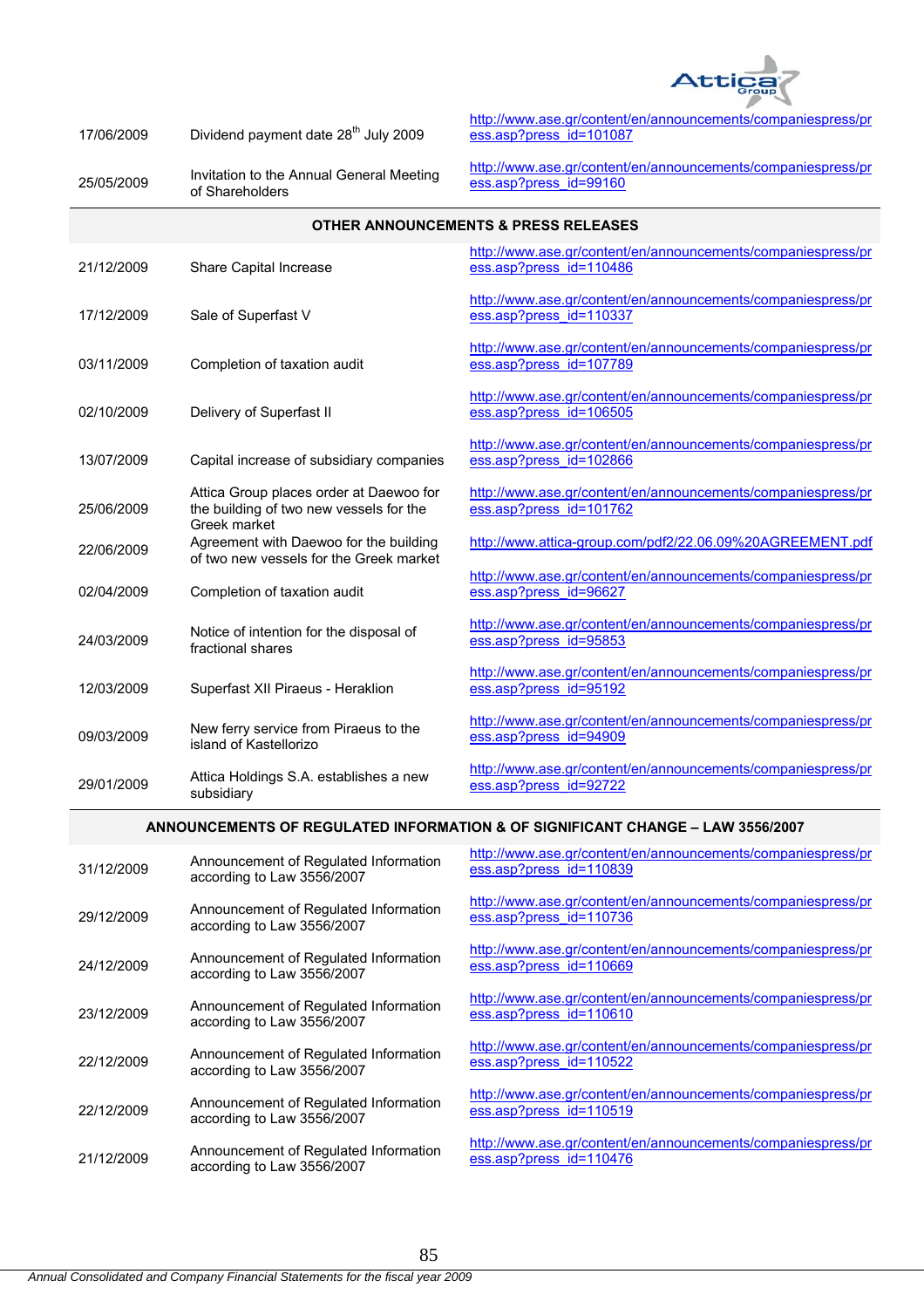| | | |
|---|---|---|
| 17/06/2009 | Dividend payment date 28th July 2009 | http://www.ase.gr/content/en/announcements/companiespress/press.asp?press_id=101087 |
| 25/05/2009 | Invitation to the Annual General Meeting of Shareholders | http://www.ase.gr/content/en/announcements/companiespress/press.asp?press_id=99160 |
| | **OTHER ANNOUNCEMENTS & PRESS RELEASES** | |
| 21/12/2009 | Share Capital Increase | http://www.ase.gr/content/en/announcements/companiespress/press.asp?press_id=110486 |
| 17/12/2009 | Sale of Superfast V | http://www.ase.gr/content/en/announcements/companiespress/press.asp?press_id=110337 |
| 03/11/2009 | Completion of taxation audit | http://www.ase.gr/content/en/announcements/companiespress/press.asp?press_id=107789 |
| 02/10/2009 | Delivery of Superfast II | http://www.ase.gr/content/en/announcements/companiespress/press.asp?press_id=106505 |
| 13/07/2009 | Capital increase of subsidiary companies | http://www.ase.gr/content/en/announcements/companiespress/press.asp?press_id=102866 |
| 25/06/2009 | Attica Group places order at Daewoo for the building of two new vessels for the Greek market | http://www.ase.gr/content/en/announcements/companiespress/press.asp?press_id=101762 |
| 22/06/2009 | Agreement with Daewoo for the building of two new vessels for the Greek market | http://www.attica-group.com/pdf2/22.06.09%20AGREEMENT.pdf |
| 02/04/2009 | Completion of taxation audit | http://www.ase.gr/content/en/announcements/companiespress/press.asp?press_id=96627 |
| 24/03/2009 | Notice of intention for the disposal of fractional shares | http://www.ase.gr/content/en/announcements/companiespress/press.asp?press_id=95853 |
| 12/03/2009 | Superfast XII Piraeus - Heraklion | http://www.ase.gr/content/en/announcements/companiespress/press.asp?press_id=95192 |
| 09/03/2009 | New ferry service from Piraeus to the island of Kastellorizo | http://www.ase.gr/content/en/announcements/companiespress/press.asp?press_id=94909 |
| 29/01/2009 | Attica Holdings S.A. establishes a new subsidiary | http://www.ase.gr/content/en/announcements/companiespress/press.asp?press_id=92722 |
| | **ANNOUNCEMENTS OF REGULATED INFORMATION & OF SIGNIFICANT CHANGE – LAW 3556/2007** | |
| 31/12/2009 | Announcement of Regulated Information according to Law 3556/2007 | http://www.ase.gr/content/en/announcements/companiespress/press.asp?press_id=110839 |
| 29/12/2009 | Announcement of Regulated Information according to Law 3556/2007 | http://www.ase.gr/content/en/announcements/companiespress/press.asp?press_id=110736 |
| 24/12/2009 | Announcement of Regulated Information according to Law 3556/2007 | http://www.ase.gr/content/en/announcements/companiespress/press.asp?press_id=110669 |
| 23/12/2009 | Announcement of Regulated Information according to Law 3556/2007 | http://www.ase.gr/content/en/announcements/companiespress/press.asp?press_id=110610 |
| 22/12/2009 | Announcement of Regulated Information according to Law 3556/2007 | http://www.ase.gr/content/en/announcements/companiespress/press.asp?press_id=110522 |
| 22/12/2009 | Announcement of Regulated Information according to Law 3556/2007 | http://www.ase.gr/content/en/announcements/companiespress/press.asp?press_id=110519 |
| 21/12/2009 | Announcement of Regulated Information according to Law 3556/2007 | http://www.ase.gr/content/en/announcements/companiespress/press.asp?press_id=110476 |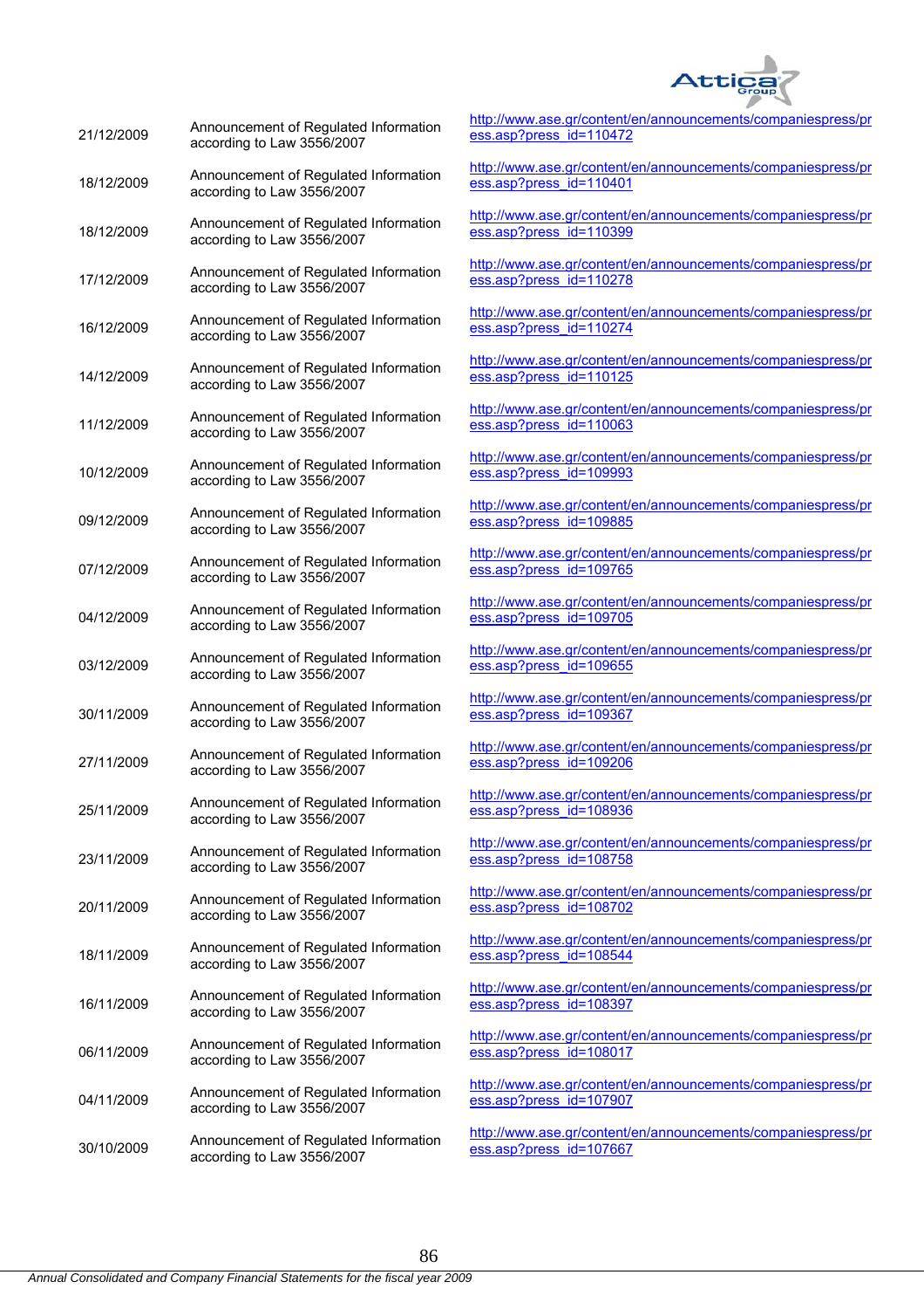| | | |
|---|---|---|
| 21/12/2009 | Announcement of Regulated Information according to Law 3556/2007 | http://www.ase.gr/content/en/announcements/companiespress/press.asp?press_id=110472 |
| 18/12/2009 | Announcement of Regulated Information according to Law 3556/2007 | http://www.ase.gr/content/en/announcements/companiespress/press.asp?press_id=110401 |
| 18/12/2009 | Announcement of Regulated Information according to Law 3556/2007 | http://www.ase.gr/content/en/announcements/companiespress/press.asp?press_id=110399 |
| 17/12/2009 | Announcement of Regulated Information according to Law 3556/2007 | http://www.ase.gr/content/en/announcements/companiespress/press.asp?press_id=110278 |
| 16/12/2009 | Announcement of Regulated Information according to Law 3556/2007 | http://www.ase.gr/content/en/announcements/companiespress/press.asp?press_id=110274 |
| 14/12/2009 | Announcement of Regulated Information according to Law 3556/2007 | http://www.ase.gr/content/en/announcements/companiespress/press.asp?press_id=110125 |
| 11/12/2009 | Announcement of Regulated Information according to Law 3556/2007 | http://www.ase.gr/content/en/announcements/companiespress/press.asp?press_id=110063 |
| 10/12/2009 | Announcement of Regulated Information according to Law 3556/2007 | http://www.ase.gr/content/en/announcements/companiespress/press.asp?press_id=109993 |
| 09/12/2009 | Announcement of Regulated Information according to Law 3556/2007 | http://www.ase.gr/content/en/announcements/companiespress/press.asp?press_id=109885 |
| 07/12/2009 | Announcement of Regulated Information according to Law 3556/2007 | http://www.ase.gr/content/en/announcements/companiespress/press.asp?press_id=109765 |
| 04/12/2009 | Announcement of Regulated Information according to Law 3556/2007 | http://www.ase.gr/content/en/announcements/companiespress/press.asp?press_id=109705 |
| 03/12/2009 | Announcement of Regulated Information according to Law 3556/2007 | http://www.ase.gr/content/en/announcements/companiespress/press.asp?press_id=109655 |
| 30/11/2009 | Announcement of Regulated Information according to Law 3556/2007 | http://www.ase.gr/content/en/announcements/companiespress/press.asp?press_id=109367 |
| 27/11/2009 | Announcement of Regulated Information according to Law 3556/2007 | http://www.ase.gr/content/en/announcements/companiespress/press.asp?press_id=109206 |
| 25/11/2009 | Announcement of Regulated Information according to Law 3556/2007 | http://www.ase.gr/content/en/announcements/companiespress/press.asp?press_id=108936 |
| 23/11/2009 | Announcement of Regulated Information according to Law 3556/2007 | http://www.ase.gr/content/en/announcements/companiespress/press.asp?press_id=108758 |
| 20/11/2009 | Announcement of Regulated Information according to Law 3556/2007 | http://www.ase.gr/content/en/announcements/companiespress/press.asp?press_id=108702 |
| 18/11/2009 | Announcement of Regulated Information according to Law 3556/2007 | http://www.ase.gr/content/en/announcements/companiespress/press.asp?press_id=108544 |
| 16/11/2009 | Announcement of Regulated Information according to Law 3556/2007 | http://www.ase.gr/content/en/announcements/companiespress/press.asp?press_id=108397 |
| 06/11/2009 | Announcement of Regulated Information according to Law 3556/2007 | http://www.ase.gr/content/en/announcements/companiespress/press.asp?press_id=108017 |
| 04/11/2009 | Announcement of Regulated Information according to Law 3556/2007 | http://www.ase.gr/content/en/announcements/companiespress/press.asp?press_id=107907 |
| 30/10/2009 | Announcement of Regulated Information according to Law 3556/2007 | http://www.ase.gr/content/en/announcements/companiespress/press.asp?press_id=107667 |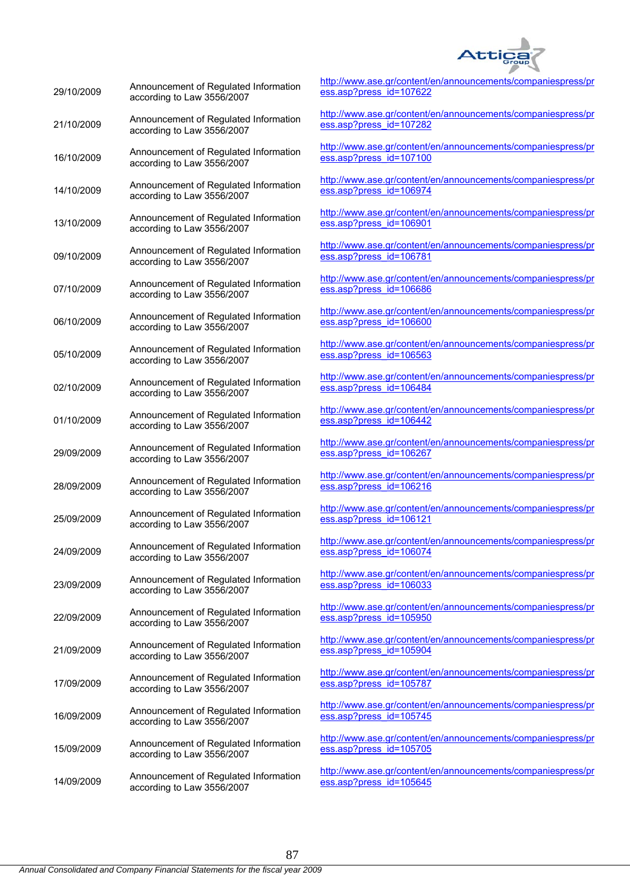| | | |
|---|---|---|
| 29/10/2009 | Announcement of Regulated Information according to Law 3556/2007 | http://www.ase.gr/content/en/announcements/companiespress/press.asp?press_id=107622 |
| 21/10/2009 | Announcement of Regulated Information according to Law 3556/2007 | http://www.ase.gr/content/en/announcements/companiespress/press.asp?press_id=107282 |
| 16/10/2009 | Announcement of Regulated Information according to Law 3556/2007 | http://www.ase.gr/content/en/announcements/companiespress/press.asp?press_id=107100 |
| 14/10/2009 | Announcement of Regulated Information according to Law 3556/2007 | http://www.ase.gr/content/en/announcements/companiespress/press.asp?press_id=106974 |
| 13/10/2009 | Announcement of Regulated Information according to Law 3556/2007 | http://www.ase.gr/content/en/announcements/companiespress/press.asp?press_id=106901 |
| 09/10/2009 | Announcement of Regulated Information according to Law 3556/2007 | http://www.ase.gr/content/en/announcements/companiespress/press.asp?press_id=106781 |
| 07/10/2009 | Announcement of Regulated Information according to Law 3556/2007 | http://www.ase.gr/content/en/announcements/companiespress/press.asp?press_id=106686 |
| 06/10/2009 | Announcement of Regulated Information according to Law 3556/2007 | http://www.ase.gr/content/en/announcements/companiespress/press.asp?press_id=106600 |
| 05/10/2009 | Announcement of Regulated Information according to Law 3556/2007 | http://www.ase.gr/content/en/announcements/companiespress/press.asp?press_id=106563 |
| 02/10/2009 | Announcement of Regulated Information according to Law 3556/2007 | http://www.ase.gr/content/en/announcements/companiespress/press.asp?press_id=106484 |
| 01/10/2009 | Announcement of Regulated Information according to Law 3556/2007 | http://www.ase.gr/content/en/announcements/companiespress/press.asp?press_id=106442 |
| 29/09/2009 | Announcement of Regulated Information according to Law 3556/2007 | http://www.ase.gr/content/en/announcements/companiespress/press.asp?press_id=106267 |
| 28/09/2009 | Announcement of Regulated Information according to Law 3556/2007 | http://www.ase.gr/content/en/announcements/companiespress/press.asp?press_id=106216 |
| 25/09/2009 | Announcement of Regulated Information according to Law 3556/2007 | http://www.ase.gr/content/en/announcements/companiespress/press.asp?press_id=106121 |
| 24/09/2009 | Announcement of Regulated Information according to Law 3556/2007 | http://www.ase.gr/content/en/announcements/companiespress/press.asp?press_id=106074 |
| 23/09/2009 | Announcement of Regulated Information according to Law 3556/2007 | http://www.ase.gr/content/en/announcements/companiespress/press.asp?press_id=106033 |
| 22/09/2009 | Announcement of Regulated Information according to Law 3556/2007 | http://www.ase.gr/content/en/announcements/companiespress/press.asp?press_id=105950 |
| 21/09/2009 | Announcement of Regulated Information according to Law 3556/2007 | http://www.ase.gr/content/en/announcements/companiespress/press.asp?press_id=105904 |
| 17/09/2009 | Announcement of Regulated Information according to Law 3556/2007 | http://www.ase.gr/content/en/announcements/companiespress/press.asp?press_id=105787 |
| 16/09/2009 | Announcement of Regulated Information according to Law 3556/2007 | http://www.ase.gr/content/en/announcements/companiespress/press.asp?press_id=105745 |
| 15/09/2009 | Announcement of Regulated Information according to Law 3556/2007 | http://www.ase.gr/content/en/announcements/companiespress/press.asp?press_id=105705 |
| 14/09/2009 | Announcement of Regulated Information according to Law 3556/2007 | http://www.ase.gr/content/en/announcements/companiespress/press.asp?press_id=105645 |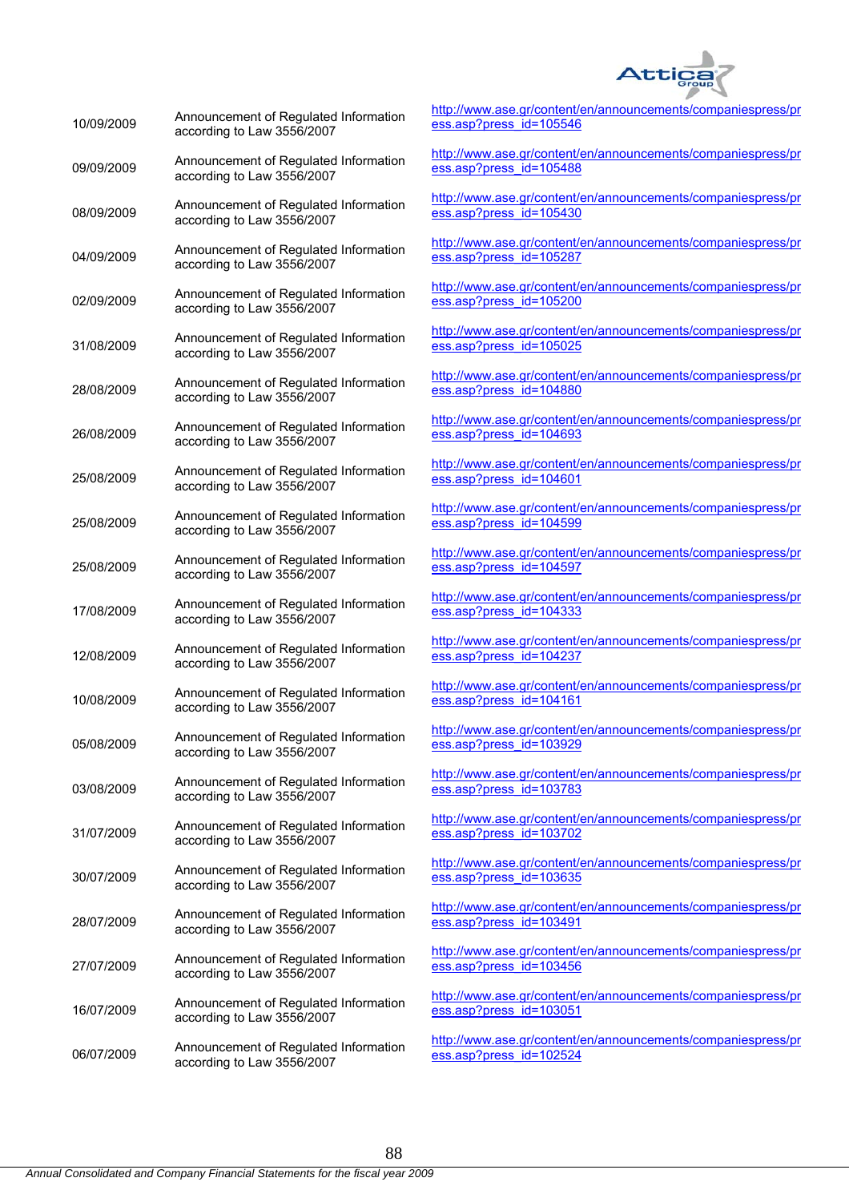| | | |
|---|---|---|
| 10/09/2009 | Announcement of Regulated Information according to Law 3556/2007 | http://www.ase.gr/content/en/announcements/companiespress/press.asp?press_id=105546 |
| 09/09/2009 | Announcement of Regulated Information according to Law 3556/2007 | http://www.ase.gr/content/en/announcements/companiespress/press.asp?press_id=105488 |
| 08/09/2009 | Announcement of Regulated Information according to Law 3556/2007 | http://www.ase.gr/content/en/announcements/companiespress/press.asp?press_id=105430 |
| 04/09/2009 | Announcement of Regulated Information according to Law 3556/2007 | http://www.ase.gr/content/en/announcements/companiespress/press.asp?press_id=105287 |
| 02/09/2009 | Announcement of Regulated Information according to Law 3556/2007 | http://www.ase.gr/content/en/announcements/companiespress/press.asp?press_id=105200 |
| 31/08/2009 | Announcement of Regulated Information according to Law 3556/2007 | http://www.ase.gr/content/en/announcements/companiespress/press.asp?press_id=105025 |
| 28/08/2009 | Announcement of Regulated Information according to Law 3556/2007 | http://www.ase.gr/content/en/announcements/companiespress/press.asp?press_id=104880 |
| 26/08/2009 | Announcement of Regulated Information according to Law 3556/2007 | http://www.ase.gr/content/en/announcements/companiespress/press.asp?press_id=104693 |
| 25/08/2009 | Announcement of Regulated Information according to Law 3556/2007 | http://www.ase.gr/content/en/announcements/companiespress/press.asp?press_id=104601 |
| 25/08/2009 | Announcement of Regulated Information according to Law 3556/2007 | http://www.ase.gr/content/en/announcements/companiespress/press.asp?press_id=104599 |
| 25/08/2009 | Announcement of Regulated Information according to Law 3556/2007 | http://www.ase.gr/content/en/announcements/companiespress/press.asp?press_id=104597 |
| 17/08/2009 | Announcement of Regulated Information according to Law 3556/2007 | http://www.ase.gr/content/en/announcements/companiespress/press.asp?press_id=104333 |
| 12/08/2009 | Announcement of Regulated Information according to Law 3556/2007 | http://www.ase.gr/content/en/announcements/companiespress/press.asp?press_id=104237 |
| 10/08/2009 | Announcement of Regulated Information according to Law 3556/2007 | http://www.ase.gr/content/en/announcements/companiespress/press.asp?press_id=104161 |
| 05/08/2009 | Announcement of Regulated Information according to Law 3556/2007 | http://www.ase.gr/content/en/announcements/companiespress/press.asp?press_id=103929 |
| 03/08/2009 | Announcement of Regulated Information according to Law 3556/2007 | http://www.ase.gr/content/en/announcements/companiespress/press.asp?press_id=103783 |
| 31/07/2009 | Announcement of Regulated Information according to Law 3556/2007 | http://www.ase.gr/content/en/announcements/companiespress/press.asp?press_id=103702 |
| 30/07/2009 | Announcement of Regulated Information according to Law 3556/2007 | http://www.ase.gr/content/en/announcements/companiespress/press.asp?press_id=103635 |
| 28/07/2009 | Announcement of Regulated Information according to Law 3556/2007 | http://www.ase.gr/content/en/announcements/companiespress/press.asp?press_id=103491 |
| 27/07/2009 | Announcement of Regulated Information according to Law 3556/2007 | http://www.ase.gr/content/en/announcements/companiespress/press.asp?press_id=103456 |
| 16/07/2009 | Announcement of Regulated Information according to Law 3556/2007 | http://www.ase.gr/content/en/announcements/companiespress/press.asp?press_id=103051 |
| 06/07/2009 | Announcement of Regulated Information according to Law 3556/2007 | http://www.ase.gr/content/en/announcements/companiespress/press.asp?press_id=102524 |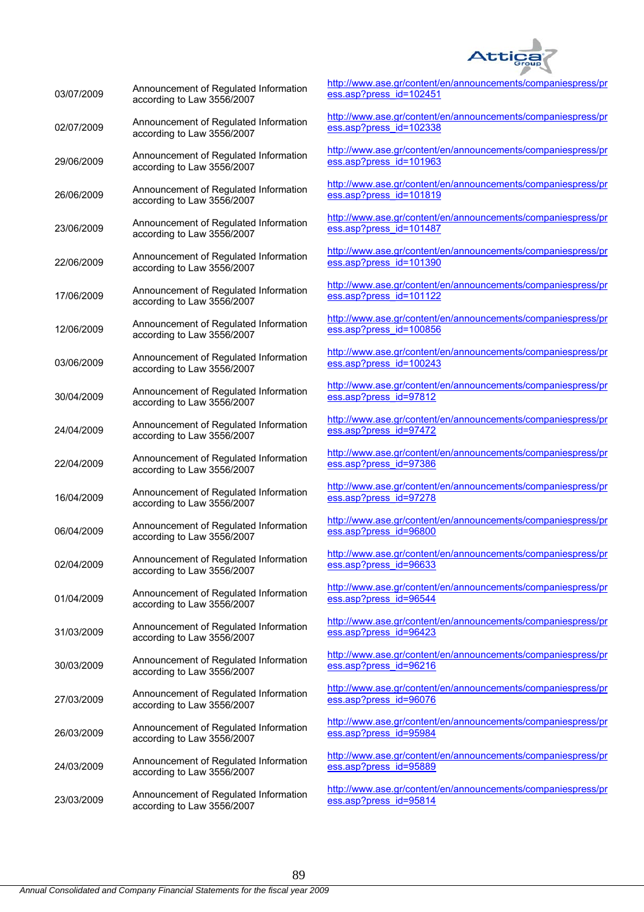| | | |
|---|---|---|
| 03/07/2009 | Announcement of Regulated Information according to Law 3556/2007 | http://www.ase.gr/content/en/announcements/companiespress/press.asp?press_id=102451 |
| 02/07/2009 | Announcement of Regulated Information according to Law 3556/2007 | http://www.ase.gr/content/en/announcements/companiespress/press.asp?press_id=102338 |
| 29/06/2009 | Announcement of Regulated Information according to Law 3556/2007 | http://www.ase.gr/content/en/announcements/companiespress/press.asp?press_id=101963 |
| 26/06/2009 | Announcement of Regulated Information according to Law 3556/2007 | http://www.ase.gr/content/en/announcements/companiespress/press.asp?press_id=101819 |
| 23/06/2009 | Announcement of Regulated Information according to Law 3556/2007 | http://www.ase.gr/content/en/announcements/companiespress/press.asp?press_id=101487 |
| 22/06/2009 | Announcement of Regulated Information according to Law 3556/2007 | http://www.ase.gr/content/en/announcements/companiespress/press.asp?press_id=101390 |
| 17/06/2009 | Announcement of Regulated Information according to Law 3556/2007 | http://www.ase.gr/content/en/announcements/companiespress/press.asp?press_id=101122 |
| 12/06/2009 | Announcement of Regulated Information according to Law 3556/2007 | http://www.ase.gr/content/en/announcements/companiespress/press.asp?press_id=100856 |
| 03/06/2009 | Announcement of Regulated Information according to Law 3556/2007 | http://www.ase.gr/content/en/announcements/companiespress/press.asp?press_id=100243 |
| 30/04/2009 | Announcement of Regulated Information according to Law 3556/2007 | http://www.ase.gr/content/en/announcements/companiespress/press.asp?press_id=97812 |
| 24/04/2009 | Announcement of Regulated Information according to Law 3556/2007 | http://www.ase.gr/content/en/announcements/companiespress/press.asp?press_id=97472 |
| 22/04/2009 | Announcement of Regulated Information according to Law 3556/2007 | http://www.ase.gr/content/en/announcements/companiespress/press.asp?press_id=97386 |
| 16/04/2009 | Announcement of Regulated Information according to Law 3556/2007 | http://www.ase.gr/content/en/announcements/companiespress/press.asp?press_id=97278 |
| 06/04/2009 | Announcement of Regulated Information according to Law 3556/2007 | http://www.ase.gr/content/en/announcements/companiespress/press.asp?press_id=96800 |
| 02/04/2009 | Announcement of Regulated Information according to Law 3556/2007 | http://www.ase.gr/content/en/announcements/companiespress/press.asp?press_id=96633 |
| 01/04/2009 | Announcement of Regulated Information according to Law 3556/2007 | http://www.ase.gr/content/en/announcements/companiespress/press.asp?press_id=96544 |
| 31/03/2009 | Announcement of Regulated Information according to Law 3556/2007 | http://www.ase.gr/content/en/announcements/companiespress/press.asp?press_id=96423 |
| 30/03/2009 | Announcement of Regulated Information according to Law 3556/2007 | http://www.ase.gr/content/en/announcements/companiespress/press.asp?press_id=96216 |
| 27/03/2009 | Announcement of Regulated Information according to Law 3556/2007 | http://www.ase.gr/content/en/announcements/companiespress/press.asp?press_id=96076 |
| 26/03/2009 | Announcement of Regulated Information according to Law 3556/2007 | http://www.ase.gr/content/en/announcements/companiespress/press.asp?press_id=95984 |
| 24/03/2009 | Announcement of Regulated Information according to Law 3556/2007 | http://www.ase.gr/content/en/announcements/companiespress/press.asp?press_id=95889 |
| 23/03/2009 | Announcement of Regulated Information according to Law 3556/2007 | http://www.ase.gr/content/en/announcements/companiespress/press.asp?press_id=95814 |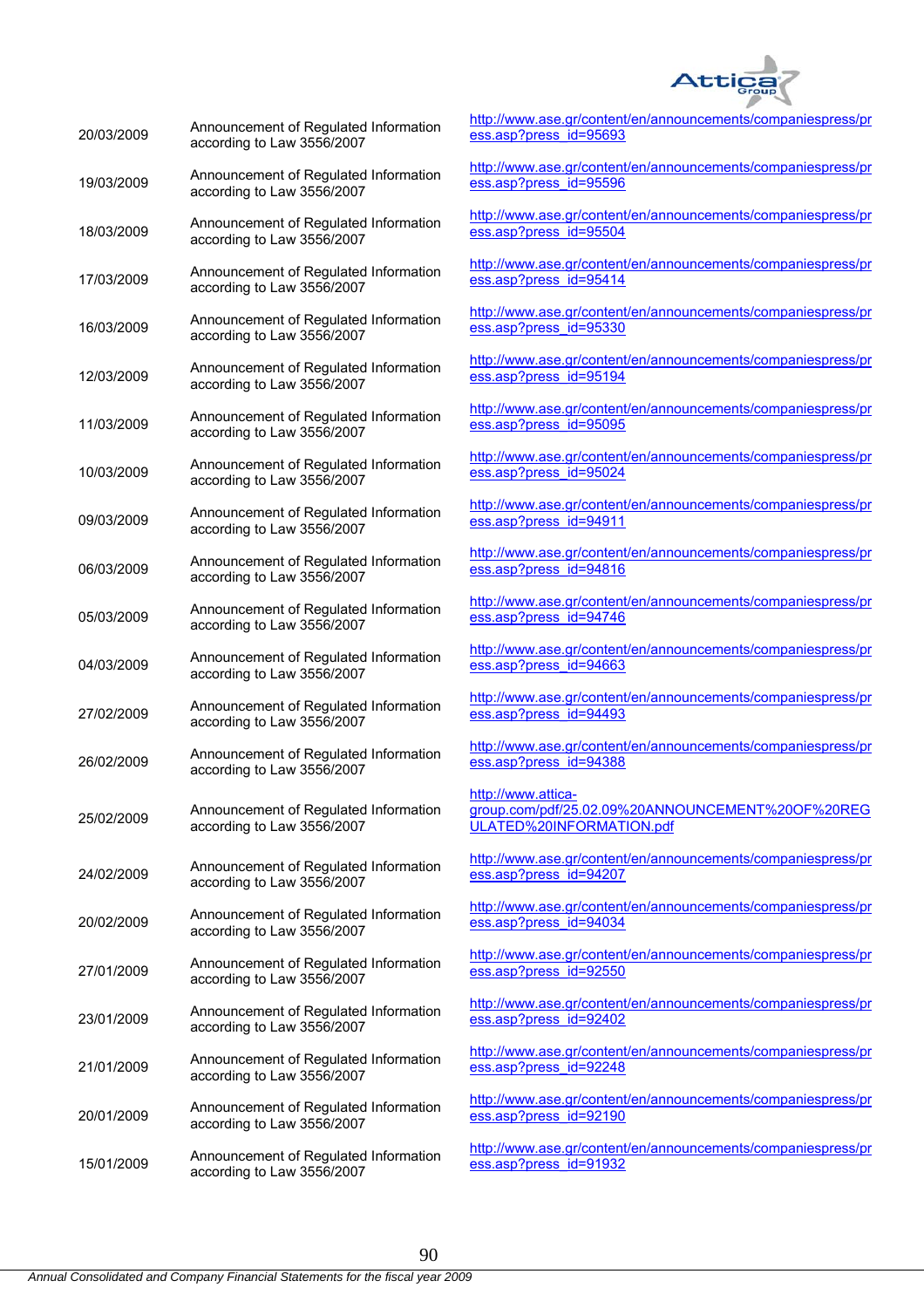| | | |
|---|---|---|
| 20/03/2009 | Announcement of Regulated Information according to Law 3556/2007 | http://www.ase.gr/content/en/announcements/companiespress/press.asp?press_id=95693 |
| 19/03/2009 | Announcement of Regulated Information according to Law 3556/2007 | http://www.ase.gr/content/en/announcements/companiespress/press.asp?press_id=95596 |
| 18/03/2009 | Announcement of Regulated Information according to Law 3556/2007 | http://www.ase.gr/content/en/announcements/companiespress/press.asp?press_id=95504 |
| 17/03/2009 | Announcement of Regulated Information according to Law 3556/2007 | http://www.ase.gr/content/en/announcements/companiespress/press.asp?press_id=95414 |
| 16/03/2009 | Announcement of Regulated Information according to Law 3556/2007 | http://www.ase.gr/content/en/announcements/companiespress/press.asp?press_id=95330 |
| 12/03/2009 | Announcement of Regulated Information according to Law 3556/2007 | http://www.ase.gr/content/en/announcements/companiespress/press.asp?press_id=95194 |
| 11/03/2009 | Announcement of Regulated Information according to Law 3556/2007 | http://www.ase.gr/content/en/announcements/companiespress/press.asp?press_id=95095 |
| 10/03/2009 | Announcement of Regulated Information according to Law 3556/2007 | http://www.ase.gr/content/en/announcements/companiespress/press.asp?press_id=95024 |
| 09/03/2009 | Announcement of Regulated Information according to Law 3556/2007 | http://www.ase.gr/content/en/announcements/companiespress/press.asp?press_id=94911 |
| 06/03/2009 | Announcement of Regulated Information according to Law 3556/2007 | http://www.ase.gr/content/en/announcements/companiespress/press.asp?press_id=94816 |
| 05/03/2009 | Announcement of Regulated Information according to Law 3556/2007 | http://www.ase.gr/content/en/announcements/companiespress/press.asp?press_id=94746 |
| 04/03/2009 | Announcement of Regulated Information according to Law 3556/2007 | http://www.ase.gr/content/en/announcements/companiespress/press.asp?press_id=94663 |
| 27/02/2009 | Announcement of Regulated Information according to Law 3556/2007 | http://www.ase.gr/content/en/announcements/companiespress/press.asp?press_id=94493 |
| 26/02/2009 | Announcement of Regulated Information according to Law 3556/2007 | http://www.ase.gr/content/en/announcements/companiespress/press.asp?press_id=94388 |
| 25/02/2009 | Announcement of Regulated Information according to Law 3556/2007 | http://www.attica-group.com/pdf/25.02.09%20ANNOUNCEMENT%20OF%20REGULATED%20INFORMATION.pdf |
| 24/02/2009 | Announcement of Regulated Information according to Law 3556/2007 | http://www.ase.gr/content/en/announcements/companiespress/press.asp?press_id=94207 |
| 20/02/2009 | Announcement of Regulated Information according to Law 3556/2007 | http://www.ase.gr/content/en/announcements/companiespress/press.asp?press_id=94034 |
| 27/01/2009 | Announcement of Regulated Information according to Law 3556/2007 | http://www.ase.gr/content/en/announcements/companiespress/press.asp?press_id=92550 |
| 23/01/2009 | Announcement of Regulated Information according to Law 3556/2007 | http://www.ase.gr/content/en/announcements/companiespress/press.asp?press_id=92402 |
| 21/01/2009 | Announcement of Regulated Information according to Law 3556/2007 | http://www.ase.gr/content/en/announcements/companiespress/press.asp?press_id=92248 |
| 20/01/2009 | Announcement of Regulated Information according to Law 3556/2007 | http://www.ase.gr/content/en/announcements/companiespress/press.asp?press_id=92190 |
| 15/01/2009 | Announcement of Regulated Information according to Law 3556/2007 | http://www.ase.gr/content/en/announcements/companiespress/press.asp?press_id=91932 |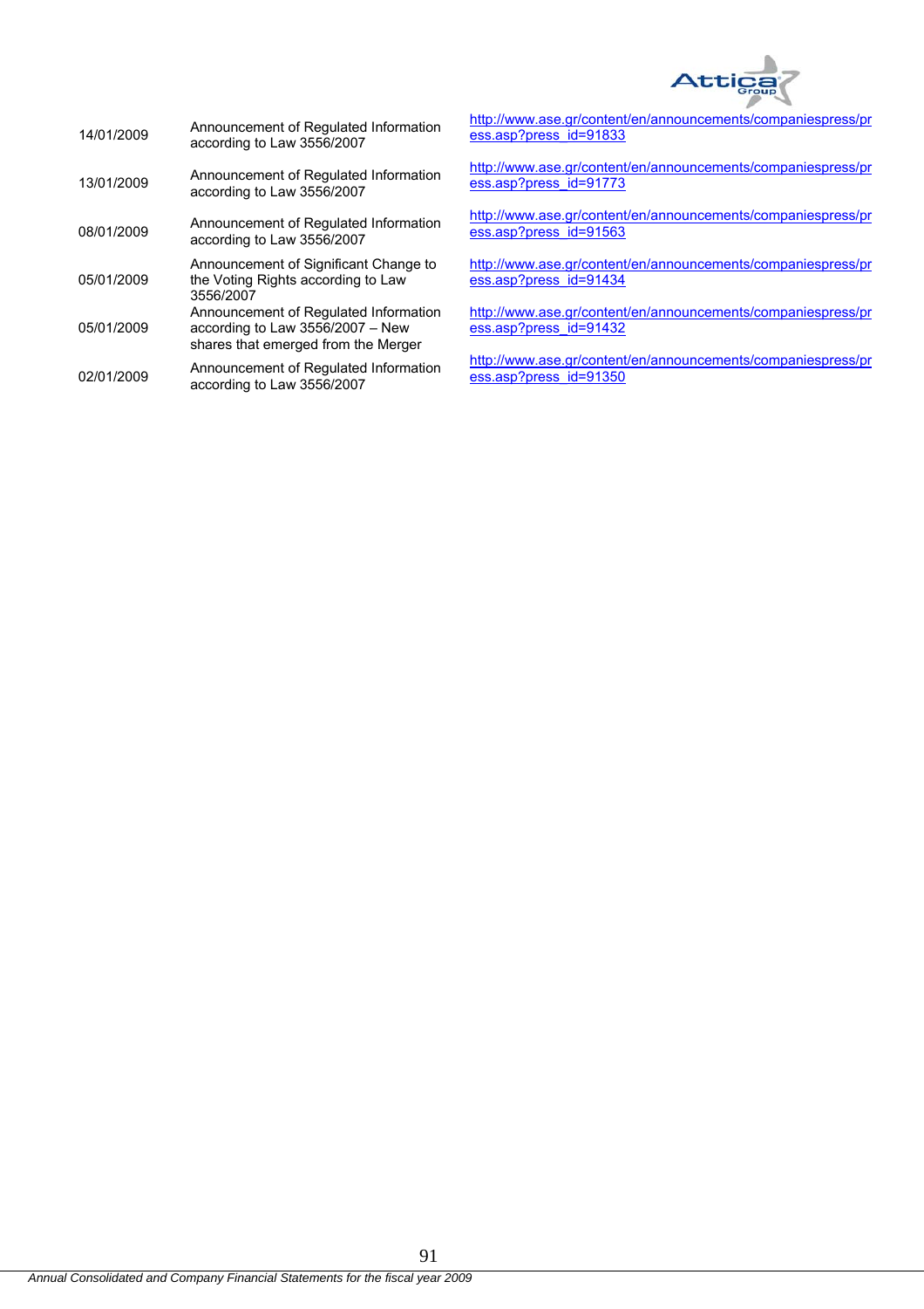| | | |
|---|---|---|
| 14/01/2009 | Announcement of Regulated Information according to Law 3556/2007 | http://www.ase.gr/content/en/announcements/companiespress/press.asp?press_id=91833 |
| 13/01/2009 | Announcement of Regulated Information according to Law 3556/2007 | http://www.ase.gr/content/en/announcements/companiespress/press.asp?press_id=91773 |
| 08/01/2009 | Announcement of Regulated Information according to Law 3556/2007 | http://www.ase.gr/content/en/announcements/companiespress/press.asp?press_id=91563 |
| 05/01/2009 | Announcement of Significant Change to the Voting Rights according to Law 3556/2007 | http://www.ase.gr/content/en/announcements/companiespress/press.asp?press_id=91434 |
| 05/01/2009 | Announcement of Regulated Information according to Law 3556/2007 – New shares that emerged from the Merger | http://www.ase.gr/content/en/announcements/companiespress/press.asp?press_id=91432 |
| 02/01/2009 | Announcement of Regulated Information according to Law 3556/2007 | http://www.ase.gr/content/en/announcements/companiespress/press.asp?press_id=91350 |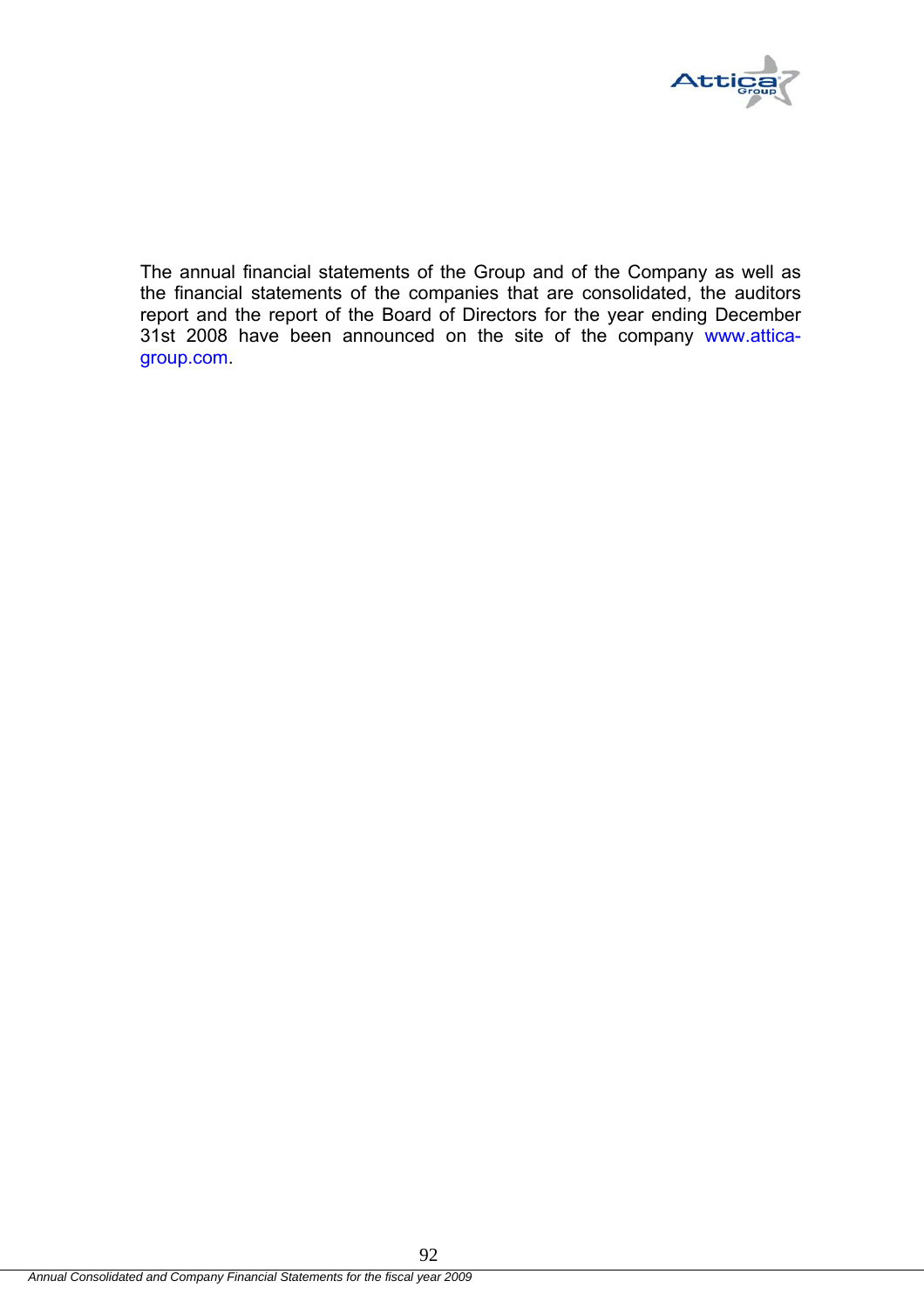The annual financial statements of the Group and of the Company as well as the financial statements of the companies that are consolidated, the auditors report and the report of the Board of Directors for the year ending December 31st 2008 have been announced on the site of the company www.attica-group.com.